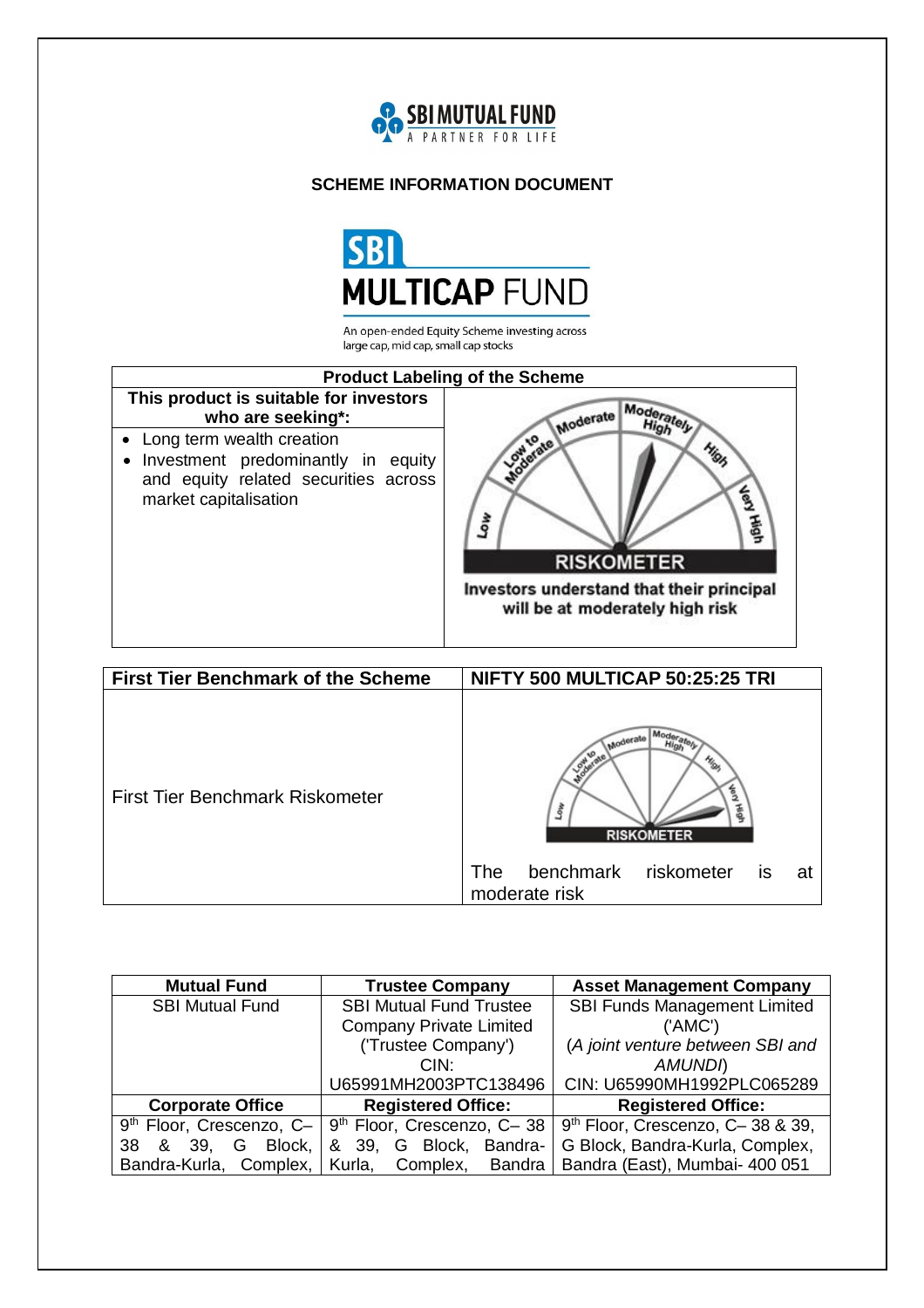SBI MUTUAL FUND
A PARTNER FOR LIFE

# SCHEME INFORMATION DOCUMENT

# SBI MULTICAP FUND

An open-ended Equity Scheme investing across large cap, mid cap, small cap stocks

| Product Labeling of the Scheme | |
|---|---|
| **This product is suitable for investors who are seeking*:** | |
| • Long term wealth creation<br>• Investment predominantly in equity and equity related securities across market capitalisation | RISKOMETER<br>Investors understand that their principal will be at moderately high risk |

| First Tier Benchmark of the Scheme | NIFTY 500 MULTICAP 50:25:25 TRI |
|---|---|
| First Tier Benchmark Riskometer | RISKOMETER<br>The benchmark riskometer is at moderate risk |

| Mutual Fund | Trustee Company | Asset Management Company |
|---|---|---|
| SBI Mutual Fund | SBI Mutual Fund Trustee Company Private Limited ('Trustee Company') CIN: U65991MH2003PTC138496 | SBI Funds Management Limited ('AMC') (*A joint venture between SBI and AMUNDI*) CIN: U65990MH1992PLC065289 |
| **Corporate Office** | **Registered Office:** | **Registered Office:** |
| 9th Floor, Crescenzo, C– 38 & 39, G Block, Bandra-Kurla, Complex, | 9th Floor, Crescenzo, C– 38 & 39, G Block, Bandra-Kurla, Complex, Bandra | 9th Floor, Crescenzo, C– 38 & 39, G Block, Bandra-Kurla, Complex, Bandra (East), Mumbai- 400 051 |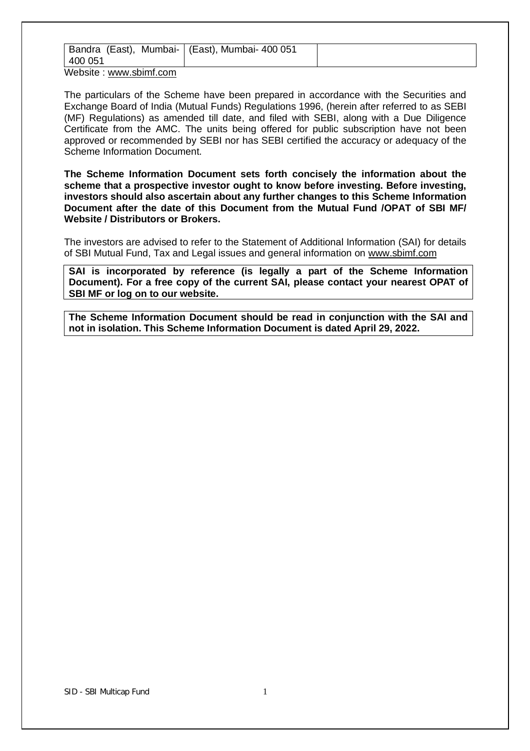| Bandra (East), Mumbai-400 051 | (East), Mumbai- 400 051 | |
|---|---|---|

Website : www.sbimf.com

The particulars of the Scheme have been prepared in accordance with the Securities and Exchange Board of India (Mutual Funds) Regulations 1996, (herein after referred to as SEBI (MF) Regulations) as amended till date, and filed with SEBI, along with a Due Diligence Certificate from the AMC. The units being offered for public subscription have not been approved or recommended by SEBI nor has SEBI certified the accuracy or adequacy of the Scheme Information Document.

**The Scheme Information Document sets forth concisely the information about the scheme that a prospective investor ought to know before investing. Before investing, investors should also ascertain about any further changes to this Scheme Information Document after the date of this Document from the Mutual Fund /OPAT of SBI MF/ Website / Distributors or Brokers.**

The investors are advised to refer to the Statement of Additional Information (SAI) for details of SBI Mutual Fund, Tax and Legal issues and general information on www.sbimf.com

**SAI is incorporated by reference (is legally a part of the Scheme Information Document). For a free copy of the current SAI, please contact your nearest OPAT of SBI MF or log on to our website.**

**The Scheme Information Document should be read in conjunction with the SAI and not in isolation. This Scheme Information Document is dated April 29, 2022.**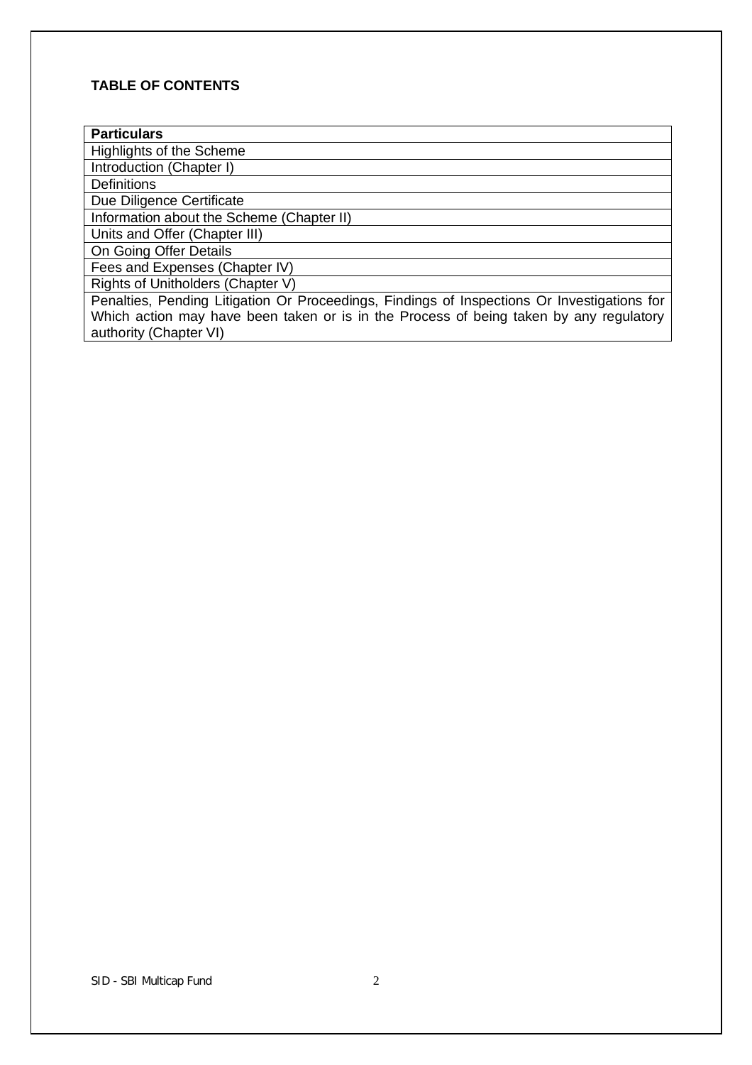**TABLE OF CONTENTS**

| Particulars |
|---|
| Highlights of the Scheme |
| Introduction (Chapter I) |
| Definitions |
| Due Diligence Certificate |
| Information about the Scheme (Chapter II) |
| Units and Offer (Chapter III) |
| On Going Offer Details |
| Fees and Expenses (Chapter IV) |
| Rights of Unitholders (Chapter V) |
| Penalties, Pending Litigation Or Proceedings, Findings of Inspections Or Investigations for Which action may have been taken or is in the Process of being taken by any regulatory authority (Chapter VI) |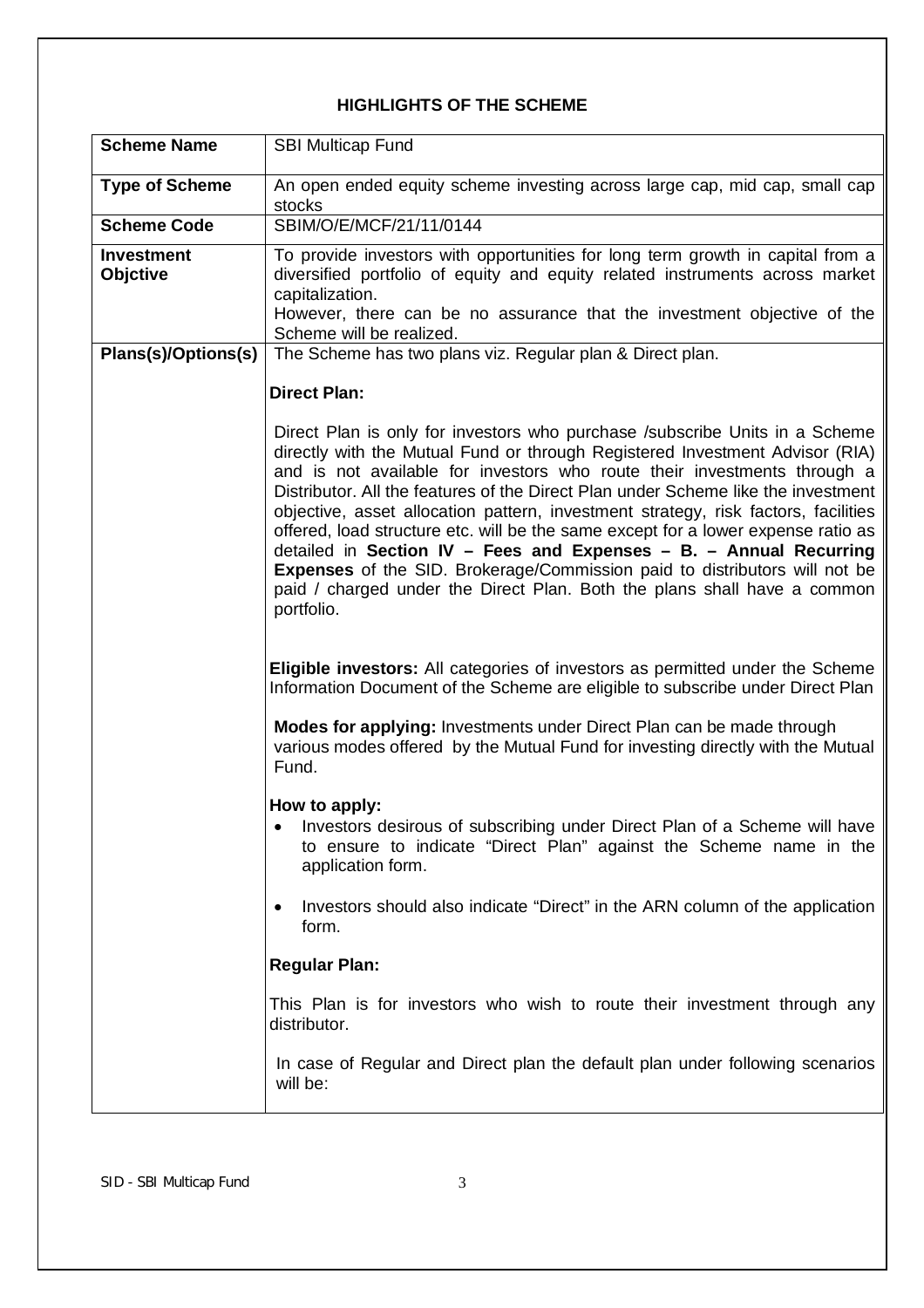## HIGHLIGHTS OF THE SCHEME

| **Scheme Name** | SBI Multicap Fund |
|---|---|
| **Type of Scheme** | An open ended equity scheme investing across large cap, mid cap, small cap stocks |
| **Scheme Code** | SBIM/O/E/MCF/21/11/0144 |
| **Investment Objctive** | To provide investors with opportunities for long term growth in capital from a diversified portfolio of equity and equity related instruments across market capitalization.<br>However, there can be no assurance that the investment objective of the Scheme will be realized. |
| **Plans(s)/Options(s)** | The Scheme has two plans viz. Regular plan & Direct plan.<br><br>**Direct Plan:**<br><br>Direct Plan is only for investors who purchase /subscribe Units in a Scheme directly with the Mutual Fund or through Registered Investment Advisor (RIA) and is not available for investors who route their investments through a Distributor. All the features of the Direct Plan under Scheme like the investment objective, asset allocation pattern, investment strategy, risk factors, facilities offered, load structure etc. will be the same except for a lower expense ratio as detailed in **Section IV – Fees and Expenses – B. – Annual Recurring Expenses** of the SID. Brokerage/Commission paid to distributors will not be paid / charged under the Direct Plan. Both the plans shall have a common portfolio.<br><br>**Eligible investors:** All categories of investors as permitted under the Scheme Information Document of the Scheme are eligible to subscribe under Direct Plan<br><br>**Modes for applying:** Investments under Direct Plan can be made through various modes offered by the Mutual Fund for investing directly with the Mutual Fund.<br><br>**How to apply:**<br>• Investors desirous of subscribing under Direct Plan of a Scheme will have to ensure to indicate "Direct Plan" against the Scheme name in the application form.<br>• Investors should also indicate "Direct" in the ARN column of the application form.<br><br>**Regular Plan:**<br><br>This Plan is for investors who wish to route their investment through any distributor.<br><br>In case of Regular and Direct plan the default plan under following scenarios will be: |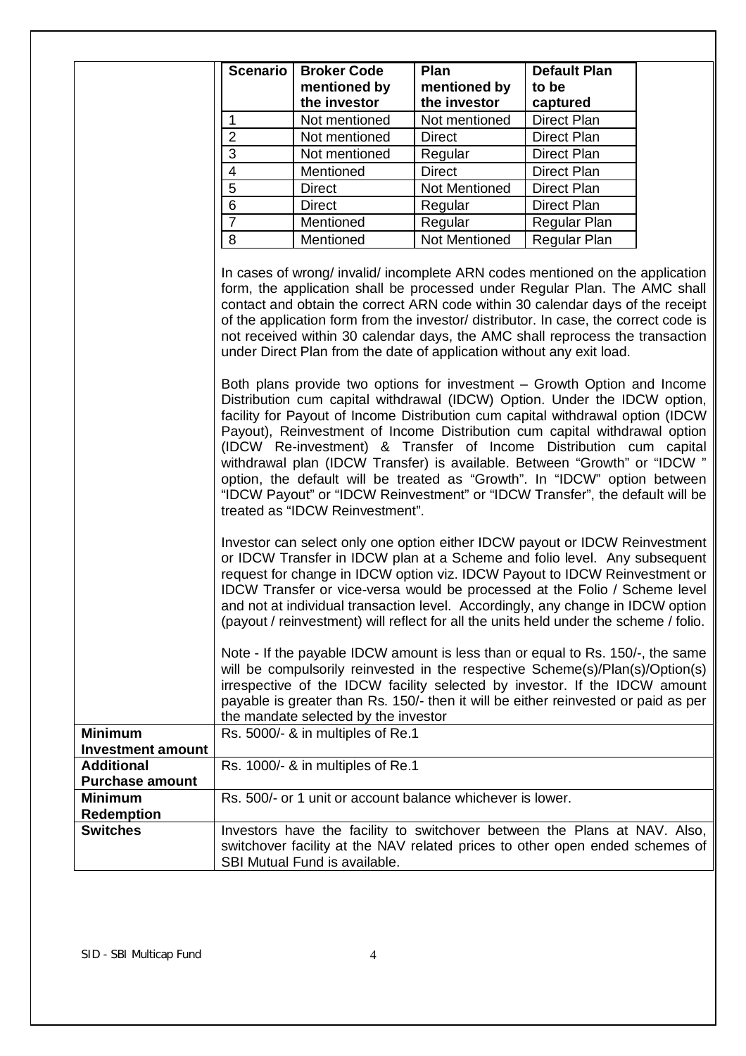| Scenario | Broker Code mentioned by the investor | Plan mentioned by the investor | Default Plan to be captured |
|---|---|---|---|
| 1 | Not mentioned | Not mentioned | Direct Plan |
| 2 | Not mentioned | Direct | Direct Plan |
| 3 | Not mentioned | Regular | Direct Plan |
| 4 | Mentioned | Direct | Direct Plan |
| 5 | Direct | Not Mentioned | Direct Plan |
| 6 | Direct | Regular | Direct Plan |
| 7 | Mentioned | Regular | Regular Plan |
| 8 | Mentioned | Not Mentioned | Regular Plan |

In cases of wrong/ invalid/ incomplete ARN codes mentioned on the application form, the application shall be processed under Regular Plan. The AMC shall contact and obtain the correct ARN code within 30 calendar days of the receipt of the application form from the investor/ distributor. In case, the correct code is not received within 30 calendar days, the AMC shall reprocess the transaction under Direct Plan from the date of application without any exit load.

Both plans provide two options for investment – Growth Option and Income Distribution cum capital withdrawal (IDCW) Option. Under the IDCW option, facility for Payout of Income Distribution cum capital withdrawal option (IDCW Payout), Reinvestment of Income Distribution cum capital withdrawal option (IDCW Re-investment) & Transfer of Income Distribution cum capital withdrawal plan (IDCW Transfer) is available. Between "Growth" or "IDCW " option, the default will be treated as "Growth". In "IDCW" option between "IDCW Payout" or "IDCW Reinvestment" or "IDCW Transfer", the default will be treated as "IDCW Reinvestment".

Investor can select only one option either IDCW payout or IDCW Reinvestment or IDCW Transfer in IDCW plan at a Scheme and folio level. Any subsequent request for change in IDCW option viz. IDCW Payout to IDCW Reinvestment or IDCW Transfer or vice-versa would be processed at the Folio / Scheme level and not at individual transaction level. Accordingly, any change in IDCW option (payout / reinvestment) will reflect for all the units held under the scheme / folio.

Note - If the payable IDCW amount is less than or equal to Rs. 150/-, the same will be compulsorily reinvested in the respective Scheme(s)/Plan(s)/Option(s) irrespective of the IDCW facility selected by investor. If the IDCW amount payable is greater than Rs. 150/- then it will be either reinvested or paid as per the mandate selected by the investor

| | |
|---|---|
| **Minimum Investment amount** | Rs. 5000/- & in multiples of Re.1 |
| **Additional Purchase amount** | Rs. 1000/- & in multiples of Re.1 |
| **Minimum Redemption** | Rs. 500/- or 1 unit or account balance whichever is lower. |
| **Switches** | Investors have the facility to switchover between the Plans at NAV. Also, switchover facility at the NAV related prices to other open ended schemes of SBI Mutual Fund is available. |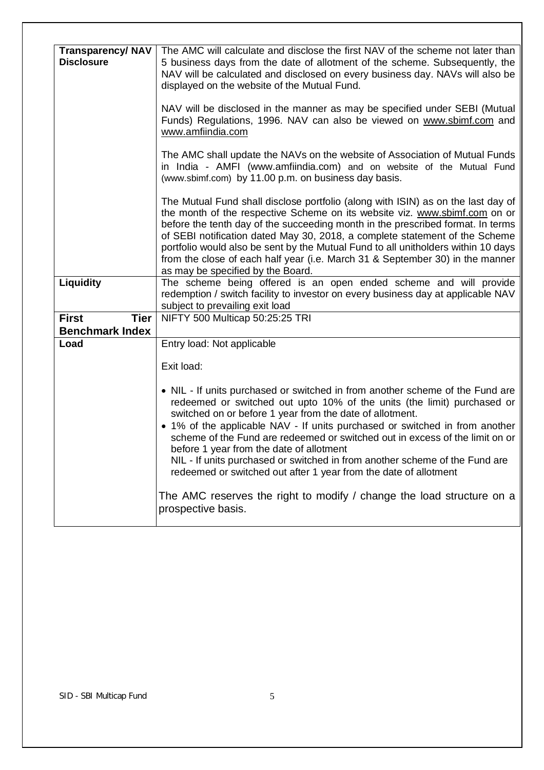| **Transparency/ NAV Disclosure** | The AMC will calculate and disclose the first NAV of the scheme not later than 5 business days from the date of allotment of the scheme. Subsequently, the NAV will be calculated and disclosed on every business day. NAVs will also be displayed on the website of the Mutual Fund.<br><br>NAV will be disclosed in the manner as may be specified under SEBI (Mutual Funds) Regulations, 1996. NAV can also be viewed on www.sbimf.com and www.amfiindia.com<br><br>The AMC shall update the NAVs on the website of Association of Mutual Funds in India - AMFI (www.amfiindia.com) and on website of the Mutual Fund (www.sbimf.com) by 11.00 p.m. on business day basis.<br><br>The Mutual Fund shall disclose portfolio (along with ISIN) as on the last day of the month of the respective Scheme on its website viz. www.sbimf.com on or before the tenth day of the succeeding month in the prescribed format. In terms of SEBI notification dated May 30, 2018, a complete statement of the Scheme portfolio would also be sent by the Mutual Fund to all unitholders within 10 days from the close of each half year (i.e. March 31 & September 30) in the manner as may be specified by the Board. |
|---|---|
| **Liquidity** | The scheme being offered is an open ended scheme and will provide redemption / switch facility to investor on every business day at applicable NAV subject to prevailing exit load |
| **First Tier Benchmark Index** | NIFTY 500 Multicap 50:25:25 TRI |
| **Load** | Entry load: Not applicable<br><br>Exit load:<br><br>• NIL - If units purchased or switched in from another scheme of the Fund are redeemed or switched out upto 10% of the units (the limit) purchased or switched on or before 1 year from the date of allotment.<br>• 1% of the applicable NAV - If units purchased or switched in from another scheme of the Fund are redeemed or switched out in excess of the limit on or before 1 year from the date of allotment<br>NIL - If units purchased or switched in from another scheme of the Fund are redeemed or switched out after 1 year from the date of allotment<br><br>The AMC reserves the right to modify / change the load structure on a prospective basis. |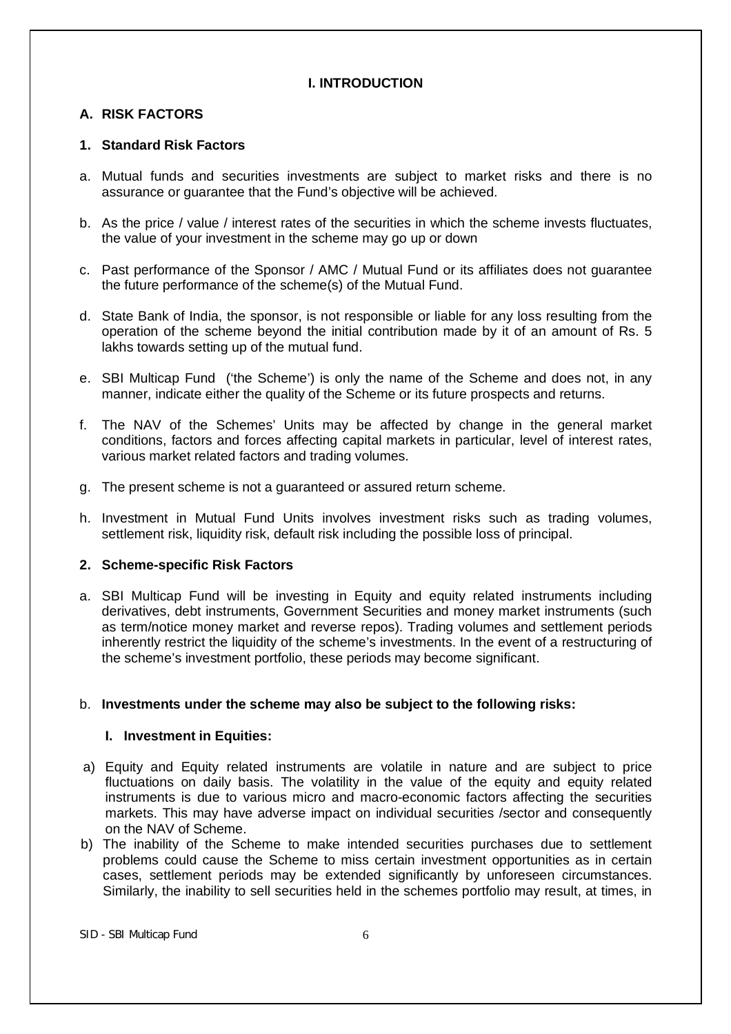## I. INTRODUCTION

### A. RISK FACTORS

#### 1. Standard Risk Factors

a. Mutual funds and securities investments are subject to market risks and there is no assurance or guarantee that the Fund's objective will be achieved.

b. As the price / value / interest rates of the securities in which the scheme invests fluctuates, the value of your investment in the scheme may go up or down

c. Past performance of the Sponsor / AMC / Mutual Fund or its affiliates does not guarantee the future performance of the scheme(s) of the Mutual Fund.

d. State Bank of India, the sponsor, is not responsible or liable for any loss resulting from the operation of the scheme beyond the initial contribution made by it of an amount of Rs. 5 lakhs towards setting up of the mutual fund.

e. SBI Multicap Fund ('the Scheme') is only the name of the Scheme and does not, in any manner, indicate either the quality of the Scheme or its future prospects and returns.

f. The NAV of the Schemes' Units may be affected by change in the general market conditions, factors and forces affecting capital markets in particular, level of interest rates, various market related factors and trading volumes.

g. The present scheme is not a guaranteed or assured return scheme.

h. Investment in Mutual Fund Units involves investment risks such as trading volumes, settlement risk, liquidity risk, default risk including the possible loss of principal.

#### 2. Scheme-specific Risk Factors

a. SBI Multicap Fund will be investing in Equity and equity related instruments including derivatives, debt instruments, Government Securities and money market instruments (such as term/notice money market and reverse repos). Trading volumes and settlement periods inherently restrict the liquidity of the scheme's investments. In the event of a restructuring of the scheme's investment portfolio, these periods may become significant.

b. **Investments under the scheme may also be subject to the following risks:**

**I. Investment in Equities:**

a) Equity and Equity related instruments are volatile in nature and are subject to price fluctuations on daily basis. The volatility in the value of the equity and equity related instruments is due to various micro and macro-economic factors affecting the securities markets. This may have adverse impact on individual securities /sector and consequently on the NAV of Scheme.

b) The inability of the Scheme to make intended securities purchases due to settlement problems could cause the Scheme to miss certain investment opportunities as in certain cases, settlement periods may be extended significantly by unforeseen circumstances. Similarly, the inability to sell securities held in the schemes portfolio may result, at times, in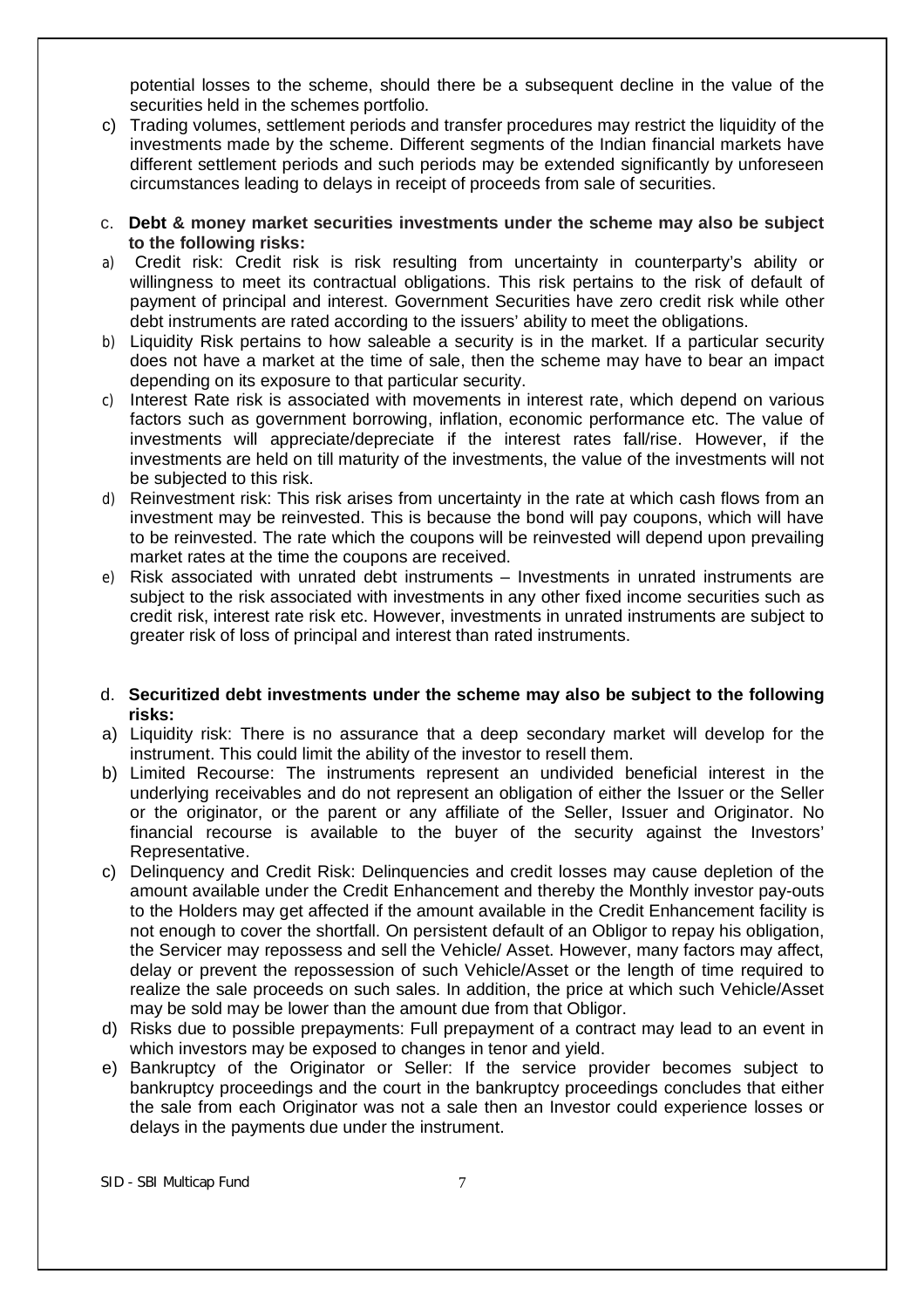potential losses to the scheme, should there be a subsequent decline in the value of the securities held in the schemes portfolio.

c) Trading volumes, settlement periods and transfer procedures may restrict the liquidity of the investments made by the scheme. Different segments of the Indian financial markets have different settlement periods and such periods may be extended significantly by unforeseen circumstances leading to delays in receipt of proceeds from sale of securities.

c. **Debt & money market securities investments under the scheme may also be subject to the following risks:**

a) Credit risk: Credit risk is risk resulting from uncertainty in counterparty's ability or willingness to meet its contractual obligations. This risk pertains to the risk of default of payment of principal and interest. Government Securities have zero credit risk while other debt instruments are rated according to the issuers' ability to meet the obligations.

b) Liquidity Risk pertains to how saleable a security is in the market. If a particular security does not have a market at the time of sale, then the scheme may have to bear an impact depending on its exposure to that particular security.

c) Interest Rate risk is associated with movements in interest rate, which depend on various factors such as government borrowing, inflation, economic performance etc. The value of investments will appreciate/depreciate if the interest rates fall/rise. However, if the investments are held on till maturity of the investments, the value of the investments will not be subjected to this risk.

d) Reinvestment risk: This risk arises from uncertainty in the rate at which cash flows from an investment may be reinvested. This is because the bond will pay coupons, which will have to be reinvested. The rate which the coupons will be reinvested will depend upon prevailing market rates at the time the coupons are received.

e) Risk associated with unrated debt instruments – Investments in unrated instruments are subject to the risk associated with investments in any other fixed income securities such as credit risk, interest rate risk etc. However, investments in unrated instruments are subject to greater risk of loss of principal and interest than rated instruments.

d. **Securitized debt investments under the scheme may also be subject to the following risks:**

a) Liquidity risk: There is no assurance that a deep secondary market will develop for the instrument. This could limit the ability of the investor to resell them.

b) Limited Recourse: The instruments represent an undivided beneficial interest in the underlying receivables and do not represent an obligation of either the Issuer or the Seller or the originator, or the parent or any affiliate of the Seller, Issuer and Originator. No financial recourse is available to the buyer of the security against the Investors' Representative.

c) Delinquency and Credit Risk: Delinquencies and credit losses may cause depletion of the amount available under the Credit Enhancement and thereby the Monthly investor pay-outs to the Holders may get affected if the amount available in the Credit Enhancement facility is not enough to cover the shortfall. On persistent default of an Obligor to repay his obligation, the Servicer may repossess and sell the Vehicle/ Asset. However, many factors may affect, delay or prevent the repossession of such Vehicle/Asset or the length of time required to realize the sale proceeds on such sales. In addition, the price at which such Vehicle/Asset may be sold may be lower than the amount due from that Obligor.

d) Risks due to possible prepayments: Full prepayment of a contract may lead to an event in which investors may be exposed to changes in tenor and yield.

e) Bankruptcy of the Originator or Seller: If the service provider becomes subject to bankruptcy proceedings and the court in the bankruptcy proceedings concludes that either the sale from each Originator was not a sale then an Investor could experience losses or delays in the payments due under the instrument.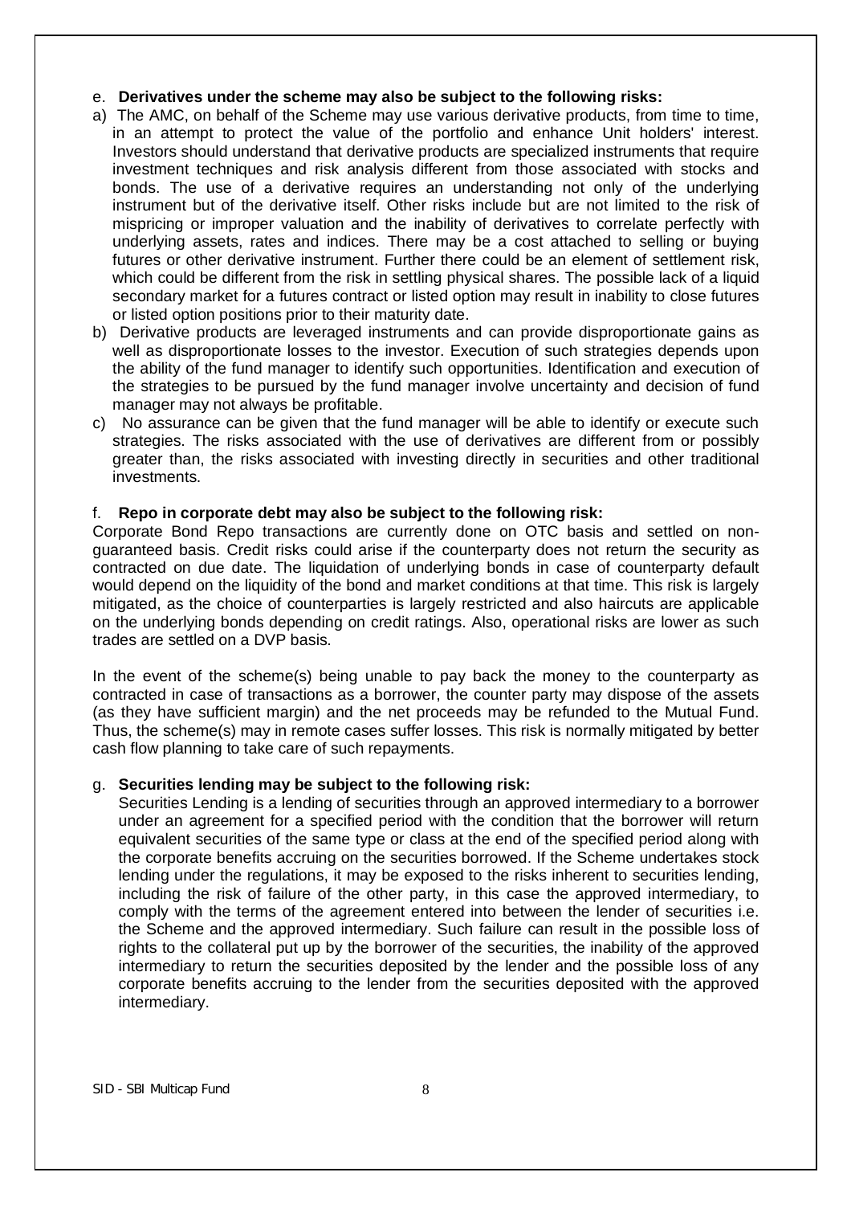e. **Derivatives under the scheme may also be subject to the following risks:**

a) The AMC, on behalf of the Scheme may use various derivative products, from time to time, in an attempt to protect the value of the portfolio and enhance Unit holders' interest. Investors should understand that derivative products are specialized instruments that require investment techniques and risk analysis different from those associated with stocks and bonds. The use of a derivative requires an understanding not only of the underlying instrument but of the derivative itself. Other risks include but are not limited to the risk of mispricing or improper valuation and the inability of derivatives to correlate perfectly with underlying assets, rates and indices. There may be a cost attached to selling or buying futures or other derivative instrument. Further there could be an element of settlement risk, which could be different from the risk in settling physical shares. The possible lack of a liquid secondary market for a futures contract or listed option may result in inability to close futures or listed option positions prior to their maturity date.

b) Derivative products are leveraged instruments and can provide disproportionate gains as well as disproportionate losses to the investor. Execution of such strategies depends upon the ability of the fund manager to identify such opportunities. Identification and execution of the strategies to be pursued by the fund manager involve uncertainty and decision of fund manager may not always be profitable.

c) No assurance can be given that the fund manager will be able to identify or execute such strategies. The risks associated with the use of derivatives are different from or possibly greater than, the risks associated with investing directly in securities and other traditional investments.

f. **Repo in corporate debt may also be subject to the following risk:**

Corporate Bond Repo transactions are currently done on OTC basis and settled on non-guaranteed basis. Credit risks could arise if the counterparty does not return the security as contracted on due date. The liquidation of underlying bonds in case of counterparty default would depend on the liquidity of the bond and market conditions at that time. This risk is largely mitigated, as the choice of counterparties is largely restricted and also haircuts are applicable on the underlying bonds depending on credit ratings. Also, operational risks are lower as such trades are settled on a DVP basis.

In the event of the scheme(s) being unable to pay back the money to the counterparty as contracted in case of transactions as a borrower, the counter party may dispose of the assets (as they have sufficient margin) and the net proceeds may be refunded to the Mutual Fund. Thus, the scheme(s) may in remote cases suffer losses. This risk is normally mitigated by better cash flow planning to take care of such repayments.

g. **Securities lending may be subject to the following risk:**

Securities Lending is a lending of securities through an approved intermediary to a borrower under an agreement for a specified period with the condition that the borrower will return equivalent securities of the same type or class at the end of the specified period along with the corporate benefits accruing on the securities borrowed. If the Scheme undertakes stock lending under the regulations, it may be exposed to the risks inherent to securities lending, including the risk of failure of the other party, in this case the approved intermediary, to comply with the terms of the agreement entered into between the lender of securities i.e. the Scheme and the approved intermediary. Such failure can result in the possible loss of rights to the collateral put up by the borrower of the securities, the inability of the approved intermediary to return the securities deposited by the lender and the possible loss of any corporate benefits accruing to the lender from the securities deposited with the approved intermediary.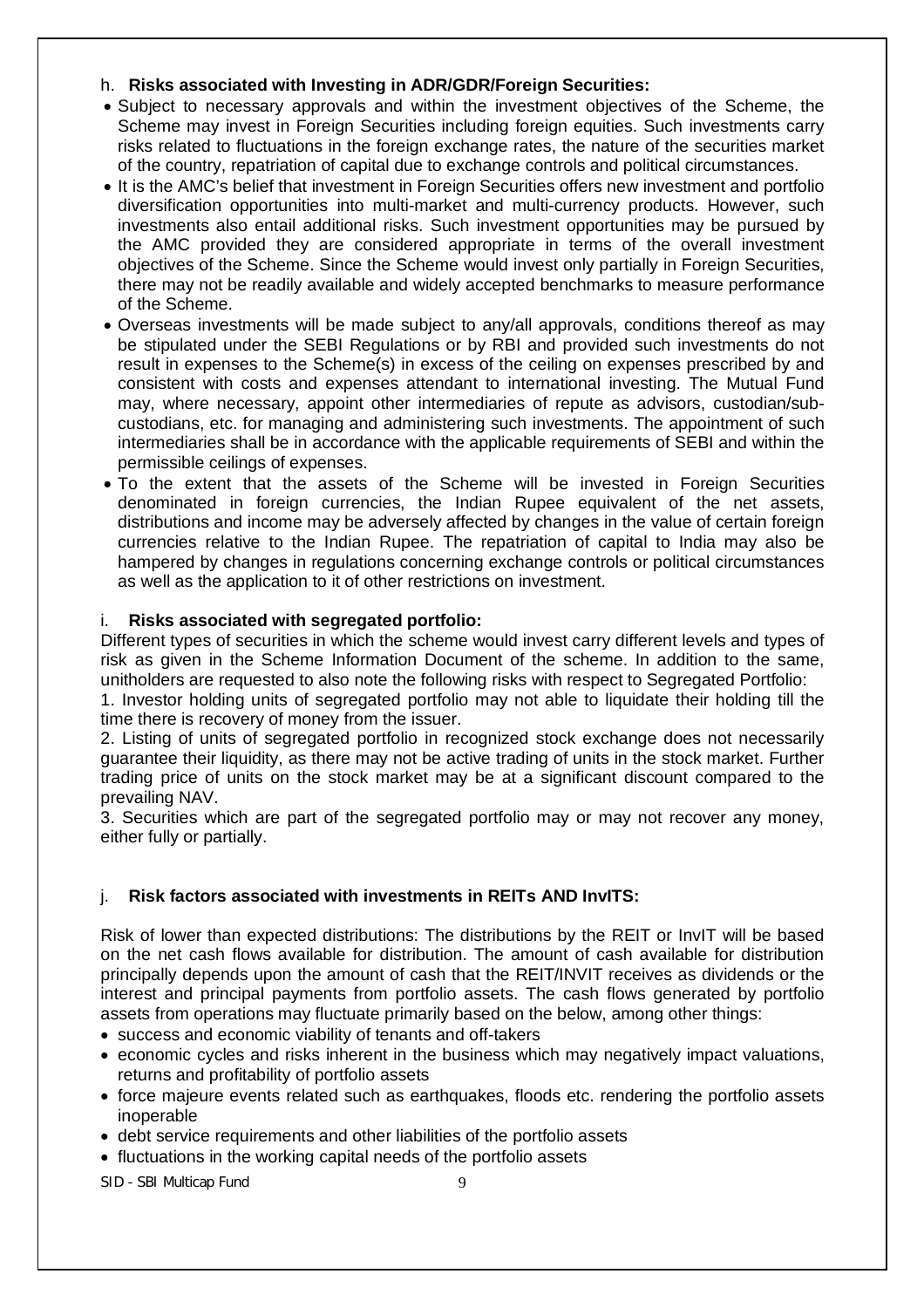h. **Risks associated with Investing in ADR/GDR/Foreign Securities:**

- Subject to necessary approvals and within the investment objectives of the Scheme, the Scheme may invest in Foreign Securities including foreign equities. Such investments carry risks related to fluctuations in the foreign exchange rates, the nature of the securities market of the country, repatriation of capital due to exchange controls and political circumstances.
- It is the AMC's belief that investment in Foreign Securities offers new investment and portfolio diversification opportunities into multi-market and multi-currency products. However, such investments also entail additional risks. Such investment opportunities may be pursued by the AMC provided they are considered appropriate in terms of the overall investment objectives of the Scheme. Since the Scheme would invest only partially in Foreign Securities, there may not be readily available and widely accepted benchmarks to measure performance of the Scheme.
- Overseas investments will be made subject to any/all approvals, conditions thereof as may be stipulated under the SEBI Regulations or by RBI and provided such investments do not result in expenses to the Scheme(s) in excess of the ceiling on expenses prescribed by and consistent with costs and expenses attendant to international investing. The Mutual Fund may, where necessary, appoint other intermediaries of repute as advisors, custodian/sub-custodians, etc. for managing and administering such investments. The appointment of such intermediaries shall be in accordance with the applicable requirements of SEBI and within the permissible ceilings of expenses.
- To the extent that the assets of the Scheme will be invested in Foreign Securities denominated in foreign currencies, the Indian Rupee equivalent of the net assets, distributions and income may be adversely affected by changes in the value of certain foreign currencies relative to the Indian Rupee. The repatriation of capital to India may also be hampered by changes in regulations concerning exchange controls or political circumstances as well as the application to it of other restrictions on investment.

i. **Risks associated with segregated portfolio:**

Different types of securities in which the scheme would invest carry different levels and types of risk as given in the Scheme Information Document of the scheme. In addition to the same, unitholders are requested to also note the following risks with respect to Segregated Portfolio:

1. Investor holding units of segregated portfolio may not able to liquidate their holding till the time there is recovery of money from the issuer.
2. Listing of units of segregated portfolio in recognized stock exchange does not necessarily guarantee their liquidity, as there may not be active trading of units in the stock market. Further trading price of units on the stock market may be at a significant discount compared to the prevailing NAV.
3. Securities which are part of the segregated portfolio may or may not recover any money, either fully or partially.

j. **Risk factors associated with investments in REITs AND InvITS:**

Risk of lower than expected distributions: The distributions by the REIT or InvIT will be based on the net cash flows available for distribution. The amount of cash available for distribution principally depends upon the amount of cash that the REIT/INVIT receives as dividends or the interest and principal payments from portfolio assets. The cash flows generated by portfolio assets from operations may fluctuate primarily based on the below, among other things:

- success and economic viability of tenants and off-takers
- economic cycles and risks inherent in the business which may negatively impact valuations, returns and profitability of portfolio assets
- force majeure events related such as earthquakes, floods etc. rendering the portfolio assets inoperable
- debt service requirements and other liabilities of the portfolio assets
- fluctuations in the working capital needs of the portfolio assets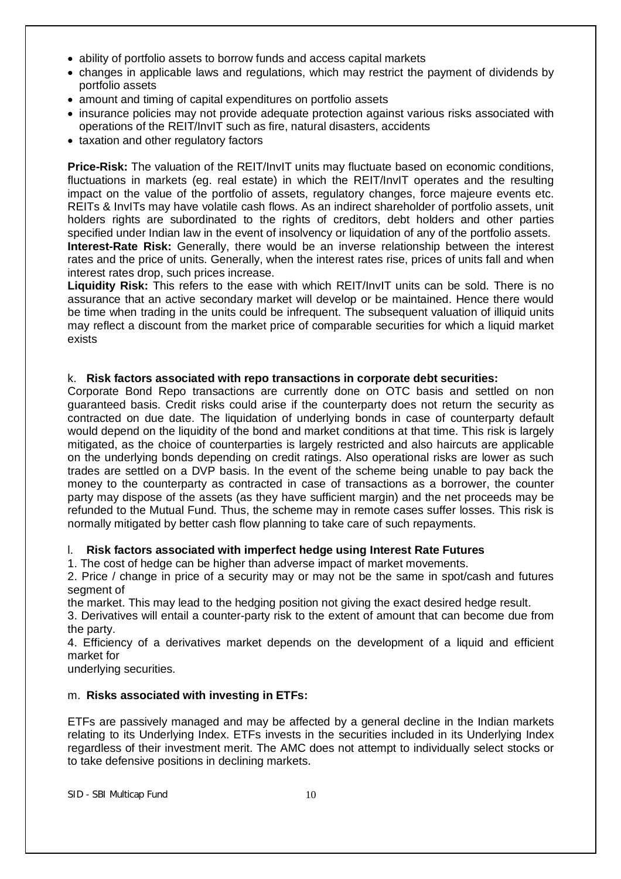- ability of portfolio assets to borrow funds and access capital markets
- changes in applicable laws and regulations, which may restrict the payment of dividends by portfolio assets
- amount and timing of capital expenditures on portfolio assets
- insurance policies may not provide adequate protection against various risks associated with operations of the REIT/InvIT such as fire, natural disasters, accidents
- taxation and other regulatory factors

**Price-Risk:** The valuation of the REIT/InvIT units may fluctuate based on economic conditions, fluctuations in markets (eg. real estate) in which the REIT/InvIT operates and the resulting impact on the value of the portfolio of assets, regulatory changes, force majeure events etc. REITs & InvITs may have volatile cash flows. As an indirect shareholder of portfolio assets, unit holders rights are subordinated to the rights of creditors, debt holders and other parties specified under Indian law in the event of insolvency or liquidation of any of the portfolio assets.

**Interest-Rate Risk:** Generally, there would be an inverse relationship between the interest rates and the price of units. Generally, when the interest rates rise, prices of units fall and when interest rates drop, such prices increase.

**Liquidity Risk:** This refers to the ease with which REIT/InvIT units can be sold. There is no assurance that an active secondary market will develop or be maintained. Hence there would be time when trading in the units could be infrequent. The subsequent valuation of illiquid units may reflect a discount from the market price of comparable securities for which a liquid market exists

k. **Risk factors associated with repo transactions in corporate debt securities:**

Corporate Bond Repo transactions are currently done on OTC basis and settled on non guaranteed basis. Credit risks could arise if the counterparty does not return the security as contracted on due date. The liquidation of underlying bonds in case of counterparty default would depend on the liquidity of the bond and market conditions at that time. This risk is largely mitigated, as the choice of counterparties is largely restricted and also haircuts are applicable on the underlying bonds depending on credit ratings. Also operational risks are lower as such trades are settled on a DVP basis. In the event of the scheme being unable to pay back the money to the counterparty as contracted in case of transactions as a borrower, the counter party may dispose of the assets (as they have sufficient margin) and the net proceeds may be refunded to the Mutual Fund. Thus, the scheme may in remote cases suffer losses. This risk is normally mitigated by better cash flow planning to take care of such repayments.

l. **Risk factors associated with imperfect hedge using Interest Rate Futures**

1. The cost of hedge can be higher than adverse impact of market movements.
2. Price / change in price of a security may or may not be the same in spot/cash and futures segment of the market. This may lead to the hedging position not giving the exact desired hedge result.
3. Derivatives will entail a counter-party risk to the extent of amount that can become due from the party.
4. Efficiency of a derivatives market depends on the development of a liquid and efficient market for underlying securities.

m. **Risks associated with investing in ETFs:**

ETFs are passively managed and may be affected by a general decline in the Indian markets relating to its Underlying Index. ETFs invests in the securities included in its Underlying Index regardless of their investment merit. The AMC does not attempt to individually select stocks or to take defensive positions in declining markets.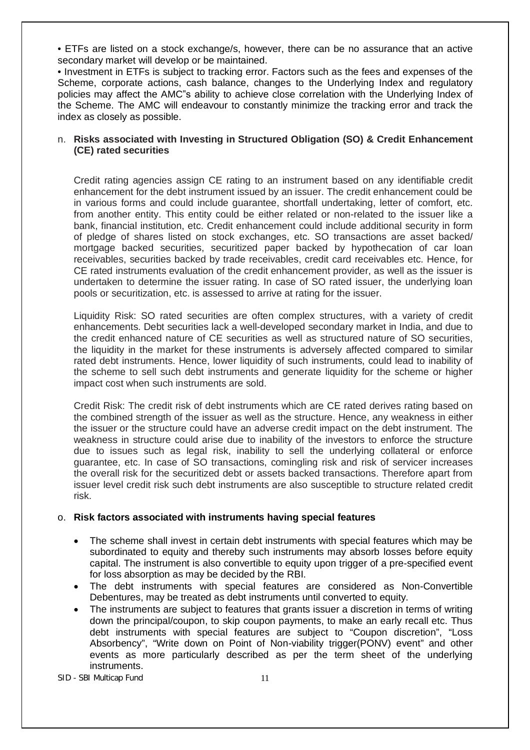• ETFs are listed on a stock exchange/s, however, there can be no assurance that an active secondary market will develop or be maintained.

• Investment in ETFs is subject to tracking error. Factors such as the fees and expenses of the Scheme, corporate actions, cash balance, changes to the Underlying Index and regulatory policies may affect the AMC"s ability to achieve close correlation with the Underlying Index of the Scheme. The AMC will endeavour to constantly minimize the tracking error and track the index as closely as possible.

n. **Risks associated with Investing in Structured Obligation (SO) & Credit Enhancement (CE) rated securities**

Credit rating agencies assign CE rating to an instrument based on any identifiable credit enhancement for the debt instrument issued by an issuer. The credit enhancement could be in various forms and could include guarantee, shortfall undertaking, letter of comfort, etc. from another entity. This entity could be either related or non-related to the issuer like a bank, financial institution, etc. Credit enhancement could include additional security in form of pledge of shares listed on stock exchanges, etc. SO transactions are asset backed/ mortgage backed securities, securitized paper backed by hypothecation of car loan receivables, securities backed by trade receivables, credit card receivables etc. Hence, for CE rated instruments evaluation of the credit enhancement provider, as well as the issuer is undertaken to determine the issuer rating. In case of SO rated issuer, the underlying loan pools or securitization, etc. is assessed to arrive at rating for the issuer.

Liquidity Risk: SO rated securities are often complex structures, with a variety of credit enhancements. Debt securities lack a well-developed secondary market in India, and due to the credit enhanced nature of CE securities as well as structured nature of SO securities, the liquidity in the market for these instruments is adversely affected compared to similar rated debt instruments. Hence, lower liquidity of such instruments, could lead to inability of the scheme to sell such debt instruments and generate liquidity for the scheme or higher impact cost when such instruments are sold.

Credit Risk: The credit risk of debt instruments which are CE rated derives rating based on the combined strength of the issuer as well as the structure. Hence, any weakness in either the issuer or the structure could have an adverse credit impact on the debt instrument. The weakness in structure could arise due to inability of the investors to enforce the structure due to issues such as legal risk, inability to sell the underlying collateral or enforce guarantee, etc. In case of SO transactions, comingling risk and risk of servicer increases the overall risk for the securitized debt or assets backed transactions. Therefore apart from issuer level credit risk such debt instruments are also susceptible to structure related credit risk.

o. **Risk factors associated with instruments having special features**

- The scheme shall invest in certain debt instruments with special features which may be subordinated to equity and thereby such instruments may absorb losses before equity capital. The instrument is also convertible to equity upon trigger of a pre-specified event for loss absorption as may be decided by the RBI.
- The debt instruments with special features are considered as Non-Convertible Debentures, may be treated as debt instruments until converted to equity.
- The instruments are subject to features that grants issuer a discretion in terms of writing down the principal/coupon, to skip coupon payments, to make an early recall etc. Thus debt instruments with special features are subject to "Coupon discretion", "Loss Absorbency", "Write down on Point of Non-viability trigger(PONV) event" and other events as more particularly described as per the term sheet of the underlying instruments.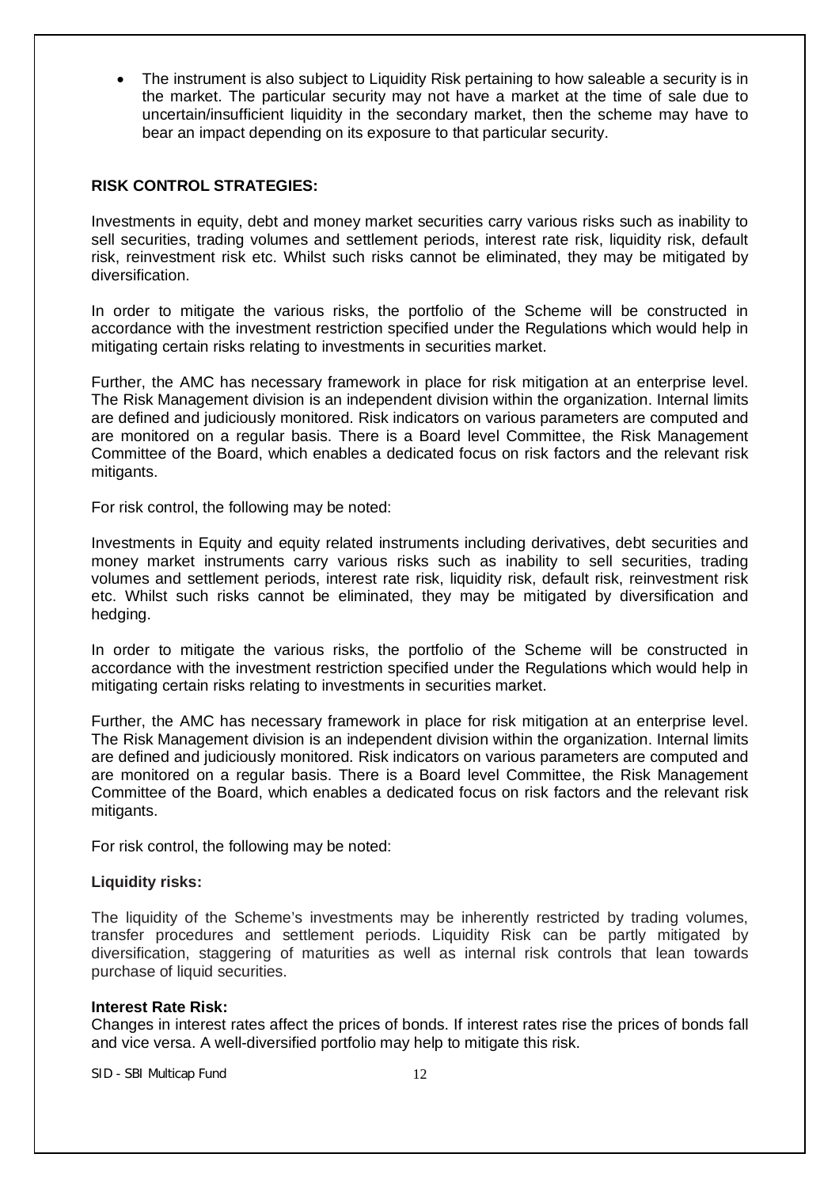- The instrument is also subject to Liquidity Risk pertaining to how saleable a security is in the market. The particular security may not have a market at the time of sale due to uncertain/insufficient liquidity in the secondary market, then the scheme may have to bear an impact depending on its exposure to that particular security.

**RISK CONTROL STRATEGIES:**

Investments in equity, debt and money market securities carry various risks such as inability to sell securities, trading volumes and settlement periods, interest rate risk, liquidity risk, default risk, reinvestment risk etc. Whilst such risks cannot be eliminated, they may be mitigated by diversification.

In order to mitigate the various risks, the portfolio of the Scheme will be constructed in accordance with the investment restriction specified under the Regulations which would help in mitigating certain risks relating to investments in securities market.

Further, the AMC has necessary framework in place for risk mitigation at an enterprise level. The Risk Management division is an independent division within the organization. Internal limits are defined and judiciously monitored. Risk indicators on various parameters are computed and are monitored on a regular basis. There is a Board level Committee, the Risk Management Committee of the Board, which enables a dedicated focus on risk factors and the relevant risk mitigants.

For risk control, the following may be noted:

Investments in Equity and equity related instruments including derivatives, debt securities and money market instruments carry various risks such as inability to sell securities, trading volumes and settlement periods, interest rate risk, liquidity risk, default risk, reinvestment risk etc. Whilst such risks cannot be eliminated, they may be mitigated by diversification and hedging.

In order to mitigate the various risks, the portfolio of the Scheme will be constructed in accordance with the investment restriction specified under the Regulations which would help in mitigating certain risks relating to investments in securities market.

Further, the AMC has necessary framework in place for risk mitigation at an enterprise level. The Risk Management division is an independent division within the organization. Internal limits are defined and judiciously monitored. Risk indicators on various parameters are computed and are monitored on a regular basis. There is a Board level Committee, the Risk Management Committee of the Board, which enables a dedicated focus on risk factors and the relevant risk mitigants.

For risk control, the following may be noted:

**Liquidity risks:**

The liquidity of the Scheme's investments may be inherently restricted by trading volumes, transfer procedures and settlement periods. Liquidity Risk can be partly mitigated by diversification, staggering of maturities as well as internal risk controls that lean towards purchase of liquid securities.

**Interest Rate Risk:**
Changes in interest rates affect the prices of bonds. If interest rates rise the prices of bonds fall and vice versa. A well-diversified portfolio may help to mitigate this risk.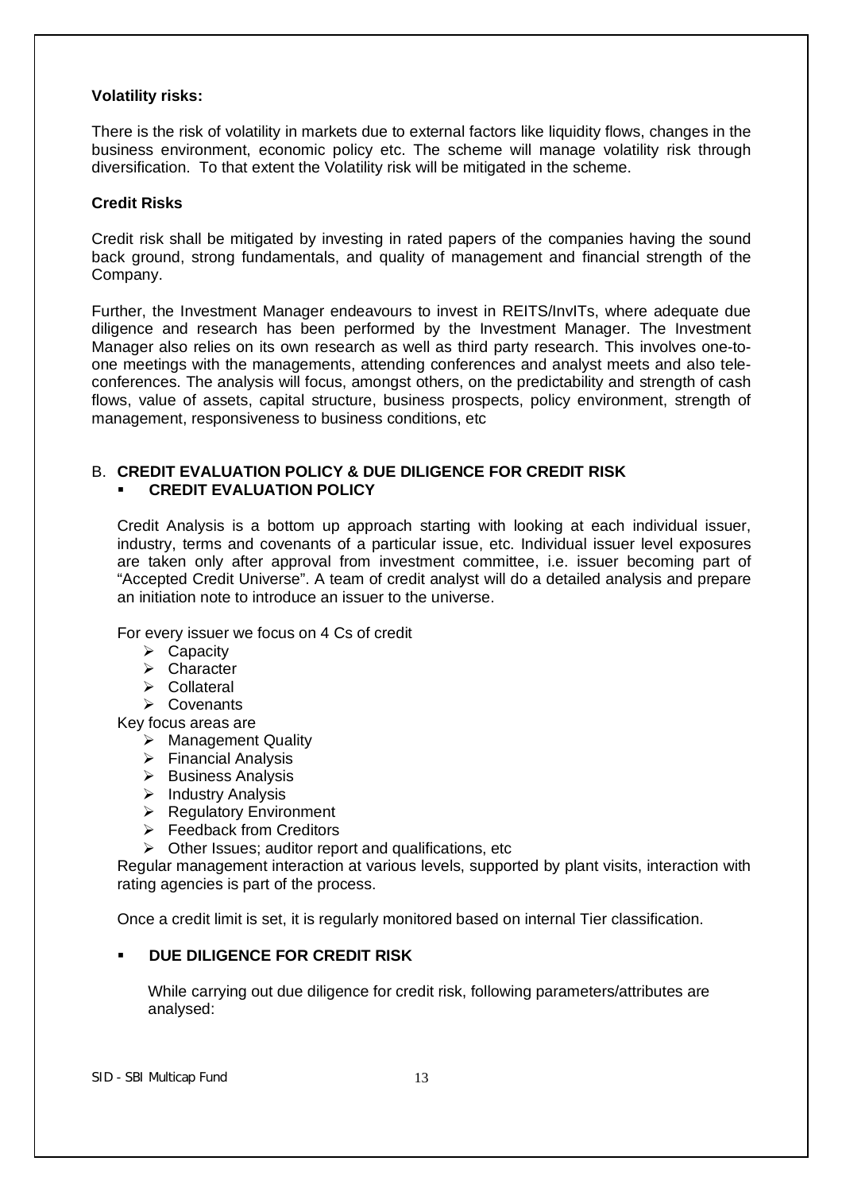**Volatility risks:**

There is the risk of volatility in markets due to external factors like liquidity flows, changes in the business environment, economic policy etc. The scheme will manage volatility risk through diversification. To that extent the Volatility risk will be mitigated in the scheme.

**Credit Risks**

Credit risk shall be mitigated by investing in rated papers of the companies having the sound back ground, strong fundamentals, and quality of management and financial strength of the Company.

Further, the Investment Manager endeavours to invest in REITS/InvITs, where adequate due diligence and research has been performed by the Investment Manager. The Investment Manager also relies on its own research as well as third party research. This involves one-to-one meetings with the managements, attending conferences and analyst meets and also tele-conferences. The analysis will focus, amongst others, on the predictability and strength of cash flows, value of assets, capital structure, business prospects, policy environment, strength of management, responsiveness to business conditions, etc

B. **CREDIT EVALUATION POLICY & DUE DILIGENCE FOR CREDIT RISK**

- **CREDIT EVALUATION POLICY**

Credit Analysis is a bottom up approach starting with looking at each individual issuer, industry, terms and covenants of a particular issue, etc. Individual issuer level exposures are taken only after approval from investment committee, i.e. issuer becoming part of "Accepted Credit Universe". A team of credit analyst will do a detailed analysis and prepare an initiation note to introduce an issuer to the universe.

For every issuer we focus on 4 Cs of credit

- Capacity
- Character
- Collateral
- Covenants

Key focus areas are

- Management Quality
- Financial Analysis
- Business Analysis
- Industry Analysis
- Regulatory Environment
- Feedback from Creditors
- Other Issues; auditor report and qualifications, etc

Regular management interaction at various levels, supported by plant visits, interaction with rating agencies is part of the process.

Once a credit limit is set, it is regularly monitored based on internal Tier classification.

- **DUE DILIGENCE FOR CREDIT RISK**

While carrying out due diligence for credit risk, following parameters/attributes are analysed: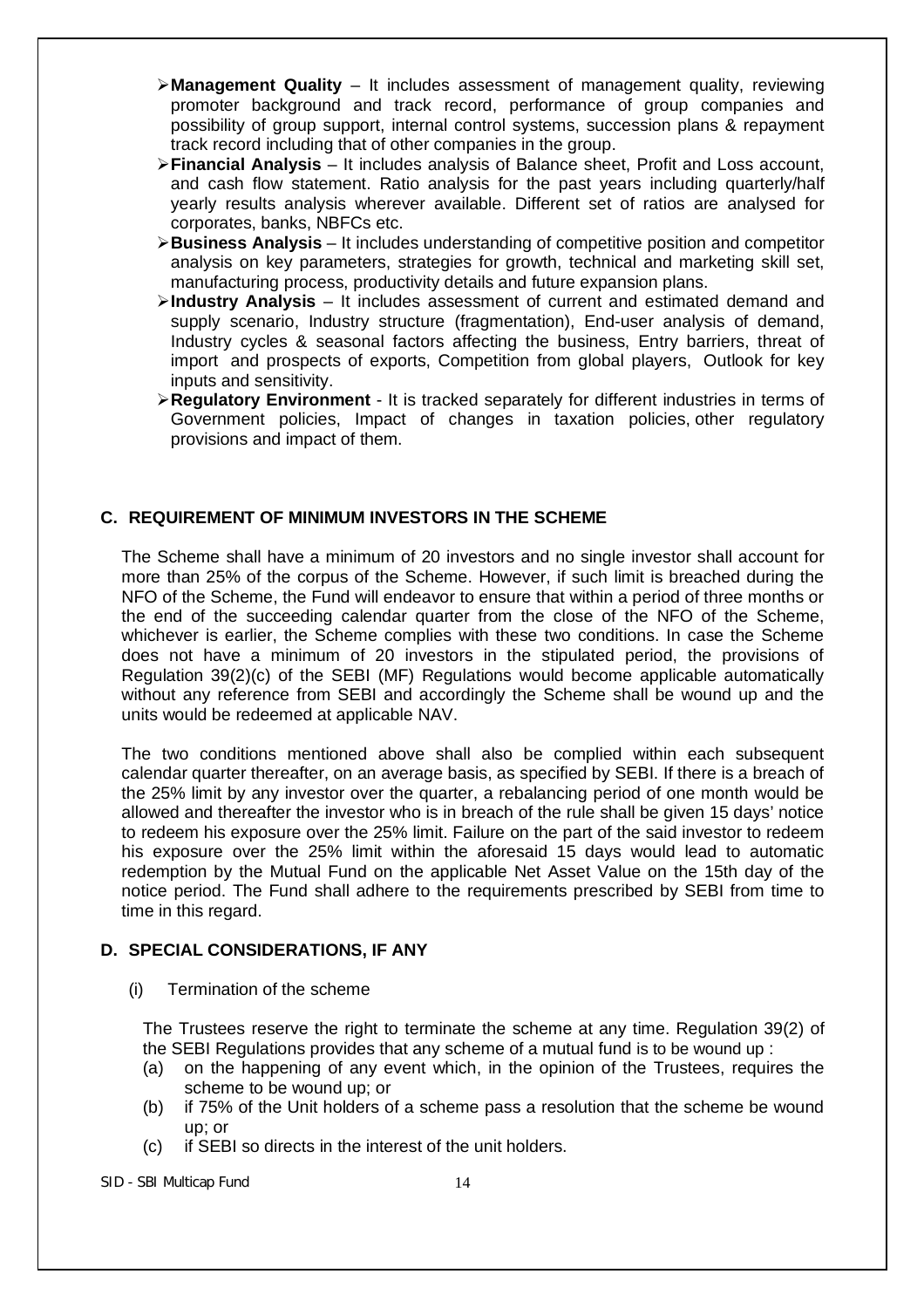- **Management Quality** – It includes assessment of management quality, reviewing promoter background and track record, performance of group companies and possibility of group support, internal control systems, succession plans & repayment track record including that of other companies in the group.
- **Financial Analysis** – It includes analysis of Balance sheet, Profit and Loss account, and cash flow statement. Ratio analysis for the past years including quarterly/half yearly results analysis wherever available. Different set of ratios are analysed for corporates, banks, NBFCs etc.
- **Business Analysis** – It includes understanding of competitive position and competitor analysis on key parameters, strategies for growth, technical and marketing skill set, manufacturing process, productivity details and future expansion plans.
- **Industry Analysis** – It includes assessment of current and estimated demand and supply scenario, Industry structure (fragmentation), End-user analysis of demand, Industry cycles & seasonal factors affecting the business, Entry barriers, threat of import and prospects of exports, Competition from global players, Outlook for key inputs and sensitivity.
- **Regulatory Environment** - It is tracked separately for different industries in terms of Government policies, Impact of changes in taxation policies, other regulatory provisions and impact of them.

## C. REQUIREMENT OF MINIMUM INVESTORS IN THE SCHEME

The Scheme shall have a minimum of 20 investors and no single investor shall account for more than 25% of the corpus of the Scheme. However, if such limit is breached during the NFO of the Scheme, the Fund will endeavor to ensure that within a period of three months or the end of the succeeding calendar quarter from the close of the NFO of the Scheme, whichever is earlier, the Scheme complies with these two conditions. In case the Scheme does not have a minimum of 20 investors in the stipulated period, the provisions of Regulation 39(2)(c) of the SEBI (MF) Regulations would become applicable automatically without any reference from SEBI and accordingly the Scheme shall be wound up and the units would be redeemed at applicable NAV.

The two conditions mentioned above shall also be complied within each subsequent calendar quarter thereafter, on an average basis, as specified by SEBI. If there is a breach of the 25% limit by any investor over the quarter, a rebalancing period of one month would be allowed and thereafter the investor who is in breach of the rule shall be given 15 days' notice to redeem his exposure over the 25% limit. Failure on the part of the said investor to redeem his exposure over the 25% limit within the aforesaid 15 days would lead to automatic redemption by the Mutual Fund on the applicable Net Asset Value on the 15th day of the notice period. The Fund shall adhere to the requirements prescribed by SEBI from time to time in this regard.

## D. SPECIAL CONSIDERATIONS, IF ANY

(i) Termination of the scheme

The Trustees reserve the right to terminate the scheme at any time. Regulation 39(2) of the SEBI Regulations provides that any scheme of a mutual fund is to be wound up :

(a) on the happening of any event which, in the opinion of the Trustees, requires the scheme to be wound up; or
(b) if 75% of the Unit holders of a scheme pass a resolution that the scheme be wound up; or
(c) if SEBI so directs in the interest of the unit holders.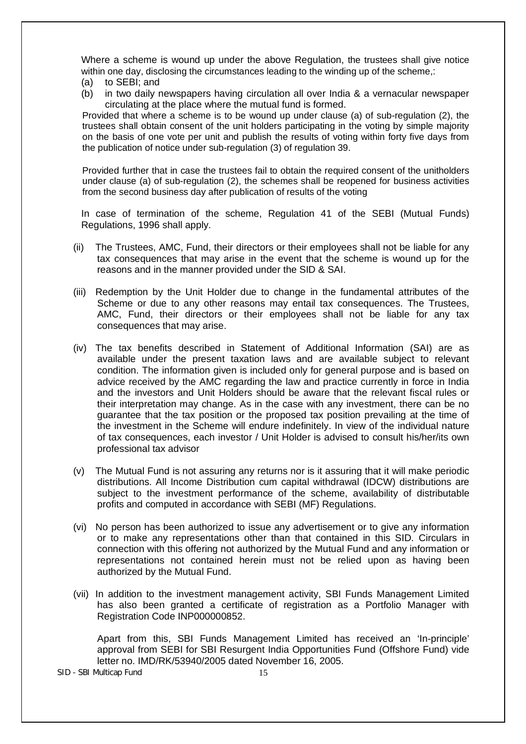Where a scheme is wound up under the above Regulation, the trustees shall give notice within one day, disclosing the circumstances leading to the winding up of the scheme,:

(a) to SEBI; and

(b) in two daily newspapers having circulation all over India & a vernacular newspaper circulating at the place where the mutual fund is formed.

Provided that where a scheme is to be wound up under clause (a) of sub-regulation (2), the trustees shall obtain consent of the unit holders participating in the voting by simple majority on the basis of one vote per unit and publish the results of voting within forty five days from the publication of notice under sub-regulation (3) of regulation 39.

Provided further that in case the trustees fail to obtain the required consent of the unitholders under clause (a) of sub-regulation (2), the schemes shall be reopened for business activities from the second business day after publication of results of the voting

In case of termination of the scheme, Regulation 41 of the SEBI (Mutual Funds) Regulations, 1996 shall apply.

(ii) The Trustees, AMC, Fund, their directors or their employees shall not be liable for any tax consequences that may arise in the event that the scheme is wound up for the reasons and in the manner provided under the SID & SAI.

(iii) Redemption by the Unit Holder due to change in the fundamental attributes of the Scheme or due to any other reasons may entail tax consequences. The Trustees, AMC, Fund, their directors or their employees shall not be liable for any tax consequences that may arise.

(iv) The tax benefits described in Statement of Additional Information (SAI) are as available under the present taxation laws and are available subject to relevant condition. The information given is included only for general purpose and is based on advice received by the AMC regarding the law and practice currently in force in India and the investors and Unit Holders should be aware that the relevant fiscal rules or their interpretation may change. As in the case with any investment, there can be no guarantee that the tax position or the proposed tax position prevailing at the time of the investment in the Scheme will endure indefinitely. In view of the individual nature of tax consequences, each investor / Unit Holder is advised to consult his/her/its own professional tax advisor

(v) The Mutual Fund is not assuring any returns nor is it assuring that it will make periodic distributions. All Income Distribution cum capital withdrawal (IDCW) distributions are subject to the investment performance of the scheme, availability of distributable profits and computed in accordance with SEBI (MF) Regulations.

(vi) No person has been authorized to issue any advertisement or to give any information or to make any representations other than that contained in this SID. Circulars in connection with this offering not authorized by the Mutual Fund and any information or representations not contained herein must not be relied upon as having been authorized by the Mutual Fund.

(vii) In addition to the investment management activity, SBI Funds Management Limited has also been granted a certificate of registration as a Portfolio Manager with Registration Code INP000000852.

Apart from this, SBI Funds Management Limited has received an 'In-principle' approval from SEBI for SBI Resurgent India Opportunities Fund (Offshore Fund) vide letter no. IMD/RK/53940/2005 dated November 16, 2005.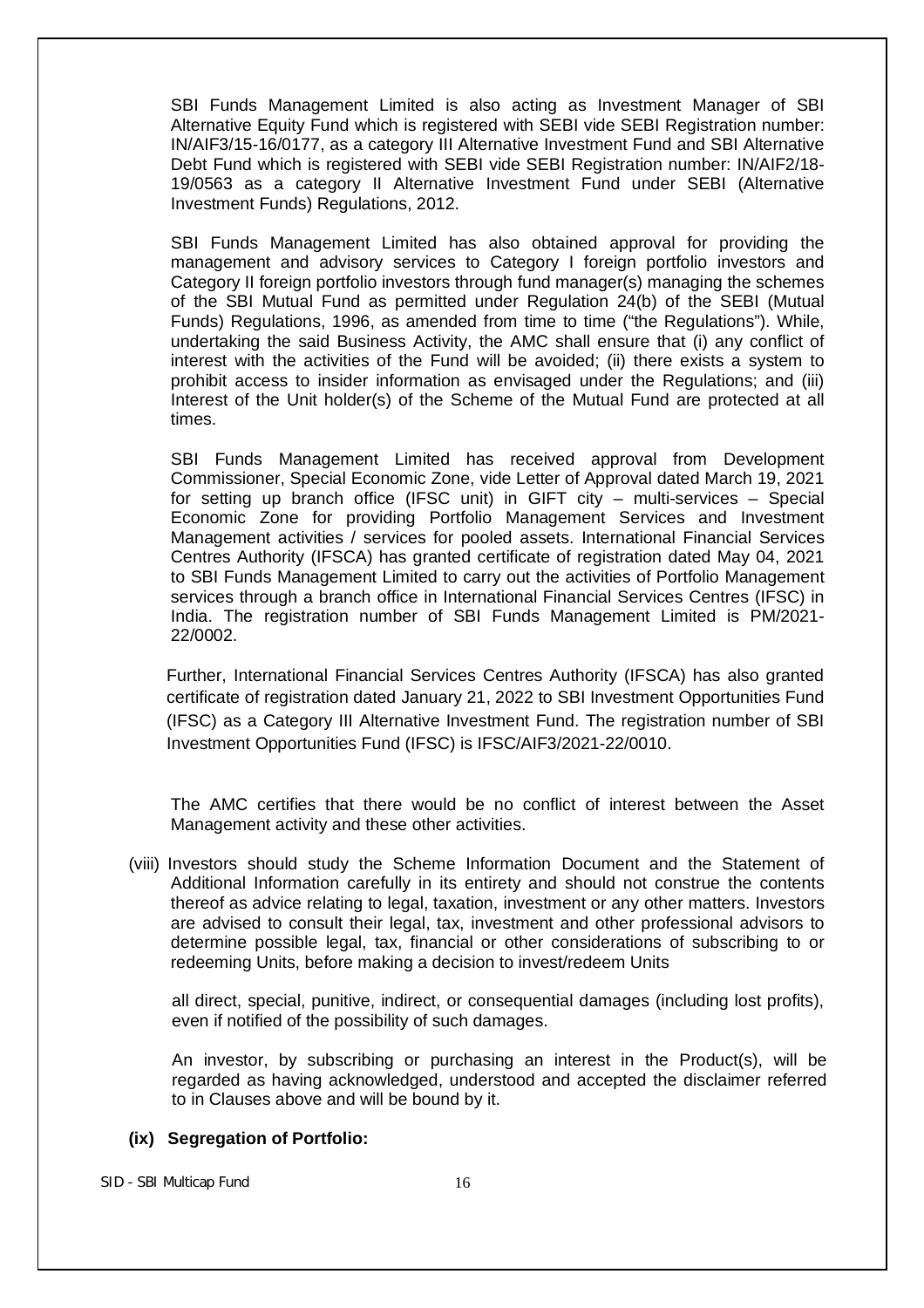SBI Funds Management Limited is also acting as Investment Manager of SBI Alternative Equity Fund which is registered with SEBI vide SEBI Registration number: IN/AIF3/15-16/0177, as a category III Alternative Investment Fund and SBI Alternative Debt Fund which is registered with SEBI vide SEBI Registration number: IN/AIF2/18-19/0563 as a category II Alternative Investment Fund under SEBI (Alternative Investment Funds) Regulations, 2012.

SBI Funds Management Limited has also obtained approval for providing the management and advisory services to Category I foreign portfolio investors and Category II foreign portfolio investors through fund manager(s) managing the schemes of the SBI Mutual Fund as permitted under Regulation 24(b) of the SEBI (Mutual Funds) Regulations, 1996, as amended from time to time ("the Regulations"). While, undertaking the said Business Activity, the AMC shall ensure that (i) any conflict of interest with the activities of the Fund will be avoided; (ii) there exists a system to prohibit access to insider information as envisaged under the Regulations; and (iii) Interest of the Unit holder(s) of the Scheme of the Mutual Fund are protected at all times.

SBI Funds Management Limited has received approval from Development Commissioner, Special Economic Zone, vide Letter of Approval dated March 19, 2021 for setting up branch office (IFSC unit) in GIFT city – multi-services – Special Economic Zone for providing Portfolio Management Services and Investment Management activities / services for pooled assets. International Financial Services Centres Authority (IFSCA) has granted certificate of registration dated May 04, 2021 to SBI Funds Management Limited to carry out the activities of Portfolio Management services through a branch office in International Financial Services Centres (IFSC) in India. The registration number of SBI Funds Management Limited is PM/2021-22/0002.

Further, International Financial Services Centres Authority (IFSCA) has also granted certificate of registration dated January 21, 2022 to SBI Investment Opportunities Fund (IFSC) as a Category III Alternative Investment Fund. The registration number of SBI Investment Opportunities Fund (IFSC) is IFSC/AIF3/2021-22/0010.

The AMC certifies that there would be no conflict of interest between the Asset Management activity and these other activities.

(viii) Investors should study the Scheme Information Document and the Statement of Additional Information carefully in its entirety and should not construe the contents thereof as advice relating to legal, taxation, investment or any other matters. Investors are advised to consult their legal, tax, investment and other professional advisors to determine possible legal, tax, financial or other considerations of subscribing to or redeeming Units, before making a decision to invest/redeem Units

all direct, special, punitive, indirect, or consequential damages (including lost profits), even if notified of the possibility of such damages.

An investor, by subscribing or purchasing an interest in the Product(s), will be regarded as having acknowledged, understood and accepted the disclaimer referred to in Clauses above and will be bound by it.

**(ix) Segregation of Portfolio:**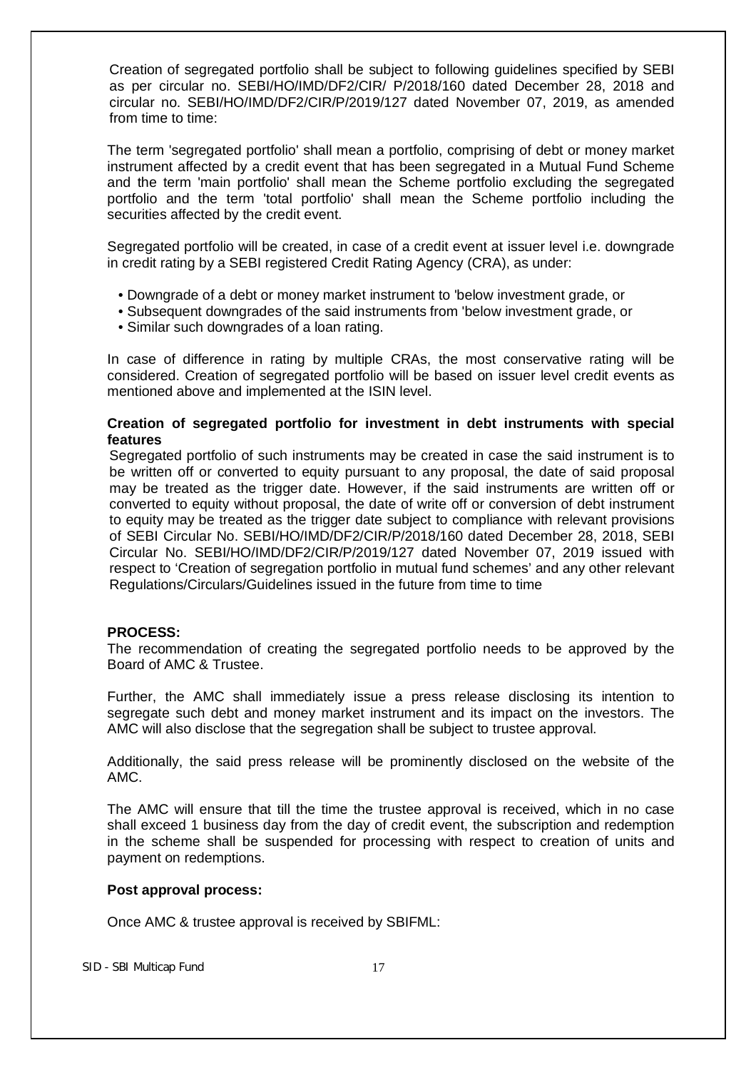Creation of segregated portfolio shall be subject to following guidelines specified by SEBI as per circular no. SEBI/HO/IMD/DF2/CIR/ P/2018/160 dated December 28, 2018 and circular no. SEBI/HO/IMD/DF2/CIR/P/2019/127 dated November 07, 2019, as amended from time to time:

The term 'segregated portfolio' shall mean a portfolio, comprising of debt or money market instrument affected by a credit event that has been segregated in a Mutual Fund Scheme and the term 'main portfolio' shall mean the Scheme portfolio excluding the segregated portfolio and the term 'total portfolio' shall mean the Scheme portfolio including the securities affected by the credit event.

Segregated portfolio will be created, in case of a credit event at issuer level i.e. downgrade in credit rating by a SEBI registered Credit Rating Agency (CRA), as under:

- Downgrade of a debt or money market instrument to 'below investment grade, or
- Subsequent downgrades of the said instruments from 'below investment grade, or
- Similar such downgrades of a loan rating.

In case of difference in rating by multiple CRAs, the most conservative rating will be considered. Creation of segregated portfolio will be based on issuer level credit events as mentioned above and implemented at the ISIN level.

**Creation of segregated portfolio for investment in debt instruments with special features**

Segregated portfolio of such instruments may be created in case the said instrument is to be written off or converted to equity pursuant to any proposal, the date of said proposal may be treated as the trigger date. However, if the said instruments are written off or converted to equity without proposal, the date of write off or conversion of debt instrument to equity may be treated as the trigger date subject to compliance with relevant provisions of SEBI Circular No. SEBI/HO/IMD/DF2/CIR/P/2018/160 dated December 28, 2018, SEBI Circular No. SEBI/HO/IMD/DF2/CIR/P/2019/127 dated November 07, 2019 issued with respect to 'Creation of segregation portfolio in mutual fund schemes' and any other relevant Regulations/Circulars/Guidelines issued in the future from time to time

**PROCESS:**

The recommendation of creating the segregated portfolio needs to be approved by the Board of AMC & Trustee.

Further, the AMC shall immediately issue a press release disclosing its intention to segregate such debt and money market instrument and its impact on the investors. The AMC will also disclose that the segregation shall be subject to trustee approval.

Additionally, the said press release will be prominently disclosed on the website of the AMC.

The AMC will ensure that till the time the trustee approval is received, which in no case shall exceed 1 business day from the day of credit event, the subscription and redemption in the scheme shall be suspended for processing with respect to creation of units and payment on redemptions.

**Post approval process:**

Once AMC & trustee approval is received by SBIFML: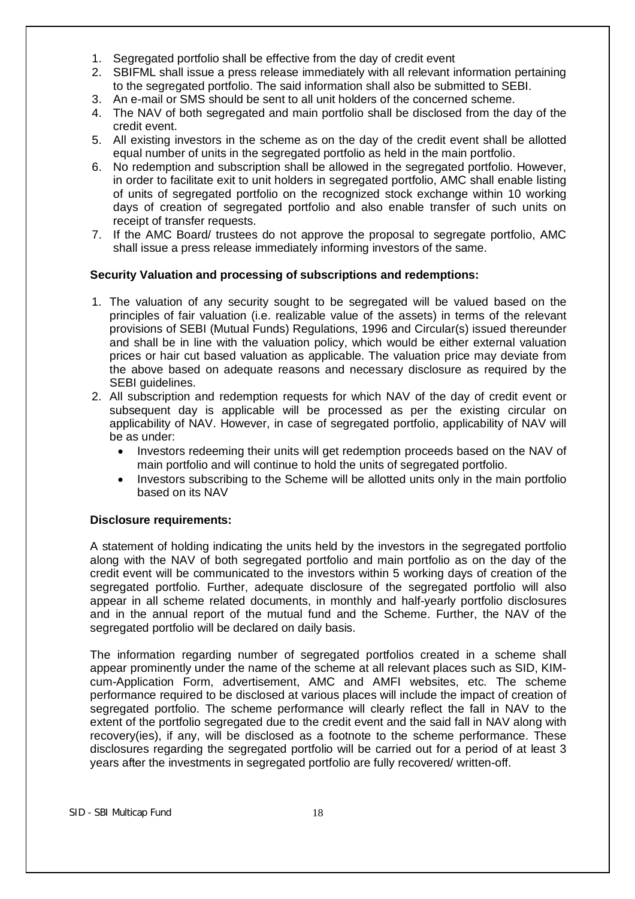1. Segregated portfolio shall be effective from the day of credit event
2. SBIFML shall issue a press release immediately with all relevant information pertaining to the segregated portfolio. The said information shall also be submitted to SEBI.
3. An e-mail or SMS should be sent to all unit holders of the concerned scheme.
4. The NAV of both segregated and main portfolio shall be disclosed from the day of the credit event.
5. All existing investors in the scheme as on the day of the credit event shall be allotted equal number of units in the segregated portfolio as held in the main portfolio.
6. No redemption and subscription shall be allowed in the segregated portfolio. However, in order to facilitate exit to unit holders in segregated portfolio, AMC shall enable listing of units of segregated portfolio on the recognized stock exchange within 10 working days of creation of segregated portfolio and also enable transfer of such units on receipt of transfer requests.
7. If the AMC Board/ trustees do not approve the proposal to segregate portfolio, AMC shall issue a press release immediately informing investors of the same.

**Security Valuation and processing of subscriptions and redemptions:**

1. The valuation of any security sought to be segregated will be valued based on the principles of fair valuation (i.e. realizable value of the assets) in terms of the relevant provisions of SEBI (Mutual Funds) Regulations, 1996 and Circular(s) issued thereunder and shall be in line with the valuation policy, which would be either external valuation prices or hair cut based valuation as applicable. The valuation price may deviate from the above based on adequate reasons and necessary disclosure as required by the SEBI guidelines.
2. All subscription and redemption requests for which NAV of the day of credit event or subsequent day is applicable will be processed as per the existing circular on applicability of NAV. However, in case of segregated portfolio, applicability of NAV will be as under:
   - Investors redeeming their units will get redemption proceeds based on the NAV of main portfolio and will continue to hold the units of segregated portfolio.
   - Investors subscribing to the Scheme will be allotted units only in the main portfolio based on its NAV

**Disclosure requirements:**

A statement of holding indicating the units held by the investors in the segregated portfolio along with the NAV of both segregated portfolio and main portfolio as on the day of the credit event will be communicated to the investors within 5 working days of creation of the segregated portfolio. Further, adequate disclosure of the segregated portfolio will also appear in all scheme related documents, in monthly and half-yearly portfolio disclosures and in the annual report of the mutual fund and the Scheme. Further, the NAV of the segregated portfolio will be declared on daily basis.

The information regarding number of segregated portfolios created in a scheme shall appear prominently under the name of the scheme at all relevant places such as SID, KIM-cum-Application Form, advertisement, AMC and AMFI websites, etc. The scheme performance required to be disclosed at various places will include the impact of creation of segregated portfolio. The scheme performance will clearly reflect the fall in NAV to the extent of the portfolio segregated due to the credit event and the said fall in NAV along with recovery(ies), if any, will be disclosed as a footnote to the scheme performance. These disclosures regarding the segregated portfolio will be carried out for a period of at least 3 years after the investments in segregated portfolio are fully recovered/ written-off.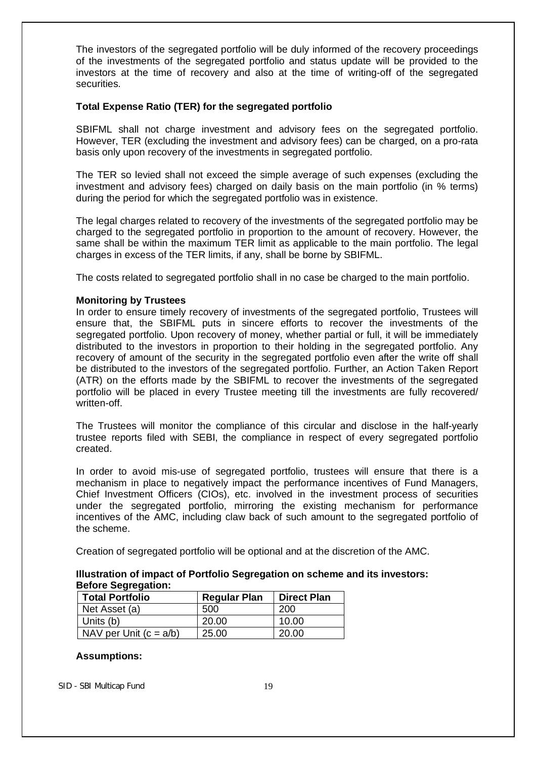The investors of the segregated portfolio will be duly informed of the recovery proceedings of the investments of the segregated portfolio and status update will be provided to the investors at the time of recovery and also at the time of writing-off of the segregated securities.

**Total Expense Ratio (TER) for the segregated portfolio**

SBIFML shall not charge investment and advisory fees on the segregated portfolio. However, TER (excluding the investment and advisory fees) can be charged, on a pro-rata basis only upon recovery of the investments in segregated portfolio.

The TER so levied shall not exceed the simple average of such expenses (excluding the investment and advisory fees) charged on daily basis on the main portfolio (in % terms) during the period for which the segregated portfolio was in existence.

The legal charges related to recovery of the investments of the segregated portfolio may be charged to the segregated portfolio in proportion to the amount of recovery. However, the same shall be within the maximum TER limit as applicable to the main portfolio. The legal charges in excess of the TER limits, if any, shall be borne by SBIFML.

The costs related to segregated portfolio shall in no case be charged to the main portfolio.

**Monitoring by Trustees**

In order to ensure timely recovery of investments of the segregated portfolio, Trustees will ensure that, the SBIFML puts in sincere efforts to recover the investments of the segregated portfolio. Upon recovery of money, whether partial or full, it will be immediately distributed to the investors in proportion to their holding in the segregated portfolio. Any recovery of amount of the security in the segregated portfolio even after the write off shall be distributed to the investors of the segregated portfolio. Further, an Action Taken Report (ATR) on the efforts made by the SBIFML to recover the investments of the segregated portfolio will be placed in every Trustee meeting till the investments are fully recovered/ written-off.

The Trustees will monitor the compliance of this circular and disclose in the half-yearly trustee reports filed with SEBI, the compliance in respect of every segregated portfolio created.

In order to avoid mis-use of segregated portfolio, trustees will ensure that there is a mechanism in place to negatively impact the performance incentives of Fund Managers, Chief Investment Officers (CIOs), etc. involved in the investment process of securities under the segregated portfolio, mirroring the existing mechanism for performance incentives of the AMC, including claw back of such amount to the segregated portfolio of the scheme.

Creation of segregated portfolio will be optional and at the discretion of the AMC.

**Illustration of impact of Portfolio Segregation on scheme and its investors:**
**Before Segregation:**

| Total Portfolio | Regular Plan | Direct Plan |
|---|---|---|
| Net Asset (a) | 500 | 200 |
| Units (b) | 20.00 | 10.00 |
| NAV per Unit (c = a/b) | 25.00 | 20.00 |

**Assumptions:**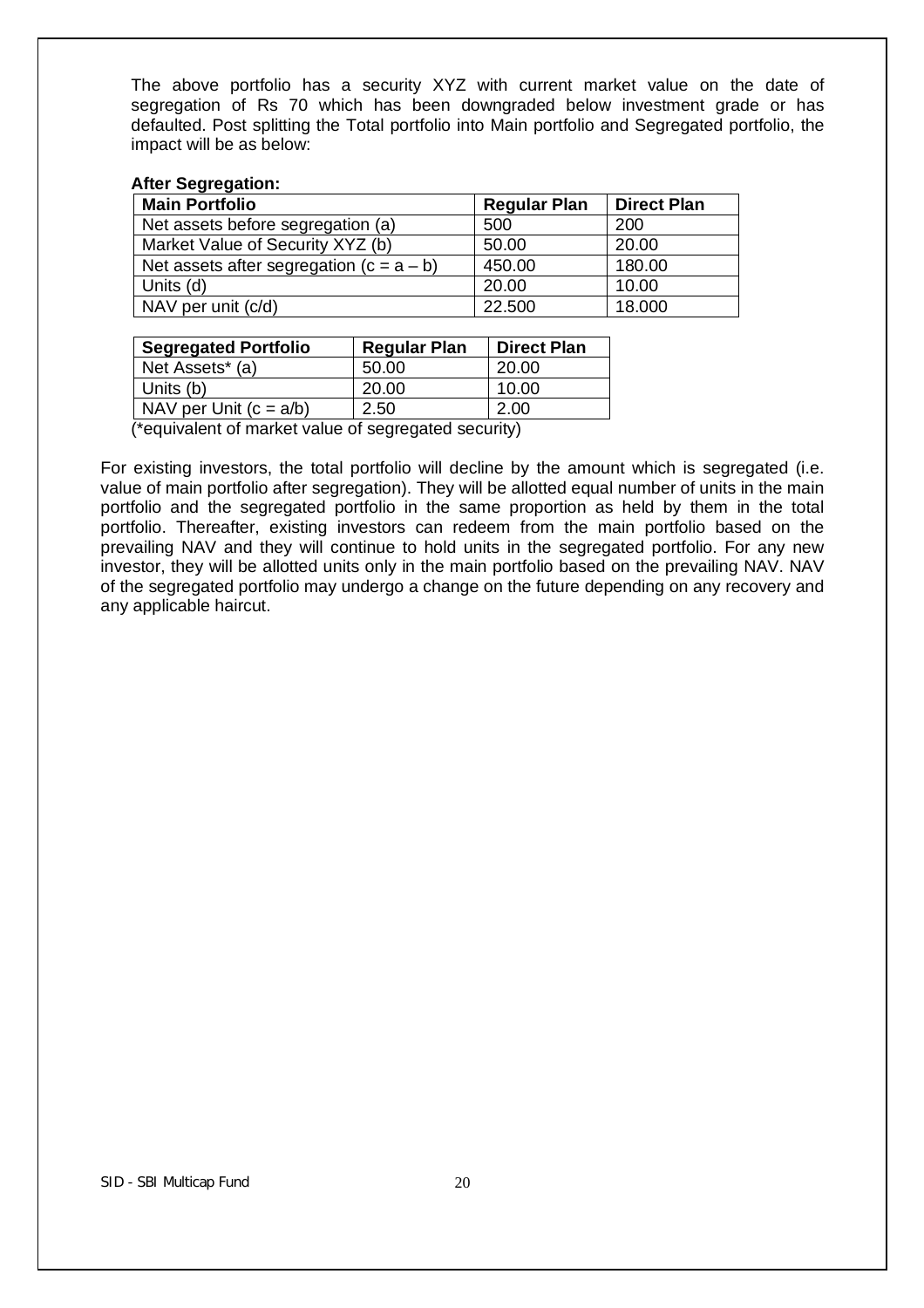The above portfolio has a security XYZ with current market value on the date of segregation of Rs 70 which has been downgraded below investment grade or has defaulted. Post splitting the Total portfolio into Main portfolio and Segregated portfolio, the impact will be as below:

**After Segregation:**

| Main Portfolio | Regular Plan | Direct Plan |
|---|---|---|
| Net assets before segregation (a) | 500 | 200 |
| Market Value of Security XYZ (b) | 50.00 | 20.00 |
| Net assets after segregation (c = a – b) | 450.00 | 180.00 |
| Units (d) | 20.00 | 10.00 |
| NAV per unit (c/d) | 22.500 | 18.000 |

| Segregated Portfolio | Regular Plan | Direct Plan |
|---|---|---|
| Net Assets* (a) | 50.00 | 20.00 |
| Units (b) | 20.00 | 10.00 |
| NAV per Unit (c = a/b) | 2.50 | 2.00 |

(*equivalent of market value of segregated security)

For existing investors, the total portfolio will decline by the amount which is segregated (i.e. value of main portfolio after segregation). They will be allotted equal number of units in the main portfolio and the segregated portfolio in the same proportion as held by them in the total portfolio. Thereafter, existing investors can redeem from the main portfolio based on the prevailing NAV and they will continue to hold units in the segregated portfolio. For any new investor, they will be allotted units only in the main portfolio based on the prevailing NAV. NAV of the segregated portfolio may undergo a change on the future depending on any recovery and any applicable haircut.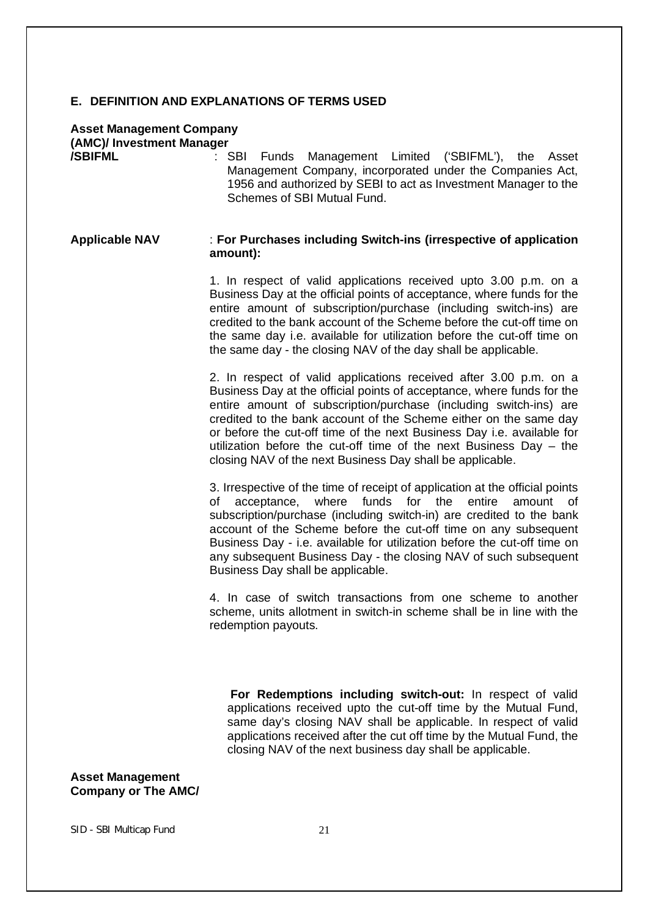## E. DEFINITION AND EXPLANATIONS OF TERMS USED

**Asset Management Company (AMC)/ Investment Manager /SBIFML** : SBI Funds Management Limited ('SBIFML'), the Asset Management Company, incorporated under the Companies Act, 1956 and authorized by SEBI to act as Investment Manager to the Schemes of SBI Mutual Fund.

**Applicable NAV** : **For Purchases including Switch-ins (irrespective of application amount):**

1. In respect of valid applications received upto 3.00 p.m. on a Business Day at the official points of acceptance, where funds for the entire amount of subscription/purchase (including switch-ins) are credited to the bank account of the Scheme before the cut-off time on the same day i.e. available for utilization before the cut-off time on the same day - the closing NAV of the day shall be applicable.

2. In respect of valid applications received after 3.00 p.m. on a Business Day at the official points of acceptance, where funds for the entire amount of subscription/purchase (including switch-ins) are credited to the bank account of the Scheme either on the same day or before the cut-off time of the next Business Day i.e. available for utilization before the cut-off time of the next Business Day – the closing NAV of the next Business Day shall be applicable.

3. Irrespective of the time of receipt of application at the official points of acceptance, where funds for the entire amount of subscription/purchase (including switch-in) are credited to the bank account of the Scheme before the cut-off time on any subsequent Business Day - i.e. available for utilization before the cut-off time on any subsequent Business Day - the closing NAV of such subsequent Business Day shall be applicable.

4. In case of switch transactions from one scheme to another scheme, units allotment in switch-in scheme shall be in line with the redemption payouts.

**For Redemptions including switch-out:** In respect of valid applications received upto the cut-off time by the Mutual Fund, same day's closing NAV shall be applicable. In respect of valid applications received after the cut off time by the Mutual Fund, the closing NAV of the next business day shall be applicable.

**Asset Management Company or The AMC/**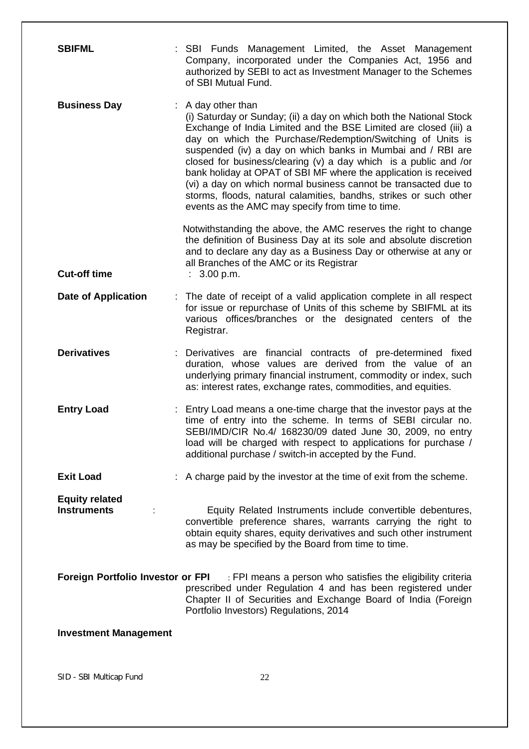| | | |
|---|---|---|
| **SBIFML** | : | SBI Funds Management Limited, the Asset Management Company, incorporated under the Companies Act, 1956 and authorized by SEBI to act as Investment Manager to the Schemes of SBI Mutual Fund. |
| **Business Day** | : | A day other than<br>(i) Saturday or Sunday; (ii) a day on which both the National Stock Exchange of India Limited and the BSE Limited are closed (iii) a day on which the Purchase/Redemption/Switching of Units is suspended (iv) a day on which banks in Mumbai and / RBI are closed for business/clearing (v) a day which is a public and /or bank holiday at OPAT of SBI MF where the application is received (vi) a day on which normal business cannot be transacted due to storms, floods, natural calamities, bandhs, strikes or such other events as the AMC may specify from time to time.<br><br>Notwithstanding the above, the AMC reserves the right to change the definition of Business Day at its sole and absolute discretion and to declare any day as a Business Day or otherwise at any or all Branches of the AMC or its Registrar |
| **Cut-off time** | : | 3.00 p.m. |
| **Date of Application** | : | The date of receipt of a valid application complete in all respect for issue or repurchase of Units of this scheme by SBIFML at its various offices/branches or the designated centers of the Registrar. |
| **Derivatives** | : | Derivatives are financial contracts of pre-determined fixed duration, whose values are derived from the value of an underlying primary financial instrument, commodity or index, such as: interest rates, exchange rates, commodities, and equities. |
| **Entry Load** | : | Entry Load means a one-time charge that the investor pays at the time of entry into the scheme. In terms of SEBI circular no. SEBI/IMD/CIR No.4/ 168230/09 dated June 30, 2009, no entry load will be charged with respect to applications for purchase / additional purchase / switch-in accepted by the Fund. |
| **Exit Load** | : | A charge paid by the investor at the time of exit from the scheme. |
| **Equity related Instruments** | : | Equity Related Instruments include convertible debentures, convertible preference shares, warrants carrying the right to obtain equity shares, equity derivatives and such other instrument as may be specified by the Board from time to time. |
| **Foreign Portfolio Investor or FPI** | : | FPI means a person who satisfies the eligibility criteria prescribed under Regulation 4 and has been registered under Chapter II of Securities and Exchange Board of India (Foreign Portfolio Investors) Regulations, 2014 |
| **Investment Management** | | |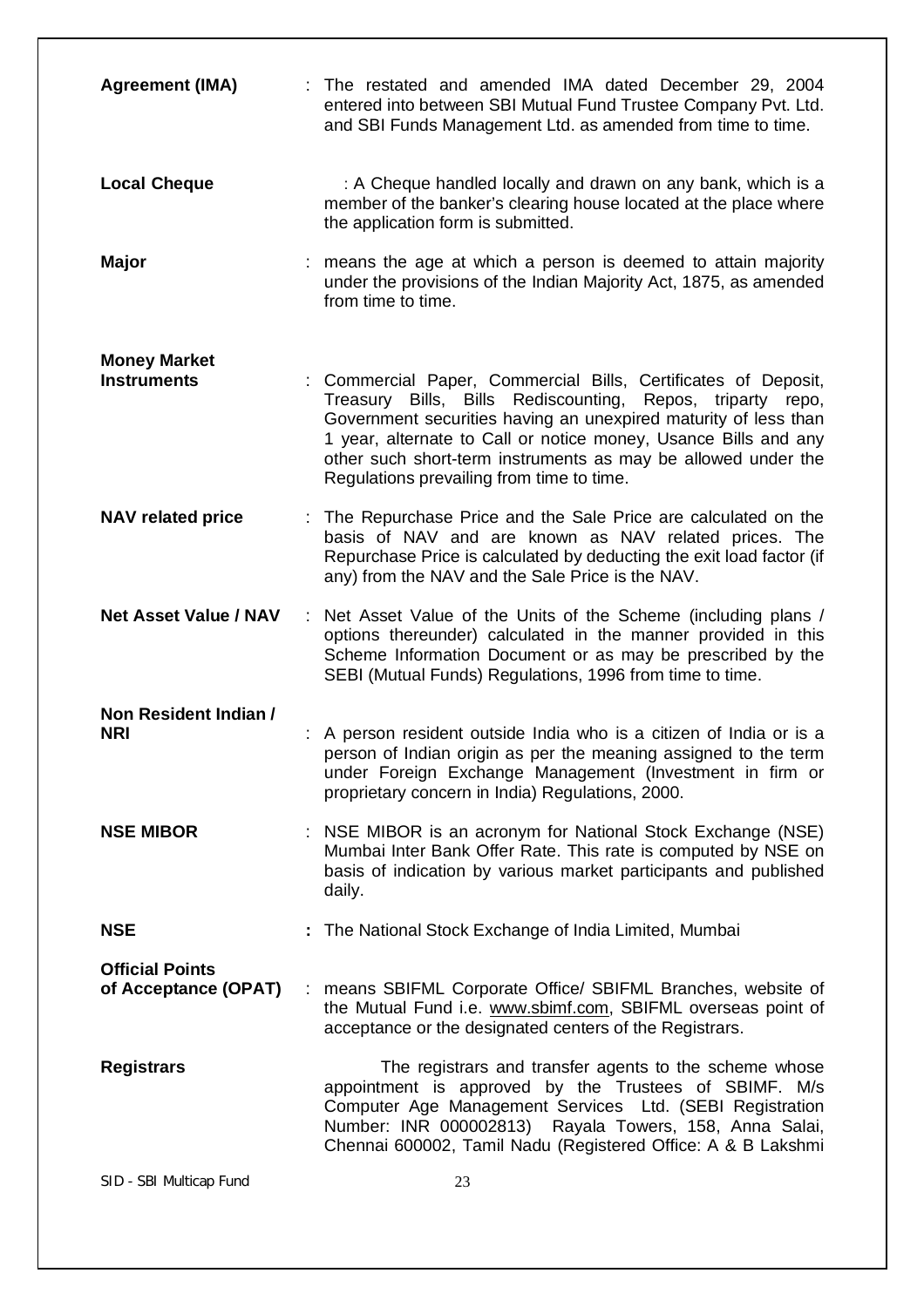| | |
|---|---|
| **Agreement (IMA)** | : The restated and amended IMA dated December 29, 2004 entered into between SBI Mutual Fund Trustee Company Pvt. Ltd. and SBI Funds Management Ltd. as amended from time to time. |
| **Local Cheque** | : A Cheque handled locally and drawn on any bank, which is a member of the banker's clearing house located at the place where the application form is submitted. |
| **Major** | : means the age at which a person is deemed to attain majority under the provisions of the Indian Majority Act, 1875, as amended from time to time. |
| **Money Market Instruments** | : Commercial Paper, Commercial Bills, Certificates of Deposit, Treasury Bills, Bills Rediscounting, Repos, triparty repo, Government securities having an unexpired maturity of less than 1 year, alternate to Call or notice money, Usance Bills and any other such short-term instruments as may be allowed under the Regulations prevailing from time to time. |
| **NAV related price** | : The Repurchase Price and the Sale Price are calculated on the basis of NAV and are known as NAV related prices. The Repurchase Price is calculated by deducting the exit load factor (if any) from the NAV and the Sale Price is the NAV. |
| **Net Asset Value / NAV** | : Net Asset Value of the Units of the Scheme (including plans / options thereunder) calculated in the manner provided in this Scheme Information Document or as may be prescribed by the SEBI (Mutual Funds) Regulations, 1996 from time to time. |
| **Non Resident Indian / NRI** | : A person resident outside India who is a citizen of India or is a person of Indian origin as per the meaning assigned to the term under Foreign Exchange Management (Investment in firm or proprietary concern in India) Regulations, 2000. |
| **NSE MIBOR** | : NSE MIBOR is an acronym for National Stock Exchange (NSE) Mumbai Inter Bank Offer Rate. This rate is computed by NSE on basis of indication by various market participants and published daily. |
| **NSE** | : The National Stock Exchange of India Limited, Mumbai |
| **Official Points of Acceptance (OPAT)** | : means SBIFML Corporate Office/ SBIFML Branches, website of the Mutual Fund i.e. www.sbimf.com, SBIFML overseas point of acceptance or the designated centers of the Registrars. |
| **Registrars** | The registrars and transfer agents to the scheme whose appointment is approved by the Trustees of SBIMF. M/s Computer Age Management Services Ltd. (SEBI Registration Number: INR 000002813) Rayala Towers, 158, Anna Salai, Chennai 600002, Tamil Nadu (Registered Office: A & B Lakshmi |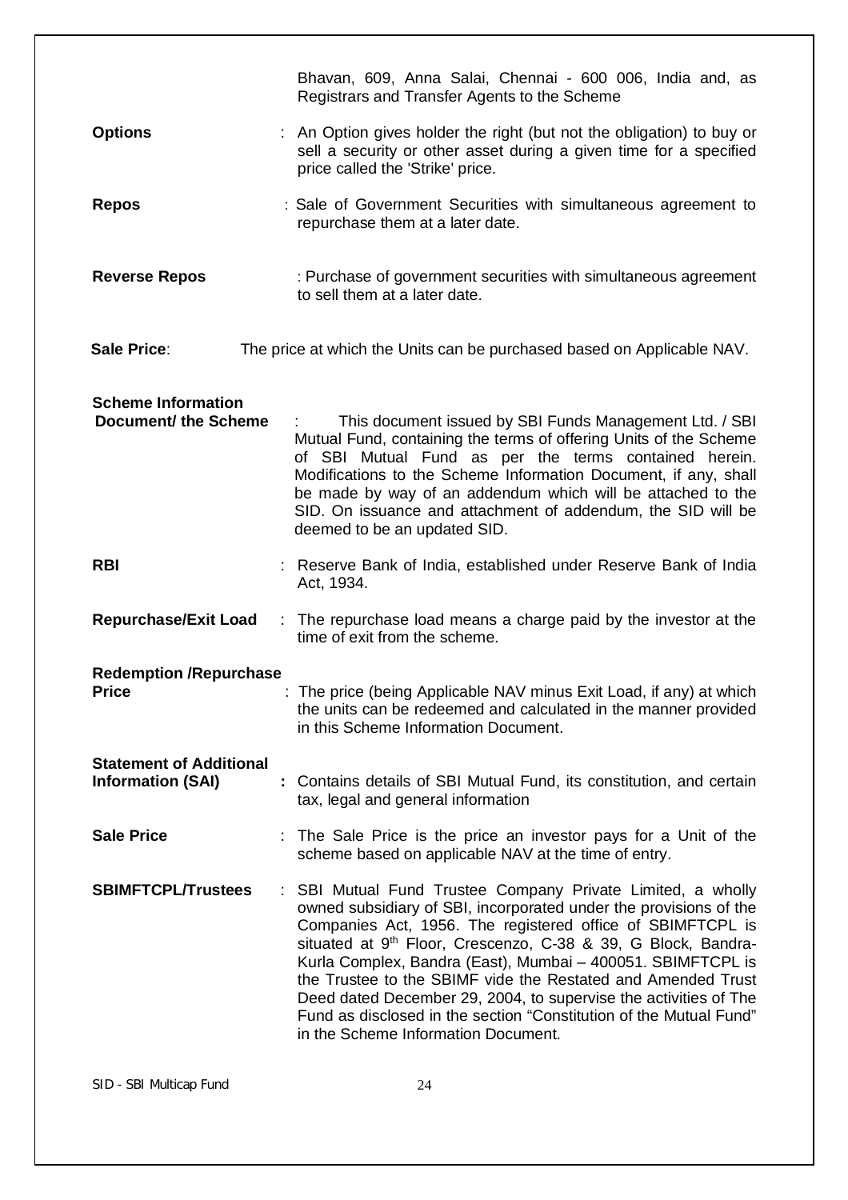Bhavan, 609, Anna Salai, Chennai - 600 006, India and, as Registrars and Transfer Agents to the Scheme

**Options** : An Option gives holder the right (but not the obligation) to buy or sell a security or other asset during a given time for a specified price called the 'Strike' price.

**Repos** : Sale of Government Securities with simultaneous agreement to repurchase them at a later date.

**Reverse Repos** : Purchase of government securities with simultaneous agreement to sell them at a later date.

**Sale Price**: The price at which the Units can be purchased based on Applicable NAV.

**Scheme Information Document/ the Scheme** : This document issued by SBI Funds Management Ltd. / SBI Mutual Fund, containing the terms of offering Units of the Scheme of SBI Mutual Fund as per the terms contained herein. Modifications to the Scheme Information Document, if any, shall be made by way of an addendum which will be attached to the SID. On issuance and attachment of addendum, the SID will be deemed to be an updated SID.

**RBI** : Reserve Bank of India, established under Reserve Bank of India Act, 1934.

**Repurchase/Exit Load** : The repurchase load means a charge paid by the investor at the time of exit from the scheme.

**Redemption /Repurchase Price** : The price (being Applicable NAV minus Exit Load, if any) at which the units can be redeemed and calculated in the manner provided in this Scheme Information Document.

**Statement of Additional Information (SAI)** **:** Contains details of SBI Mutual Fund, its constitution, and certain tax, legal and general information

**Sale Price** : The Sale Price is the price an investor pays for a Unit of the scheme based on applicable NAV at the time of entry.

**SBIMFTCPL/Trustees** : SBI Mutual Fund Trustee Company Private Limited, a wholly owned subsidiary of SBI, incorporated under the provisions of the Companies Act, 1956. The registered office of SBIMFTCPL is situated at 9th Floor, Crescenzo, C-38 & 39, G Block, Bandra-Kurla Complex, Bandra (East), Mumbai – 400051. SBIMFTCPL is the Trustee to the SBIMF vide the Restated and Amended Trust Deed dated December 29, 2004, to supervise the activities of The Fund as disclosed in the section "Constitution of the Mutual Fund" in the Scheme Information Document.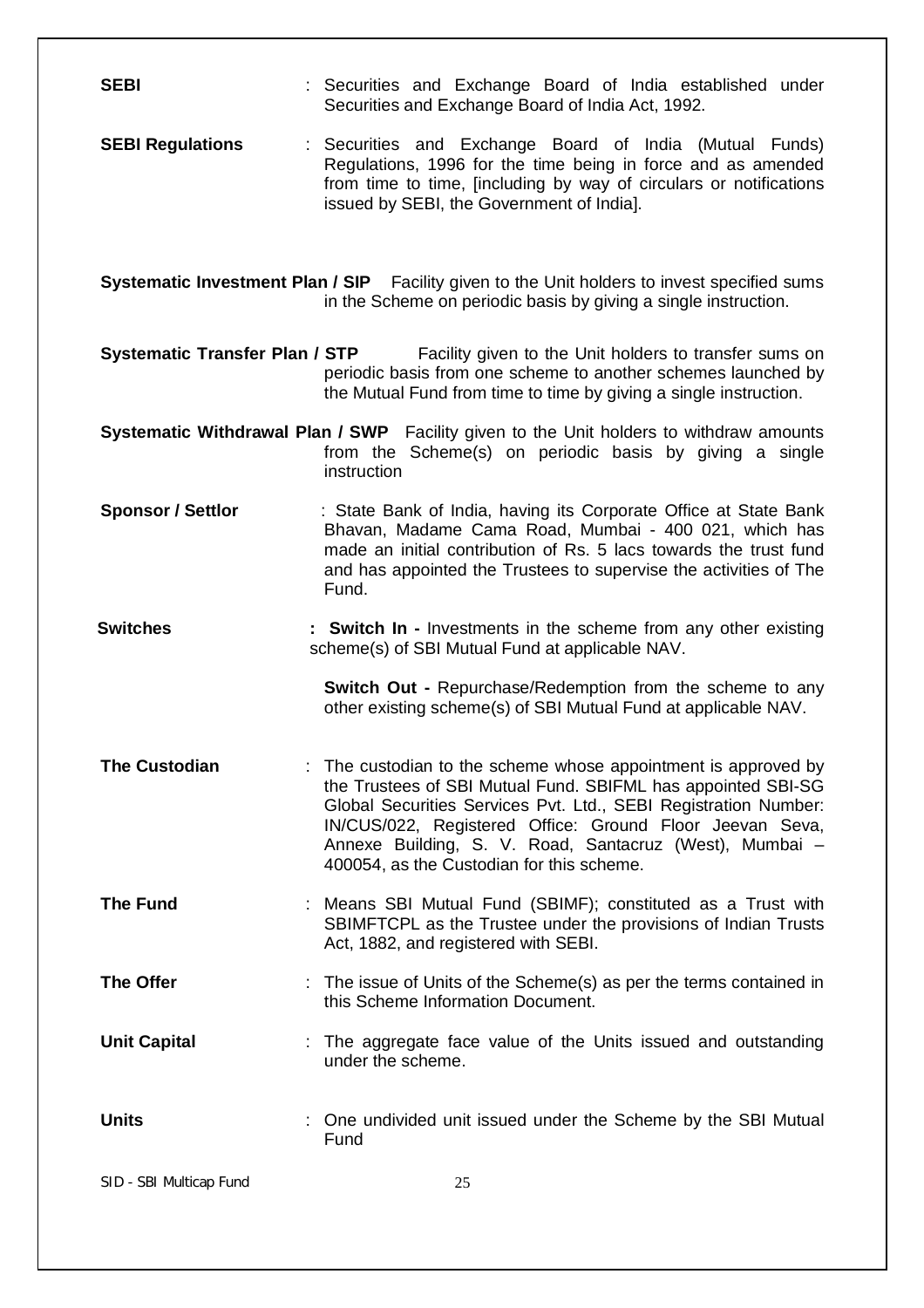**SEBI** : Securities and Exchange Board of India established under Securities and Exchange Board of India Act, 1992.

**SEBI Regulations** : Securities and Exchange Board of India (Mutual Funds) Regulations, 1996 for the time being in force and as amended from time to time, [including by way of circulars or notifications issued by SEBI, the Government of India].

**Systematic Investment Plan / SIP** Facility given to the Unit holders to invest specified sums in the Scheme on periodic basis by giving a single instruction.

**Systematic Transfer Plan / STP** Facility given to the Unit holders to transfer sums on periodic basis from one scheme to another schemes launched by the Mutual Fund from time to time by giving a single instruction.

**Systematic Withdrawal Plan / SWP** Facility given to the Unit holders to withdraw amounts from the Scheme(s) on periodic basis by giving a single instruction

**Sponsor / Settlor** : State Bank of India, having its Corporate Office at State Bank Bhavan, Madame Cama Road, Mumbai - 400 021, which has made an initial contribution of Rs. 5 lacs towards the trust fund and has appointed the Trustees to supervise the activities of The Fund.

**Switches** : **Switch In -** Investments in the scheme from any other existing scheme(s) of SBI Mutual Fund at applicable NAV.

**Switch Out -** Repurchase/Redemption from the scheme to any other existing scheme(s) of SBI Mutual Fund at applicable NAV.

**The Custodian** : The custodian to the scheme whose appointment is approved by the Trustees of SBI Mutual Fund. SBIFML has appointed SBI-SG Global Securities Services Pvt. Ltd., SEBI Registration Number: IN/CUS/022, Registered Office: Ground Floor Jeevan Seva, Annexe Building, S. V. Road, Santacruz (West), Mumbai – 400054, as the Custodian for this scheme.

**The Fund** : Means SBI Mutual Fund (SBIMF); constituted as a Trust with SBIMFTCPL as the Trustee under the provisions of Indian Trusts Act, 1882, and registered with SEBI.

**The Offer** : The issue of Units of the Scheme(s) as per the terms contained in this Scheme Information Document.

**Unit Capital** : The aggregate face value of the Units issued and outstanding under the scheme.

**Units** : One undivided unit issued under the Scheme by the SBI Mutual Fund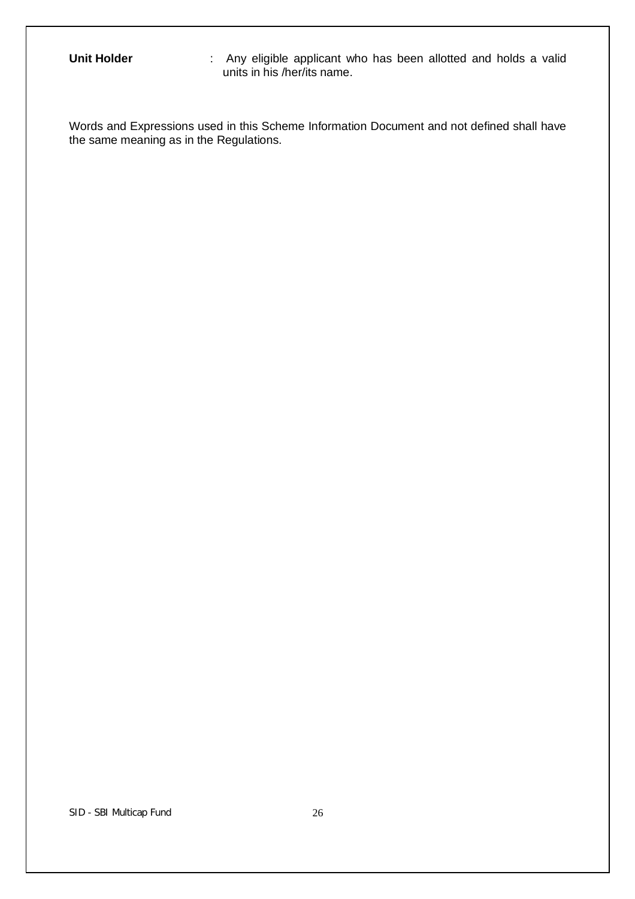| | | |
|---|---|---|
| **Unit Holder** | : | Any eligible applicant who has been allotted and holds a valid units in his /her/its name. |

Words and Expressions used in this Scheme Information Document and not defined shall have the same meaning as in the Regulations.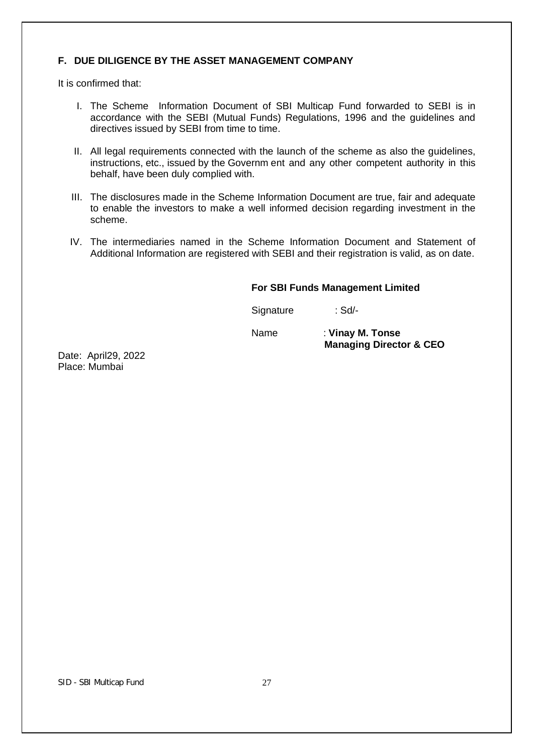## F. DUE DILIGENCE BY THE ASSET MANAGEMENT COMPANY

It is confirmed that:

I. The Scheme Information Document of SBI Multicap Fund forwarded to SEBI is in accordance with the SEBI (Mutual Funds) Regulations, 1996 and the guidelines and directives issued by SEBI from time to time.

II. All legal requirements connected with the launch of the scheme as also the guidelines, instructions, etc., issued by the Governm ent and any other competent authority in this behalf, have been duly complied with.

III. The disclosures made in the Scheme Information Document are true, fair and adequate to enable the investors to make a well informed decision regarding investment in the scheme.

IV. The intermediaries named in the Scheme Information Document and Statement of Additional Information are registered with SEBI and their registration is valid, as on date.

**For SBI Funds Management Limited**

Signature : Sd/-

Name : **Vinay M. Tonse**
**Managing Director & CEO**

Date: April29, 2022
Place: Mumbai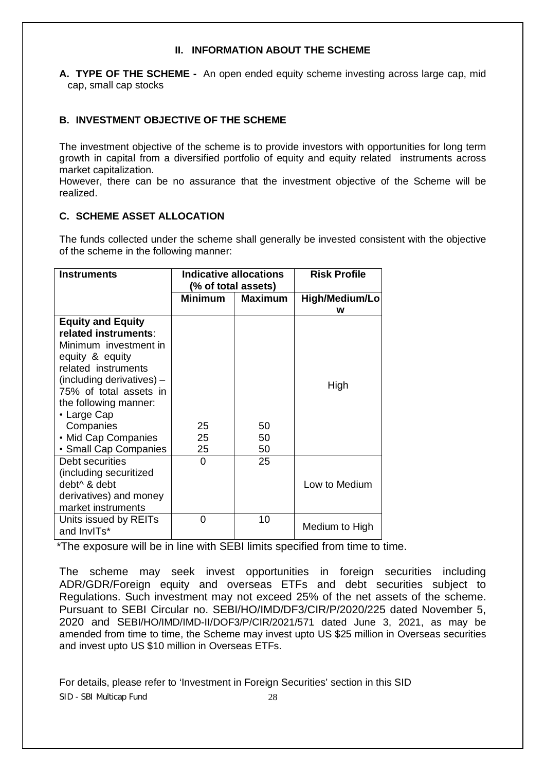## II. INFORMATION ABOUT THE SCHEME

**A. TYPE OF THE SCHEME -** An open ended equity scheme investing across large cap, mid cap, small cap stocks

### B. INVESTMENT OBJECTIVE OF THE SCHEME

The investment objective of the scheme is to provide investors with opportunities for long term growth in capital from a diversified portfolio of equity and equity related instruments across market capitalization.

However, there can be no assurance that the investment objective of the Scheme will be realized.

### C. SCHEME ASSET ALLOCATION

The funds collected under the scheme shall generally be invested consistent with the objective of the scheme in the following manner:

| Instruments | Indicative allocations (% of total assets) | | Risk Profile |
|---|---|---|---|
| | **Minimum** | **Maximum** | **High/Medium/Low** |
| **Equity and Equity related instruments**: Minimum investment in equity & equity related instruments (including derivatives) – 75% of total assets in the following manner: | | | High |
| • Large Cap Companies | 25 | 50 | |
| • Mid Cap Companies | 25 | 50 | |
| • Small Cap Companies | 25 | 50 | |
| Debt securities (including securitized debt^ & debt derivatives) and money market instruments | 0 | 25 | Low to Medium |
| Units issued by REITs and InvITs* | 0 | 10 | Medium to High |

*The exposure will be in line with SEBI limits specified from time to time.

The scheme may seek invest opportunities in foreign securities including ADR/GDR/Foreign equity and overseas ETFs and debt securities subject to Regulations. Such investment may not exceed 25% of the net assets of the scheme. Pursuant to SEBI Circular no. SEBI/HO/IMD/DF3/CIR/P/2020/225 dated November 5, 2020 and SEBI/HO/IMD/IMD-II/DOF3/P/CIR/2021/571 dated June 3, 2021, as may be amended from time to time, the Scheme may invest upto US $25 million in Overseas securities and invest upto US $10 million in Overseas ETFs.

For details, please refer to 'Investment in Foreign Securities' section in this SID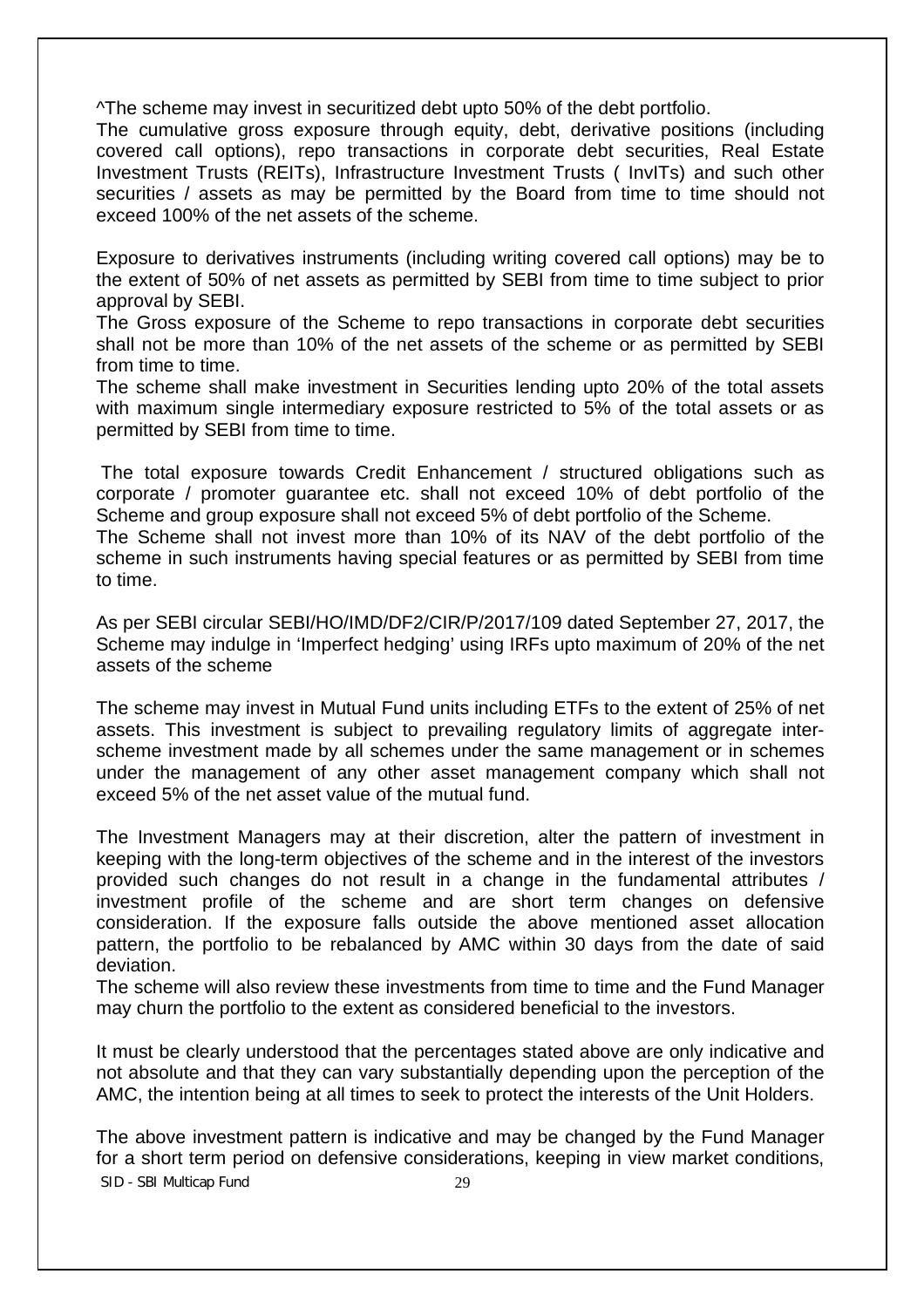^The scheme may invest in securitized debt upto 50% of the debt portfolio.
The cumulative gross exposure through equity, debt, derivative positions (including covered call options), repo transactions in corporate debt securities, Real Estate Investment Trusts (REITs), Infrastructure Investment Trusts ( InvITs) and such other securities / assets as may be permitted by the Board from time to time should not exceed 100% of the net assets of the scheme.

Exposure to derivatives instruments (including writing covered call options) may be to the extent of 50% of net assets as permitted by SEBI from time to time subject to prior approval by SEBI.
The Gross exposure of the Scheme to repo transactions in corporate debt securities shall not be more than 10% of the net assets of the scheme or as permitted by SEBI from time to time.
The scheme shall make investment in Securities lending upto 20% of the total assets with maximum single intermediary exposure restricted to 5% of the total assets or as permitted by SEBI from time to time.

The total exposure towards Credit Enhancement / structured obligations such as corporate / promoter guarantee etc. shall not exceed 10% of debt portfolio of the Scheme and group exposure shall not exceed 5% of debt portfolio of the Scheme.
The Scheme shall not invest more than 10% of its NAV of the debt portfolio of the scheme in such instruments having special features or as permitted by SEBI from time to time.

As per SEBI circular SEBI/HO/IMD/DF2/CIR/P/2017/109 dated September 27, 2017, the Scheme may indulge in 'Imperfect hedging' using IRFs upto maximum of 20% of the net assets of the scheme

The scheme may invest in Mutual Fund units including ETFs to the extent of 25% of net assets. This investment is subject to prevailing regulatory limits of aggregate inter-scheme investment made by all schemes under the same management or in schemes under the management of any other asset management company which shall not exceed 5% of the net asset value of the mutual fund.

The Investment Managers may at their discretion, alter the pattern of investment in keeping with the long-term objectives of the scheme and in the interest of the investors provided such changes do not result in a change in the fundamental attributes / investment profile of the scheme and are short term changes on defensive consideration. If the exposure falls outside the above mentioned asset allocation pattern, the portfolio to be rebalanced by AMC within 30 days from the date of said deviation.
The scheme will also review these investments from time to time and the Fund Manager may churn the portfolio to the extent as considered beneficial to the investors.

It must be clearly understood that the percentages stated above are only indicative and not absolute and that they can vary substantially depending upon the perception of the AMC, the intention being at all times to seek to protect the interests of the Unit Holders.

The above investment pattern is indicative and may be changed by the Fund Manager for a short term period on defensive considerations, keeping in view market conditions,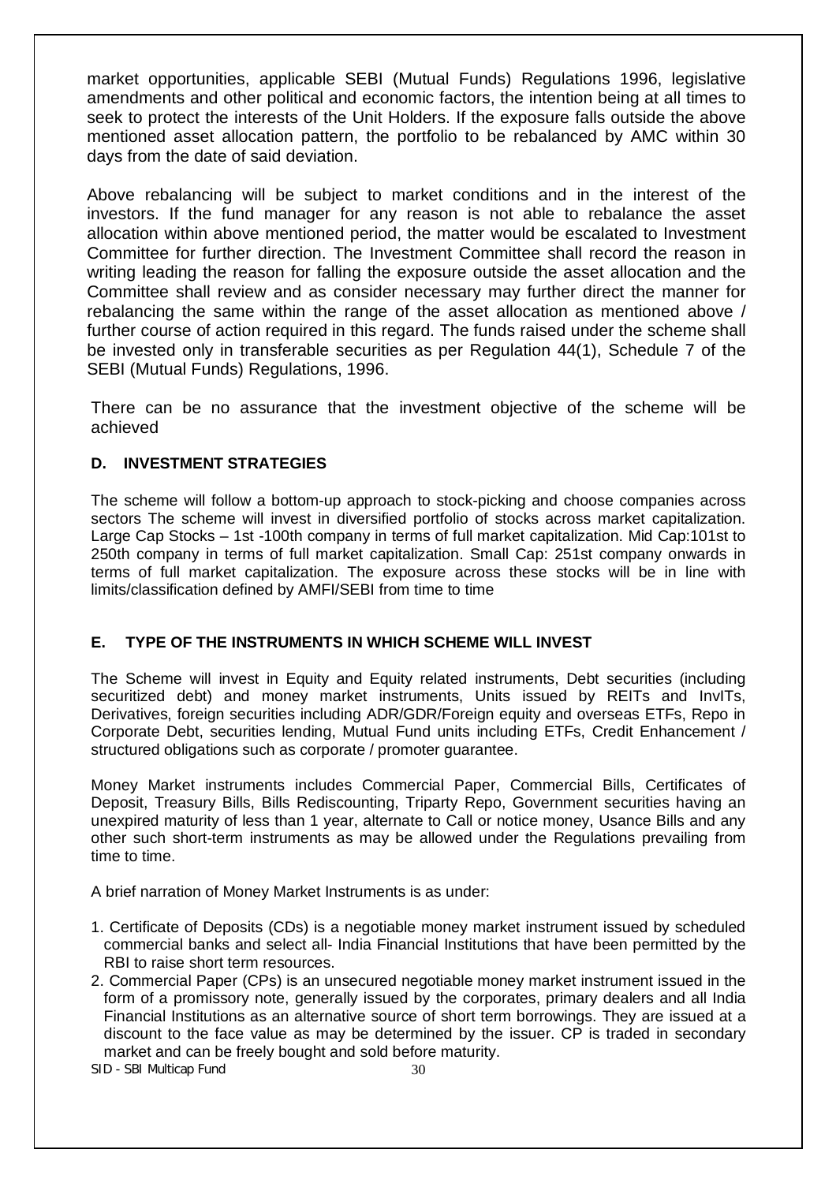market opportunities, applicable SEBI (Mutual Funds) Regulations 1996, legislative amendments and other political and economic factors, the intention being at all times to seek to protect the interests of the Unit Holders. If the exposure falls outside the above mentioned asset allocation pattern, the portfolio to be rebalanced by AMC within 30 days from the date of said deviation.

Above rebalancing will be subject to market conditions and in the interest of the investors. If the fund manager for any reason is not able to rebalance the asset allocation within above mentioned period, the matter would be escalated to Investment Committee for further direction. The Investment Committee shall record the reason in writing leading the reason for falling the exposure outside the asset allocation and the Committee shall review and as consider necessary may further direct the manner for rebalancing the same within the range of the asset allocation as mentioned above / further course of action required in this regard. The funds raised under the scheme shall be invested only in transferable securities as per Regulation 44(1), Schedule 7 of the SEBI (Mutual Funds) Regulations, 1996.

There can be no assurance that the investment objective of the scheme will be achieved

### D. INVESTMENT STRATEGIES

The scheme will follow a bottom-up approach to stock-picking and choose companies across sectors The scheme will invest in diversified portfolio of stocks across market capitalization. Large Cap Stocks – 1st -100th company in terms of full market capitalization. Mid Cap:101st to 250th company in terms of full market capitalization. Small Cap: 251st company onwards in terms of full market capitalization. The exposure across these stocks will be in line with limits/classification defined by AMFI/SEBI from time to time

### E. TYPE OF THE INSTRUMENTS IN WHICH SCHEME WILL INVEST

The Scheme will invest in Equity and Equity related instruments, Debt securities (including securitized debt) and money market instruments, Units issued by REITs and InvITs, Derivatives, foreign securities including ADR/GDR/Foreign equity and overseas ETFs, Repo in Corporate Debt, securities lending, Mutual Fund units including ETFs, Credit Enhancement / structured obligations such as corporate / promoter guarantee.

Money Market instruments includes Commercial Paper, Commercial Bills, Certificates of Deposit, Treasury Bills, Bills Rediscounting, Triparty Repo, Government securities having an unexpired maturity of less than 1 year, alternate to Call or notice money, Usance Bills and any other such short-term instruments as may be allowed under the Regulations prevailing from time to time.

A brief narration of Money Market Instruments is as under:

1. Certificate of Deposits (CDs) is a negotiable money market instrument issued by scheduled commercial banks and select all- India Financial Institutions that have been permitted by the RBI to raise short term resources.
2. Commercial Paper (CPs) is an unsecured negotiable money market instrument issued in the form of a promissory note, generally issued by the corporates, primary dealers and all India Financial Institutions as an alternative source of short term borrowings. They are issued at a discount to the face value as may be determined by the issuer. CP is traded in secondary market and can be freely bought and sold before maturity.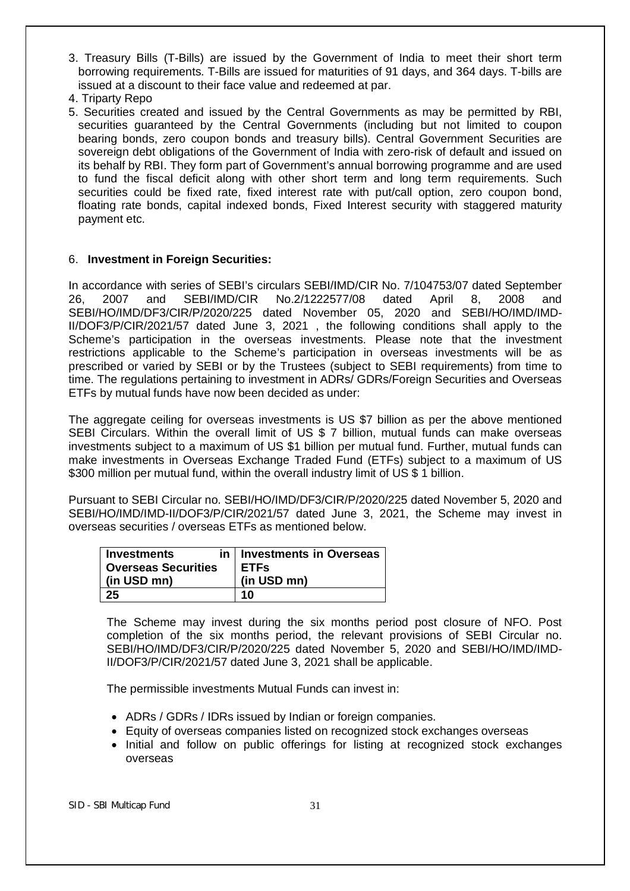3. Treasury Bills (T-Bills) are issued by the Government of India to meet their short term borrowing requirements. T-Bills are issued for maturities of 91 days, and 364 days. T-bills are issued at a discount to their face value and redeemed at par.
4. Triparty Repo
5. Securities created and issued by the Central Governments as may be permitted by RBI, securities guaranteed by the Central Governments (including but not limited to coupon bearing bonds, zero coupon bonds and treasury bills). Central Government Securities are sovereign debt obligations of the Government of India with zero-risk of default and issued on its behalf by RBI. They form part of Government's annual borrowing programme and are used to fund the fiscal deficit along with other short term and long term requirements. Such securities could be fixed rate, fixed interest rate with put/call option, zero coupon bond, floating rate bonds, capital indexed bonds, Fixed Interest security with staggered maturity payment etc.

6. **Investment in Foreign Securities:**

In accordance with series of SEBI's circulars SEBI/IMD/CIR No. 7/104753/07 dated September 26, 2007 and SEBI/IMD/CIR No.2/1222577/08 dated April 8, 2008 and SEBI/HO/IMD/DF3/CIR/P/2020/225 dated November 05, 2020 and SEBI/HO/IMD/IMD-II/DOF3/P/CIR/2021/57 dated June 3, 2021 , the following conditions shall apply to the Scheme's participation in the overseas investments. Please note that the investment restrictions applicable to the Scheme's participation in overseas investments will be as prescribed or varied by SEBI or by the Trustees (subject to SEBI requirements) from time to time. The regulations pertaining to investment in ADRs/ GDRs/Foreign Securities and Overseas ETFs by mutual funds have now been decided as under:

The aggregate ceiling for overseas investments is US $7 billion as per the above mentioned SEBI Circulars. Within the overall limit of US $ 7 billion, mutual funds can make overseas investments subject to a maximum of US $1 billion per mutual fund. Further, mutual funds can make investments in Overseas Exchange Traded Fund (ETFs) subject to a maximum of US $300 million per mutual fund, within the overall industry limit of US $ 1 billion.

Pursuant to SEBI Circular no. SEBI/HO/IMD/DF3/CIR/P/2020/225 dated November 5, 2020 and SEBI/HO/IMD/IMD-II/DOF3/P/CIR/2021/57 dated June 3, 2021, the Scheme may invest in overseas securities / overseas ETFs as mentioned below.

| Investments in Overseas Securities (in USD mn) | Investments in Overseas ETFs (in USD mn) |
|---|---|
| 25 | 10 |

The Scheme may invest during the six months period post closure of NFO. Post completion of the six months period, the relevant provisions of SEBI Circular no. SEBI/HO/IMD/DF3/CIR/P/2020/225 dated November 5, 2020 and SEBI/HO/IMD/IMD-II/DOF3/P/CIR/2021/57 dated June 3, 2021 shall be applicable.

The permissible investments Mutual Funds can invest in:

- ADRs / GDRs / IDRs issued by Indian or foreign companies.
- Equity of overseas companies listed on recognized stock exchanges overseas
- Initial and follow on public offerings for listing at recognized stock exchanges overseas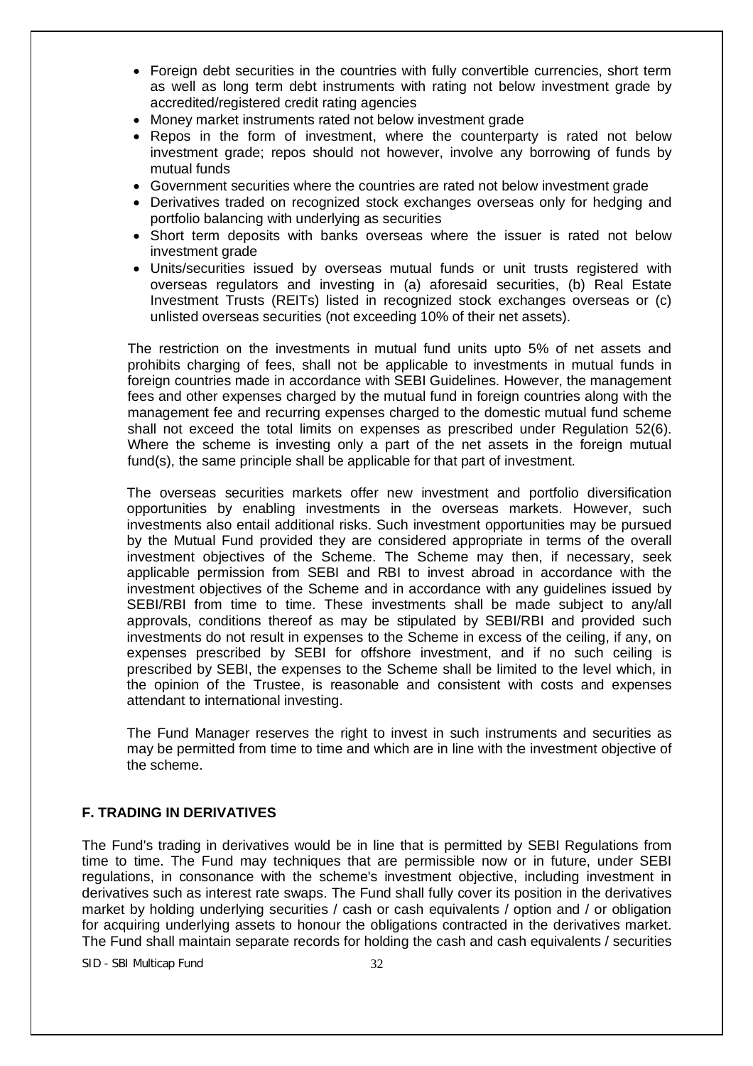- Foreign debt securities in the countries with fully convertible currencies, short term as well as long term debt instruments with rating not below investment grade by accredited/registered credit rating agencies
- Money market instruments rated not below investment grade
- Repos in the form of investment, where the counterparty is rated not below investment grade; repos should not however, involve any borrowing of funds by mutual funds
- Government securities where the countries are rated not below investment grade
- Derivatives traded on recognized stock exchanges overseas only for hedging and portfolio balancing with underlying as securities
- Short term deposits with banks overseas where the issuer is rated not below investment grade
- Units/securities issued by overseas mutual funds or unit trusts registered with overseas regulators and investing in (a) aforesaid securities, (b) Real Estate Investment Trusts (REITs) listed in recognized stock exchanges overseas or (c) unlisted overseas securities (not exceeding 10% of their net assets).

The restriction on the investments in mutual fund units upto 5% of net assets and prohibits charging of fees, shall not be applicable to investments in mutual funds in foreign countries made in accordance with SEBI Guidelines. However, the management fees and other expenses charged by the mutual fund in foreign countries along with the management fee and recurring expenses charged to the domestic mutual fund scheme shall not exceed the total limits on expenses as prescribed under Regulation 52(6). Where the scheme is investing only a part of the net assets in the foreign mutual fund(s), the same principle shall be applicable for that part of investment.

The overseas securities markets offer new investment and portfolio diversification opportunities by enabling investments in the overseas markets. However, such investments also entail additional risks. Such investment opportunities may be pursued by the Mutual Fund provided they are considered appropriate in terms of the overall investment objectives of the Scheme. The Scheme may then, if necessary, seek applicable permission from SEBI and RBI to invest abroad in accordance with the investment objectives of the Scheme and in accordance with any guidelines issued by SEBI/RBI from time to time. These investments shall be made subject to any/all approvals, conditions thereof as may be stipulated by SEBI/RBI and provided such investments do not result in expenses to the Scheme in excess of the ceiling, if any, on expenses prescribed by SEBI for offshore investment, and if no such ceiling is prescribed by SEBI, the expenses to the Scheme shall be limited to the level which, in the opinion of the Trustee, is reasonable and consistent with costs and expenses attendant to international investing.

The Fund Manager reserves the right to invest in such instruments and securities as may be permitted from time to time and which are in line with the investment objective of the scheme.

## F. TRADING IN DERIVATIVES

The Fund's trading in derivatives would be in line that is permitted by SEBI Regulations from time to time. The Fund may techniques that are permissible now or in future, under SEBI regulations, in consonance with the scheme's investment objective, including investment in derivatives such as interest rate swaps. The Fund shall fully cover its position in the derivatives market by holding underlying securities / cash or cash equivalents / option and / or obligation for acquiring underlying assets to honour the obligations contracted in the derivatives market. The Fund shall maintain separate records for holding the cash and cash equivalents / securities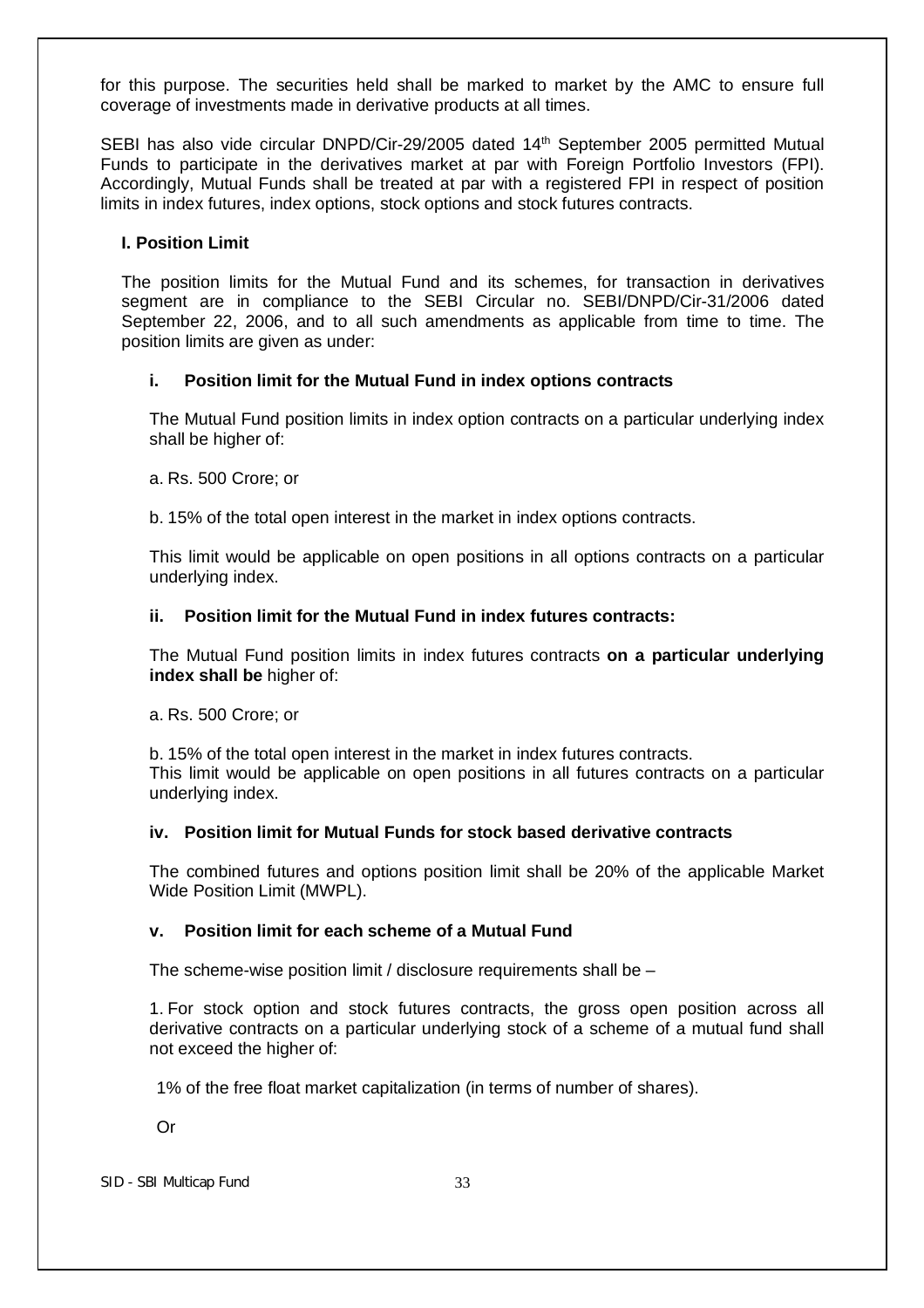for this purpose. The securities held shall be marked to market by the AMC to ensure full coverage of investments made in derivative products at all times.

SEBI has also vide circular DNPD/Cir-29/2005 dated 14th September 2005 permitted Mutual Funds to participate in the derivatives market at par with Foreign Portfolio Investors (FPI). Accordingly, Mutual Funds shall be treated at par with a registered FPI in respect of position limits in index futures, index options, stock options and stock futures contracts.

**I. Position Limit**

The position limits for the Mutual Fund and its schemes, for transaction in derivatives segment are in compliance to the SEBI Circular no. SEBI/DNPD/Cir-31/2006 dated September 22, 2006, and to all such amendments as applicable from time to time. The position limits are given as under:

**i. Position limit for the Mutual Fund in index options contracts**

The Mutual Fund position limits in index option contracts on a particular underlying index shall be higher of:

a. Rs. 500 Crore; or

b. 15% of the total open interest in the market in index options contracts.

This limit would be applicable on open positions in all options contracts on a particular underlying index.

**ii. Position limit for the Mutual Fund in index futures contracts:**

The Mutual Fund position limits in index futures contracts **on a particular underlying index shall be** higher of:

a. Rs. 500 Crore; or

b. 15% of the total open interest in the market in index futures contracts.
This limit would be applicable on open positions in all futures contracts on a particular underlying index.

**iv. Position limit for Mutual Funds for stock based derivative contracts**

The combined futures and options position limit shall be 20% of the applicable Market Wide Position Limit (MWPL).

**v. Position limit for each scheme of a Mutual Fund**

The scheme-wise position limit / disclosure requirements shall be –

1. For stock option and stock futures contracts, the gross open position across all derivative contracts on a particular underlying stock of a scheme of a mutual fund shall not exceed the higher of:

1% of the free float market capitalization (in terms of number of shares).

Or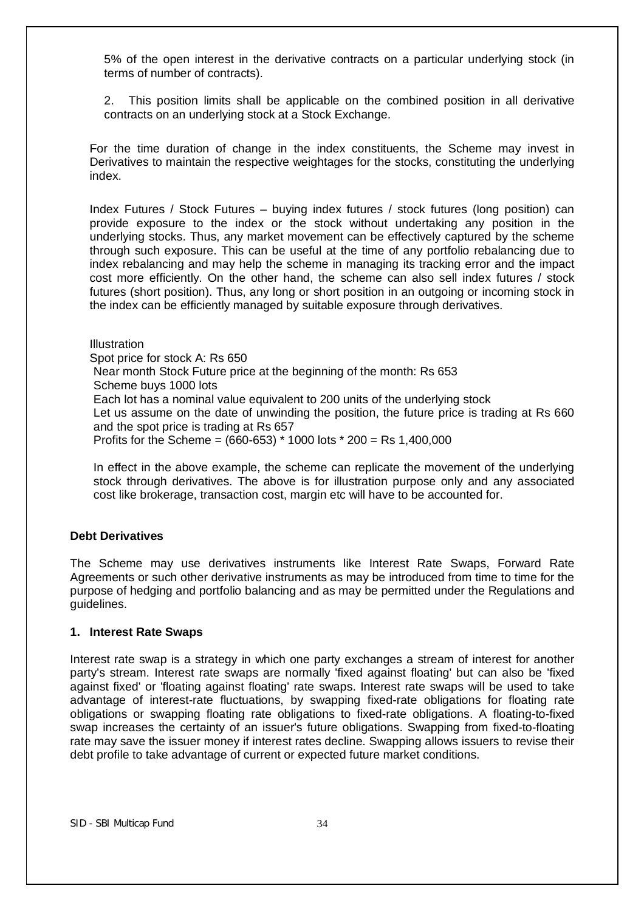5% of the open interest in the derivative contracts on a particular underlying stock (in terms of number of contracts).

2. This position limits shall be applicable on the combined position in all derivative contracts on an underlying stock at a Stock Exchange.

For the time duration of change in the index constituents, the Scheme may invest in Derivatives to maintain the respective weightages for the stocks, constituting the underlying index.

Index Futures / Stock Futures – buying index futures / stock futures (long position) can provide exposure to the index or the stock without undertaking any position in the underlying stocks. Thus, any market movement can be effectively captured by the scheme through such exposure. This can be useful at the time of any portfolio rebalancing due to index rebalancing and may help the scheme in managing its tracking error and the impact cost more efficiently. On the other hand, the scheme can also sell index futures / stock futures (short position). Thus, any long or short position in an outgoing or incoming stock in the index can be efficiently managed by suitable exposure through derivatives.

Illustration
Spot price for stock A: Rs 650
Near month Stock Future price at the beginning of the month: Rs 653
Scheme buys 1000 lots
Each lot has a nominal value equivalent to 200 units of the underlying stock
Let us assume on the date of unwinding the position, the future price is trading at Rs 660 and the spot price is trading at Rs 657
Profits for the Scheme = (660-653) * 1000 lots * 200 = Rs 1,400,000

In effect in the above example, the scheme can replicate the movement of the underlying stock through derivatives. The above is for illustration purpose only and any associated cost like brokerage, transaction cost, margin etc will have to be accounted for.

**Debt Derivatives**

The Scheme may use derivatives instruments like Interest Rate Swaps, Forward Rate Agreements or such other derivative instruments as may be introduced from time to time for the purpose of hedging and portfolio balancing and as may be permitted under the Regulations and guidelines.

**1. Interest Rate Swaps**

Interest rate swap is a strategy in which one party exchanges a stream of interest for another party's stream. Interest rate swaps are normally 'fixed against floating' but can also be 'fixed against fixed' or 'floating against floating' rate swaps. Interest rate swaps will be used to take advantage of interest-rate fluctuations, by swapping fixed-rate obligations for floating rate obligations or swapping floating rate obligations to fixed-rate obligations. A floating-to-fixed swap increases the certainty of an issuer's future obligations. Swapping from fixed-to-floating rate may save the issuer money if interest rates decline. Swapping allows issuers to revise their debt profile to take advantage of current or expected future market conditions.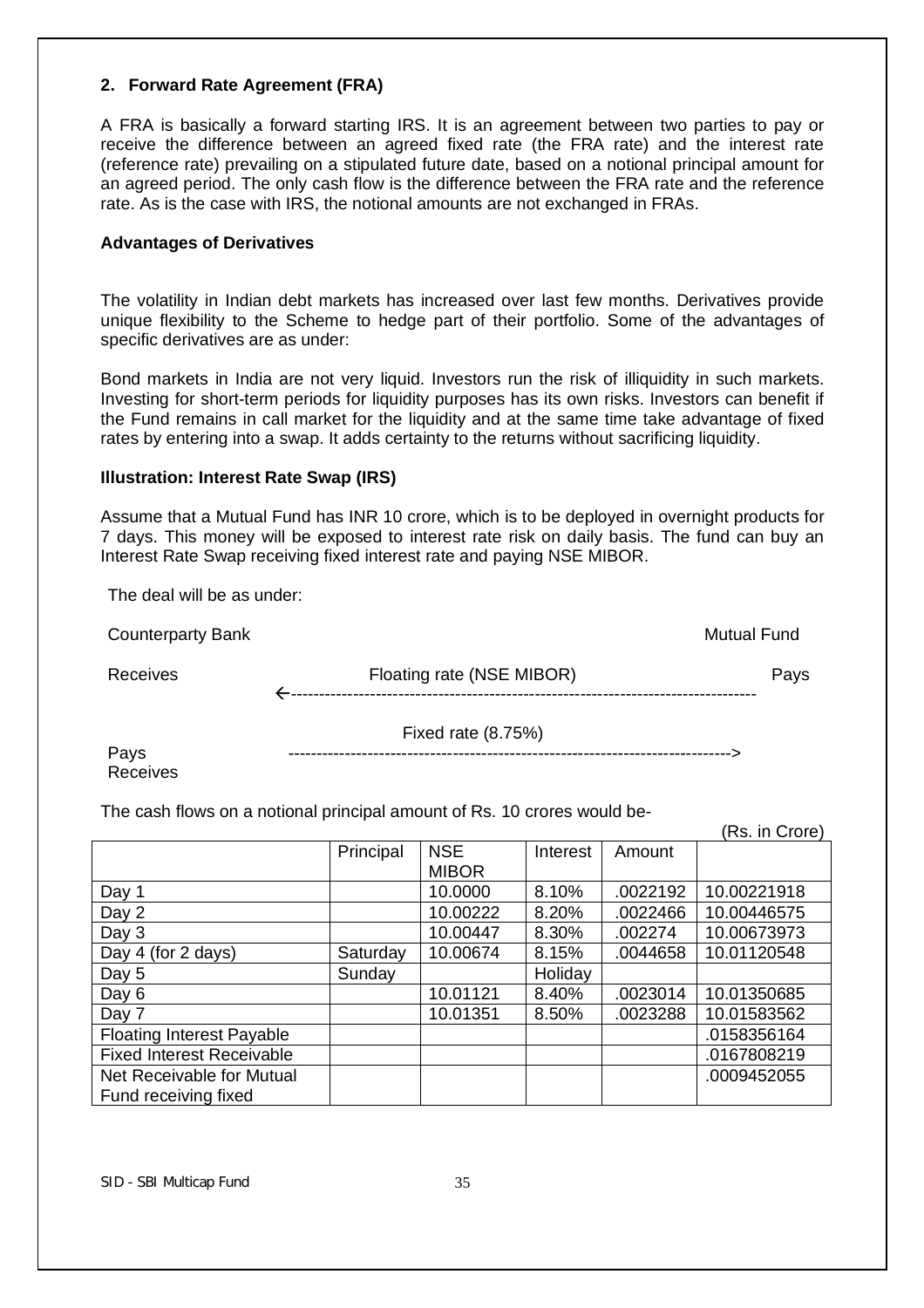### 2. Forward Rate Agreement (FRA)

A FRA is basically a forward starting IRS. It is an agreement between two parties to pay or receive the difference between an agreed fixed rate (the FRA rate) and the interest rate (reference rate) prevailing on a stipulated future date, based on a notional principal amount for an agreed period. The only cash flow is the difference between the FRA rate and the reference rate. As is the case with IRS, the notional amounts are not exchanged in FRAs.

#### Advantages of Derivatives

The volatility in Indian debt markets has increased over last few months. Derivatives provide unique flexibility to the Scheme to hedge part of their portfolio. Some of the advantages of specific derivatives are as under:

Bond markets in India are not very liquid. Investors run the risk of illiquidity in such markets. Investing for short-term periods for liquidity purposes has its own risks. Investors can benefit if the Fund remains in call market for the liquidity and at the same time take advantage of fixed rates by entering into a swap. It adds certainty to the returns without sacrificing liquidity.

#### Illustration: Interest Rate Swap (IRS)

Assume that a Mutual Fund has INR 10 crore, which is to be deployed in overnight products for 7 days. This money will be exposed to interest rate risk on daily basis. The fund can buy an Interest Rate Swap receiving fixed interest rate and paying NSE MIBOR.

The deal will be as under:

| Counterparty Bank | | Mutual Fund |
|---|---|---|
| Receives | Floating rate (NSE MIBOR) ←------------------------------------ | Pays |
| Pays | Fixed rate (8.75%) ------------------------------------> | Receives |

The cash flows on a notional principal amount of Rs. 10 crores would be-

(Rs. in Crore)

| | Principal | NSE MIBOR | Interest | Amount | |
|---|---|---|---|---|---|
| Day 1 | | 10.0000 | 8.10% | .0022192 | 10.00221918 |
| Day 2 | | 10.00222 | 8.20% | .0022466 | 10.00446575 |
| Day 3 | | 10.00447 | 8.30% | .002274 | 10.00673973 |
| Day 4 (for 2 days) | Saturday | 10.00674 | 8.15% | .0044658 | 10.01120548 |
| Day 5 | Sunday | | Holiday | | |
| Day 6 | | 10.01121 | 8.40% | .0023014 | 10.01350685 |
| Day 7 | | 10.01351 | 8.50% | .0023288 | 10.01583562 |
| Floating Interest Payable | | | | | .0158356164 |
| Fixed Interest Receivable | | | | | .0167808219 |
| Net Receivable for Mutual Fund receiving fixed | | | | | .0009452055 |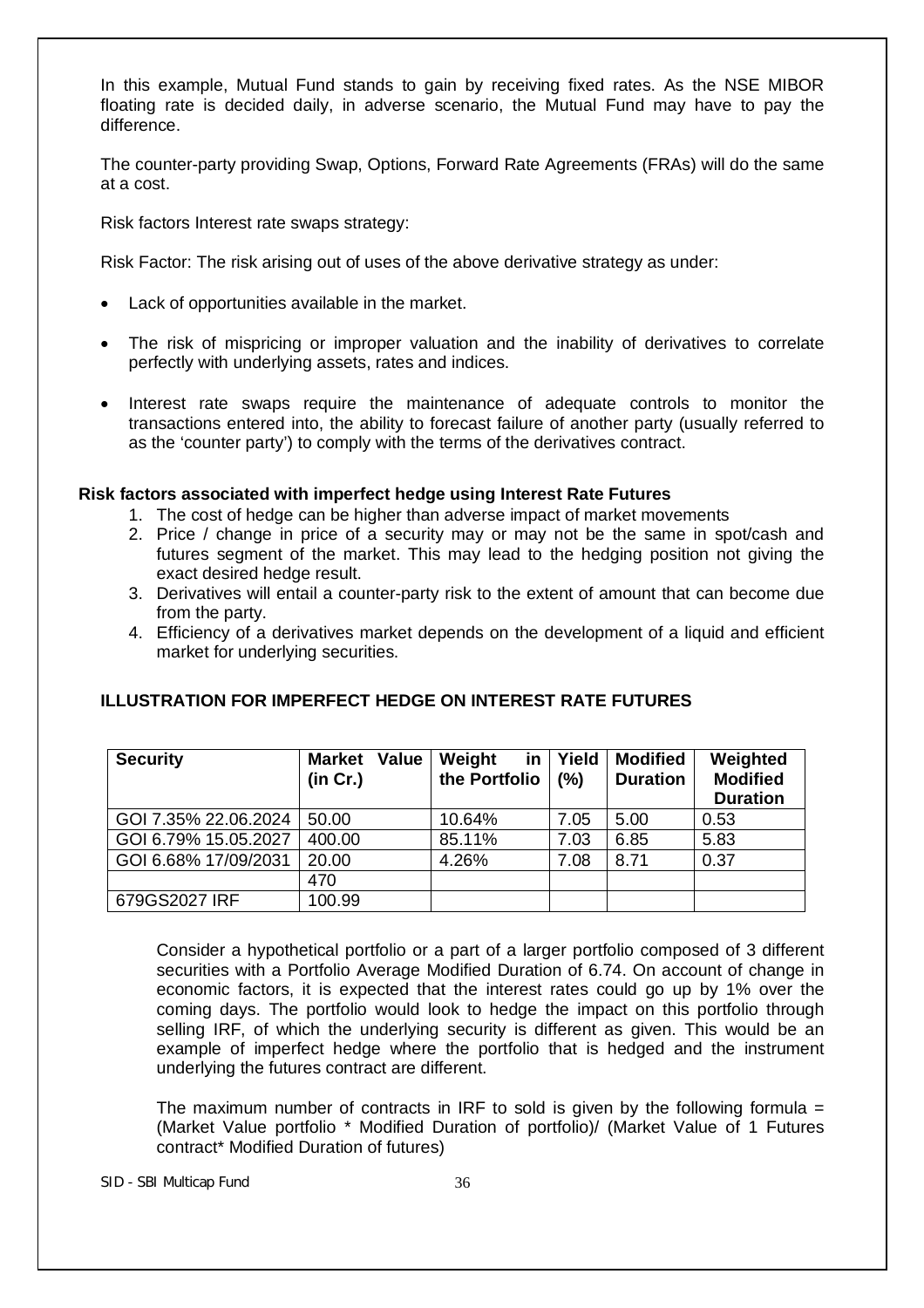In this example, Mutual Fund stands to gain by receiving fixed rates. As the NSE MIBOR floating rate is decided daily, in adverse scenario, the Mutual Fund may have to pay the difference.

The counter-party providing Swap, Options, Forward Rate Agreements (FRAs) will do the same at a cost.

Risk factors Interest rate swaps strategy:

Risk Factor: The risk arising out of uses of the above derivative strategy as under:

- Lack of opportunities available in the market.
- The risk of mispricing or improper valuation and the inability of derivatives to correlate perfectly with underlying assets, rates and indices.
- Interest rate swaps require the maintenance of adequate controls to monitor the transactions entered into, the ability to forecast failure of another party (usually referred to as the 'counter party') to comply with the terms of the derivatives contract.

**Risk factors associated with imperfect hedge using Interest Rate Futures**

1. The cost of hedge can be higher than adverse impact of market movements
2. Price / change in price of a security may or may not be the same in spot/cash and futures segment of the market. This may lead to the hedging position not giving the exact desired hedge result.
3. Derivatives will entail a counter-party risk to the extent of amount that can become due from the party.
4. Efficiency of a derivatives market depends on the development of a liquid and efficient market for underlying securities.

**ILLUSTRATION FOR IMPERFECT HEDGE ON INTEREST RATE FUTURES**

| Security | Market Value (in Cr.) | Weight in the Portfolio | Yield (%) | Modified Duration | Weighted Modified Duration |
|---|---|---|---|---|---|
| GOI 7.35% 22.06.2024 | 50.00 | 10.64% | 7.05 | 5.00 | 0.53 |
| GOI 6.79% 15.05.2027 | 400.00 | 85.11% | 7.03 | 6.85 | 5.83 |
| GOI 6.68% 17/09/2031 | 20.00 | 4.26% | 7.08 | 8.71 | 0.37 |
| | 470 | | | | |
| 679GS2027 IRF | 100.99 | | | | |

Consider a hypothetical portfolio or a part of a larger portfolio composed of 3 different securities with a Portfolio Average Modified Duration of 6.74. On account of change in economic factors, it is expected that the interest rates could go up by 1% over the coming days. The portfolio would look to hedge the impact on this portfolio through selling IRF, of which the underlying security is different as given. This would be an example of imperfect hedge where the portfolio that is hedged and the instrument underlying the futures contract are different.

The maximum number of contracts in IRF to sold is given by the following formula = (Market Value portfolio * Modified Duration of portfolio)/ (Market Value of 1 Futures contract* Modified Duration of futures)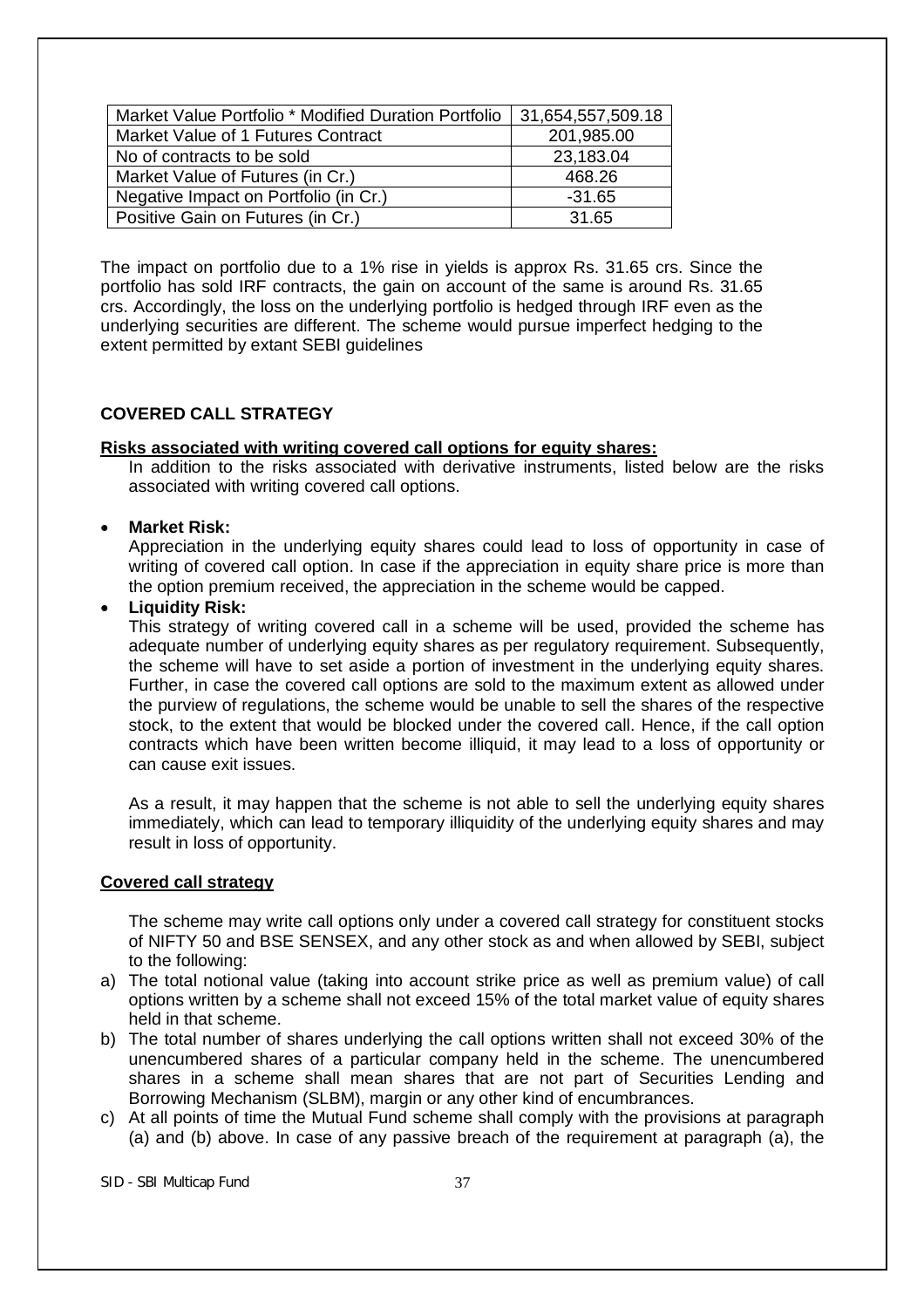| Market Value Portfolio * Modified Duration Portfolio | 31,654,557,509.18 |
|---|---|
| Market Value of 1 Futures Contract | 201,985.00 |
| No of contracts to be sold | 23,183.04 |
| Market Value of Futures (in Cr.) | 468.26 |
| Negative Impact on Portfolio (in Cr.) | -31.65 |
| Positive Gain on Futures (in Cr.) | 31.65 |

The impact on portfolio due to a 1% rise in yields is approx Rs. 31.65 crs. Since the portfolio has sold IRF contracts, the gain on account of the same is around Rs. 31.65 crs. Accordingly, the loss on the underlying portfolio is hedged through IRF even as the underlying securities are different. The scheme would pursue imperfect hedging to the extent permitted by extant SEBI guidelines

**COVERED CALL STRATEGY**

**Risks associated with writing covered call options for equity shares:**

In addition to the risks associated with derivative instruments, listed below are the risks associated with writing covered call options.

- **Market Risk:**
  Appreciation in the underlying equity shares could lead to loss of opportunity in case of writing of covered call option. In case if the appreciation in equity share price is more than the option premium received, the appreciation in the scheme would be capped.
- **Liquidity Risk:**
  This strategy of writing covered call in a scheme will be used, provided the scheme has adequate number of underlying equity shares as per regulatory requirement. Subsequently, the scheme will have to set aside a portion of investment in the underlying equity shares. Further, in case the covered call options are sold to the maximum extent as allowed under the purview of regulations, the scheme would be unable to sell the shares of the respective stock, to the extent that would be blocked under the covered call. Hence, if the call option contracts which have been written become illiquid, it may lead to a loss of opportunity or can cause exit issues.

  As a result, it may happen that the scheme is not able to sell the underlying equity shares immediately, which can lead to temporary illiquidity of the underlying equity shares and may result in loss of opportunity.

**Covered call strategy**

The scheme may write call options only under a covered call strategy for constituent stocks of NIFTY 50 and BSE SENSEX, and any other stock as and when allowed by SEBI, subject to the following:

a) The total notional value (taking into account strike price as well as premium value) of call options written by a scheme shall not exceed 15% of the total market value of equity shares held in that scheme.
b) The total number of shares underlying the call options written shall not exceed 30% of the unencumbered shares of a particular company held in the scheme. The unencumbered shares in a scheme shall mean shares that are not part of Securities Lending and Borrowing Mechanism (SLBM), margin or any other kind of encumbrances.
c) At all points of time the Mutual Fund scheme shall comply with the provisions at paragraph (a) and (b) above. In case of any passive breach of the requirement at paragraph (a), the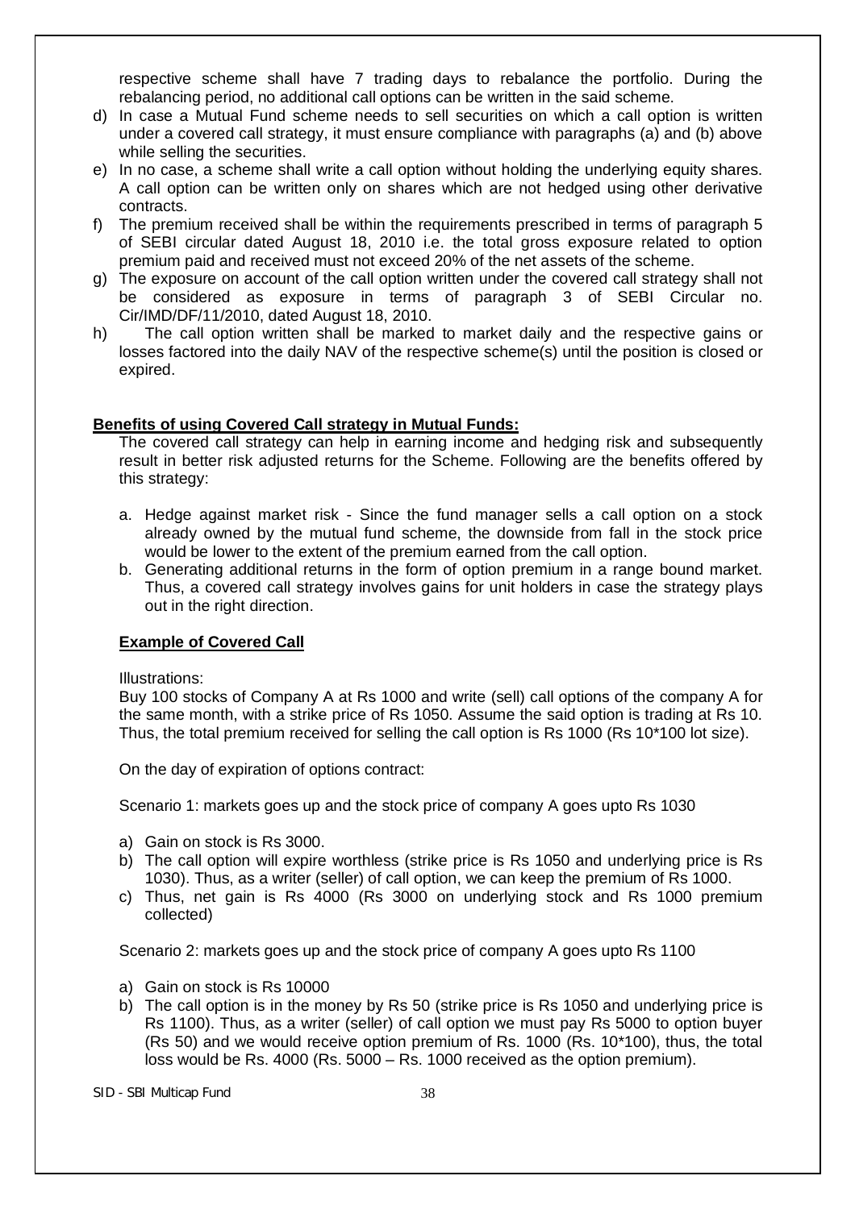respective scheme shall have 7 trading days to rebalance the portfolio. During the rebalancing period, no additional call options can be written in the said scheme.

d) In case a Mutual Fund scheme needs to sell securities on which a call option is written under a covered call strategy, it must ensure compliance with paragraphs (a) and (b) above while selling the securities.
e) In no case, a scheme shall write a call option without holding the underlying equity shares. A call option can be written only on shares which are not hedged using other derivative contracts.
f) The premium received shall be within the requirements prescribed in terms of paragraph 5 of SEBI circular dated August 18, 2010 i.e. the total gross exposure related to option premium paid and received must not exceed 20% of the net assets of the scheme.
g) The exposure on account of the call option written under the covered call strategy shall not be considered as exposure in terms of paragraph 3 of SEBI Circular no. Cir/IMD/DF/11/2010, dated August 18, 2010.
h) The call option written shall be marked to market daily and the respective gains or losses factored into the daily NAV of the respective scheme(s) until the position is closed or expired.

**Benefits of using Covered Call strategy in Mutual Funds:**

The covered call strategy can help in earning income and hedging risk and subsequently result in better risk adjusted returns for the Scheme. Following are the benefits offered by this strategy:

a. Hedge against market risk - Since the fund manager sells a call option on a stock already owned by the mutual fund scheme, the downside from fall in the stock price would be lower to the extent of the premium earned from the call option.
b. Generating additional returns in the form of option premium in a range bound market. Thus, a covered call strategy involves gains for unit holders in case the strategy plays out in the right direction.

**Example of Covered Call**

Illustrations:

Buy 100 stocks of Company A at Rs 1000 and write (sell) call options of the company A for the same month, with a strike price of Rs 1050. Assume the said option is trading at Rs 10. Thus, the total premium received for selling the call option is Rs 1000 (Rs 10*100 lot size).

On the day of expiration of options contract:

Scenario 1: markets goes up and the stock price of company A goes upto Rs 1030

a) Gain on stock is Rs 3000.
b) The call option will expire worthless (strike price is Rs 1050 and underlying price is Rs 1030). Thus, as a writer (seller) of call option, we can keep the premium of Rs 1000.
c) Thus, net gain is Rs 4000 (Rs 3000 on underlying stock and Rs 1000 premium collected)

Scenario 2: markets goes up and the stock price of company A goes upto Rs 1100

a) Gain on stock is Rs 10000
b) The call option is in the money by Rs 50 (strike price is Rs 1050 and underlying price is Rs 1100). Thus, as a writer (seller) of call option we must pay Rs 5000 to option buyer (Rs 50) and we would receive option premium of Rs. 1000 (Rs. 10*100), thus, the total loss would be Rs. 4000 (Rs. 5000 – Rs. 1000 received as the option premium).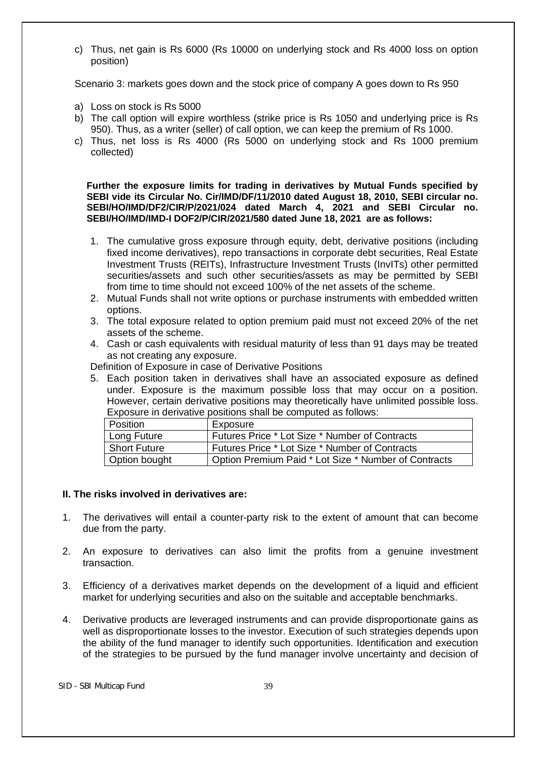c) Thus, net gain is Rs 6000 (Rs 10000 on underlying stock and Rs 4000 loss on option position)

Scenario 3: markets goes down and the stock price of company A goes down to Rs 950

a) Loss on stock is Rs 5000
b) The call option will expire worthless (strike price is Rs 1050 and underlying price is Rs 950). Thus, as a writer (seller) of call option, we can keep the premium of Rs 1000.
c) Thus, net loss is Rs 4000 (Rs 5000 on underlying stock and Rs 1000 premium collected)

**Further the exposure limits for trading in derivatives by Mutual Funds specified by SEBI vide its Circular No. Cir/IMD/DF/11/2010 dated August 18, 2010, SEBI circular no. SEBI/HO/IMD/DF2/CIR/P/2021/024 dated March 4, 2021 and SEBI Circular no. SEBI/HO/IMD/IMD-I DOF2/P/CIR/2021/580 dated June 18, 2021 are as follows:**

1. The cumulative gross exposure through equity, debt, derivative positions (including fixed income derivatives), repo transactions in corporate debt securities, Real Estate Investment Trusts (REITs), Infrastructure Investment Trusts (InvITs) other permitted securities/assets and such other securities/assets as may be permitted by SEBI from time to time should not exceed 100% of the net assets of the scheme.
2. Mutual Funds shall not write options or purchase instruments with embedded written options.
3. The total exposure related to option premium paid must not exceed 20% of the net assets of the scheme.
4. Cash or cash equivalents with residual maturity of less than 91 days may be treated as not creating any exposure.

Definition of Exposure in case of Derivative Positions

5. Each position taken in derivatives shall have an associated exposure as defined under. Exposure is the maximum possible loss that may occur on a position. However, certain derivative positions may theoretically have unlimited possible loss. Exposure in derivative positions shall be computed as follows:

| Position | Exposure |
| --- | --- |
| Long Future | Futures Price * Lot Size * Number of Contracts |
| Short Future | Futures Price * Lot Size * Number of Contracts |
| Option bought | Option Premium Paid * Lot Size * Number of Contracts |

**II. The risks involved in derivatives are:**

1. The derivatives will entail a counter-party risk to the extent of amount that can become due from the party.

2. An exposure to derivatives can also limit the profits from a genuine investment transaction.

3. Efficiency of a derivatives market depends on the development of a liquid and efficient market for underlying securities and also on the suitable and acceptable benchmarks.

4. Derivative products are leveraged instruments and can provide disproportionate gains as well as disproportionate losses to the investor. Execution of such strategies depends upon the ability of the fund manager to identify such opportunities. Identification and execution of the strategies to be pursued by the fund manager involve uncertainty and decision of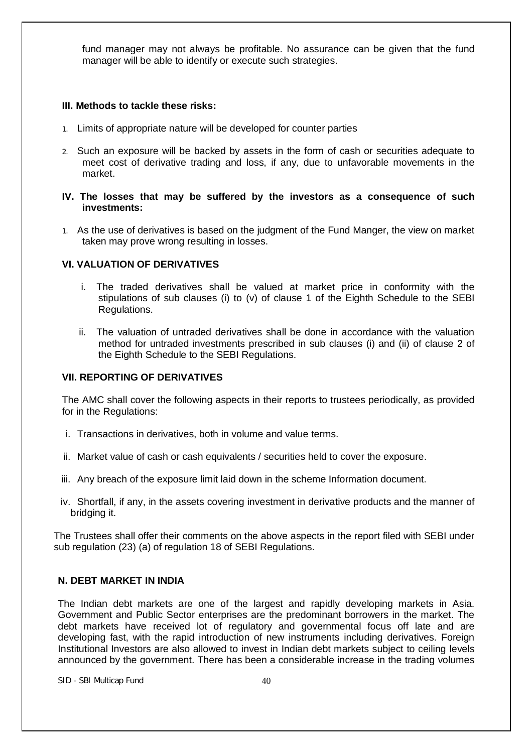fund manager may not always be profitable. No assurance can be given that the fund manager will be able to identify or execute such strategies.

**III. Methods to tackle these risks:**

1. Limits of appropriate nature will be developed for counter parties
2. Such an exposure will be backed by assets in the form of cash or securities adequate to meet cost of derivative trading and loss, if any, due to unfavorable movements in the market.

**IV. The losses that may be suffered by the investors as a consequence of such investments:**

1. As the use of derivatives is based on the judgment of the Fund Manger, the view on market taken may prove wrong resulting in losses.

**VI. VALUATION OF DERIVATIVES**

i. The traded derivatives shall be valued at market price in conformity with the stipulations of sub clauses (i) to (v) of clause 1 of the Eighth Schedule to the SEBI Regulations.

ii. The valuation of untraded derivatives shall be done in accordance with the valuation method for untraded investments prescribed in sub clauses (i) and (ii) of clause 2 of the Eighth Schedule to the SEBI Regulations.

**VII. REPORTING OF DERIVATIVES**

The AMC shall cover the following aspects in their reports to trustees periodically, as provided for in the Regulations:

i. Transactions in derivatives, both in volume and value terms.

ii. Market value of cash or cash equivalents / securities held to cover the exposure.

iii. Any breach of the exposure limit laid down in the scheme Information document.

iv. Shortfall, if any, in the assets covering investment in derivative products and the manner of bridging it.

The Trustees shall offer their comments on the above aspects in the report filed with SEBI under sub regulation (23) (a) of regulation 18 of SEBI Regulations.

**N. DEBT MARKET IN INDIA**

The Indian debt markets are one of the largest and rapidly developing markets in Asia. Government and Public Sector enterprises are the predominant borrowers in the market. The debt markets have received lot of regulatory and governmental focus off late and are developing fast, with the rapid introduction of new instruments including derivatives. Foreign Institutional Investors are also allowed to invest in Indian debt markets subject to ceiling levels announced by the government. There has been a considerable increase in the trading volumes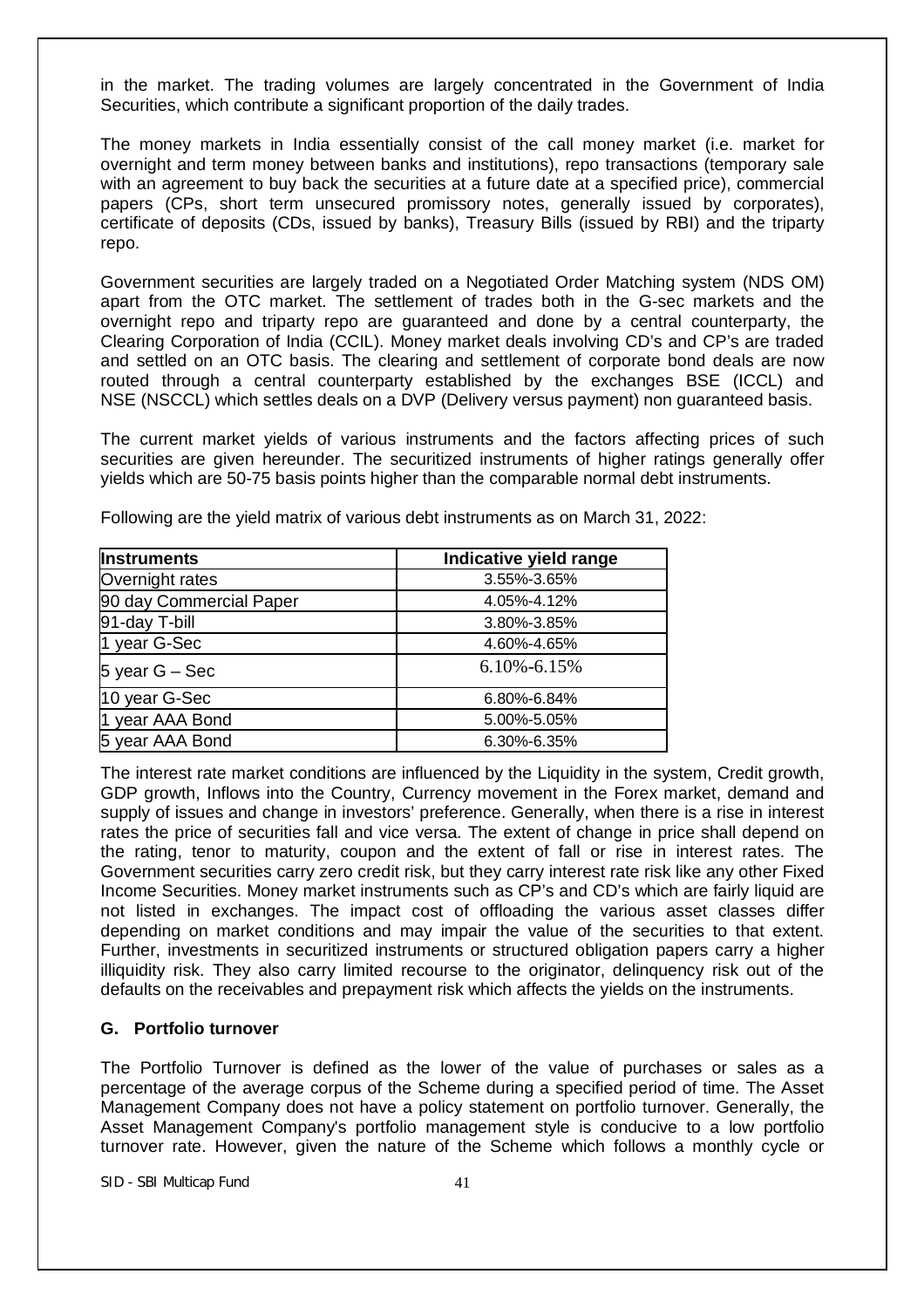in the market. The trading volumes are largely concentrated in the Government of India Securities, which contribute a significant proportion of the daily trades.

The money markets in India essentially consist of the call money market (i.e. market for overnight and term money between banks and institutions), repo transactions (temporary sale with an agreement to buy back the securities at a future date at a specified price), commercial papers (CPs, short term unsecured promissory notes, generally issued by corporates), certificate of deposits (CDs, issued by banks), Treasury Bills (issued by RBI) and the triparty repo.

Government securities are largely traded on a Negotiated Order Matching system (NDS OM) apart from the OTC market. The settlement of trades both in the G-sec markets and the overnight repo and triparty repo are guaranteed and done by a central counterparty, the Clearing Corporation of India (CCIL). Money market deals involving CD's and CP's are traded and settled on an OTC basis. The clearing and settlement of corporate bond deals are now routed through a central counterparty established by the exchanges BSE (ICCL) and NSE (NSCCL) which settles deals on a DVP (Delivery versus payment) non guaranteed basis.

The current market yields of various instruments and the factors affecting prices of such securities are given hereunder. The securitized instruments of higher ratings generally offer yields which are 50-75 basis points higher than the comparable normal debt instruments.

Following are the yield matrix of various debt instruments as on March 31, 2022:

| Instruments | Indicative yield range |
|---|---|
| Overnight rates | 3.55%-3.65% |
| 90 day Commercial Paper | 4.05%-4.12% |
| 91-day T-bill | 3.80%-3.85% |
| 1 year G-Sec | 4.60%-4.65% |
| 5 year G – Sec | 6.10%-6.15% |
| 10 year G-Sec | 6.80%-6.84% |
| 1 year AAA Bond | 5.00%-5.05% |
| 5 year AAA Bond | 6.30%-6.35% |

The interest rate market conditions are influenced by the Liquidity in the system, Credit growth, GDP growth, Inflows into the Country, Currency movement in the Forex market, demand and supply of issues and change in investors' preference. Generally, when there is a rise in interest rates the price of securities fall and vice versa. The extent of change in price shall depend on the rating, tenor to maturity, coupon and the extent of fall or rise in interest rates. The Government securities carry zero credit risk, but they carry interest rate risk like any other Fixed Income Securities. Money market instruments such as CP's and CD's which are fairly liquid are not listed in exchanges. The impact cost of offloading the various asset classes differ depending on market conditions and may impair the value of the securities to that extent. Further, investments in securitized instruments or structured obligation papers carry a higher illiquidity risk. They also carry limited recourse to the originator, delinquency risk out of the defaults on the receivables and prepayment risk which affects the yields on the instruments.

### G. Portfolio turnover

The Portfolio Turnover is defined as the lower of the value of purchases or sales as a percentage of the average corpus of the Scheme during a specified period of time. The Asset Management Company does not have a policy statement on portfolio turnover. Generally, the Asset Management Company's portfolio management style is conducive to a low portfolio turnover rate. However, given the nature of the Scheme which follows a monthly cycle or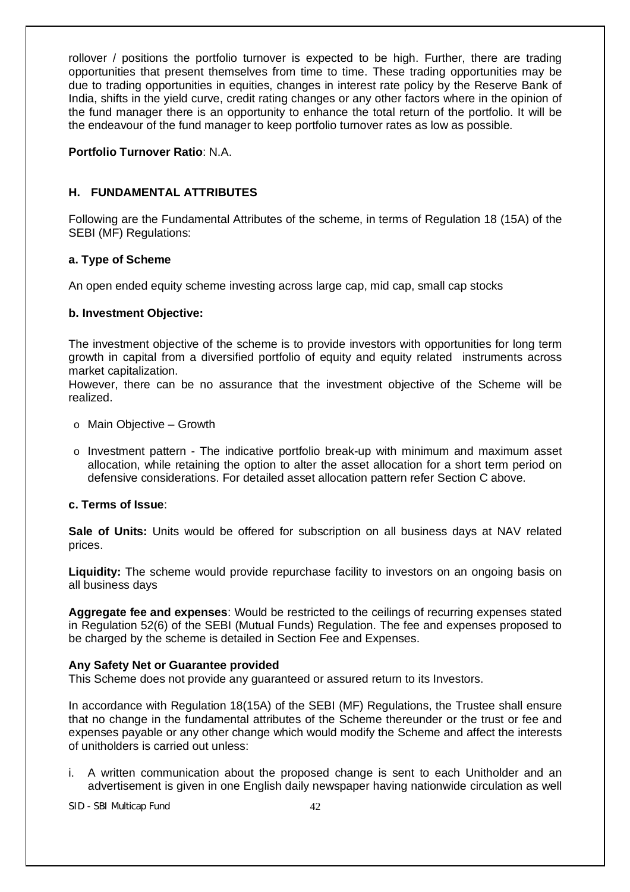rollover / positions the portfolio turnover is expected to be high. Further, there are trading opportunities that present themselves from time to time. These trading opportunities may be due to trading opportunities in equities, changes in interest rate policy by the Reserve Bank of India, shifts in the yield curve, credit rating changes or any other factors where in the opinion of the fund manager there is an opportunity to enhance the total return of the portfolio. It will be the endeavour of the fund manager to keep portfolio turnover rates as low as possible.

**Portfolio Turnover Ratio**: N.A.

## H. FUNDAMENTAL ATTRIBUTES

Following are the Fundamental Attributes of the scheme, in terms of Regulation 18 (15A) of the SEBI (MF) Regulations:

### a. Type of Scheme

An open ended equity scheme investing across large cap, mid cap, small cap stocks

### b. Investment Objective:

The investment objective of the scheme is to provide investors with opportunities for long term growth in capital from a diversified portfolio of equity and equity related instruments across market capitalization.

However, there can be no assurance that the investment objective of the Scheme will be realized.

- Main Objective – Growth
- Investment pattern - The indicative portfolio break-up with minimum and maximum asset allocation, while retaining the option to alter the asset allocation for a short term period on defensive considerations. For detailed asset allocation pattern refer Section C above.

### c. Terms of Issue:

**Sale of Units:** Units would be offered for subscription on all business days at NAV related prices.

**Liquidity:** The scheme would provide repurchase facility to investors on an ongoing basis on all business days

**Aggregate fee and expenses**: Would be restricted to the ceilings of recurring expenses stated in Regulation 52(6) of the SEBI (Mutual Funds) Regulation. The fee and expenses proposed to be charged by the scheme is detailed in Section Fee and Expenses.

**Any Safety Net or Guarantee provided**

This Scheme does not provide any guaranteed or assured return to its Investors.

In accordance with Regulation 18(15A) of the SEBI (MF) Regulations, the Trustee shall ensure that no change in the fundamental attributes of the Scheme thereunder or the trust or fee and expenses payable or any other change which would modify the Scheme and affect the interests of unitholders is carried out unless:

i. A written communication about the proposed change is sent to each Unitholder and an advertisement is given in one English daily newspaper having nationwide circulation as well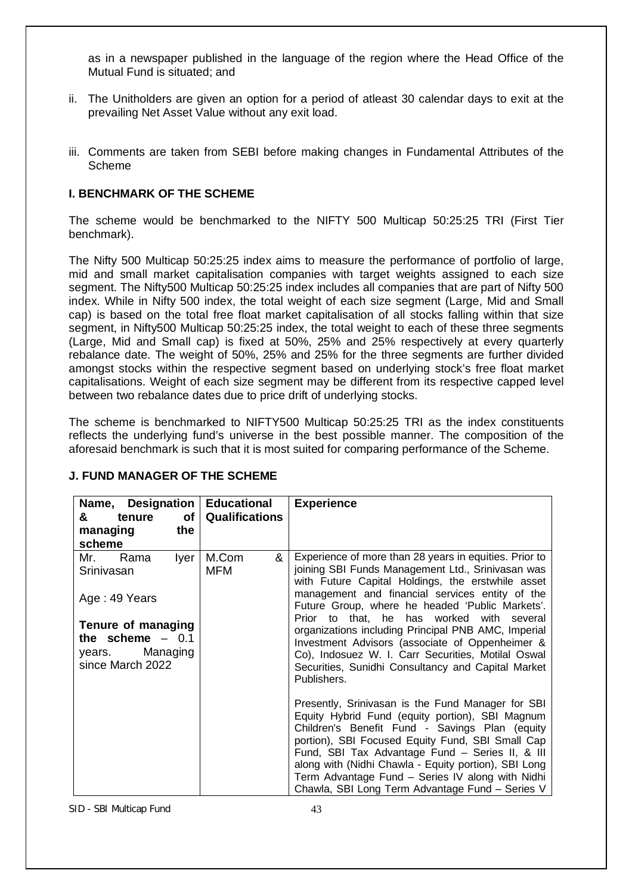as in a newspaper published in the language of the region where the Head Office of the Mutual Fund is situated; and

ii. The Unitholders are given an option for a period of atleast 30 calendar days to exit at the prevailing Net Asset Value without any exit load.

iii. Comments are taken from SEBI before making changes in Fundamental Attributes of the Scheme

### I. BENCHMARK OF THE SCHEME

The scheme would be benchmarked to the NIFTY 500 Multicap 50:25:25 TRI (First Tier benchmark).

The Nifty 500 Multicap 50:25:25 index aims to measure the performance of portfolio of large, mid and small market capitalisation companies with target weights assigned to each size segment. The Nifty500 Multicap 50:25:25 index includes all companies that are part of Nifty 500 index. While in Nifty 500 index, the total weight of each size segment (Large, Mid and Small cap) is based on the total free float market capitalisation of all stocks falling within that size segment, in Nifty500 Multicap 50:25:25 index, the total weight to each of these three segments (Large, Mid and Small cap) is fixed at 50%, 25% and 25% respectively at every quarterly rebalance date. The weight of 50%, 25% and 25% for the three segments are further divided amongst stocks within the respective segment based on underlying stock's free float market capitalisations. Weight of each size segment may be different from its respective capped level between two rebalance dates due to price drift of underlying stocks.

The scheme is benchmarked to NIFTY500 Multicap 50:25:25 TRI as the index constituents reflects the underlying fund's universe in the best possible manner. The composition of the aforesaid benchmark is such that it is most suited for comparing performance of the Scheme.

### J. FUND MANAGER OF THE SCHEME

| Name, Designation & tenure of managing the scheme | Educational Qualifications | Experience |
|---|---|---|
| Mr. Rama Iyer Srinivasan<br><br>Age : 49 Years<br><br>**Tenure of managing the scheme** – 0.1 years. Managing since March 2022 | M.Com & MFM | Experience of more than 28 years in equities. Prior to joining SBI Funds Management Ltd., Srinivasan was with Future Capital Holdings, the erstwhile asset management and financial services entity of the Future Group, where he headed 'Public Markets'. Prior to that, he has worked with several organizations including Principal PNB AMC, Imperial Investment Advisors (associate of Oppenheimer & Co), Indosuez W. I. Carr Securities, Motilal Oswal Securities, Sunidhi Consultancy and Capital Market Publishers.<br><br>Presently, Srinivasan is the Fund Manager for SBI Equity Hybrid Fund (equity portion), SBI Magnum Children's Benefit Fund - Savings Plan (equity portion), SBI Focused Equity Fund, SBI Small Cap Fund, SBI Tax Advantage Fund – Series II, & III along with (Nidhi Chawla - Equity portion), SBI Long Term Advantage Fund – Series IV along with Nidhi Chawla, SBI Long Term Advantage Fund – Series V |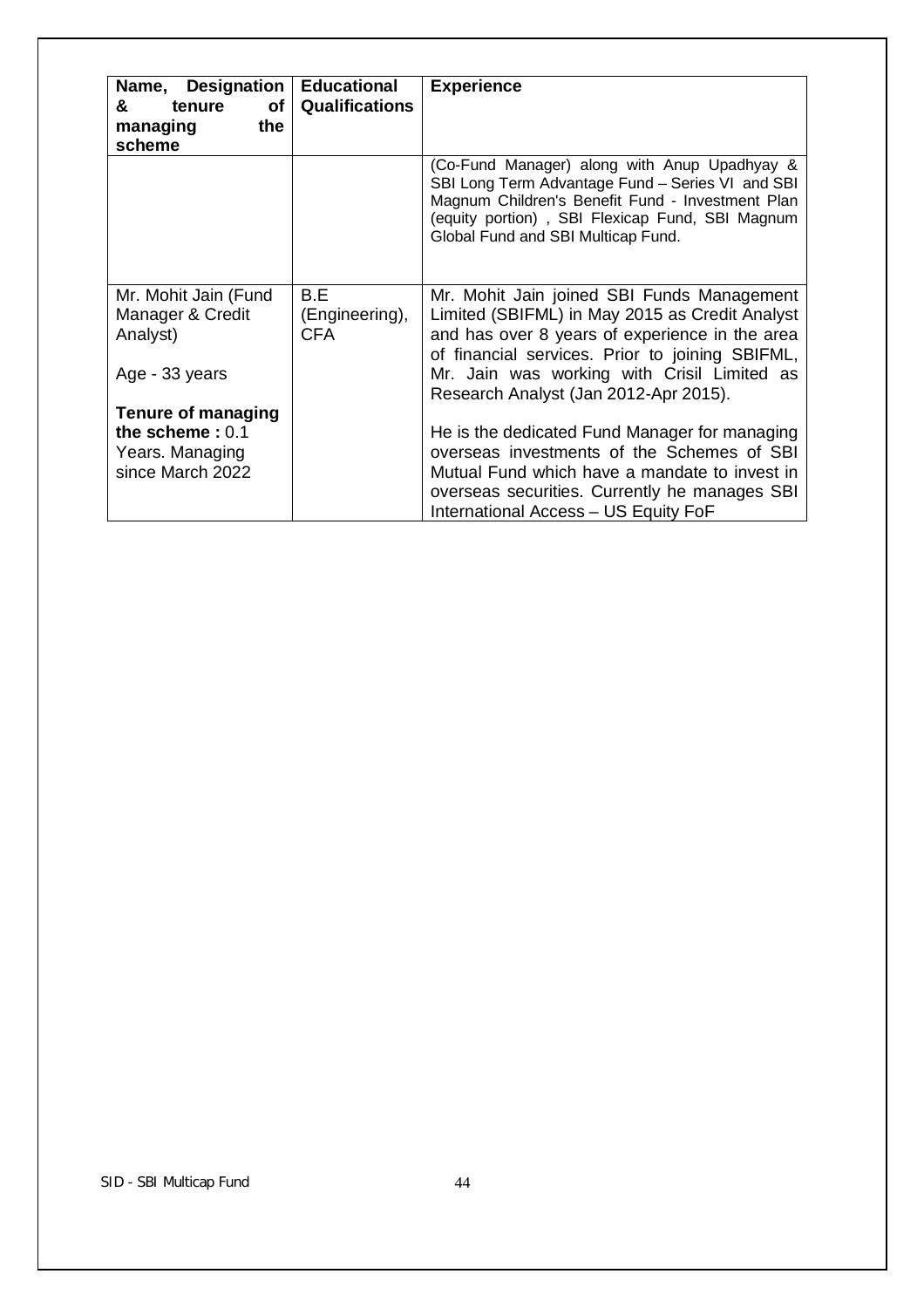| Name, Designation & tenure of managing the scheme | Educational Qualifications | Experience |
|---|---|---|
| | | (Co-Fund Manager) along with Anup Upadhyay & SBI Long Term Advantage Fund – Series VI and SBI Magnum Children's Benefit Fund - Investment Plan (equity portion) , SBI Flexicap Fund, SBI Magnum Global Fund and SBI Multicap Fund. |
| Mr. Mohit Jain (Fund Manager & Credit Analyst)<br><br>Age - 33 years<br><br>**Tenure of managing the scheme :** 0.1 Years. Managing since March 2022 | B.E (Engineering), CFA | Mr. Mohit Jain joined SBI Funds Management Limited (SBIFML) in May 2015 as Credit Analyst and has over 8 years of experience in the area of financial services. Prior to joining SBIFML, Mr. Jain was working with Crisil Limited as Research Analyst (Jan 2012-Apr 2015).<br><br>He is the dedicated Fund Manager for managing overseas investments of the Schemes of SBI Mutual Fund which have a mandate to invest in overseas securities. Currently he manages SBI International Access – US Equity FoF |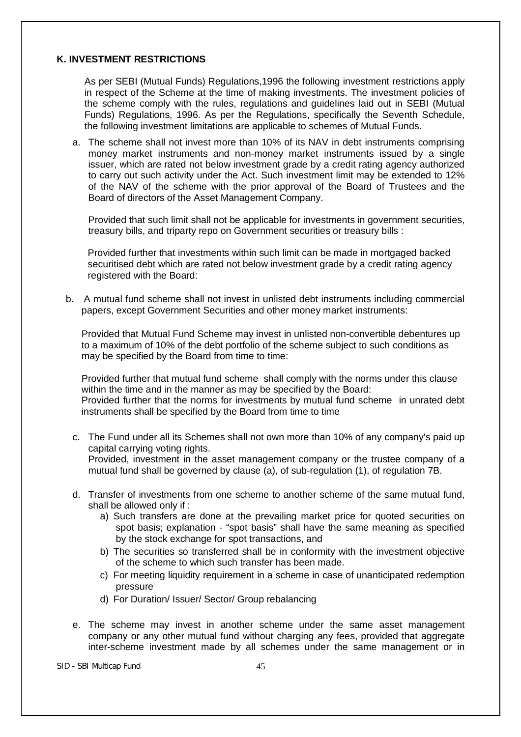## K. INVESTMENT RESTRICTIONS

As per SEBI (Mutual Funds) Regulations,1996 the following investment restrictions apply in respect of the Scheme at the time of making investments. The investment policies of the scheme comply with the rules, regulations and guidelines laid out in SEBI (Mutual Funds) Regulations, 1996. As per the Regulations, specifically the Seventh Schedule, the following investment limitations are applicable to schemes of Mutual Funds.

a. The scheme shall not invest more than 10% of its NAV in debt instruments comprising money market instruments and non-money market instruments issued by a single issuer, which are rated not below investment grade by a credit rating agency authorized to carry out such activity under the Act. Such investment limit may be extended to 12% of the NAV of the scheme with the prior approval of the Board of Trustees and the Board of directors of the Asset Management Company.

   Provided that such limit shall not be applicable for investments in government securities, treasury bills, and triparty repo on Government securities or treasury bills :

   Provided further that investments within such limit can be made in mortgaged backed securitised debt which are rated not below investment grade by a credit rating agency registered with the Board:

b. A mutual fund scheme shall not invest in unlisted debt instruments including commercial papers, except Government Securities and other money market instruments:

   Provided that Mutual Fund Scheme may invest in unlisted non-convertible debentures up to a maximum of 10% of the debt portfolio of the scheme subject to such conditions as may be specified by the Board from time to time:

   Provided further that mutual fund scheme shall comply with the norms under this clause within the time and in the manner as may be specified by the Board:
   Provided further that the norms for investments by mutual fund scheme in unrated debt instruments shall be specified by the Board from time to time

c. The Fund under all its Schemes shall not own more than 10% of any company's paid up capital carrying voting rights.
   Provided, investment in the asset management company or the trustee company of a mutual fund shall be governed by clause (a), of sub-regulation (1), of regulation 7B.

d. Transfer of investments from one scheme to another scheme of the same mutual fund, shall be allowed only if :
   a) Such transfers are done at the prevailing market price for quoted securities on spot basis; explanation - "spot basis" shall have the same meaning as specified by the stock exchange for spot transactions, and
   b) The securities so transferred shall be in conformity with the investment objective of the scheme to which such transfer has been made.
   c) For meeting liquidity requirement in a scheme in case of unanticipated redemption pressure
   d) For Duration/ Issuer/ Sector/ Group rebalancing

e. The scheme may invest in another scheme under the same asset management company or any other mutual fund without charging any fees, provided that aggregate inter-scheme investment made by all schemes under the same management or in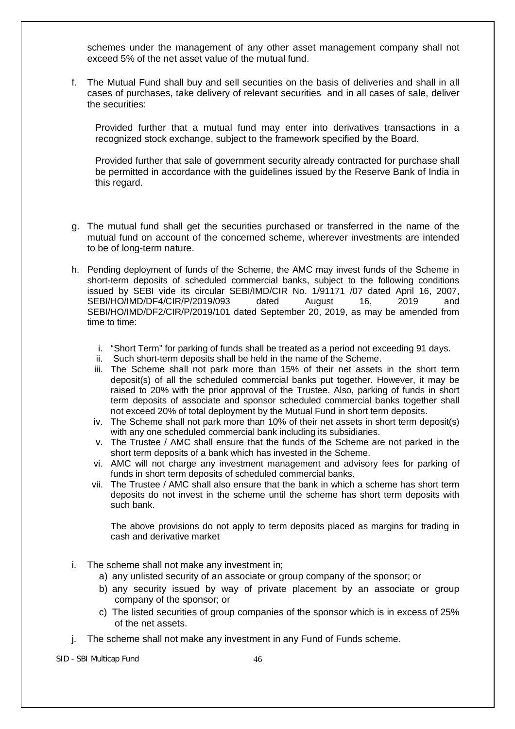schemes under the management of any other asset management company shall not exceed 5% of the net asset value of the mutual fund.

f. The Mutual Fund shall buy and sell securities on the basis of deliveries and shall in all cases of purchases, take delivery of relevant securities and in all cases of sale, deliver the securities:

   Provided further that a mutual fund may enter into derivatives transactions in a recognized stock exchange, subject to the framework specified by the Board.

   Provided further that sale of government security already contracted for purchase shall be permitted in accordance with the guidelines issued by the Reserve Bank of India in this regard.

g. The mutual fund shall get the securities purchased or transferred in the name of the mutual fund on account of the concerned scheme, wherever investments are intended to be of long-term nature.

h. Pending deployment of funds of the Scheme, the AMC may invest funds of the Scheme in short-term deposits of scheduled commercial banks, subject to the following conditions issued by SEBI vide its circular SEBI/IMD/CIR No. 1/91171 /07 dated April 16, 2007, SEBI/HO/IMD/DF4/CIR/P/2019/093 dated August 16, 2019 and SEBI/HO/IMD/DF2/CIR/P/2019/101 dated September 20, 2019, as may be amended from time to time:

   i. "Short Term" for parking of funds shall be treated as a period not exceeding 91 days.
   ii. Such short-term deposits shall be held in the name of the Scheme.
   iii. The Scheme shall not park more than 15% of their net assets in the short term deposit(s) of all the scheduled commercial banks put together. However, it may be raised to 20% with the prior approval of the Trustee. Also, parking of funds in short term deposits of associate and sponsor scheduled commercial banks together shall not exceed 20% of total deployment by the Mutual Fund in short term deposits.
   iv. The Scheme shall not park more than 10% of their net assets in short term deposit(s) with any one scheduled commercial bank including its subsidiaries.
   v. The Trustee / AMC shall ensure that the funds of the Scheme are not parked in the short term deposits of a bank which has invested in the Scheme.
   vi. AMC will not charge any investment management and advisory fees for parking of funds in short term deposits of scheduled commercial banks.
   vii. The Trustee / AMC shall also ensure that the bank in which a scheme has short term deposits do not invest in the scheme until the scheme has short term deposits with such bank.

   The above provisions do not apply to term deposits placed as margins for trading in cash and derivative market

i. The scheme shall not make any investment in;
   a) any unlisted security of an associate or group company of the sponsor; or
   b) any security issued by way of private placement by an associate or group company of the sponsor; or
   c) The listed securities of group companies of the sponsor which is in excess of 25% of the net assets.

j. The scheme shall not make any investment in any Fund of Funds scheme.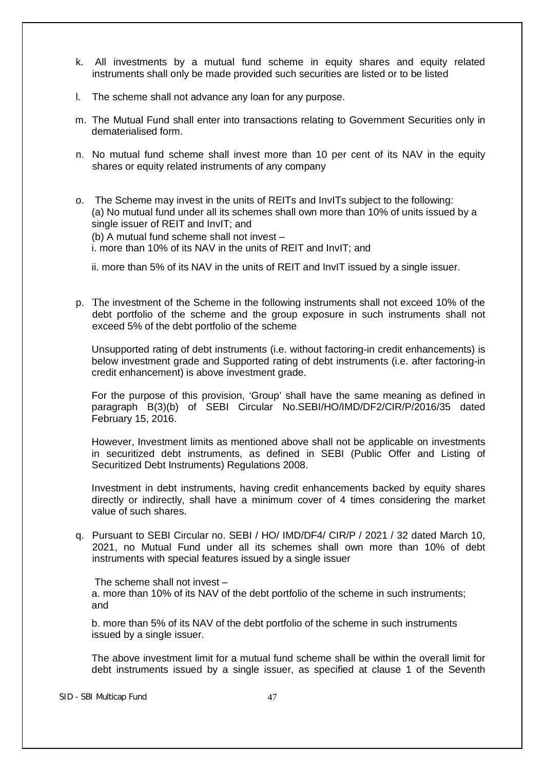k. All investments by a mutual fund scheme in equity shares and equity related instruments shall only be made provided such securities are listed or to be listed

l. The scheme shall not advance any loan for any purpose.

m. The Mutual Fund shall enter into transactions relating to Government Securities only in dematerialised form.

n. No mutual fund scheme shall invest more than 10 per cent of its NAV in the equity shares or equity related instruments of any company

o. The Scheme may invest in the units of REITs and InvITs subject to the following:
(a) No mutual fund under all its schemes shall own more than 10% of units issued by a single issuer of REIT and InvIT; and
(b) A mutual fund scheme shall not invest –
i. more than 10% of its NAV in the units of REIT and InvIT; and

ii. more than 5% of its NAV in the units of REIT and InvIT issued by a single issuer.

p. The investment of the Scheme in the following instruments shall not exceed 10% of the debt portfolio of the scheme and the group exposure in such instruments shall not exceed 5% of the debt portfolio of the scheme

Unsupported rating of debt instruments (i.e. without factoring-in credit enhancements) is below investment grade and Supported rating of debt instruments (i.e. after factoring-in credit enhancement) is above investment grade.

For the purpose of this provision, 'Group' shall have the same meaning as defined in paragraph B(3)(b) of SEBI Circular No.SEBI/HO/IMD/DF2/CIR/P/2016/35 dated February 15, 2016.

However, Investment limits as mentioned above shall not be applicable on investments in securitized debt instruments, as defined in SEBI (Public Offer and Listing of Securitized Debt Instruments) Regulations 2008.

Investment in debt instruments, having credit enhancements backed by equity shares directly or indirectly, shall have a minimum cover of 4 times considering the market value of such shares.

q. Pursuant to SEBI Circular no. SEBI / HO/ IMD/DF4/ CIR/P / 2021 / 32 dated March 10, 2021, no Mutual Fund under all its schemes shall own more than 10% of debt instruments with special features issued by a single issuer

The scheme shall not invest –
a. more than 10% of its NAV of the debt portfolio of the scheme in such instruments; and

b. more than 5% of its NAV of the debt portfolio of the scheme in such instruments issued by a single issuer.

The above investment limit for a mutual fund scheme shall be within the overall limit for debt instruments issued by a single issuer, as specified at clause 1 of the Seventh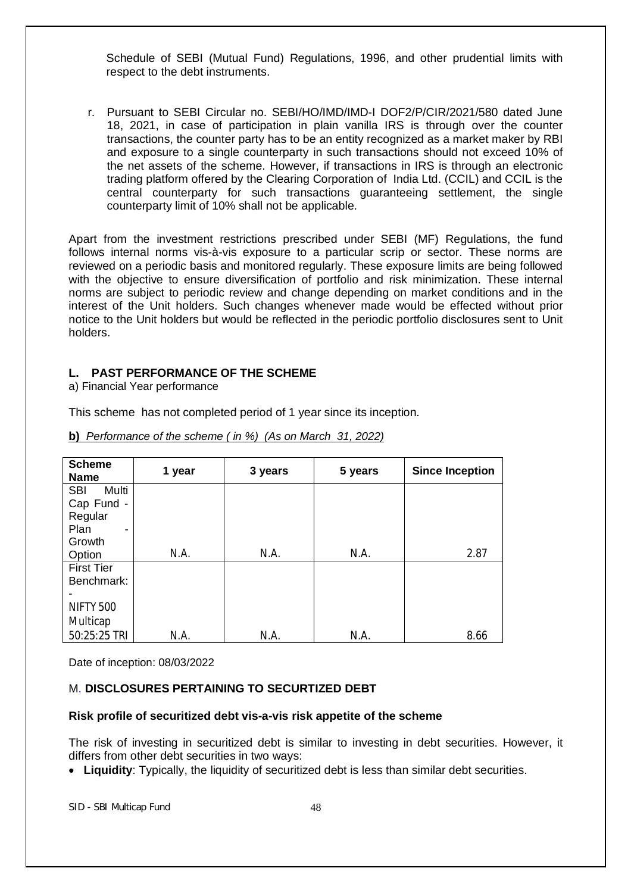Schedule of SEBI (Mutual Fund) Regulations, 1996, and other prudential limits with respect to the debt instruments.

r. Pursuant to SEBI Circular no. SEBI/HO/IMD/IMD-I DOF2/P/CIR/2021/580 dated June 18, 2021, in case of participation in plain vanilla IRS is through over the counter transactions, the counter party has to be an entity recognized as a market maker by RBI and exposure to a single counterparty in such transactions should not exceed 10% of the net assets of the scheme. However, if transactions in IRS is through an electronic trading platform offered by the Clearing Corporation of India Ltd. (CCIL) and CCIL is the central counterparty for such transactions guaranteeing settlement, the single counterparty limit of 10% shall not be applicable.

Apart from the investment restrictions prescribed under SEBI (MF) Regulations, the fund follows internal norms vis-à-vis exposure to a particular scrip or sector. These norms are reviewed on a periodic basis and monitored regularly. These exposure limits are being followed with the objective to ensure diversification of portfolio and risk minimization. These internal norms are subject to periodic review and change depending on market conditions and in the interest of the Unit holders. Such changes whenever made would be effected without prior notice to the Unit holders but would be reflected in the periodic portfolio disclosures sent to Unit holders.

## L. PAST PERFORMANCE OF THE SCHEME

a) Financial Year performance

This scheme has not completed period of 1 year since its inception.

**b)** *Performance of the scheme ( in %) (As on March 31, 2022)*

| Scheme Name | 1 year | 3 years | 5 years | Since Inception |
|---|---|---|---|---|
| SBI Multi Cap Fund - Regular Plan - Growth Option | N.A. | N.A. | N.A. | 2.87 |
| First Tier Benchmark: - NIFTY 500 Multicap 50:25:25 TRI | N.A. | N.A. | N.A. | 8.66 |

Date of inception: 08/03/2022

## M. DISCLOSURES PERTAINING TO SECURTIZED DEBT

**Risk profile of securitized debt vis-a-vis risk appetite of the scheme**

The risk of investing in securitized debt is similar to investing in debt securities. However, it differs from other debt securities in two ways:

- **Liquidity**: Typically, the liquidity of securitized debt is less than similar debt securities.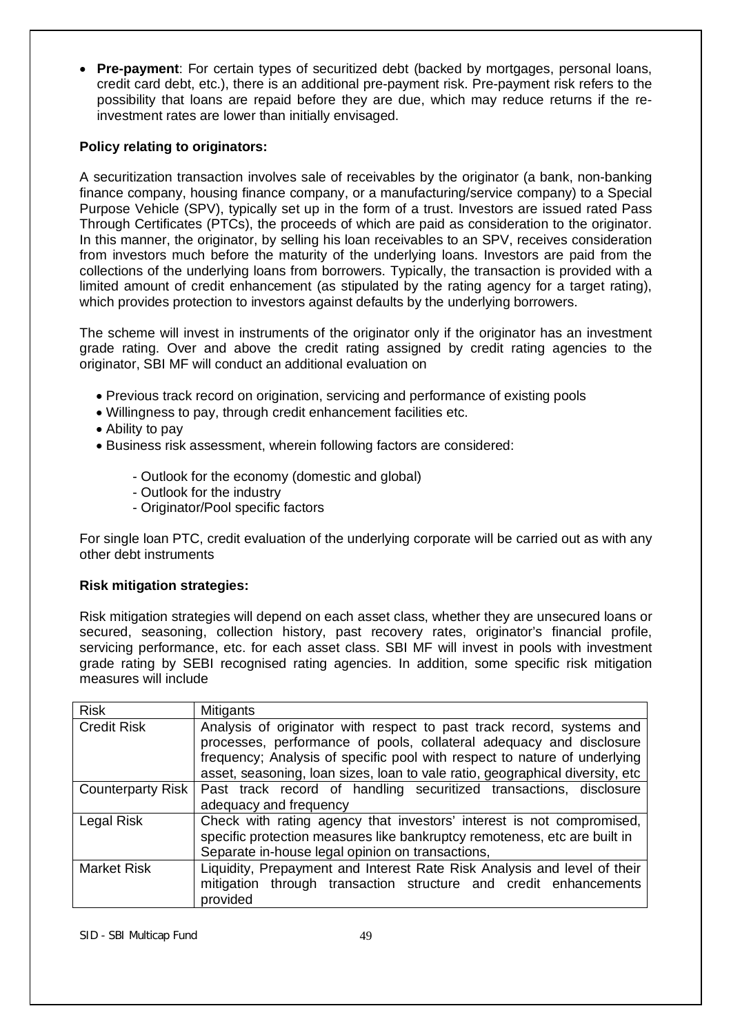- **Pre-payment**: For certain types of securitized debt (backed by mortgages, personal loans, credit card debt, etc.), there is an additional pre-payment risk. Pre-payment risk refers to the possibility that loans are repaid before they are due, which may reduce returns if the re-investment rates are lower than initially envisaged.

**Policy relating to originators:**

A securitization transaction involves sale of receivables by the originator (a bank, non-banking finance company, housing finance company, or a manufacturing/service company) to a Special Purpose Vehicle (SPV), typically set up in the form of a trust. Investors are issued rated Pass Through Certificates (PTCs), the proceeds of which are paid as consideration to the originator. In this manner, the originator, by selling his loan receivables to an SPV, receives consideration from investors much before the maturity of the underlying loans. Investors are paid from the collections of the underlying loans from borrowers. Typically, the transaction is provided with a limited amount of credit enhancement (as stipulated by the rating agency for a target rating), which provides protection to investors against defaults by the underlying borrowers.

The scheme will invest in instruments of the originator only if the originator has an investment grade rating. Over and above the credit rating assigned by credit rating agencies to the originator, SBI MF will conduct an additional evaluation on

- Previous track record on origination, servicing and performance of existing pools
- Willingness to pay, through credit enhancement facilities etc.
- Ability to pay
- Business risk assessment, wherein following factors are considered:
  - Outlook for the economy (domestic and global)
  - Outlook for the industry
  - Originator/Pool specific factors

For single loan PTC, credit evaluation of the underlying corporate will be carried out as with any other debt instruments

**Risk mitigation strategies:**

Risk mitigation strategies will depend on each asset class, whether they are unsecured loans or secured, seasoning, collection history, past recovery rates, originator's financial profile, servicing performance, etc. for each asset class. SBI MF will invest in pools with investment grade rating by SEBI recognised rating agencies. In addition, some specific risk mitigation measures will include

| Risk | Mitigants |
|---|---|
| Credit Risk | Analysis of originator with respect to past track record, systems and processes, performance of pools, collateral adequacy and disclosure frequency; Analysis of specific pool with respect to nature of underlying asset, seasoning, loan sizes, loan to vale ratio, geographical diversity, etc |
| Counterparty Risk | Past track record of handling securitized transactions, disclosure adequacy and frequency |
| Legal Risk | Check with rating agency that investors' interest is not compromised, specific protection measures like bankruptcy remoteness, etc are built in Separate in-house legal opinion on transactions, |
| Market Risk | Liquidity, Prepayment and Interest Rate Risk Analysis and level of their mitigation through transaction structure and credit enhancements provided |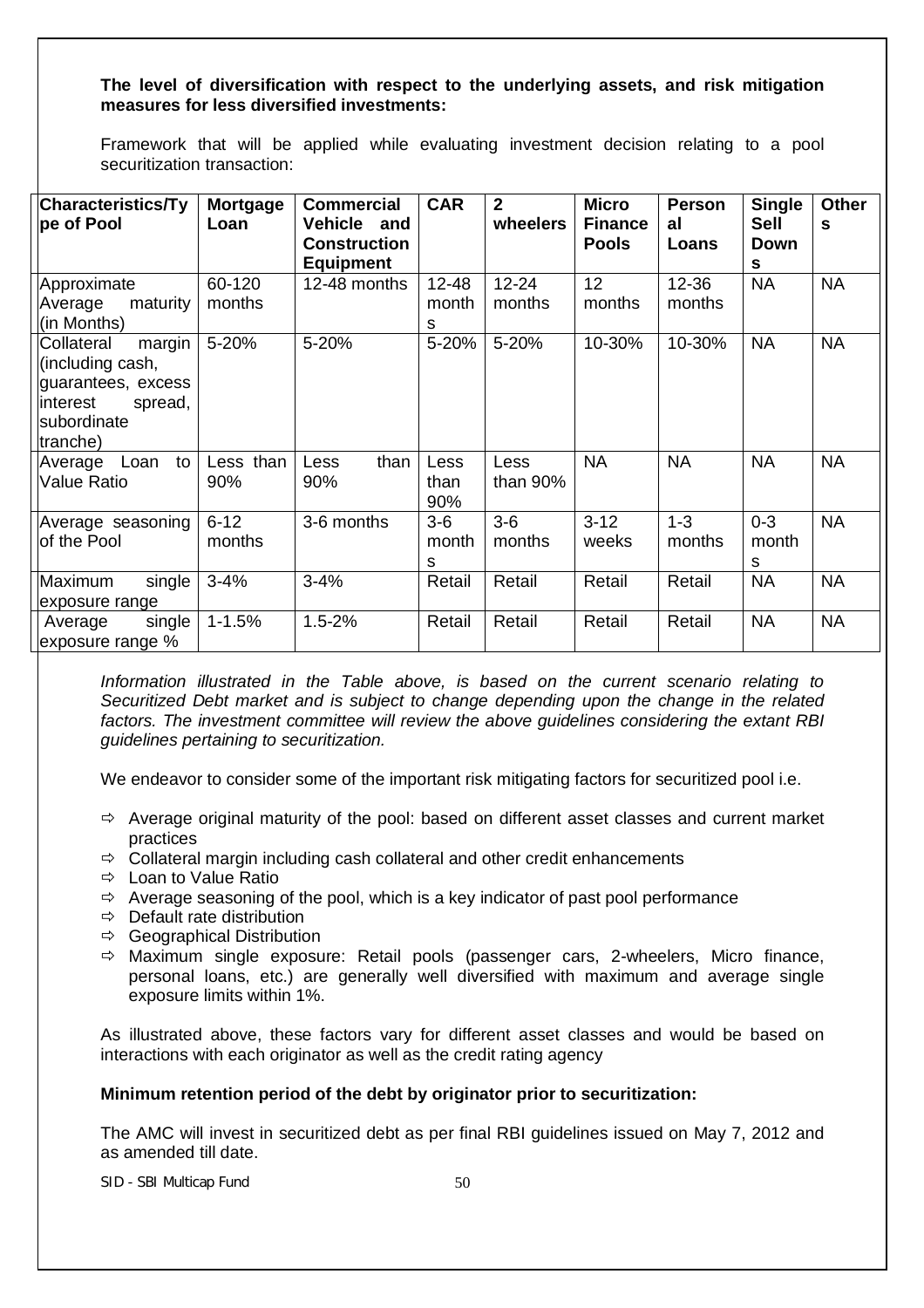**The level of diversification with respect to the underlying assets, and risk mitigation measures for less diversified investments:**

Framework that will be applied while evaluating investment decision relating to a pool securitization transaction:

| Characteristics/Type of Pool | Mortgage Loan | Commercial Vehicle and Construction Equipment | CAR | 2 wheelers | Micro Finance Pools | Personal Loans | Single Sell Downs | Others |
|---|---|---|---|---|---|---|---|---|
| Approximate Average maturity (in Months) | 60-120 months | 12-48 months | 12-48 months | 12-24 months | 12 months | 12-36 months | NA | NA |
| Collateral margin (including cash, guarantees, excess interest spread, subordinate tranche) | 5-20% | 5-20% | 5-20% | 5-20% | 10-30% | 10-30% | NA | NA |
| Average Loan to Value Ratio | Less than 90% | Less than 90% | Less than 90% | Less than 90% | NA | NA | NA | NA |
| Average seasoning of the Pool | 6-12 months | 3-6 months | 3-6 months | 3-6 months | 3-12 weeks | 1-3 months | 0-3 months | NA |
| Maximum single exposure range | 3-4% | 3-4% | Retail | Retail | Retail | Retail | NA | NA |
| Average single exposure range % | 1-1.5% | 1.5-2% | Retail | Retail | Retail | Retail | NA | NA |

*Information illustrated in the Table above, is based on the current scenario relating to Securitized Debt market and is subject to change depending upon the change in the related factors. The investment committee will review the above guidelines considering the extant RBI guidelines pertaining to securitization.*

We endeavor to consider some of the important risk mitigating factors for securitized pool i.e.

- ⇨ Average original maturity of the pool: based on different asset classes and current market practices
- ⇨ Collateral margin including cash collateral and other credit enhancements
- ⇨ Loan to Value Ratio
- ⇨ Average seasoning of the pool, which is a key indicator of past pool performance
- ⇨ Default rate distribution
- ⇨ Geographical Distribution
- ⇨ Maximum single exposure: Retail pools (passenger cars, 2-wheelers, Micro finance, personal loans, etc.) are generally well diversified with maximum and average single exposure limits within 1%.

As illustrated above, these factors vary for different asset classes and would be based on interactions with each originator as well as the credit rating agency

**Minimum retention period of the debt by originator prior to securitization:**

The AMC will invest in securitized debt as per final RBI guidelines issued on May 7, 2012 and as amended till date.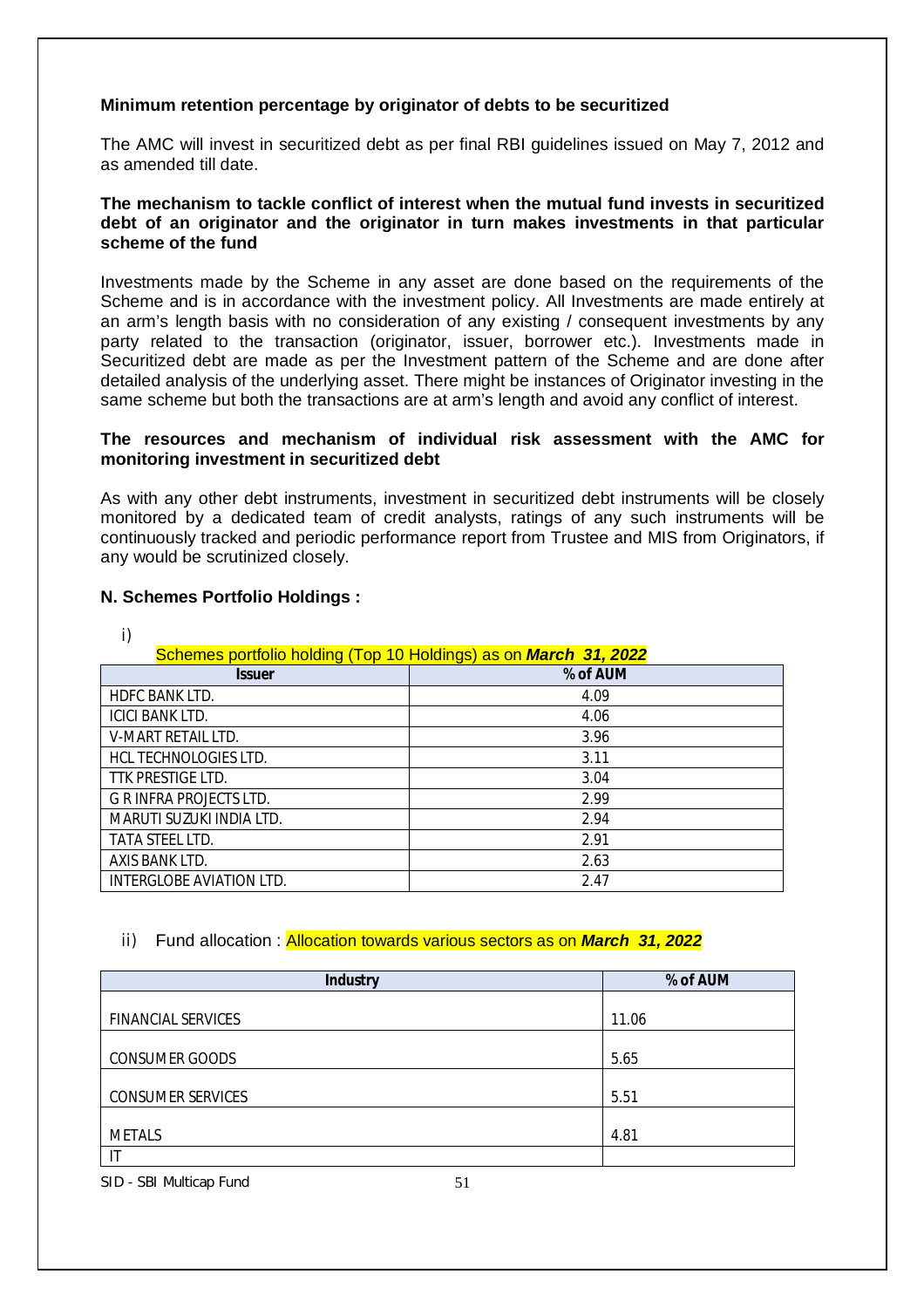**Minimum retention percentage by originator of debts to be securitized**

The AMC will invest in securitized debt as per final RBI guidelines issued on May 7, 2012 and as amended till date.

**The mechanism to tackle conflict of interest when the mutual fund invests in securitized debt of an originator and the originator in turn makes investments in that particular scheme of the fund**

Investments made by the Scheme in any asset are done based on the requirements of the Scheme and is in accordance with the investment policy. All Investments are made entirely at an arm's length basis with no consideration of any existing / consequent investments by any party related to the transaction (originator, issuer, borrower etc.). Investments made in Securitized debt are made as per the Investment pattern of the Scheme and are done after detailed analysis of the underlying asset. There might be instances of Originator investing in the same scheme but both the transactions are at arm's length and avoid any conflict of interest.

**The resources and mechanism of individual risk assessment with the AMC for monitoring investment in securitized debt**

As with any other debt instruments, investment in securitized debt instruments will be closely monitored by a dedicated team of credit analysts, ratings of any such instruments will be continuously tracked and periodic performance report from Trustee and MIS from Originators, if any would be scrutinized closely.

**N. Schemes Portfolio Holdings :**

i)

Schemes portfolio holding (Top 10 Holdings) as on ***March 31, 2022***

| Issuer | % of AUM |
|---|---|
| HDFC BANK LTD. | 4.09 |
| ICICI BANK LTD. | 4.06 |
| V-MART RETAIL LTD. | 3.96 |
| HCL TECHNOLOGIES LTD. | 3.11 |
| TTK PRESTIGE LTD. | 3.04 |
| G R INFRA PROJECTS LTD. | 2.99 |
| MARUTI SUZUKI INDIA LTD. | 2.94 |
| TATA STEEL LTD. | 2.91 |
| AXIS BANK LTD. | 2.63 |
| INTERGLOBE AVIATION LTD. | 2.47 |

ii) Fund allocation : Allocation towards various sectors as on ***March 31, 2022***

| Industry | % of AUM |
|---|---|
| FINANCIAL SERVICES | 11.06 |
| CONSUMER GOODS | 5.65 |
| CONSUMER SERVICES | 5.51 |
| METALS | 4.81 |
| IT | |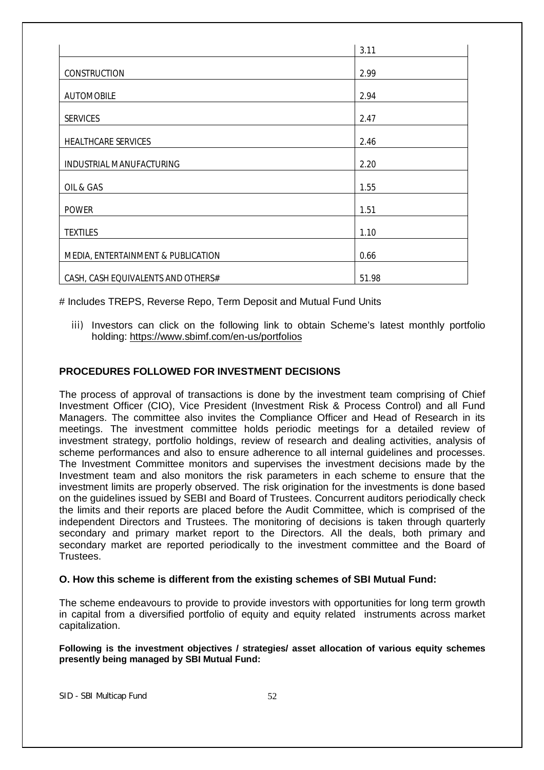| | |
|---|---|
| | 3.11 |
| CONSTRUCTION | 2.99 |
| AUTOMOBILE | 2.94 |
| SERVICES | 2.47 |
| HEALTHCARE SERVICES | 2.46 |
| INDUSTRIAL MANUFACTURING | 2.20 |
| OIL & GAS | 1.55 |
| POWER | 1.51 |
| TEXTILES | 1.10 |
| MEDIA, ENTERTAINMENT & PUBLICATION | 0.66 |
| CASH, CASH EQUIVALENTS AND OTHERS# | 51.98 |

# Includes TREPS, Reverse Repo, Term Deposit and Mutual Fund Units

iii) Investors can click on the following link to obtain Scheme's latest monthly portfolio holding: https://www.sbimf.com/en-us/portfolios

**PROCEDURES FOLLOWED FOR INVESTMENT DECISIONS**

The process of approval of transactions is done by the investment team comprising of Chief Investment Officer (CIO), Vice President (Investment Risk & Process Control) and all Fund Managers. The committee also invites the Compliance Officer and Head of Research in its meetings. The investment committee holds periodic meetings for a detailed review of investment strategy, portfolio holdings, review of research and dealing activities, analysis of scheme performances and also to ensure adherence to all internal guidelines and processes. The Investment Committee monitors and supervises the investment decisions made by the Investment team and also monitors the risk parameters in each scheme to ensure that the investment limits are properly observed. The risk origination for the investments is done based on the guidelines issued by SEBI and Board of Trustees. Concurrent auditors periodically check the limits and their reports are placed before the Audit Committee, which is comprised of the independent Directors and Trustees. The monitoring of decisions is taken through quarterly secondary and primary market report to the Directors. All the deals, both primary and secondary market are reported periodically to the investment committee and the Board of Trustees.

**O. How this scheme is different from the existing schemes of SBI Mutual Fund:**

The scheme endeavours to provide to provide investors with opportunities for long term growth in capital from a diversified portfolio of equity and equity related instruments across market capitalization.

**Following is the investment objectives / strategies/ asset allocation of various equity schemes presently being managed by SBI Mutual Fund:**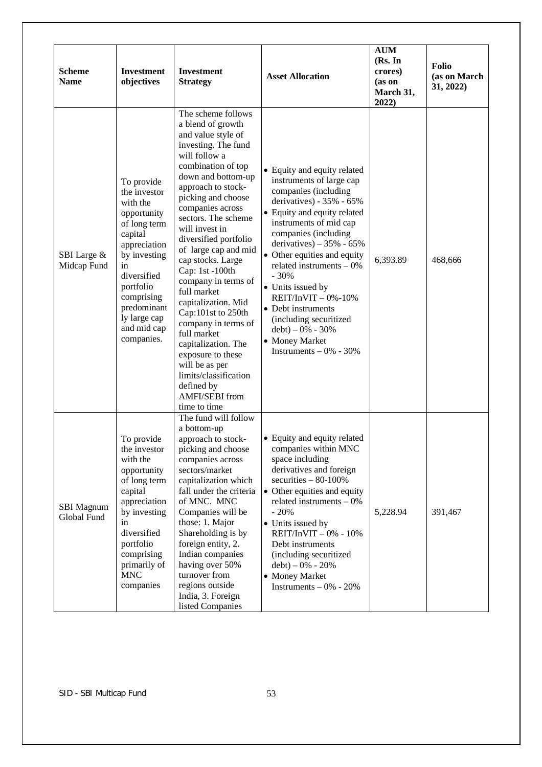| Scheme Name | Investment objectives | Investment Strategy | Asset Allocation | AUM (Rs. In crores) (as on March 31, 2022) | Folio (as on March 31, 2022) |
|---|---|---|---|---|---|
| SBI Large & Midcap Fund | To provide the investor with the opportunity of long term capital appreciation by investing in diversified portfolio comprising predominantly large cap and mid cap companies. | The scheme follows a blend of growth and value style of investing. The fund will follow a combination of top down and bottom-up approach to stock-picking and choose companies across sectors. The scheme will invest in diversified portfolio of large cap and mid cap stocks. Large Cap: 1st -100th company in terms of full market capitalization. Mid Cap:101st to 250th company in terms of full market capitalization. The exposure to these will be as per limits/classification defined by AMFI/SEBI from time to time | • Equity and equity related instruments of large cap companies (including derivatives) - 35% - 65%<br>• Equity and equity related instruments of mid cap companies (including derivatives) – 35% - 65%<br>• Other equities and equity related instruments – 0% - 30%<br>• Units issued by REIT/InVIT – 0%-10%<br>• Debt instruments (including securitized debt) – 0% - 30%<br>• Money Market Instruments – 0% - 30% | 6,393.89 | 468,666 |
| SBI Magnum Global Fund | To provide the investor with the opportunity of long term capital appreciation by investing in diversified portfolio comprising primarily of MNC companies | The fund will follow a bottom-up approach to stock-picking and choose companies across sectors/market capitalization which fall under the criteria of MNC. MNC Companies will be those: 1. Major Shareholding is by foreign entity, 2. Indian companies having over 50% turnover from regions outside India, 3. Foreign listed Companies | • Equity and equity related companies within MNC space including derivatives and foreign securities – 80-100%<br>• Other equities and equity related instruments – 0% - 20%<br>• Units issued by REIT/InVIT – 0% - 10% Debt instruments (including securitized debt) – 0% - 20%<br>• Money Market Instruments – 0% - 20% | 5,228.94 | 391,467 |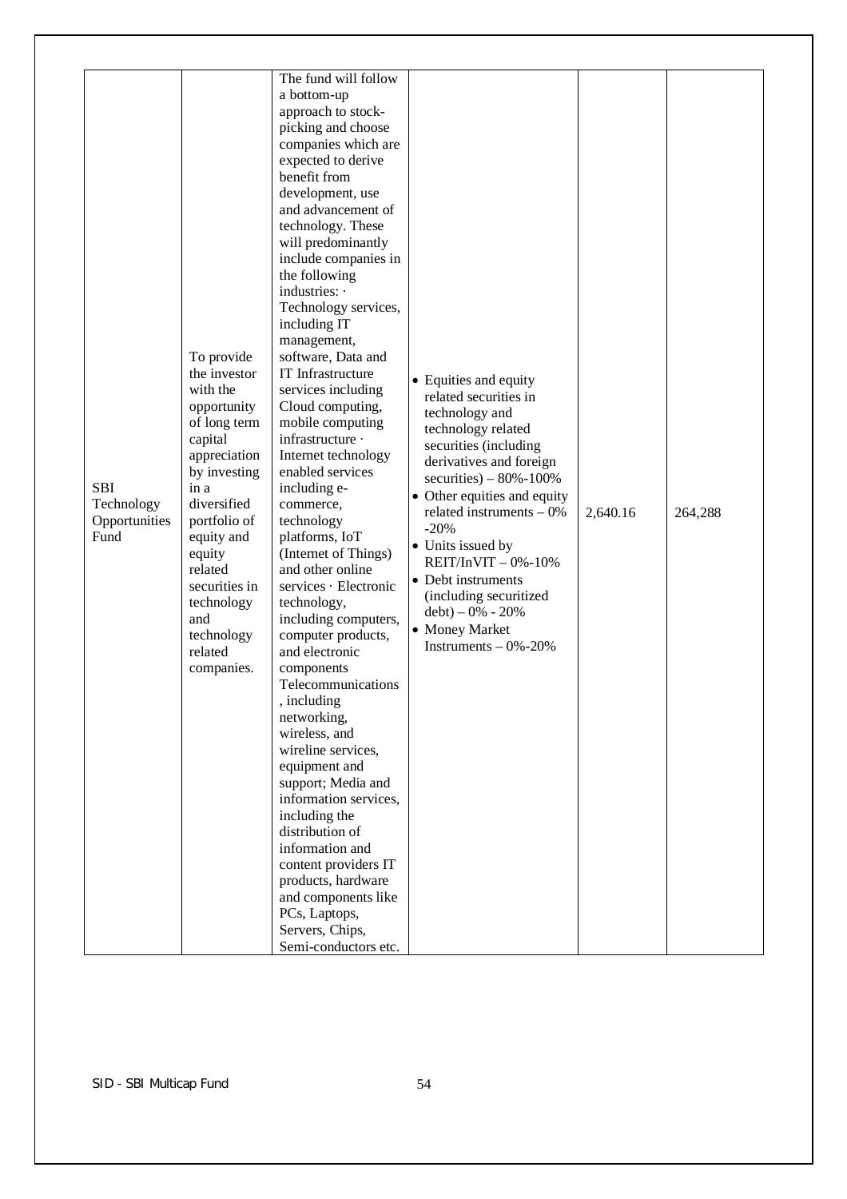| SBI Technology Opportunities Fund | To provide the investor with the opportunity of long term capital appreciation by investing in a diversified portfolio of equity and equity related securities in technology and technology related companies. | The fund will follow a bottom-up approach to stock-picking and choose companies which are expected to derive benefit from development, use and advancement of technology. These will predominantly include companies in the following industries: · Technology services, including IT management, software, Data and IT Infrastructure services including Cloud computing, mobile computing infrastructure · Internet technology enabled services including e-commerce, technology platforms, IoT (Internet of Things) and other online services · Electronic technology, including computers, computer products, and electronic components Telecommunications, including networking, wireless, and wireline services, equipment and support; Media and information services, including the distribution of information and content providers IT products, hardware and components like PCs, Laptops, Servers, Chips, Semi-conductors etc. | • Equities and equity related securities in technology and technology related securities (including derivatives and foreign securities) – 80%-100%<br>• Other equities and equity related instruments – 0% -20%<br>• Units issued by REIT/InVIT – 0%-10%<br>• Debt instruments (including securitized debt) – 0% - 20%<br>• Money Market Instruments – 0%-20% | 2,640.16 | 264,288 |
|---|---|---|---|---|---|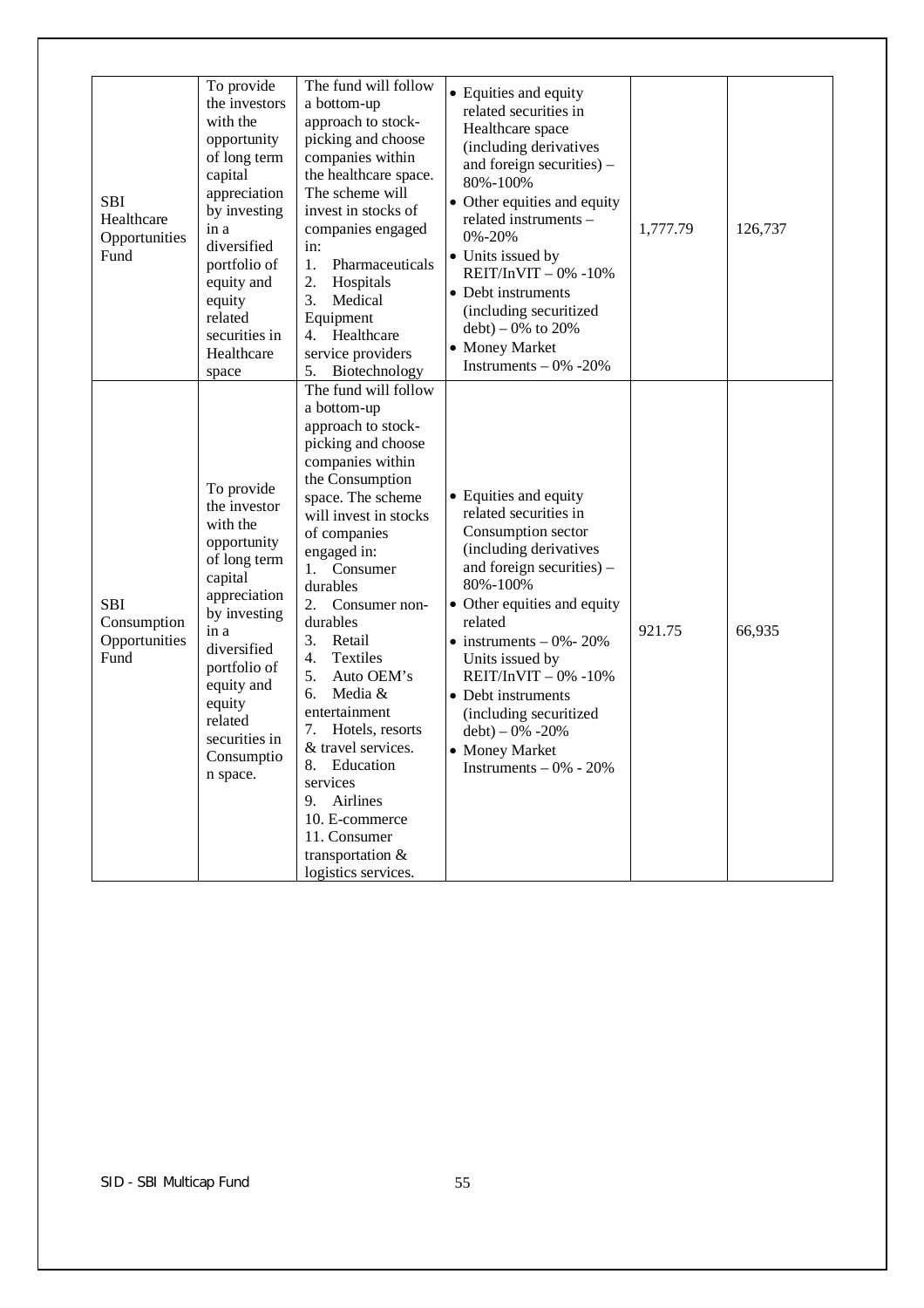| SBI Healthcare Opportunities Fund | To provide the investors with the opportunity of long term capital appreciation by investing in a diversified portfolio of equity and equity related securities in Healthcare space | The fund will follow a bottom-up approach to stock-picking and choose companies within the healthcare space. The scheme will invest in stocks of companies engaged in: 1. Pharmaceuticals 2. Hospitals 3. Medical Equipment 4. Healthcare service providers 5. Biotechnology | • Equities and equity related securities in Healthcare space (including derivatives and foreign securities) – 80%-100% • Other equities and equity related instruments – 0%-20% • Units issued by REIT/InVIT – 0% -10% • Debt instruments (including securitized debt) – 0% to 20% • Money Market Instruments – 0% -20% | 1,777.79 | 126,737 |
|---|---|---|---|---|---|
| SBI Consumption Opportunities Fund | To provide the investor with the opportunity of long term capital appreciation by investing in a diversified portfolio of equity and equity related securities in Consumption space. | The fund will follow a bottom-up approach to stock-picking and choose companies within the Consumption space. The scheme will invest in stocks of companies engaged in: 1. Consumer durables 2. Consumer non-durables 3. Retail 4. Textiles 5. Auto OEM's 6. Media & entertainment 7. Hotels, resorts & travel services. 8. Education services 9. Airlines 10. E-commerce 11. Consumer transportation & logistics services. | • Equities and equity related securities in Consumption sector (including derivatives and foreign securities) – 80%-100% • Other equities and equity related • instruments – 0%- 20% Units issued by REIT/InVIT – 0% -10% • Debt instruments (including securitized debt) – 0% -20% • Money Market Instruments – 0% - 20% | 921.75 | 66,935 |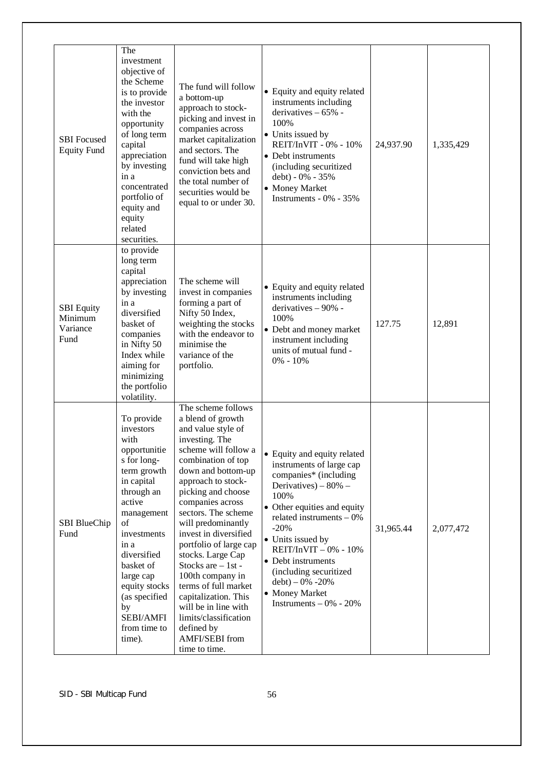| SBI Focused Equity Fund | The investment objective of the Scheme is to provide the investor with the opportunity of long term capital appreciation by investing in a concentrated portfolio of equity and equity related securities. | The fund will follow a bottom-up approach to stock-picking and invest in companies across market capitalization and sectors. The fund will take high conviction bets and the total number of securities would be equal to or under 30. | • Equity and equity related instruments including derivatives – 65% - 100%<br>• Units issued by REIT/InVIT - 0% - 10%<br>• Debt instruments (including securitized debt) - 0% - 35%<br>• Money Market Instruments - 0% - 35% | 24,937.90 | 1,335,429 |
|---|---|---|---|---|---|
| SBI Equity Minimum Variance Fund | to provide long term capital appreciation by investing in a diversified basket of companies in Nifty 50 Index while aiming for minimizing the portfolio volatility. | The scheme will invest in companies forming a part of Nifty 50 Index, weighting the stocks with the endeavor to minimise the variance of the portfolio. | • Equity and equity related instruments including derivatives – 90% - 100%<br>• Debt and money market instrument including units of mutual fund - 0% - 10% | 127.75 | 12,891 |
| SBI BlueChip Fund | To provide investors with opportunities for long-term growth in capital through an active management of investments in a diversified basket of large cap equity stocks (as specified by SEBI/AMFI from time to time). | The scheme follows a blend of growth and value style of investing. The scheme will follow a combination of top down and bottom-up approach to stock-picking and choose companies across sectors. The scheme will predominantly invest in diversified portfolio of large cap stocks. Large Cap Stocks are – 1st - 100th company in terms of full market capitalization. This will be in line with limits/classification defined by AMFI/SEBI from time to time. | • Equity and equity related instruments of large cap companies* (including Derivatives) – 80% – 100%<br>• Other equities and equity related instruments – 0% -20%<br>• Units issued by REIT/InVIT – 0% - 10%<br>• Debt instruments (including securitized debt) – 0% -20%<br>• Money Market Instruments – 0% - 20% | 31,965.44 | 2,077,472 |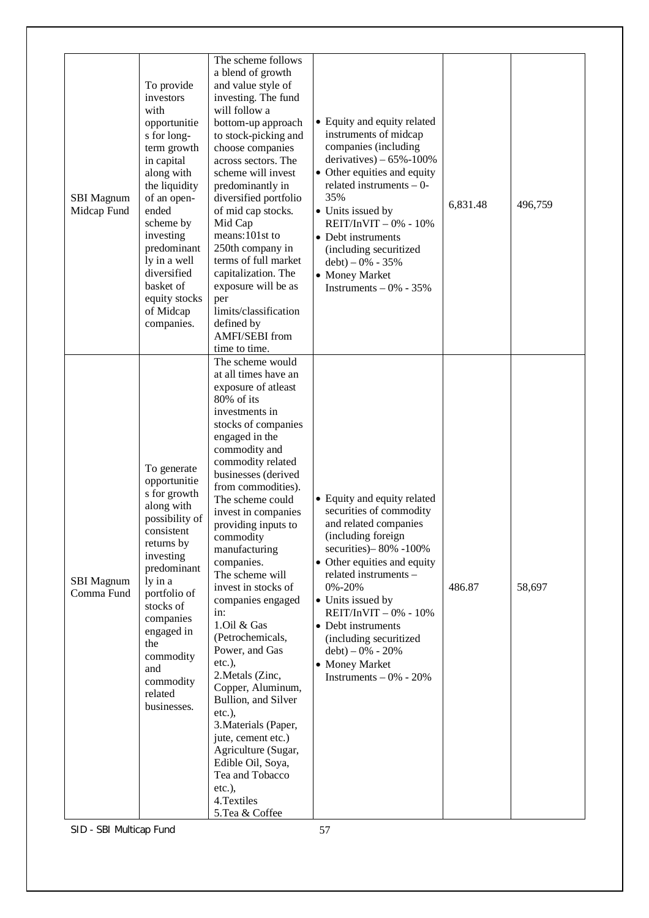| SBI Magnum Midcap Fund | To provide investors with opportunities for long-term growth in capital along with the liquidity of an open-ended scheme by investing predominantly in a well diversified basket of equity stocks of Midcap companies. | The scheme follows a blend of growth and value style of investing. The fund will follow a bottom-up approach to stock-picking and choose companies across sectors. The scheme will invest predominantly in diversified portfolio of mid cap stocks. Mid Cap means:101st to 250th company in terms of full market capitalization. The exposure will be as per limits/classification defined by AMFI/SEBI from time to time. | • Equity and equity related instruments of midcap companies (including derivatives) – 65%-100%<br>• Other equities and equity related instruments – 0-35%<br>• Units issued by REIT/InVIT – 0% - 10%<br>• Debt instruments (including securitized debt) – 0% - 35%<br>• Money Market Instruments – 0% - 35% | 6,831.48 | 496,759 |
|---|---|---|---|---|---|
| SBI Magnum Comma Fund | To generate opportunities for growth along with possibility of consistent returns by investing predominantly in a portfolio of stocks of companies engaged in the commodity and commodity related businesses. | The scheme would at all times have an exposure of atleast 80% of its investments in stocks of companies engaged in the commodity and commodity related businesses (derived from commodities). The scheme could invest in companies providing inputs to commodity manufacturing companies.<br>The scheme will invest in stocks of companies engaged in:<br>1.Oil & Gas (Petrochemicals, Power, and Gas etc.),<br>2.Metals (Zinc, Copper, Aluminum, Bullion, and Silver etc.),<br>3.Materials (Paper, jute, cement etc.) Agriculture (Sugar, Edible Oil, Soya, Tea and Tobacco etc.),<br>4.Textiles<br>5.Tea & Coffee | • Equity and equity related securities of commodity and related companies (including foreign securities)– 80% -100%<br>• Other equities and equity related instruments – 0%-20%<br>• Units issued by REIT/InVIT – 0% - 10%<br>• Debt instruments (including securitized debt) – 0% - 20%<br>• Money Market Instruments – 0% - 20% | 486.87 | 58,697 |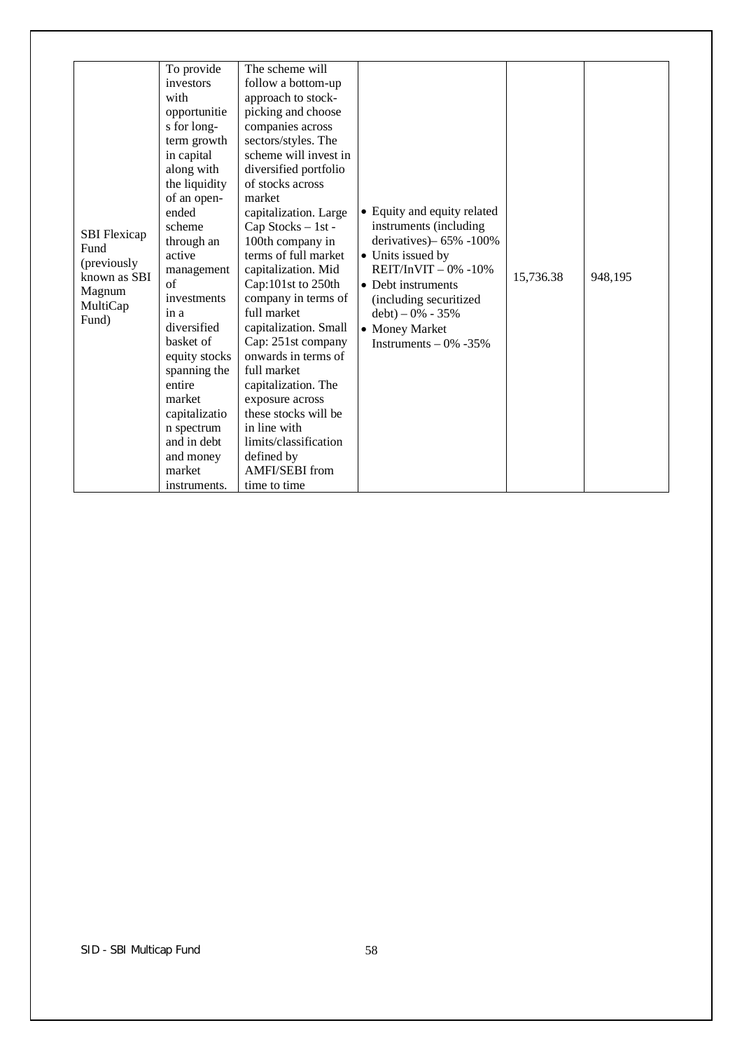| SBI Flexicap Fund (previously known as SBI Magnum MultiCap Fund) | To provide investors with opportunities for long-term growth in capital along with the liquidity of an open-ended scheme through an active management of investments in a diversified basket of equity stocks spanning the entire market capitalization spectrum and in debt and money market instruments. | The scheme will follow a bottom-up approach to stock-picking and choose companies across sectors/styles. The scheme will invest in diversified portfolio of stocks across market capitalization. Large Cap Stocks – 1st - 100th company in terms of full market capitalization. Mid Cap:101st to 250th company in terms of full market capitalization. Small Cap: 251st company onwards in terms of full market capitalization. The exposure across these stocks will be in line with limits/classification defined by AMFI/SEBI from time to time | • Equity and equity related instruments (including derivatives)– 65% -100%<br>• Units issued by REIT/InVIT – 0% -10%<br>• Debt instruments (including securitized debt) – 0% - 35%<br>• Money Market Instruments – 0% -35% | 15,736.38 | 948,195 |
|---|---|---|---|---|---|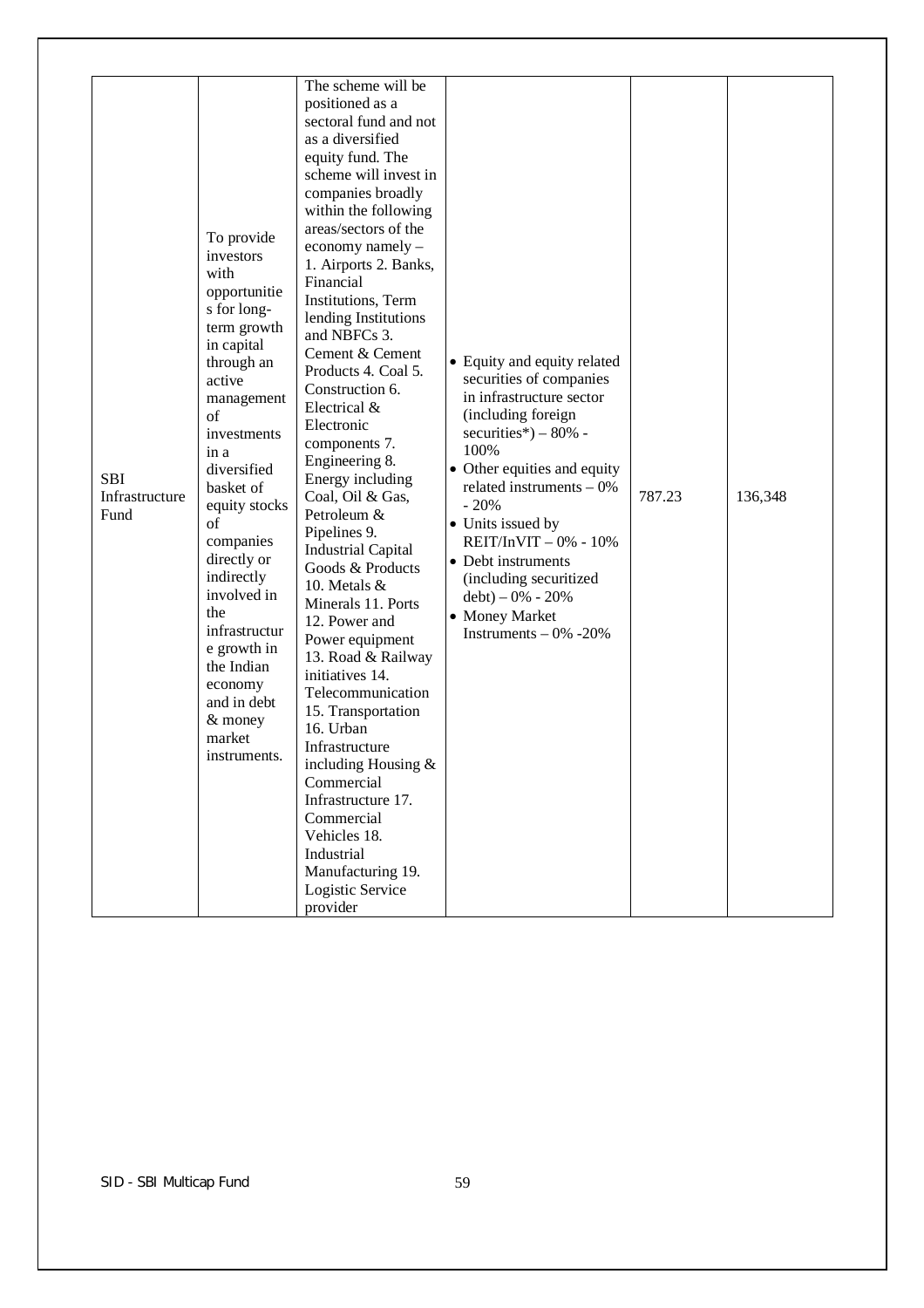| SBI Infrastructure Fund | To provide investors with opportunities for long-term growth in capital through an active management of investments in a diversified basket of equity stocks of companies directly or indirectly involved in the infrastructure growth in the Indian economy and in debt & money market instruments. | The scheme will be positioned as a sectoral fund and not as a diversified equity fund. The scheme will invest in companies broadly within the following areas/sectors of the economy namely – 1. Airports 2. Banks, Financial Institutions, Term lending Institutions and NBFCs 3. Cement & Cement Products 4. Coal 5. Construction 6. Electrical & Electronic components 7. Engineering 8. Energy including Coal, Oil & Gas, Petroleum & Pipelines 9. Industrial Capital Goods & Products 10. Metals & Minerals 11. Ports 12. Power and Power equipment 13. Road & Railway initiatives 14. Telecommunication 15. Transportation 16. Urban Infrastructure including Housing & Commercial Infrastructure 17. Commercial Vehicles 18. Industrial Manufacturing 19. Logistic Service provider | • Equity and equity related securities of companies in infrastructure sector (including foreign securities*) – 80% - 100%<br>• Other equities and equity related instruments – 0% - 20%<br>• Units issued by REIT/InVIT – 0% - 10%<br>• Debt instruments (including securitized debt) – 0% - 20%<br>• Money Market Instruments – 0% -20% | 787.23 | 136,348 |
|---|---|---|---|---|---|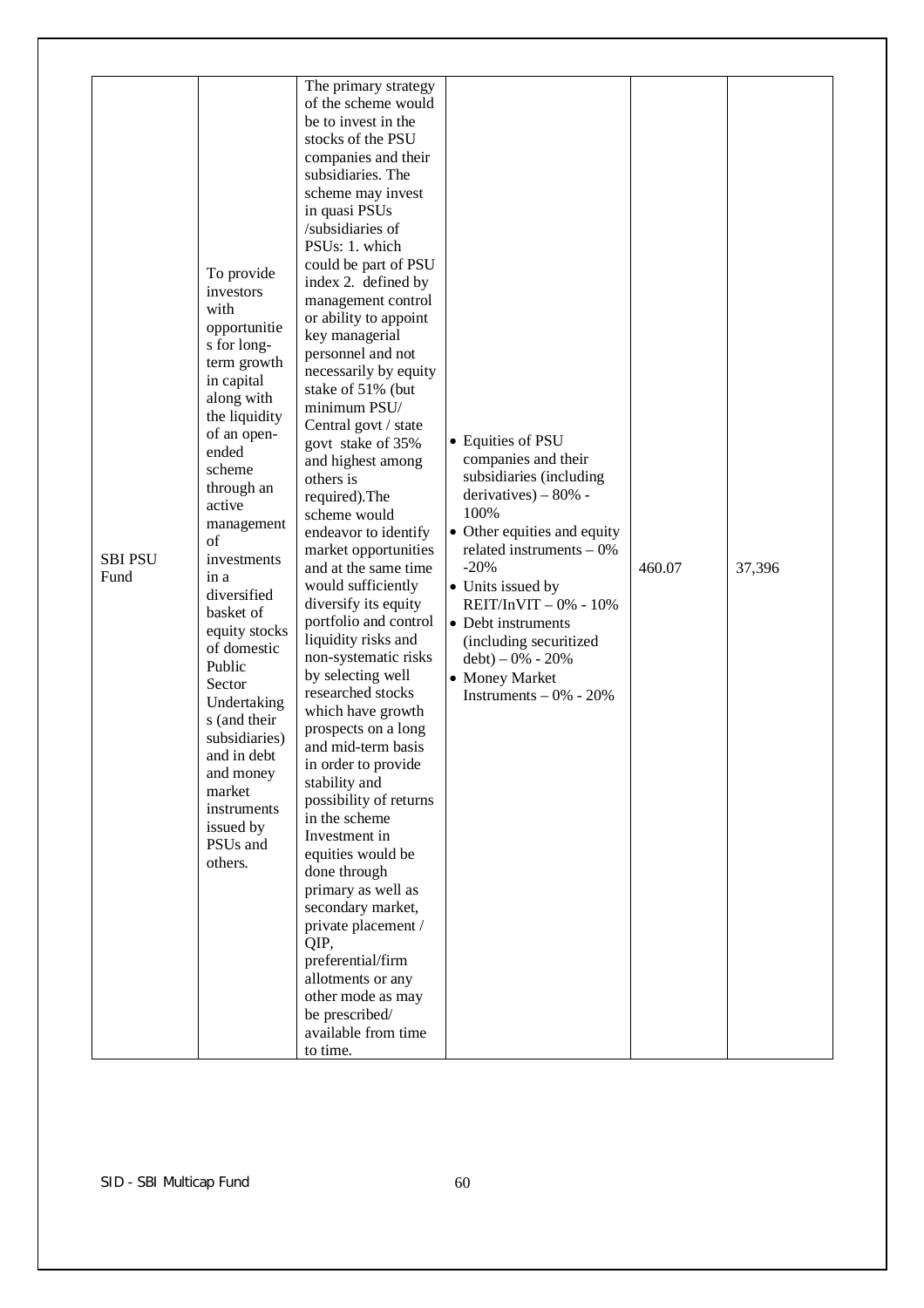| | | | | | |
|---|---|---|---|---|---|
| SBI PSU Fund | To provide investors with opportunities for long-term growth in capital along with the liquidity of an open-ended scheme through an active management of investments in a diversified basket of equity stocks of domestic Public Sector Undertakings (and their subsidiaries) and in debt and money market instruments issued by PSUs and others. | The primary strategy of the scheme would be to invest in the stocks of the PSU companies and their subsidiaries. The scheme may invest in quasi PSUs /subsidiaries of PSUs: 1. which could be part of PSU index 2. defined by management control or ability to appoint key managerial personnel and not necessarily by equity stake of 51% (but minimum PSU/ Central govt / state govt stake of 35% and highest among others is required).The scheme would endeavor to identify market opportunities and at the same time would sufficiently diversify its equity portfolio and control liquidity risks and non-systematic risks by selecting well researched stocks which have growth prospects on a long and mid-term basis in order to provide stability and possibility of returns in the scheme Investment in equities would be done through primary as well as secondary market, private placement / QIP, preferential/firm allotments or any other mode as may be prescribed/ available from time to time. | • Equities of PSU companies and their subsidiaries (including derivatives) – 80% - 100%<br>• Other equities and equity related instruments – 0% -20%<br>• Units issued by REIT/InVIT – 0% - 10%<br>• Debt instruments (including securitized debt) – 0% - 20%<br>• Money Market Instruments – 0% - 20% | 460.07 | 37,396 |

SID - SBI Multicap Fund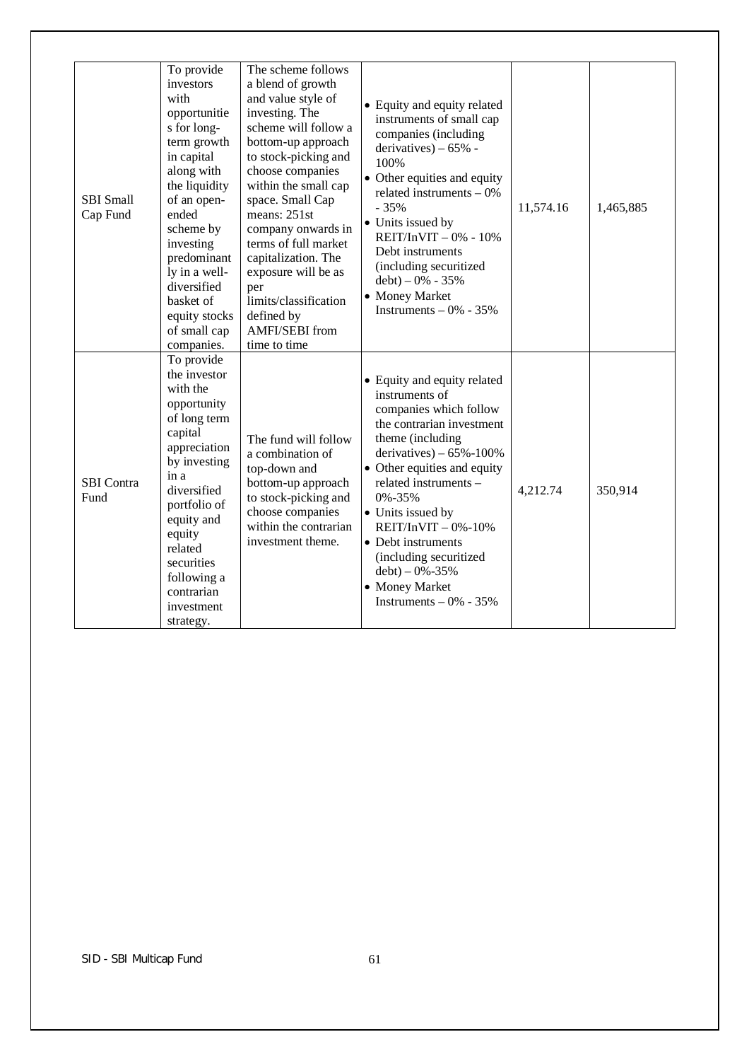| SBI Small Cap Fund | To provide investors with opportunities for long-term growth in capital along with the liquidity of an open-ended scheme by investing predominantly in a well-diversified basket of equity stocks of small cap companies. | The scheme follows a blend of growth and value style of investing. The scheme will follow a bottom-up approach to stock-picking and choose companies within the small cap space. Small Cap means: 251st company onwards in terms of full market capitalization. The exposure will be as per limits/classification defined by AMFI/SEBI from time to time | • Equity and equity related instruments of small cap companies (including derivatives) – 65% - 100%<br>• Other equities and equity related instruments – 0% - 35%<br>• Units issued by REIT/InVIT – 0% - 10% Debt instruments (including securitized debt) – 0% - 35%<br>• Money Market Instruments – 0% - 35% | 11,574.16 | 1,465,885 |
|---|---|---|---|---|---|
| SBI Contra Fund | To provide the investor with the opportunity of long term capital appreciation by investing in a diversified portfolio of equity and equity related securities following a contrarian investment strategy. | The fund will follow a combination of top-down and bottom-up approach to stock-picking and choose companies within the contrarian investment theme. | • Equity and equity related instruments of companies which follow the contrarian investment theme (including derivatives) – 65%-100%<br>• Other equities and equity related instruments – 0%-35%<br>• Units issued by REIT/InVIT – 0%-10%<br>• Debt instruments (including securitized debt) – 0%-35%<br>• Money Market Instruments – 0% - 35% | 4,212.74 | 350,914 |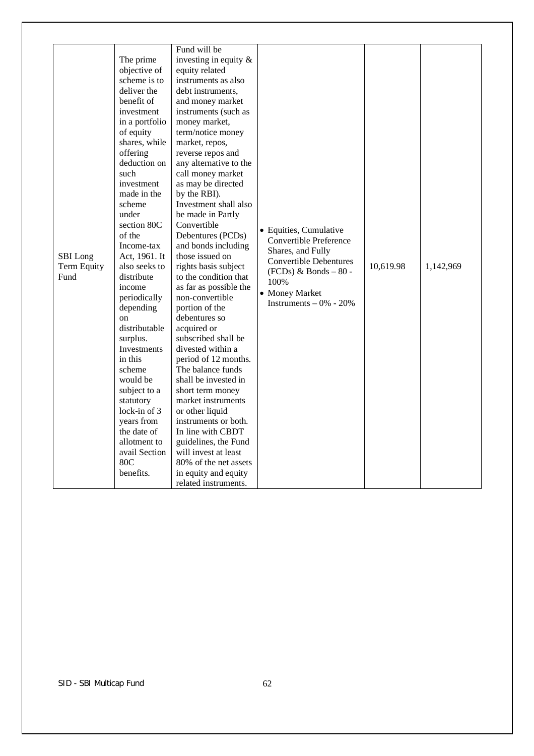| | | | | | |
|---|---|---|---|---|---|
| SBI Long Term Equity Fund | The prime objective of scheme is to deliver the benefit of investment in a portfolio of equity shares, while offering deduction on such investment made in the scheme under section 80C of the Income-tax Act, 1961. It also seeks to distribute income periodically depending on distributable surplus. Investments in this scheme would be subject to a statutory lock-in of 3 years from the date of allotment to avail Section 80C benefits. | Fund will be investing in equity & equity related instruments as also debt instruments, and money market instruments (such as money market, term/notice money market, repos, reverse repos and any alternative to the call money market as may be directed by the RBI). Investment shall also be made in Partly Convertible Debentures (PCDs) and bonds including those issued on rights basis subject to the condition that as far as possible the non-convertible portion of the debentures so acquired or subscribed shall be divested within a period of 12 months. The balance funds shall be invested in short term money market instruments or other liquid instruments or both. In line with CBDT guidelines, the Fund will invest at least 80% of the net assets in equity and equity related instruments. | • Equities, Cumulative Convertible Preference Shares, and Fully Convertible Debentures (FCDs) & Bonds – 80 - 100%<br>• Money Market Instruments – 0% - 20% | 10,619.98 | 1,142,969 |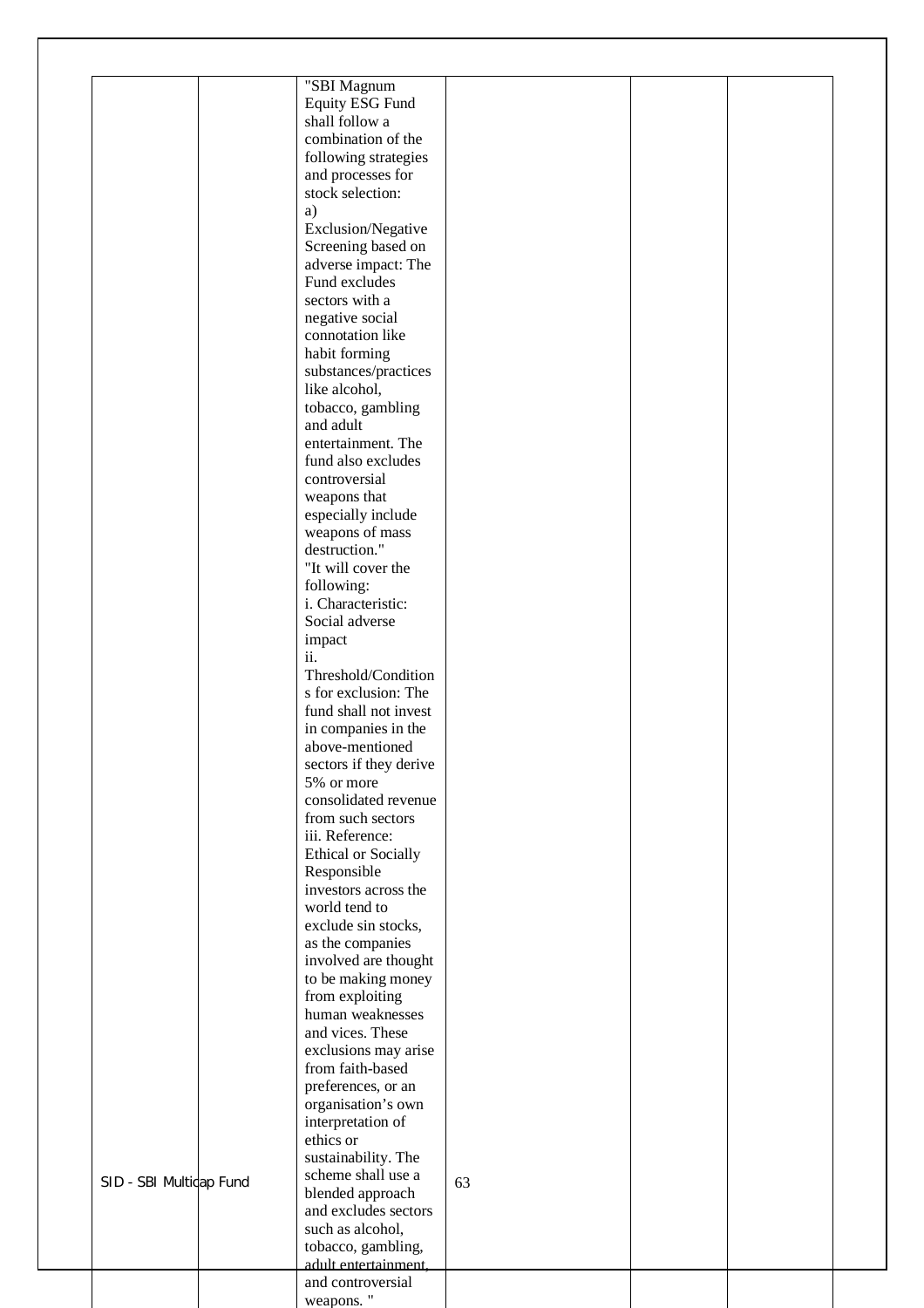| SID - SBI Multicap Fund | | "SBI Magnum Equity ESG Fund shall follow a combination of the following strategies and processes for stock selection: a) Exclusion/Negative Screening based on adverse impact: The Fund excludes sectors with a negative social connotation like habit forming substances/practices like alcohol, tobacco, gambling and adult entertainment. The fund also excludes controversial weapons that especially include weapons of mass destruction." "It will cover the following: i. Characteristic: Social adverse impact ii. Threshold/Conditions for exclusion: The fund shall not invest in companies in the above-mentioned sectors if they derive 5% or more consolidated revenue from such sectors iii. Reference: Ethical or Socially Responsible investors across the world tend to exclude sin stocks, as the companies involved are thought to be making money from exploiting human weaknesses and vices. These exclusions may arise from faith-based preferences, or an organisation's own interpretation of ethics or sustainability. The scheme shall use a blended approach and excludes sectors such as alcohol, tobacco, gambling, adult entertainment, and controversial weapons. " | 63 | | | |
|---|---|---|---|---|---|---|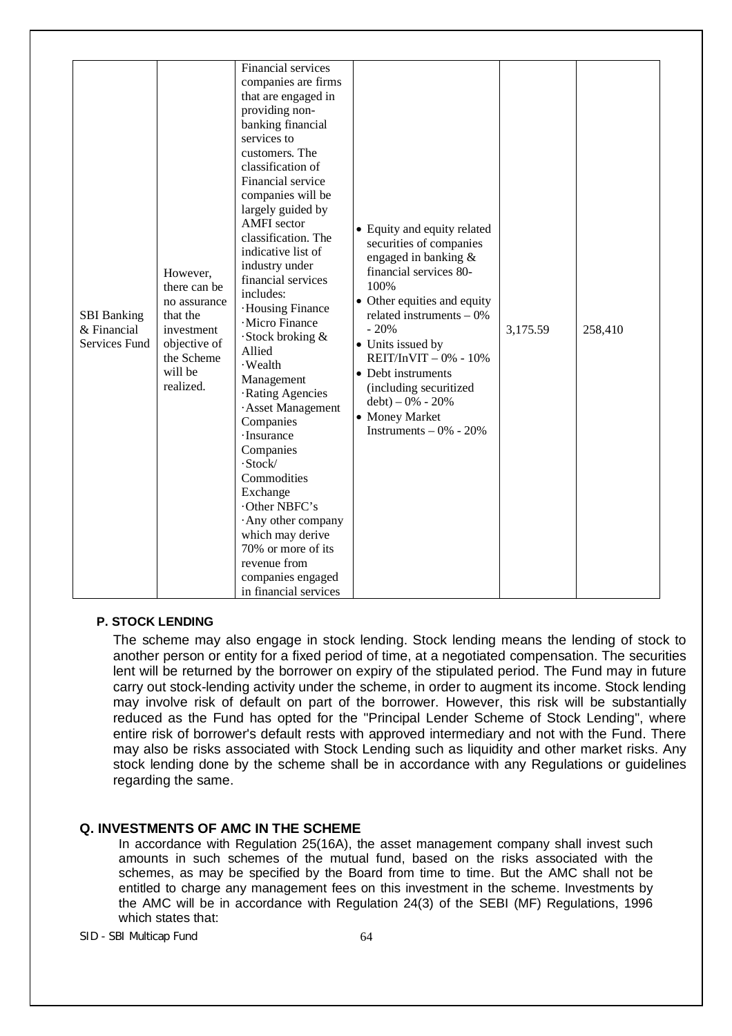| | | | | | |
|---|---|---|---|---|---|
| SBI Banking & Financial Services Fund | However, there can be no assurance that the investment objective of the Scheme will be realized. | Financial services companies are firms that are engaged in providing non-banking financial services to customers. The classification of Financial service companies will be largely guided by AMFI sector classification. The indicative list of industry under financial services includes:<br>·Housing Finance<br>·Micro Finance<br>·Stock broking & Allied<br>·Wealth Management<br>·Rating Agencies<br>·Asset Management Companies<br>·Insurance Companies<br>·Stock/ Commodities Exchange<br>·Other NBFC's<br>·Any other company which may derive 70% or more of its revenue from companies engaged in financial services | • Equity and equity related securities of companies engaged in banking & financial services 80-100%<br>• Other equities and equity related instruments – 0% - 20%<br>• Units issued by REIT/InVIT – 0% - 10%<br>• Debt instruments (including securitized debt) – 0% - 20%<br>• Money Market Instruments – 0% - 20% | 3,175.59 | 258,410 |

**P. STOCK LENDING**

The scheme may also engage in stock lending. Stock lending means the lending of stock to another person or entity for a fixed period of time, at a negotiated compensation. The securities lent will be returned by the borrower on expiry of the stipulated period. The Fund may in future carry out stock-lending activity under the scheme, in order to augment its income. Stock lending may involve risk of default on part of the borrower. However, this risk will be substantially reduced as the Fund has opted for the "Principal Lender Scheme of Stock Lending", where entire risk of borrower's default rests with approved intermediary and not with the Fund. There may also be risks associated with Stock Lending such as liquidity and other market risks. Any stock lending done by the scheme shall be in accordance with any Regulations or guidelines regarding the same.

**Q. INVESTMENTS OF AMC IN THE SCHEME**

In accordance with Regulation 25(16A), the asset management company shall invest such amounts in such schemes of the mutual fund, based on the risks associated with the schemes, as may be specified by the Board from time to time. But the AMC shall not be entitled to charge any management fees on this investment in the scheme. Investments by the AMC will be in accordance with Regulation 24(3) of the SEBI (MF) Regulations, 1996 which states that: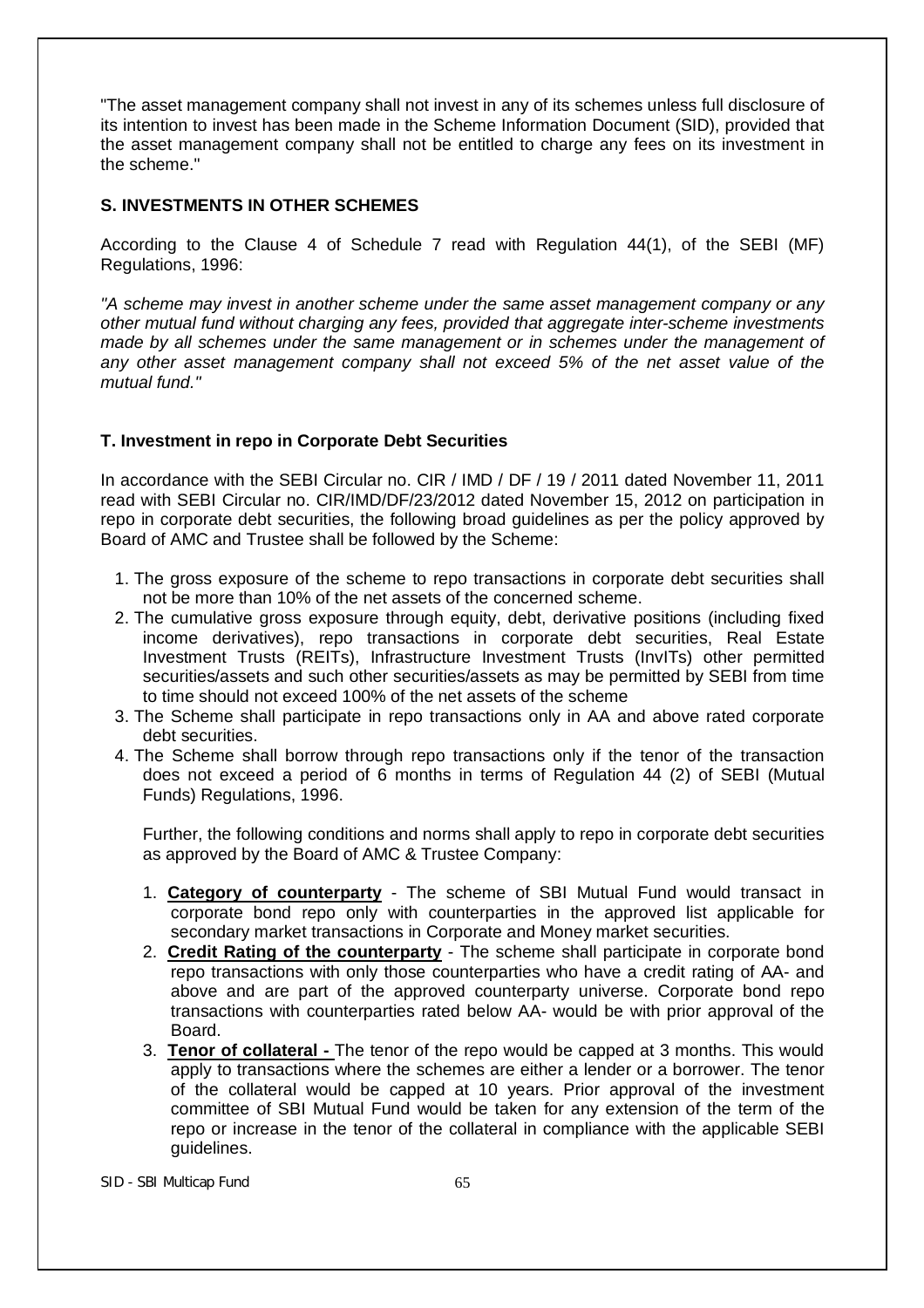"The asset management company shall not invest in any of its schemes unless full disclosure of its intention to invest has been made in the Scheme Information Document (SID), provided that the asset management company shall not be entitled to charge any fees on its investment in the scheme."

### S. INVESTMENTS IN OTHER SCHEMES

According to the Clause 4 of Schedule 7 read with Regulation 44(1), of the SEBI (MF) Regulations, 1996:

*"A scheme may invest in another scheme under the same asset management company or any other mutual fund without charging any fees, provided that aggregate inter-scheme investments made by all schemes under the same management or in schemes under the management of any other asset management company shall not exceed 5% of the net asset value of the mutual fund."*

### T. Investment in repo in Corporate Debt Securities

In accordance with the SEBI Circular no. CIR / IMD / DF / 19 / 2011 dated November 11, 2011 read with SEBI Circular no. CIR/IMD/DF/23/2012 dated November 15, 2012 on participation in repo in corporate debt securities, the following broad guidelines as per the policy approved by Board of AMC and Trustee shall be followed by the Scheme:

1. The gross exposure of the scheme to repo transactions in corporate debt securities shall not be more than 10% of the net assets of the concerned scheme.
2. The cumulative gross exposure through equity, debt, derivative positions (including fixed income derivatives), repo transactions in corporate debt securities, Real Estate Investment Trusts (REITs), Infrastructure Investment Trusts (InvITs) other permitted securities/assets and such other securities/assets as may be permitted by SEBI from time to time should not exceed 100% of the net assets of the scheme
3. The Scheme shall participate in repo transactions only in AA and above rated corporate debt securities.
4. The Scheme shall borrow through repo transactions only if the tenor of the transaction does not exceed a period of 6 months in terms of Regulation 44 (2) of SEBI (Mutual Funds) Regulations, 1996.

   Further, the following conditions and norms shall apply to repo in corporate debt securities as approved by the Board of AMC & Trustee Company:

   1. **Category of counterparty** - The scheme of SBI Mutual Fund would transact in corporate bond repo only with counterparties in the approved list applicable for secondary market transactions in Corporate and Money market securities.
   2. **Credit Rating of the counterparty** - The scheme shall participate in corporate bond repo transactions with only those counterparties who have a credit rating of AA- and above and are part of the approved counterparty universe. Corporate bond repo transactions with counterparties rated below AA- would be with prior approval of the Board.
   3. **Tenor of collateral -** The tenor of the repo would be capped at 3 months. This would apply to transactions where the schemes are either a lender or a borrower. The tenor of the collateral would be capped at 10 years. Prior approval of the investment committee of SBI Mutual Fund would be taken for any extension of the term of the repo or increase in the tenor of the collateral in compliance with the applicable SEBI guidelines.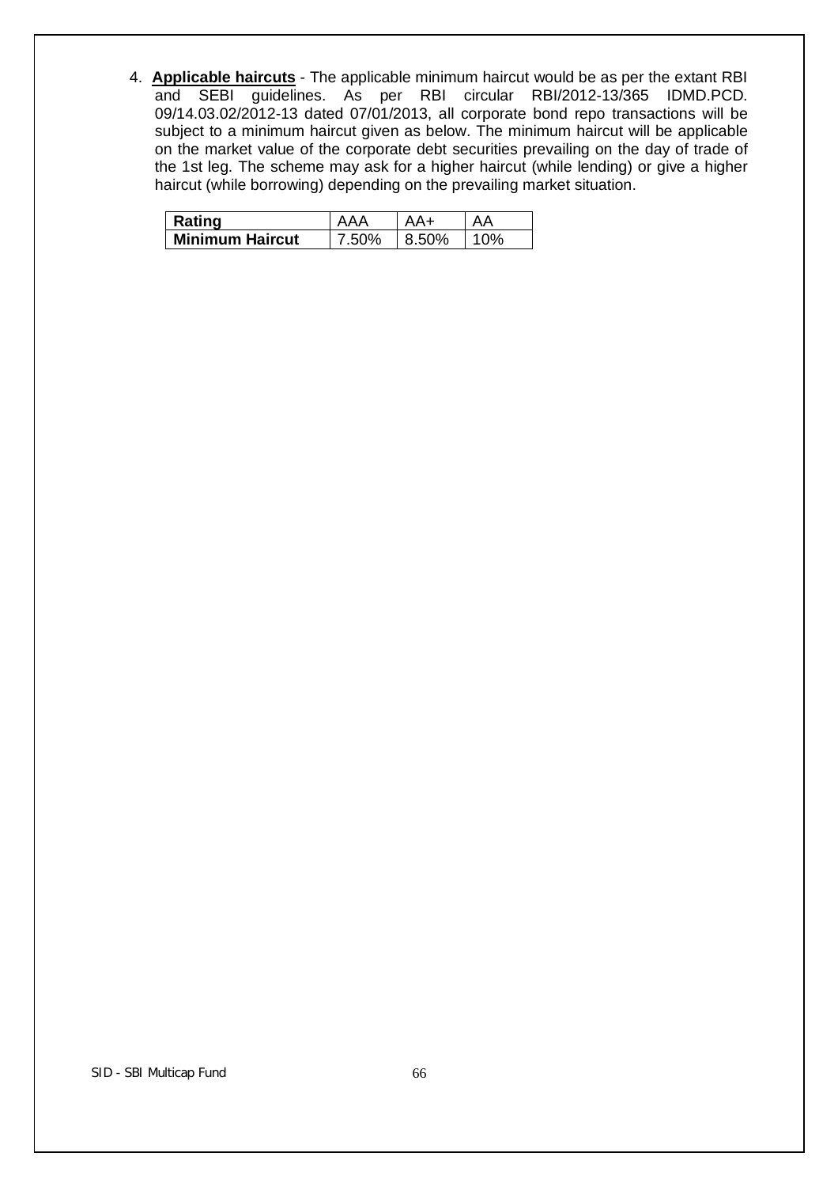4. **Applicable haircuts** - The applicable minimum haircut would be as per the extant RBI and SEBI guidelines. As per RBI circular RBI/2012-13/365 IDMD.PCD. 09/14.03.02/2012-13 dated 07/01/2013, all corporate bond repo transactions will be subject to a minimum haircut given as below. The minimum haircut will be applicable on the market value of the corporate debt securities prevailing on the day of trade of the 1st leg. The scheme may ask for a higher haircut (while lending) or give a higher haircut (while borrowing) depending on the prevailing market situation.

| **Rating** | AAA | AA+ | AA |
|---|---|---|---|
| **Minimum Haircut** | 7.50% | 8.50% | 10% |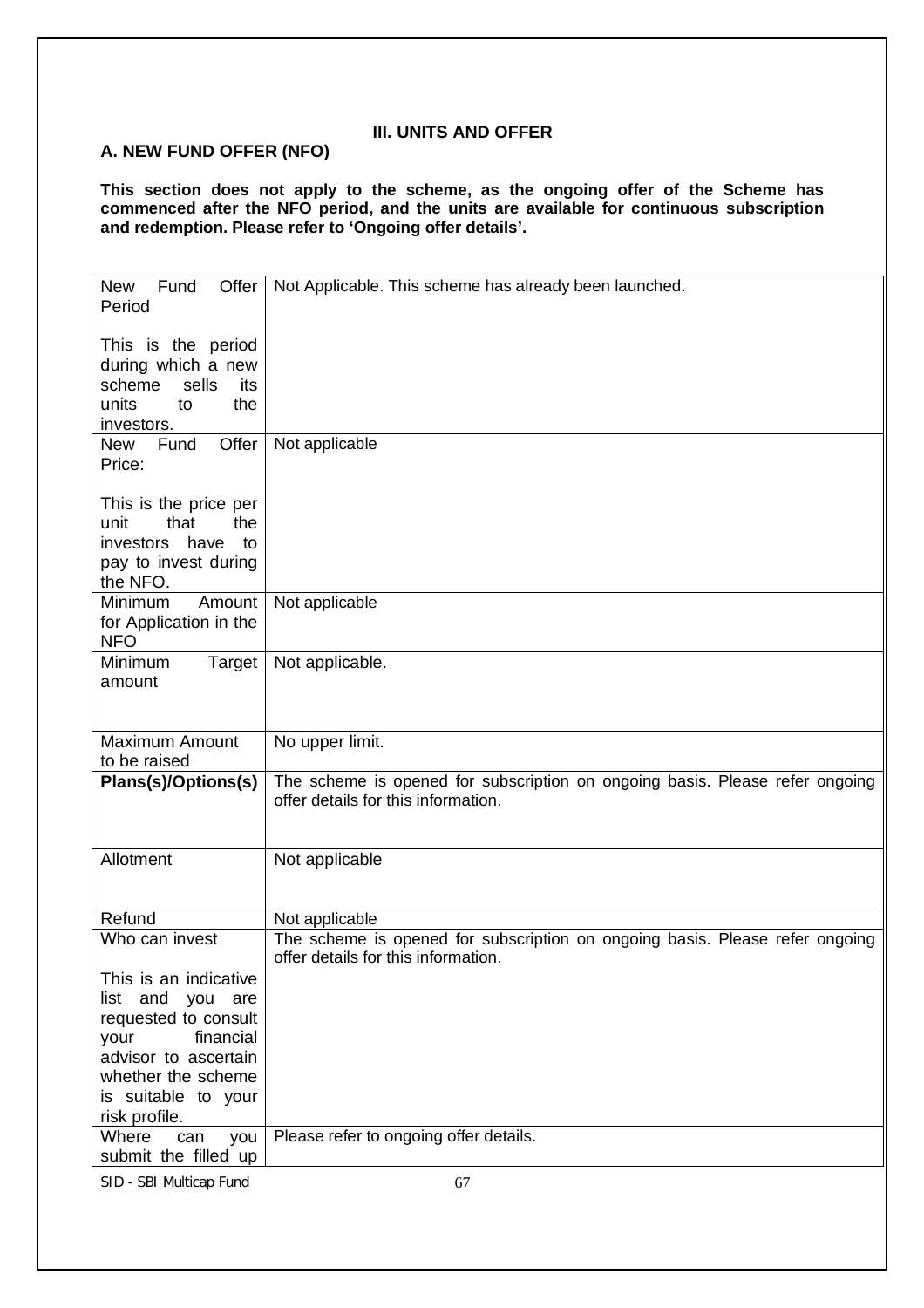## III. UNITS AND OFFER

### A. NEW FUND OFFER (NFO)

**This section does not apply to the scheme, as the ongoing offer of the Scheme has commenced after the NFO period, and the units are available for continuous subscription and redemption. Please refer to 'Ongoing offer details'.**

| | |
|---|---|
| New Fund Offer Period<br><br>This is the period during which a new scheme sells its units to the investors. | Not Applicable. This scheme has already been launched. |
| New Fund Offer Price:<br><br>This is the price per unit that the investors have to pay to invest during the NFO. | Not applicable |
| Minimum Amount for Application in the NFO | Not applicable |
| Minimum Target amount | Not applicable. |
| Maximum Amount to be raised | No upper limit. |
| **Plans(s)/Options(s)** | The scheme is opened for subscription on ongoing basis. Please refer ongoing offer details for this information. |
| Allotment | Not applicable |
| Refund | Not applicable |
| Who can invest<br><br>This is an indicative list and you are requested to consult your financial advisor to ascertain whether the scheme is suitable to your risk profile. | The scheme is opened for subscription on ongoing basis. Please refer ongoing offer details for this information. |
| Where can you submit the filled up | Please refer to ongoing offer details. |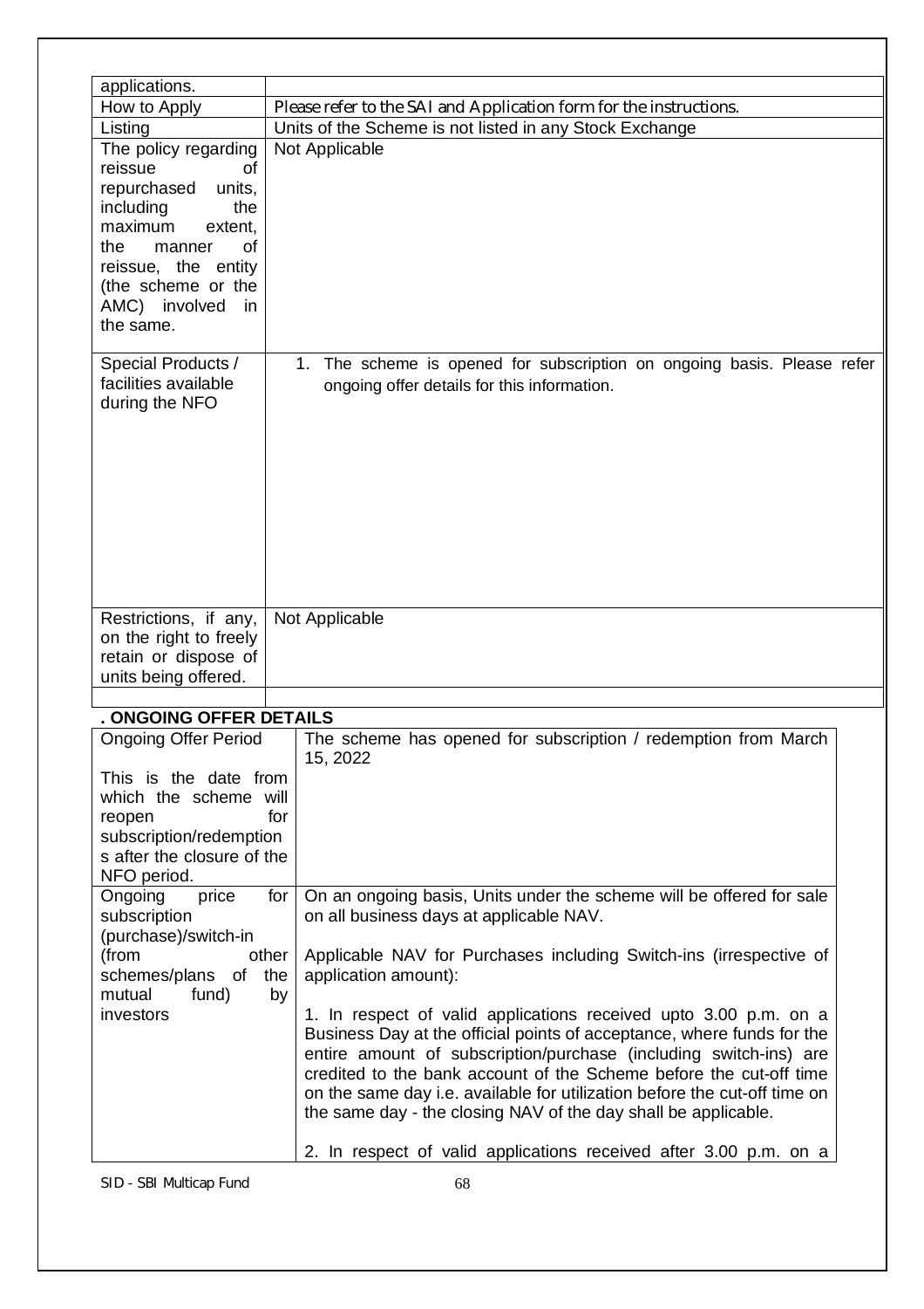| applications. | |
|---|---|
| How to Apply | Please refer to the SAI and Application form for the instructions. |
| Listing | Units of the Scheme is not listed in any Stock Exchange |
| The policy regarding reissue of repurchased units, including the maximum extent, the manner of reissue, the entity (the scheme or the AMC) involved in the same. | Not Applicable |
| Special Products / facilities available during the NFO | 1. The scheme is opened for subscription on ongoing basis. Please refer ongoing offer details for this information. |
| Restrictions, if any, on the right to freely retain or dispose of units being offered. | Not Applicable |
| | |

**. ONGOING OFFER DETAILS**

| Ongoing Offer Period<br><br>This is the date from which the scheme will reopen for subscription/redemptions after the closure of the NFO period. | The scheme has opened for subscription / redemption from March 15, 2022 |
|---|---|
| Ongoing price for subscription (purchase)/switch-in (from other schemes/plans of the mutual fund) by investors | On an ongoing basis, Units under the scheme will be offered for sale on all business days at applicable NAV.<br><br>Applicable NAV for Purchases including Switch-ins (irrespective of application amount):<br><br>1. In respect of valid applications received upto 3.00 p.m. on a Business Day at the official points of acceptance, where funds for the entire amount of subscription/purchase (including switch-ins) are credited to the bank account of the Scheme before the cut-off time on the same day i.e. available for utilization before the cut-off time on the same day - the closing NAV of the day shall be applicable.<br><br>2. In respect of valid applications received after 3.00 p.m. on a |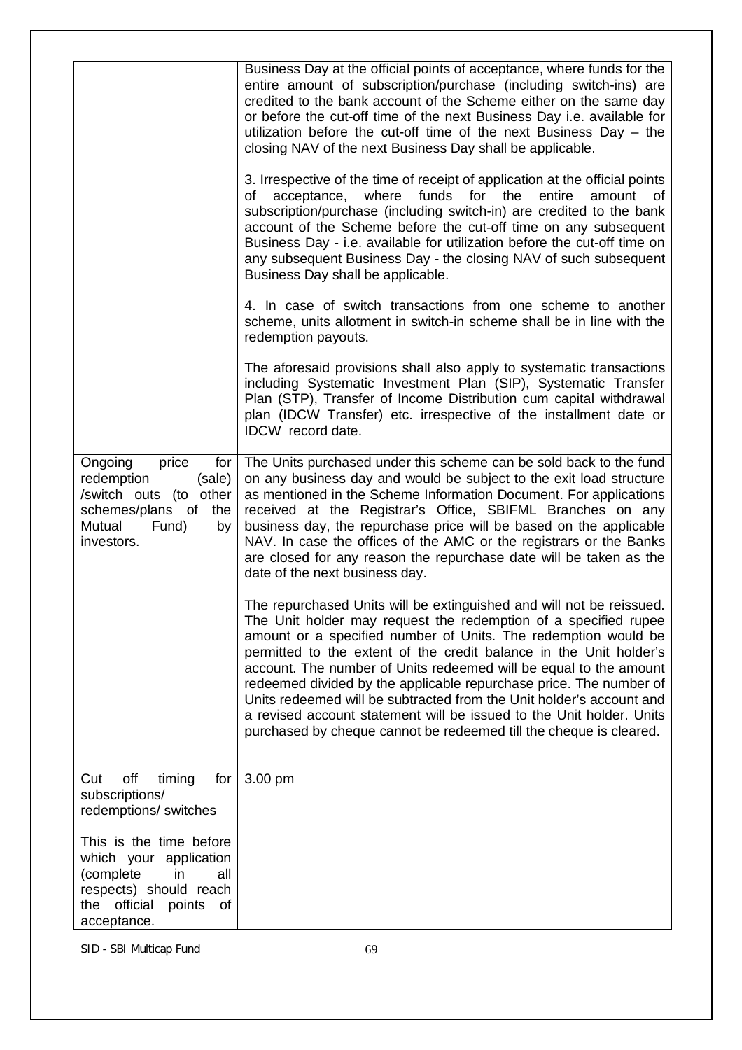| | |
|---|---|
| | Business Day at the official points of acceptance, where funds for the entire amount of subscription/purchase (including switch-ins) are credited to the bank account of the Scheme either on the same day or before the cut-off time of the next Business Day i.e. available for utilization before the cut-off time of the next Business Day – the closing NAV of the next Business Day shall be applicable.<br><br>3. Irrespective of the time of receipt of application at the official points of acceptance, where funds for the entire amount of subscription/purchase (including switch-in) are credited to the bank account of the Scheme before the cut-off time on any subsequent Business Day - i.e. available for utilization before the cut-off time on any subsequent Business Day - the closing NAV of such subsequent Business Day shall be applicable.<br><br>4. In case of switch transactions from one scheme to another scheme, units allotment in switch-in scheme shall be in line with the redemption payouts.<br><br>The aforesaid provisions shall also apply to systematic transactions including Systematic Investment Plan (SIP), Systematic Transfer Plan (STP), Transfer of Income Distribution cum capital withdrawal plan (IDCW Transfer) etc. irrespective of the installment date or IDCW record date. |
| Ongoing price for redemption (sale) /switch outs (to other schemes/plans of the Mutual Fund) by investors. | The Units purchased under this scheme can be sold back to the fund on any business day and would be subject to the exit load structure as mentioned in the Scheme Information Document. For applications received at the Registrar's Office, SBIFML Branches on any business day, the repurchase price will be based on the applicable NAV. In case the offices of the AMC or the registrars or the Banks are closed for any reason the repurchase date will be taken as the date of the next business day.<br><br>The repurchased Units will be extinguished and will not be reissued. The Unit holder may request the redemption of a specified rupee amount or a specified number of Units. The redemption would be permitted to the extent of the credit balance in the Unit holder's account. The number of Units redeemed will be equal to the amount redeemed divided by the applicable repurchase price. The number of Units redeemed will be subtracted from the Unit holder's account and a revised account statement will be issued to the Unit holder. Units purchased by cheque cannot be redeemed till the cheque is cleared. |
| Cut off timing for subscriptions/ redemptions/ switches<br><br>This is the time before which your application (complete in all respects) should reach the official points of acceptance. | 3.00 pm |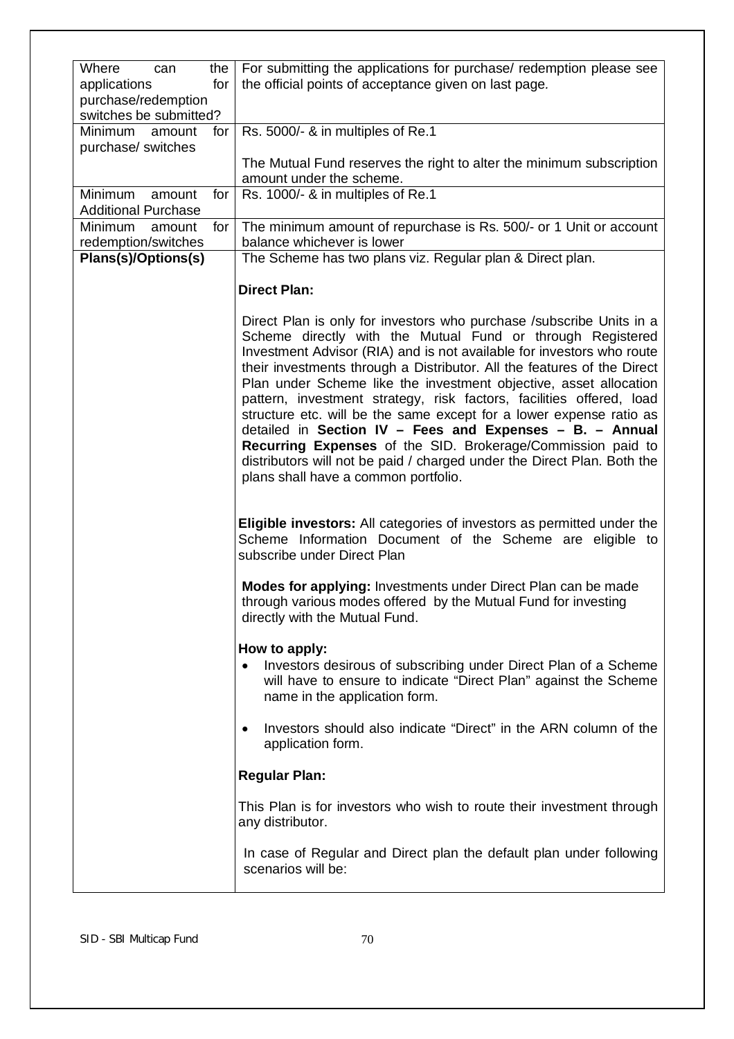| | |
|---|---|
| Where can the applications for purchase/redemption switches be submitted? | For submitting the applications for purchase/ redemption please see the official points of acceptance given on last page. |
| Minimum amount for purchase/ switches | Rs. 5000/- & in multiples of Re.1<br><br>The Mutual Fund reserves the right to alter the minimum subscription amount under the scheme. |
| Minimum amount for Additional Purchase | Rs. 1000/- & in multiples of Re.1 |
| Minimum amount for redemption/switches | The minimum amount of repurchase is Rs. 500/- or 1 Unit or account balance whichever is lower |
| **Plans(s)/Options(s)** | The Scheme has two plans viz. Regular plan & Direct plan.<br><br>**Direct Plan:**<br><br>Direct Plan is only for investors who purchase /subscribe Units in a Scheme directly with the Mutual Fund or through Registered Investment Advisor (RIA) and is not available for investors who route their investments through a Distributor. All the features of the Direct Plan under Scheme like the investment objective, asset allocation pattern, investment strategy, risk factors, facilities offered, load structure etc. will be the same except for a lower expense ratio as detailed in **Section IV – Fees and Expenses – B. – Annual Recurring Expenses** of the SID. Brokerage/Commission paid to distributors will not be paid / charged under the Direct Plan. Both the plans shall have a common portfolio.<br><br>**Eligible investors:** All categories of investors as permitted under the Scheme Information Document of the Scheme are eligible to subscribe under Direct Plan<br><br>**Modes for applying:** Investments under Direct Plan can be made through various modes offered by the Mutual Fund for investing directly with the Mutual Fund.<br><br>**How to apply:**<br>• Investors desirous of subscribing under Direct Plan of a Scheme will have to ensure to indicate "Direct Plan" against the Scheme name in the application form.<br>• Investors should also indicate "Direct" in the ARN column of the application form.<br><br>**Regular Plan:**<br><br>This Plan is for investors who wish to route their investment through any distributor.<br><br>In case of Regular and Direct plan the default plan under following scenarios will be: |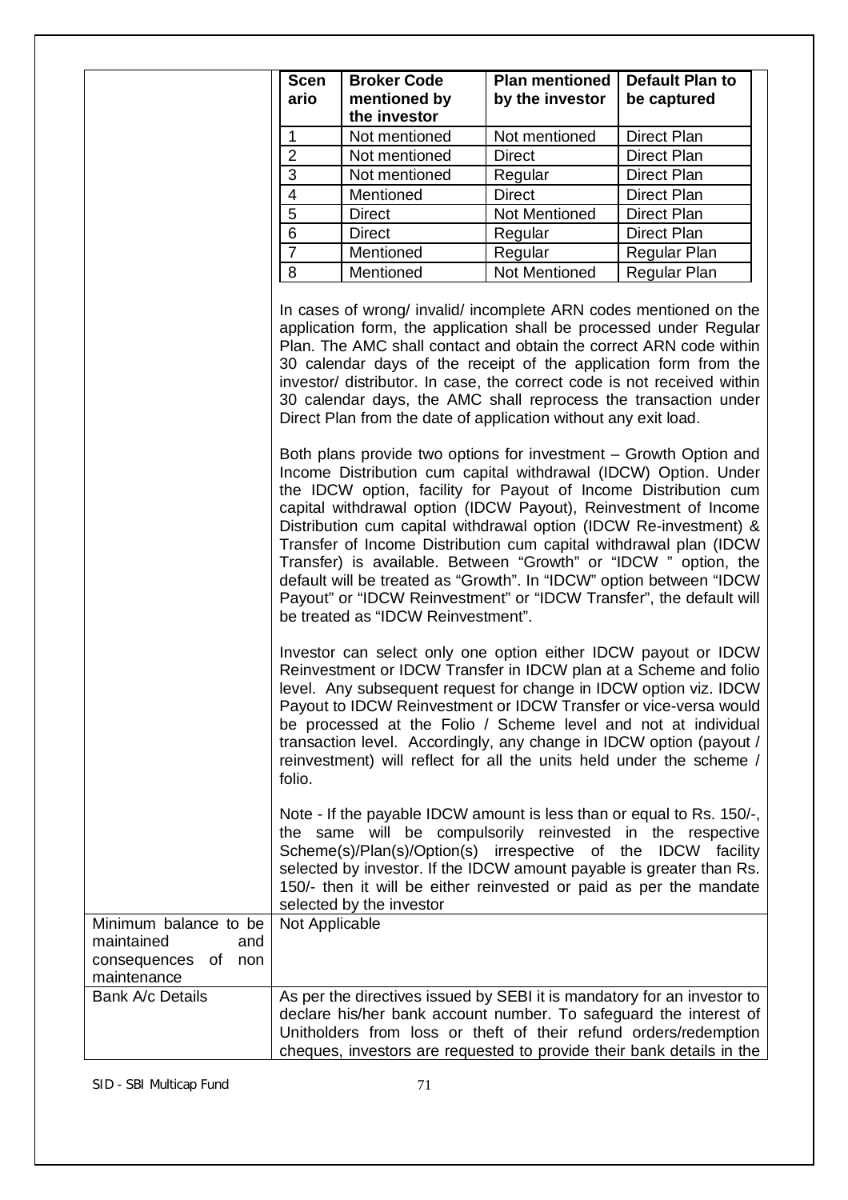| | |
|---|---|
| | <table><tr><th>Scenario</th><th>Broker Code mentioned by the investor</th><th>Plan mentioned by the investor</th><th>Default Plan to be captured</th></tr><tr><td>1</td><td>Not mentioned</td><td>Not mentioned</td><td>Direct Plan</td></tr><tr><td>2</td><td>Not mentioned</td><td>Direct</td><td>Direct Plan</td></tr><tr><td>3</td><td>Not mentioned</td><td>Regular</td><td>Direct Plan</td></tr><tr><td>4</td><td>Mentioned</td><td>Direct</td><td>Direct Plan</td></tr><tr><td>5</td><td>Direct</td><td>Not Mentioned</td><td>Direct Plan</td></tr><tr><td>6</td><td>Direct</td><td>Regular</td><td>Direct Plan</td></tr><tr><td>7</td><td>Mentioned</td><td>Regular</td><td>Regular Plan</td></tr><tr><td>8</td><td>Mentioned</td><td>Not Mentioned</td><td>Regular Plan</td></tr></table><br><br>In cases of wrong/ invalid/ incomplete ARN codes mentioned on the application form, the application shall be processed under Regular Plan. The AMC shall contact and obtain the correct ARN code within 30 calendar days of the receipt of the application form from the investor/ distributor. In case, the correct code is not received within 30 calendar days, the AMC shall reprocess the transaction under Direct Plan from the date of application without any exit load.<br><br>Both plans provide two options for investment – Growth Option and Income Distribution cum capital withdrawal (IDCW) Option. Under the IDCW option, facility for Payout of Income Distribution cum capital withdrawal option (IDCW Payout), Reinvestment of Income Distribution cum capital withdrawal option (IDCW Re-investment) & Transfer of Income Distribution cum capital withdrawal plan (IDCW Transfer) is available. Between "Growth" or "IDCW " option, the default will be treated as "Growth". In "IDCW" option between "IDCW Payout" or "IDCW Reinvestment" or "IDCW Transfer", the default will be treated as "IDCW Reinvestment".<br><br>Investor can select only one option either IDCW payout or IDCW Reinvestment or IDCW Transfer in IDCW plan at a Scheme and folio level. Any subsequent request for change in IDCW option viz. IDCW Payout to IDCW Reinvestment or IDCW Transfer or vice-versa would be processed at the Folio / Scheme level and not at individual transaction level. Accordingly, any change in IDCW option (payout / reinvestment) will reflect for all the units held under the scheme / folio.<br><br>Note - If the payable IDCW amount is less than or equal to Rs. 150/-, the same will be compulsorily reinvested in the respective Scheme(s)/Plan(s)/Option(s) irrespective of the IDCW facility selected by investor. If the IDCW amount payable is greater than Rs. 150/- then it will be either reinvested or paid as per the mandate selected by the investor |
| Minimum balance to be maintained and consequences of non maintenance | Not Applicable |
| Bank A/c Details | As per the directives issued by SEBI it is mandatory for an investor to declare his/her bank account number. To safeguard the interest of Unitholders from loss or theft of their refund orders/redemption cheques, investors are requested to provide their bank details in the |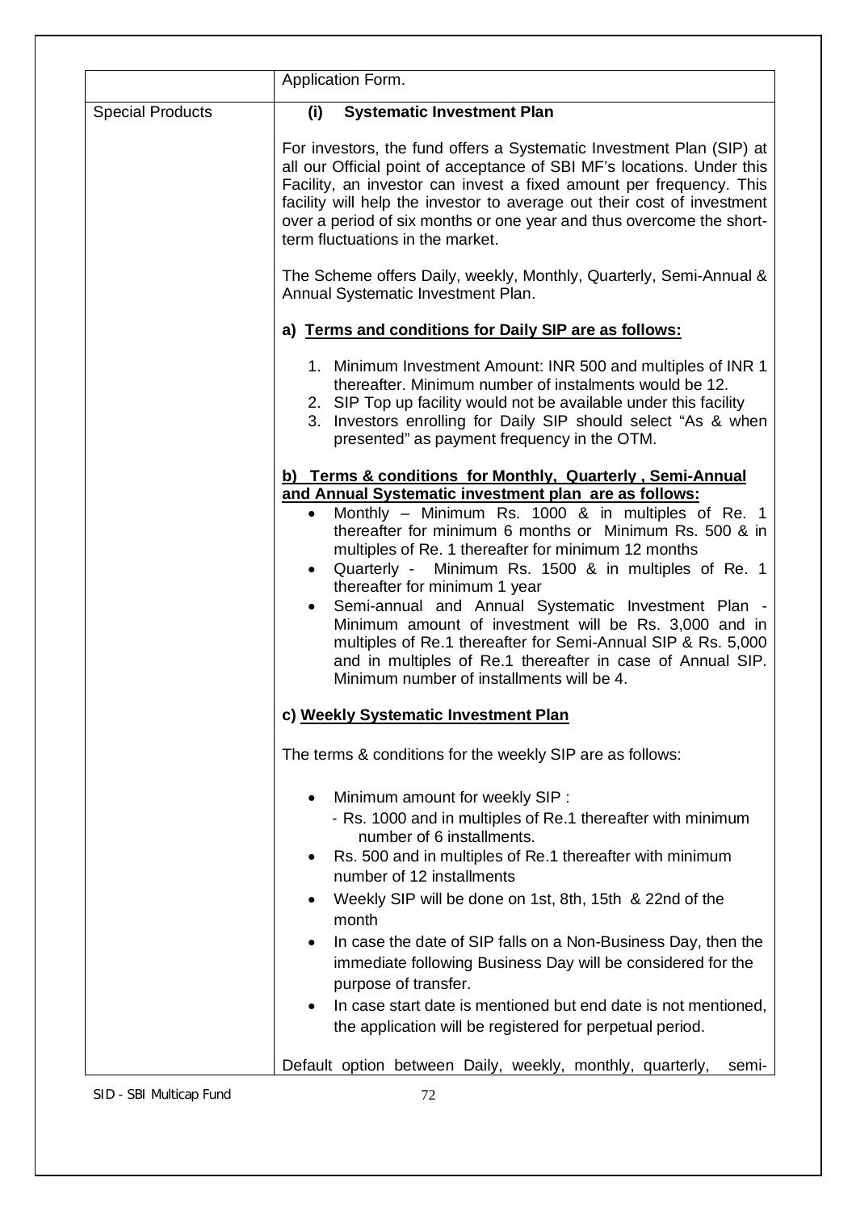|  | Application Form. |
|---|---|
| Special Products | **(i) Systematic Investment Plan**<br><br>For investors, the fund offers a Systematic Investment Plan (SIP) at all our Official point of acceptance of SBI MF's locations. Under this Facility, an investor can invest a fixed amount per frequency. This facility will help the investor to average out their cost of investment over a period of six months or one year and thus overcome the short-term fluctuations in the market.<br><br>The Scheme offers Daily, weekly, Monthly, Quarterly, Semi-Annual & Annual Systematic Investment Plan.<br><br>**a) <u>Terms and conditions for Daily SIP are as follows:</u>**<br><br>1. Minimum Investment Amount: INR 500 and multiples of INR 1 thereafter. Minimum number of instalments would be 12.<br>2. SIP Top up facility would not be available under this facility<br>3. Investors enrolling for Daily SIP should select "As & when presented" as payment frequency in the OTM.<br><br>**<u>b) Terms & conditions for Monthly, Quarterly , Semi-Annual and Annual Systematic investment plan are as follows:</u>**<br>• Monthly – Minimum Rs. 1000 & in multiples of Re. 1 thereafter for minimum 6 months or Minimum Rs. 500 & in multiples of Re. 1 thereafter for minimum 12 months<br>• Quarterly - Minimum Rs. 1500 & in multiples of Re. 1 thereafter for minimum 1 year<br>• Semi-annual and Annual Systematic Investment Plan - Minimum amount of investment will be Rs. 3,000 and in multiples of Re.1 thereafter for Semi-Annual SIP & Rs. 5,000 and in multiples of Re.1 thereafter in case of Annual SIP. Minimum number of installments will be 4.<br><br>**c) <u>Weekly Systematic Investment Plan</u>**<br><br>The terms & conditions for the weekly SIP are as follows:<br><br>• Minimum amount for weekly SIP :<br>- Rs. 1000 and in multiples of Re.1 thereafter with minimum number of 6 installments.<br>• Rs. 500 and in multiples of Re.1 thereafter with minimum number of 12 installments<br>• Weekly SIP will be done on 1st, 8th, 15th & 22nd of the month<br>• In case the date of SIP falls on a Non-Business Day, then the immediate following Business Day will be considered for the purpose of transfer.<br>• In case start date is mentioned but end date is not mentioned, the application will be registered for perpetual period.<br><br>Default option between Daily, weekly, monthly, quarterly, semi- |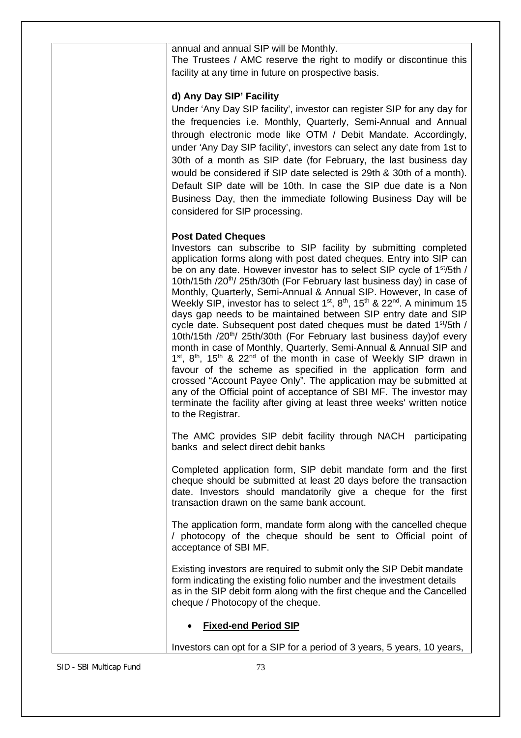annual and annual SIP will be Monthly.

The Trustees / AMC reserve the right to modify or discontinue this facility at any time in future on prospective basis.

**d) Any Day SIP' Facility**

Under 'Any Day SIP facility', investor can register SIP for any day for the frequencies i.e. Monthly, Quarterly, Semi-Annual and Annual through electronic mode like OTM / Debit Mandate. Accordingly, under 'Any Day SIP facility', investors can select any date from 1st to 30th of a month as SIP date (for February, the last business day would be considered if SIP date selected is 29th & 30th of a month). Default SIP date will be 10th. In case the SIP due date is a Non Business Day, then the immediate following Business Day will be considered for SIP processing.

**Post Dated Cheques**

Investors can subscribe to SIP facility by submitting completed application forms along with post dated cheques. Entry into SIP can be on any date. However investor has to select SIP cycle of 1st/5th / 10th/15th /20th/ 25th/30th (For February last business day) in case of Monthly, Quarterly, Semi-Annual & Annual SIP. However, In case of Weekly SIP, investor has to select 1st, 8th, 15th & 22nd. A minimum 15 days gap needs to be maintained between SIP entry date and SIP cycle date. Subsequent post dated cheques must be dated 1st/5th / 10th/15th /20th/ 25th/30th (For February last business day)of every month in case of Monthly, Quarterly, Semi-Annual & Annual SIP and 1st, 8th, 15th & 22nd of the month in case of Weekly SIP drawn in favour of the scheme as specified in the application form and crossed "Account Payee Only". The application may be submitted at any of the Official point of acceptance of SBI MF. The investor may terminate the facility after giving at least three weeks' written notice to the Registrar.

The AMC provides SIP debit facility through NACH participating banks and select direct debit banks

Completed application form, SIP debit mandate form and the first cheque should be submitted at least 20 days before the transaction date. Investors should mandatorily give a cheque for the first transaction drawn on the same bank account.

The application form, mandate form along with the cancelled cheque / photocopy of the cheque should be sent to Official point of acceptance of SBI MF.

Existing investors are required to submit only the SIP Debit mandate form indicating the existing folio number and the investment details as in the SIP debit form along with the first cheque and the Cancelled cheque / Photocopy of the cheque.

- **Fixed-end Period SIP**

Investors can opt for a SIP for a period of 3 years, 5 years, 10 years,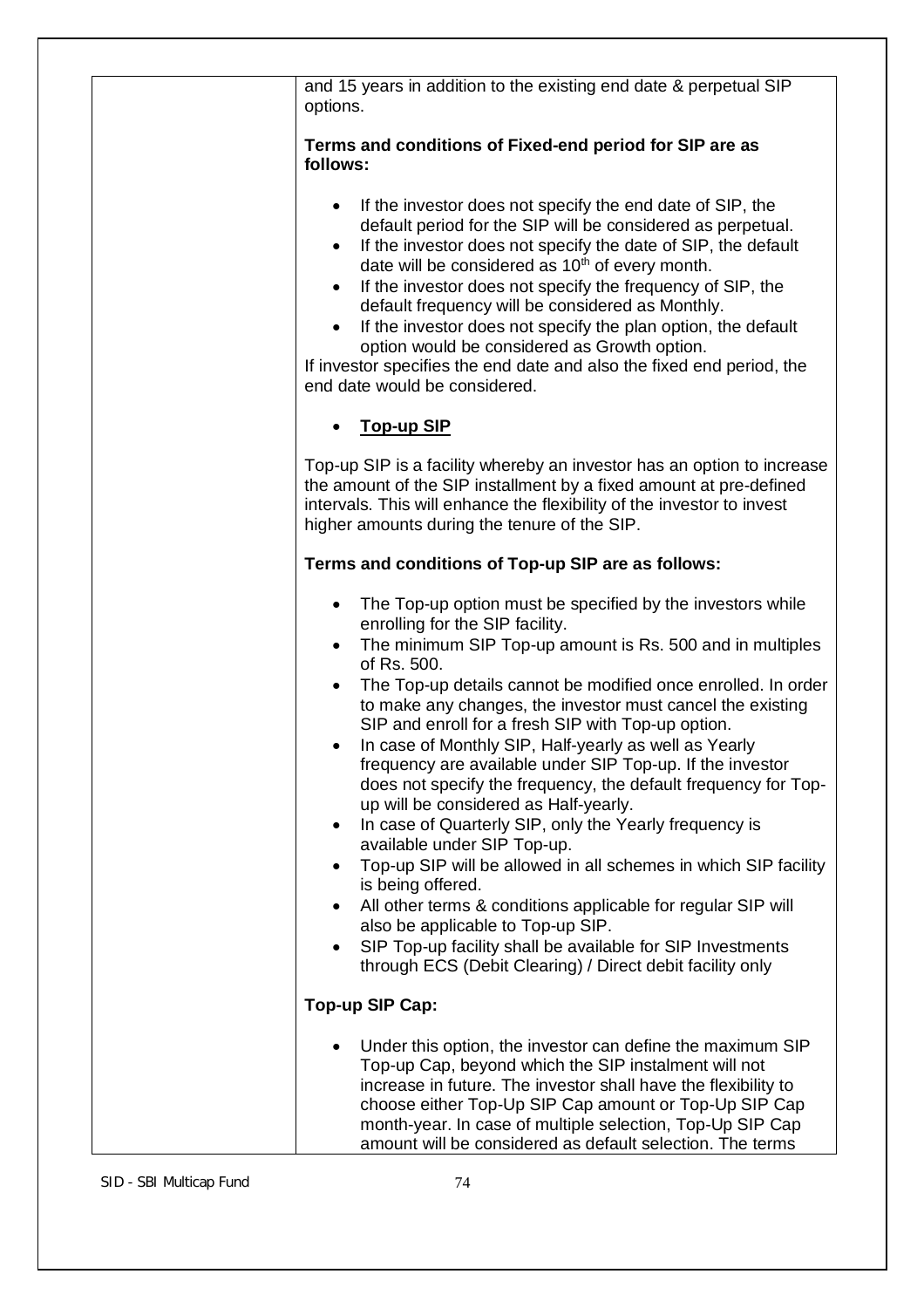| | and 15 years in addition to the existing end date & perpetual SIP options.<br><br>**Terms and conditions of Fixed-end period for SIP are as follows:**<br><br>• If the investor does not specify the end date of SIP, the default period for the SIP will be considered as perpetual.<br>• If the investor does not specify the date of SIP, the default date will be considered as 10th of every month.<br>• If the investor does not specify the frequency of SIP, the default frequency will be considered as Monthly.<br>• If the investor does not specify the plan option, the default option would be considered as Growth option.<br><br>If investor specifies the end date and also the fixed end period, the end date would be considered.<br><br>• **<u>Top-up SIP</u>**<br><br>Top-up SIP is a facility whereby an investor has an option to increase the amount of the SIP installment by a fixed amount at pre-defined intervals. This will enhance the flexibility of the investor to invest higher amounts during the tenure of the SIP.<br><br>**Terms and conditions of Top-up SIP are as follows:**<br><br>• The Top-up option must be specified by the investors while enrolling for the SIP facility.<br>• The minimum SIP Top-up amount is Rs. 500 and in multiples of Rs. 500.<br>• The Top-up details cannot be modified once enrolled. In order to make any changes, the investor must cancel the existing SIP and enroll for a fresh SIP with Top-up option.<br>• In case of Monthly SIP, Half-yearly as well as Yearly frequency are available under SIP Top-up. If the investor does not specify the frequency, the default frequency for Top-up will be considered as Half-yearly.<br>• In case of Quarterly SIP, only the Yearly frequency is available under SIP Top-up.<br>• Top-up SIP will be allowed in all schemes in which SIP facility is being offered.<br>• All other terms & conditions applicable for regular SIP will also be applicable to Top-up SIP.<br>• SIP Top-up facility shall be available for SIP Investments through ECS (Debit Clearing) / Direct debit facility only<br><br>**Top-up SIP Cap:**<br><br>• Under this option, the investor can define the maximum SIP Top-up Cap, beyond which the SIP instalment will not increase in future. The investor shall have the flexibility to choose either Top-Up SIP Cap amount or Top-Up SIP Cap month-year. In case of multiple selection, Top-Up SIP Cap amount will be considered as default selection. The terms |
|---|---|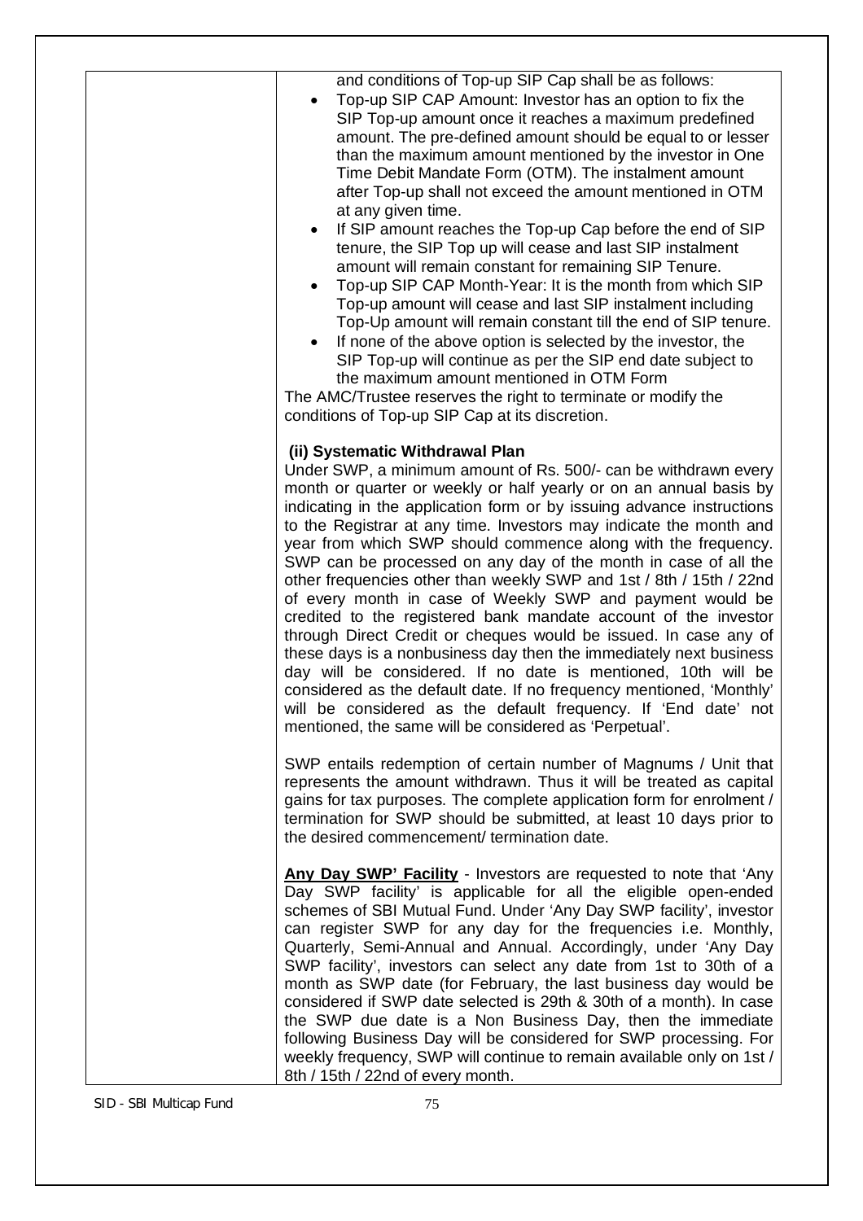| | and conditions of Top-up SIP Cap shall be as follows:<br>• Top-up SIP CAP Amount: Investor has an option to fix the SIP Top-up amount once it reaches a maximum predefined amount. The pre-defined amount should be equal to or lesser than the maximum amount mentioned by the investor in One Time Debit Mandate Form (OTM). The instalment amount after Top-up shall not exceed the amount mentioned in OTM at any given time.<br>• If SIP amount reaches the Top-up Cap before the end of SIP tenure, the SIP Top up will cease and last SIP instalment amount will remain constant for remaining SIP Tenure.<br>• Top-up SIP CAP Month-Year: It is the month from which SIP Top-up amount will cease and last SIP instalment including Top-Up amount will remain constant till the end of SIP tenure.<br>• If none of the above option is selected by the investor, the SIP Top-up will continue as per the SIP end date subject to the maximum amount mentioned in OTM Form<br>The AMC/Trustee reserves the right to terminate or modify the conditions of Top-up SIP Cap at its discretion.<br><br>**(ii) Systematic Withdrawal Plan**<br>Under SWP, a minimum amount of Rs. 500/- can be withdrawn every month or quarter or weekly or half yearly or on an annual basis by indicating in the application form or by issuing advance instructions to the Registrar at any time. Investors may indicate the month and year from which SWP should commence along with the frequency. SWP can be processed on any day of the month in case of all the other frequencies other than weekly SWP and 1st / 8th / 15th / 22nd of every month in case of Weekly SWP and payment would be credited to the registered bank mandate account of the investor through Direct Credit or cheques would be issued. In case any of these days is a nonbusiness day then the immediately next business day will be considered. If no date is mentioned, 10th will be considered as the default date. If no frequency mentioned, 'Monthly' will be considered as the default frequency. If 'End date' not mentioned, the same will be considered as 'Perpetual'.<br><br>SWP entails redemption of certain number of Magnums / Unit that represents the amount withdrawn. Thus it will be treated as capital gains for tax purposes. The complete application form for enrolment / termination for SWP should be submitted, at least 10 days prior to the desired commencement/ termination date.<br><br>**Any Day SWP' Facility** - Investors are requested to note that 'Any Day SWP facility' is applicable for all the eligible open-ended schemes of SBI Mutual Fund. Under 'Any Day SWP facility', investor can register SWP for any day for the frequencies i.e. Monthly, Quarterly, Semi-Annual and Annual. Accordingly, under 'Any Day SWP facility', investors can select any date from 1st to 30th of a month as SWP date (for February, the last business day would be considered if SWP date selected is 29th & 30th of a month). In case the SWP due date is a Non Business Day, then the immediate following Business Day will be considered for SWP processing. For weekly frequency, SWP will continue to remain available only on 1st / 8th / 15th / 22nd of every month. |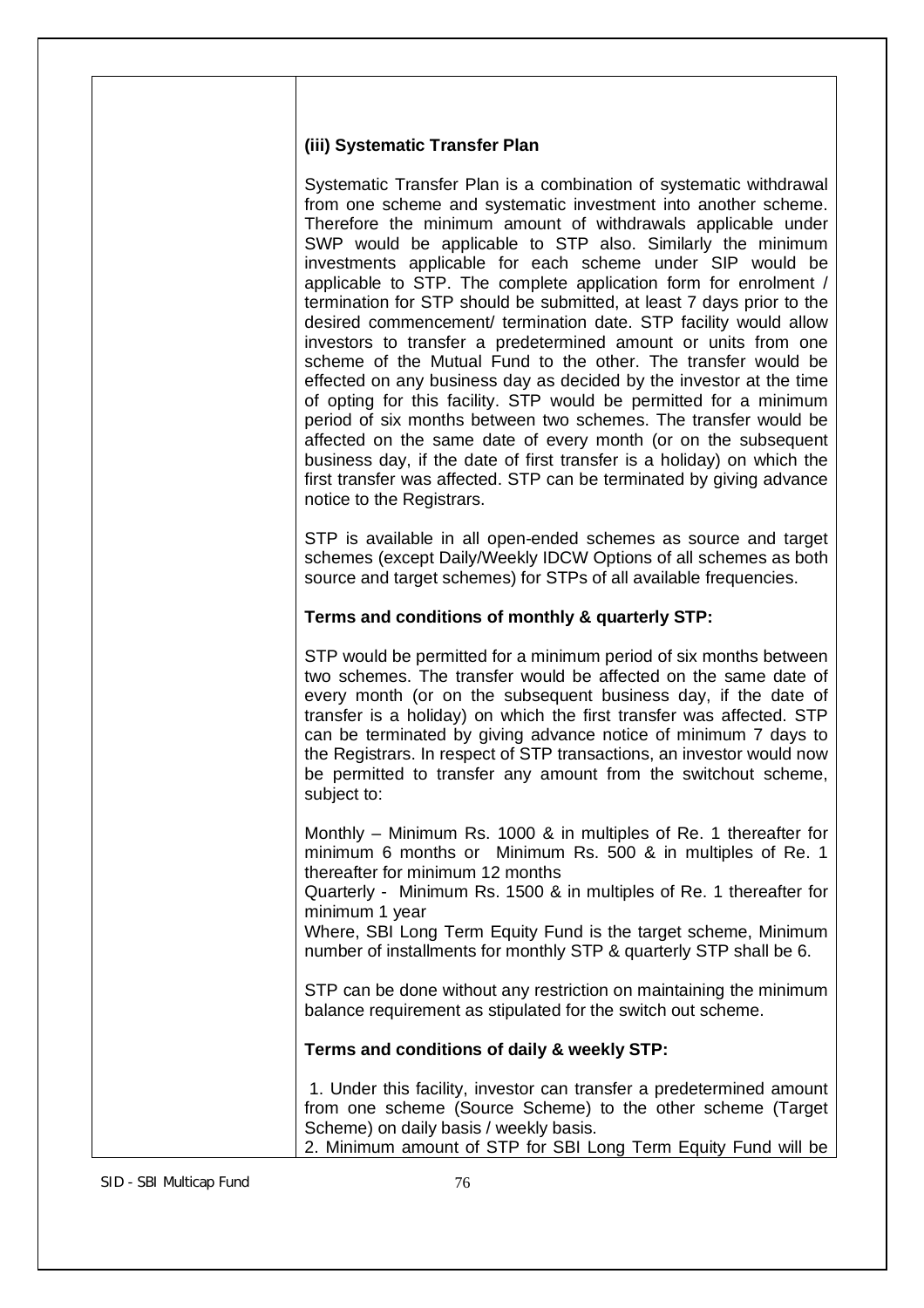### (iii) Systematic Transfer Plan

Systematic Transfer Plan is a combination of systematic withdrawal from one scheme and systematic investment into another scheme. Therefore the minimum amount of withdrawals applicable under SWP would be applicable to STP also. Similarly the minimum investments applicable for each scheme under SIP would be applicable to STP. The complete application form for enrolment / termination for STP should be submitted, at least 7 days prior to the desired commencement/ termination date. STP facility would allow investors to transfer a predetermined amount or units from one scheme of the Mutual Fund to the other. The transfer would be effected on any business day as decided by the investor at the time of opting for this facility. STP would be permitted for a minimum period of six months between two schemes. The transfer would be affected on the same date of every month (or on the subsequent business day, if the date of first transfer is a holiday) on which the first transfer was affected. STP can be terminated by giving advance notice to the Registrars.

STP is available in all open-ended schemes as source and target schemes (except Daily/Weekly IDCW Options of all schemes as both source and target schemes) for STPs of all available frequencies.

**Terms and conditions of monthly & quarterly STP:**

STP would be permitted for a minimum period of six months between two schemes. The transfer would be affected on the same date of every month (or on the subsequent business day, if the date of transfer is a holiday) on which the first transfer was affected. STP can be terminated by giving advance notice of minimum 7 days to the Registrars. In respect of STP transactions, an investor would now be permitted to transfer any amount from the switchout scheme, subject to:

Monthly – Minimum Rs. 1000 & in multiples of Re. 1 thereafter for minimum 6 months or Minimum Rs. 500 & in multiples of Re. 1 thereafter for minimum 12 months
Quarterly - Minimum Rs. 1500 & in multiples of Re. 1 thereafter for minimum 1 year
Where, SBI Long Term Equity Fund is the target scheme, Minimum number of installments for monthly STP & quarterly STP shall be 6.

STP can be done without any restriction on maintaining the minimum balance requirement as stipulated for the switch out scheme.

**Terms and conditions of daily & weekly STP:**

1. Under this facility, investor can transfer a predetermined amount from one scheme (Source Scheme) to the other scheme (Target Scheme) on daily basis / weekly basis.
2. Minimum amount of STP for SBI Long Term Equity Fund will be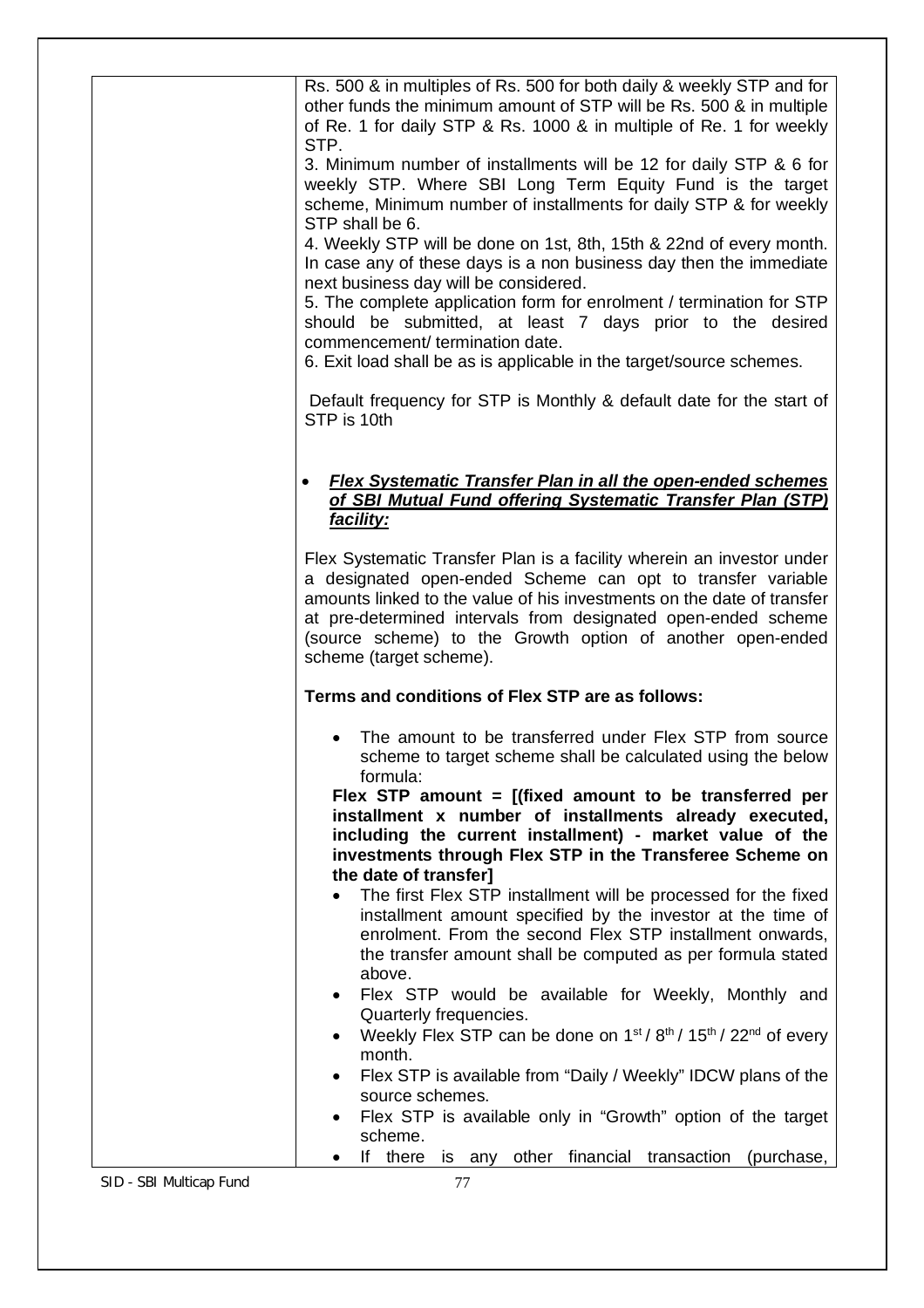Rs. 500 & in multiples of Rs. 500 for both daily & weekly STP and for other funds the minimum amount of STP will be Rs. 500 & in multiple of Re. 1 for daily STP & Rs. 1000 & in multiple of Re. 1 for weekly STP.

3. Minimum number of installments will be 12 for daily STP & 6 for weekly STP. Where SBI Long Term Equity Fund is the target scheme, Minimum number of installments for daily STP & for weekly STP shall be 6.

4. Weekly STP will be done on 1st, 8th, 15th & 22nd of every month. In case any of these days is a non business day then the immediate next business day will be considered.

5. The complete application form for enrolment / termination for STP should be submitted, at least 7 days prior to the desired commencement/ termination date.

6. Exit load shall be as is applicable in the target/source schemes.

Default frequency for STP is Monthly & default date for the start of STP is 10th

- ***Flex Systematic Transfer Plan in all the open-ended schemes of SBI Mutual Fund offering Systematic Transfer Plan (STP) facility:***

Flex Systematic Transfer Plan is a facility wherein an investor under a designated open-ended Scheme can opt to transfer variable amounts linked to the value of his investments on the date of transfer at pre-determined intervals from designated open-ended scheme (source scheme) to the Growth option of another open-ended scheme (target scheme).

**Terms and conditions of Flex STP are as follows:**

- The amount to be transferred under Flex STP from source scheme to target scheme shall be calculated using the below formula:

**Flex STP amount = [(fixed amount to be transferred per installment x number of installments already executed, including the current installment) - market value of the investments through Flex STP in the Transferee Scheme on the date of transfer]**

- The first Flex STP installment will be processed for the fixed installment amount specified by the investor at the time of enrolment. From the second Flex STP installment onwards, the transfer amount shall be computed as per formula stated above.
- Flex STP would be available for Weekly, Monthly and Quarterly frequencies.
- Weekly Flex STP can be done on 1st / 8th / 15th / 22nd of every month.
- Flex STP is available from "Daily / Weekly" IDCW plans of the source schemes.
- Flex STP is available only in "Growth" option of the target scheme.
- If there is any other financial transaction (purchase,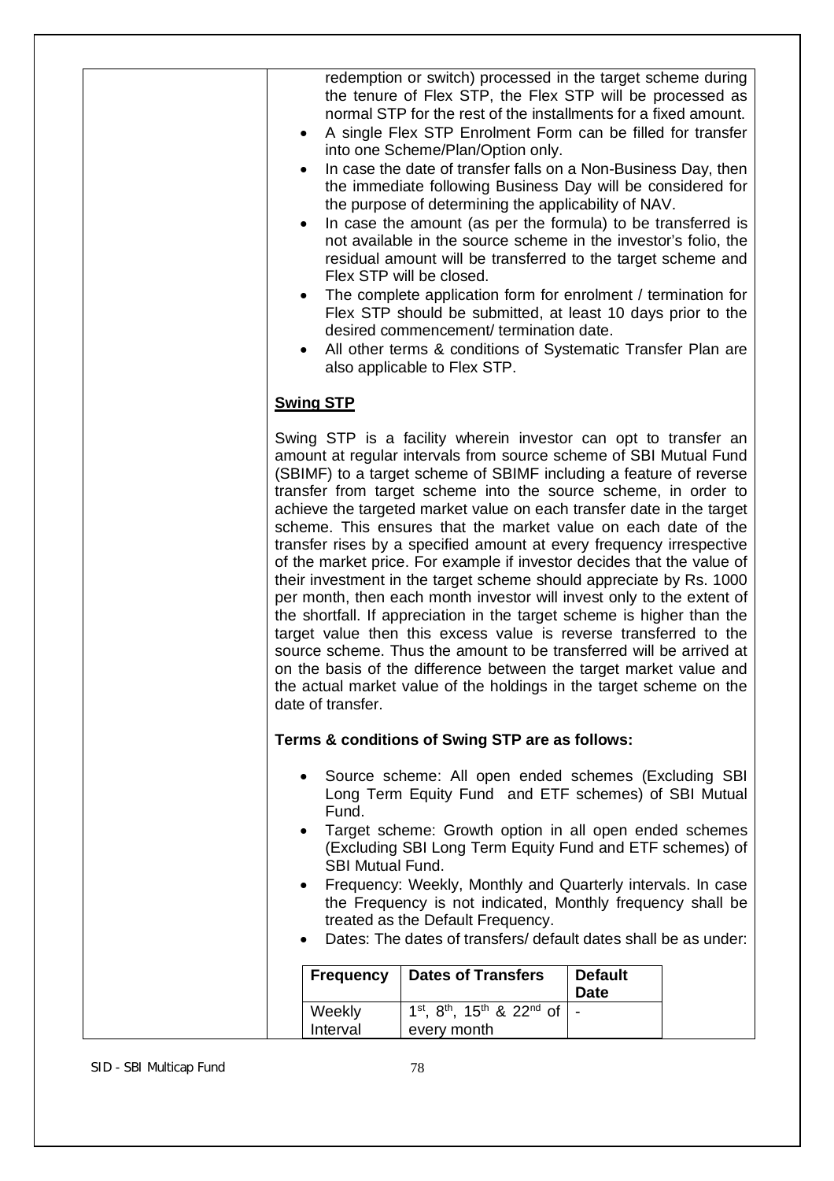redemption or switch) processed in the target scheme during the tenure of Flex STP, the Flex STP will be processed as normal STP for the rest of the installments for a fixed amount.

- A single Flex STP Enrolment Form can be filled for transfer into one Scheme/Plan/Option only.
- In case the date of transfer falls on a Non-Business Day, then the immediate following Business Day will be considered for the purpose of determining the applicability of NAV.
- In case the amount (as per the formula) to be transferred is not available in the source scheme in the investor's folio, the residual amount will be transferred to the target scheme and Flex STP will be closed.
- The complete application form for enrolment / termination for Flex STP should be submitted, at least 10 days prior to the desired commencement/ termination date.
- All other terms & conditions of Systematic Transfer Plan are also applicable to Flex STP.

**Swing STP**

Swing STP is a facility wherein investor can opt to transfer an amount at regular intervals from source scheme of SBI Mutual Fund (SBIMF) to a target scheme of SBIMF including a feature of reverse transfer from target scheme into the source scheme, in order to achieve the targeted market value on each transfer date in the target scheme. This ensures that the market value on each date of the transfer rises by a specified amount at every frequency irrespective of the market price. For example if investor decides that the value of their investment in the target scheme should appreciate by Rs. 1000 per month, then each month investor will invest only to the extent of the shortfall. If appreciation in the target scheme is higher than the target value then this excess value is reverse transferred to the source scheme. Thus the amount to be transferred will be arrived at on the basis of the difference between the target market value and the actual market value of the holdings in the target scheme on the date of transfer.

**Terms & conditions of Swing STP are as follows:**

- Source scheme: All open ended schemes (Excluding SBI Long Term Equity Fund and ETF schemes) of SBI Mutual Fund.
- Target scheme: Growth option in all open ended schemes (Excluding SBI Long Term Equity Fund and ETF schemes) of SBI Mutual Fund.
- Frequency: Weekly, Monthly and Quarterly intervals. In case the Frequency is not indicated, Monthly frequency shall be treated as the Default Frequency.
- Dates: The dates of transfers/ default dates shall be as under:

| Frequency | Dates of Transfers | Default Date |
|---|---|---|
| Weekly Interval | 1st, 8th, 15th & 22nd of every month | - |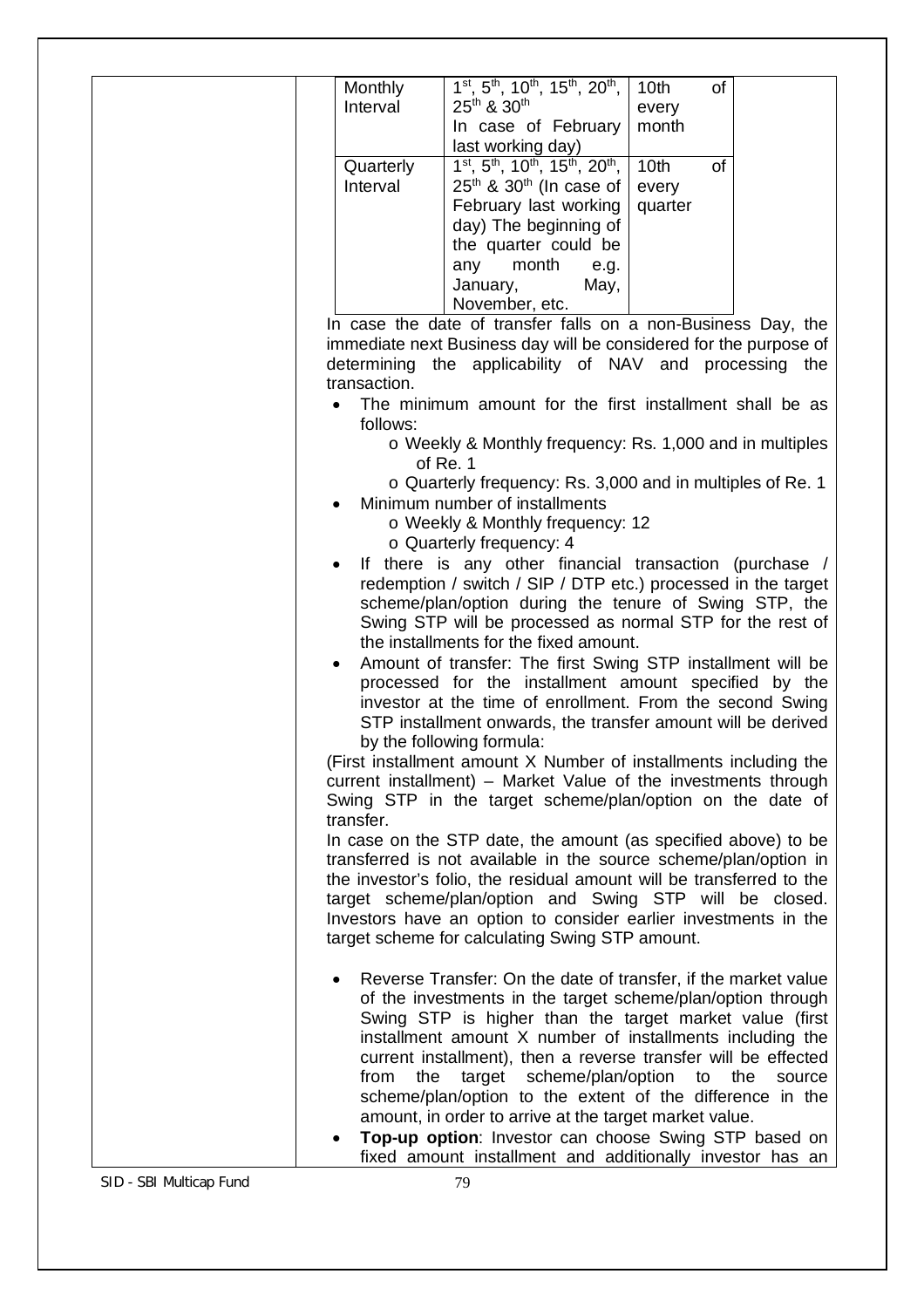| | | |
|---|---|---|
| Monthly Interval | 1st, 5th, 10th, 15th, 20th, 25th & 30th In case of February last working day) | 10th of every month |
| Quarterly Interval | 1st, 5th, 10th, 15th, 20th, 25th & 30th (In case of February last working day) The beginning of the quarter could be any month e.g. January, May, November, etc. | 10th of every quarter |

In case the date of transfer falls on a non-Business Day, the immediate next Business day will be considered for the purpose of determining the applicability of NAV and processing the transaction.

- The minimum amount for the first installment shall be as follows:
  - Weekly & Monthly frequency: Rs. 1,000 and in multiples of Re. 1
  - Quarterly frequency: Rs. 3,000 and in multiples of Re. 1
- Minimum number of installments
  - Weekly & Monthly frequency: 12
  - Quarterly frequency: 4
- If there is any other financial transaction (purchase / redemption / switch / SIP / DTP etc.) processed in the target scheme/plan/option during the tenure of Swing STP, the Swing STP will be processed as normal STP for the rest of the installments for the fixed amount.
- Amount of transfer: The first Swing STP installment will be processed for the installment amount specified by the investor at the time of enrollment. From the second Swing STP installment onwards, the transfer amount will be derived by the following formula:

(First installment amount X Number of installments including the current installment) – Market Value of the investments through Swing STP in the target scheme/plan/option on the date of transfer.

In case on the STP date, the amount (as specified above) to be transferred is not available in the source scheme/plan/option in the investor's folio, the residual amount will be transferred to the target scheme/plan/option and Swing STP will be closed. Investors have an option to consider earlier investments in the target scheme for calculating Swing STP amount.

- Reverse Transfer: On the date of transfer, if the market value of the investments in the target scheme/plan/option through Swing STP is higher than the target market value (first installment amount X number of installments including the current installment), then a reverse transfer will be effected from the target scheme/plan/option to the source scheme/plan/option to the extent of the difference in the amount, in order to arrive at the target market value.
- **Top-up option**: Investor can choose Swing STP based on fixed amount installment and additionally investor has an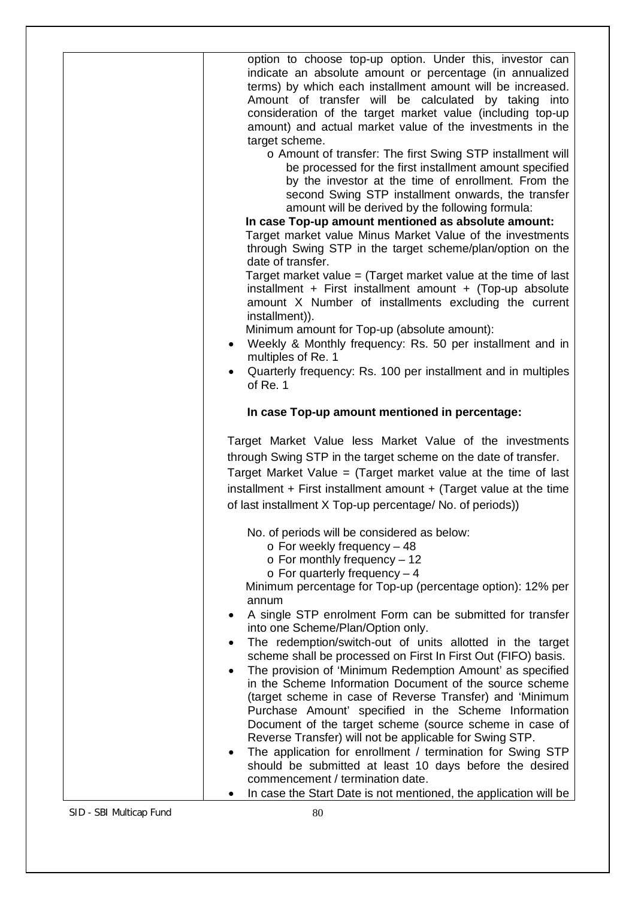| | option to choose top-up option. Under this, investor can indicate an absolute amount or percentage (in annualized terms) by which each installment amount will be increased. Amount of transfer will be calculated by taking into consideration of the target market value (including top-up amount) and actual market value of the investments in the target scheme.<br>o Amount of transfer: The first Swing STP installment will be processed for the first installment amount specified by the investor at the time of enrollment. From the second Swing STP installment onwards, the transfer amount will be derived by the following formula:<br>**In case Top-up amount mentioned as absolute amount:**<br>Target market value Minus Market Value of the investments through Swing STP in the target scheme/plan/option on the date of transfer.<br>Target market value = (Target market value at the time of last installment + First installment amount + (Top-up absolute amount X Number of installments excluding the current installment)).<br>Minimum amount for Top-up (absolute amount):<br>• Weekly & Monthly frequency: Rs. 50 per installment and in multiples of Re. 1<br>• Quarterly frequency: Rs. 100 per installment and in multiples of Re. 1<br><br>**In case Top-up amount mentioned in percentage:**<br><br>Target Market Value less Market Value of the investments through Swing STP in the target scheme on the date of transfer.<br>Target Market Value = (Target market value at the time of last installment + First installment amount + (Target value at the time of last installment X Top-up percentage/ No. of periods))<br><br>No. of periods will be considered as below:<br>o For weekly frequency – 48<br>o For monthly frequency – 12<br>o For quarterly frequency – 4<br>Minimum percentage for Top-up (percentage option): 12% per annum<br>• A single STP enrolment Form can be submitted for transfer into one Scheme/Plan/Option only.<br>• The redemption/switch-out of units allotted in the target scheme shall be processed on First In First Out (FIFO) basis.<br>• The provision of 'Minimum Redemption Amount' as specified in the Scheme Information Document of the source scheme (target scheme in case of Reverse Transfer) and 'Minimum Purchase Amount' specified in the Scheme Information Document of the target scheme (source scheme in case of Reverse Transfer) will not be applicable for Swing STP.<br>• The application for enrollment / termination for Swing STP should be submitted at least 10 days before the desired commencement / termination date.<br>• In case the Start Date is not mentioned, the application will be |
|---|---|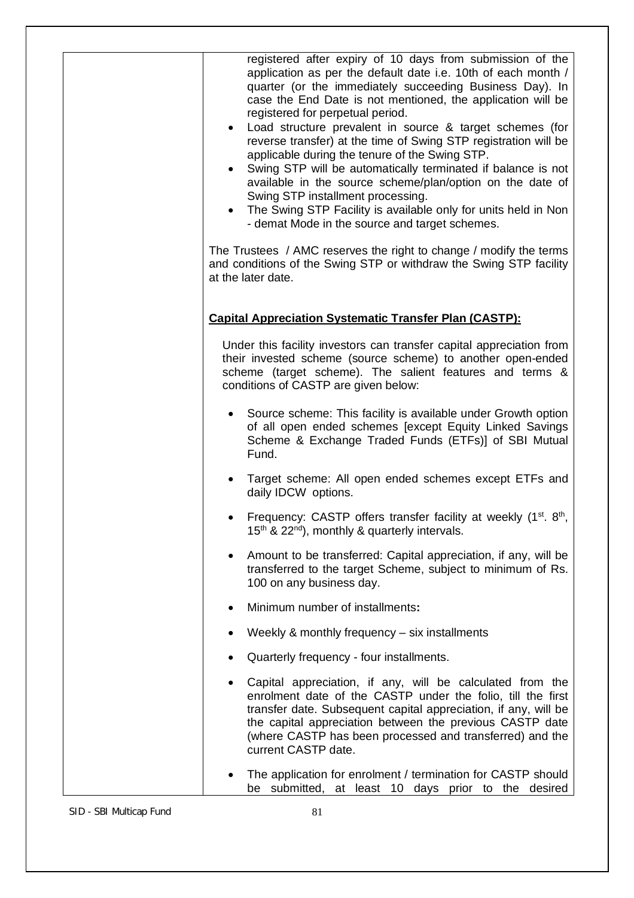registered after expiry of 10 days from submission of the application as per the default date i.e. 10th of each month / quarter (or the immediately succeeding Business Day). In case the End Date is not mentioned, the application will be registered for perpetual period.

- Load structure prevalent in source & target schemes (for reverse transfer) at the time of Swing STP registration will be applicable during the tenure of the Swing STP.
- Swing STP will be automatically terminated if balance is not available in the source scheme/plan/option on the date of Swing STP installment processing.
- The Swing STP Facility is available only for units held in Non - demat Mode in the source and target schemes.

The Trustees / AMC reserves the right to change / modify the terms and conditions of the Swing STP or withdraw the Swing STP facility at the later date.

**Capital Appreciation Systematic Transfer Plan (CASTP):**

Under this facility investors can transfer capital appreciation from their invested scheme (source scheme) to another open-ended scheme (target scheme). The salient features and terms & conditions of CASTP are given below:

- Source scheme: This facility is available under Growth option of all open ended schemes [except Equity Linked Savings Scheme & Exchange Traded Funds (ETFs)] of SBI Mutual Fund.
- Target scheme: All open ended schemes except ETFs and daily IDCW options.
- Frequency: CASTP offers transfer facility at weekly (1st. 8th, 15th & 22nd), monthly & quarterly intervals.
- Amount to be transferred: Capital appreciation, if any, will be transferred to the target Scheme, subject to minimum of Rs. 100 on any business day.
- Minimum number of installments**:**
- Weekly & monthly frequency – six installments
- Quarterly frequency - four installments.
- Capital appreciation, if any, will be calculated from the enrolment date of the CASTP under the folio, till the first transfer date. Subsequent capital appreciation, if any, will be the capital appreciation between the previous CASTP date (where CASTP has been processed and transferred) and the current CASTP date.
- The application for enrolment / termination for CASTP should be submitted, at least 10 days prior to the desired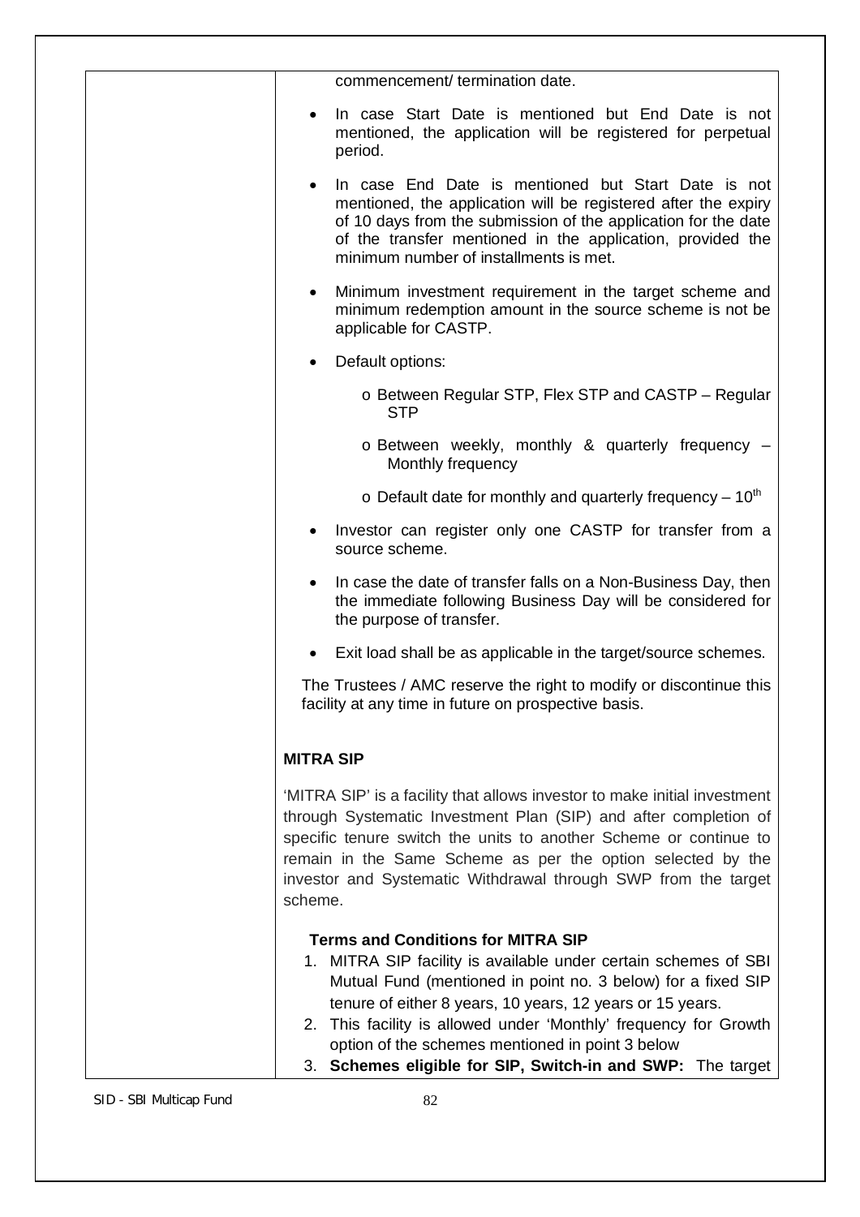commencement/ termination date.

- In case Start Date is mentioned but End Date is not mentioned, the application will be registered for perpetual period.
- In case End Date is mentioned but Start Date is not mentioned, the application will be registered after the expiry of 10 days from the submission of the application for the date of the transfer mentioned in the application, provided the minimum number of installments is met.
- Minimum investment requirement in the target scheme and minimum redemption amount in the source scheme is not be applicable for CASTP.
- Default options:
  - o Between Regular STP, Flex STP and CASTP – Regular STP
  - o Between weekly, monthly & quarterly frequency – Monthly frequency
  - o Default date for monthly and quarterly frequency – 10th
- Investor can register only one CASTP for transfer from a source scheme.
- In case the date of transfer falls on a Non-Business Day, then the immediate following Business Day will be considered for the purpose of transfer.
- Exit load shall be as applicable in the target/source schemes.

The Trustees / AMC reserve the right to modify or discontinue this facility at any time in future on prospective basis.

**MITRA SIP**

'MITRA SIP' is a facility that allows investor to make initial investment through Systematic Investment Plan (SIP) and after completion of specific tenure switch the units to another Scheme or continue to remain in the Same Scheme as per the option selected by the investor and Systematic Withdrawal through SWP from the target scheme.

**Terms and Conditions for MITRA SIP**

1. MITRA SIP facility is available under certain schemes of SBI Mutual Fund (mentioned in point no. 3 below) for a fixed SIP tenure of either 8 years, 10 years, 12 years or 15 years.
2. This facility is allowed under 'Monthly' frequency for Growth option of the schemes mentioned in point 3 below
3. **Schemes eligible for SIP, Switch-in and SWP:** The target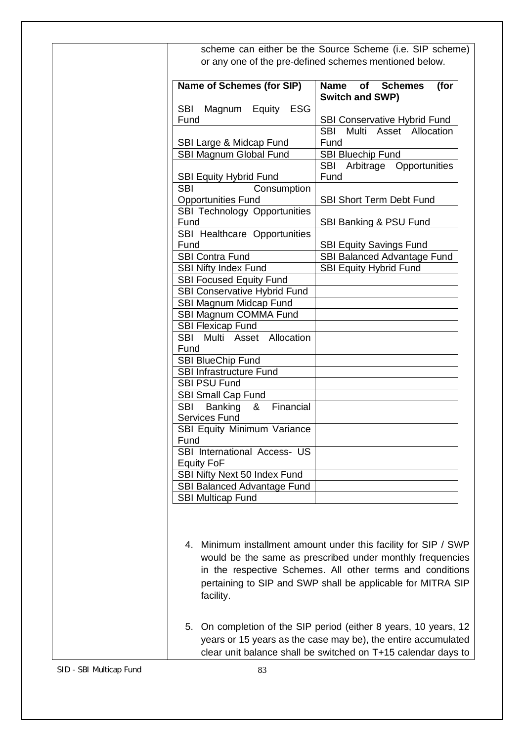scheme can either be the Source Scheme (i.e. SIP scheme) or any one of the pre-defined schemes mentioned below.

| Name of Schemes (for SIP) | Name of Schemes (for Switch and SWP) |
|---|---|
| SBI Magnum Equity ESG Fund | SBI Conservative Hybrid Fund |
| SBI Large & Midcap Fund | SBI Multi Asset Allocation Fund |
| SBI Magnum Global Fund | SBI Bluechip Fund |
| SBI Equity Hybrid Fund | SBI Arbitrage Opportunities Fund |
| SBI Consumption Opportunities Fund | SBI Short Term Debt Fund |
| SBI Technology Opportunities Fund | SBI Banking & PSU Fund |
| SBI Healthcare Opportunities Fund | SBI Equity Savings Fund |
| SBI Contra Fund | SBI Balanced Advantage Fund |
| SBI Nifty Index Fund | SBI Equity Hybrid Fund |
| SBI Focused Equity Fund | |
| SBI Conservative Hybrid Fund | |
| SBI Magnum Midcap Fund | |
| SBI Magnum COMMA Fund | |
| SBI Flexicap Fund | |
| SBI Multi Asset Allocation Fund | |
| SBI BlueChip Fund | |
| SBI Infrastructure Fund | |
| SBI PSU Fund | |
| SBI Small Cap Fund | |
| SBI Banking & Financial Services Fund | |
| SBI Equity Minimum Variance Fund | |
| SBI International Access- US Equity FoF | |
| SBI Nifty Next 50 Index Fund | |
| SBI Balanced Advantage Fund | |
| SBI Multicap Fund | |

4. Minimum installment amount under this facility for SIP / SWP would be the same as prescribed under monthly frequencies in the respective Schemes. All other terms and conditions pertaining to SIP and SWP shall be applicable for MITRA SIP facility.

5. On completion of the SIP period (either 8 years, 10 years, 12 years or 15 years as the case may be), the entire accumulated clear unit balance shall be switched on T+15 calendar days to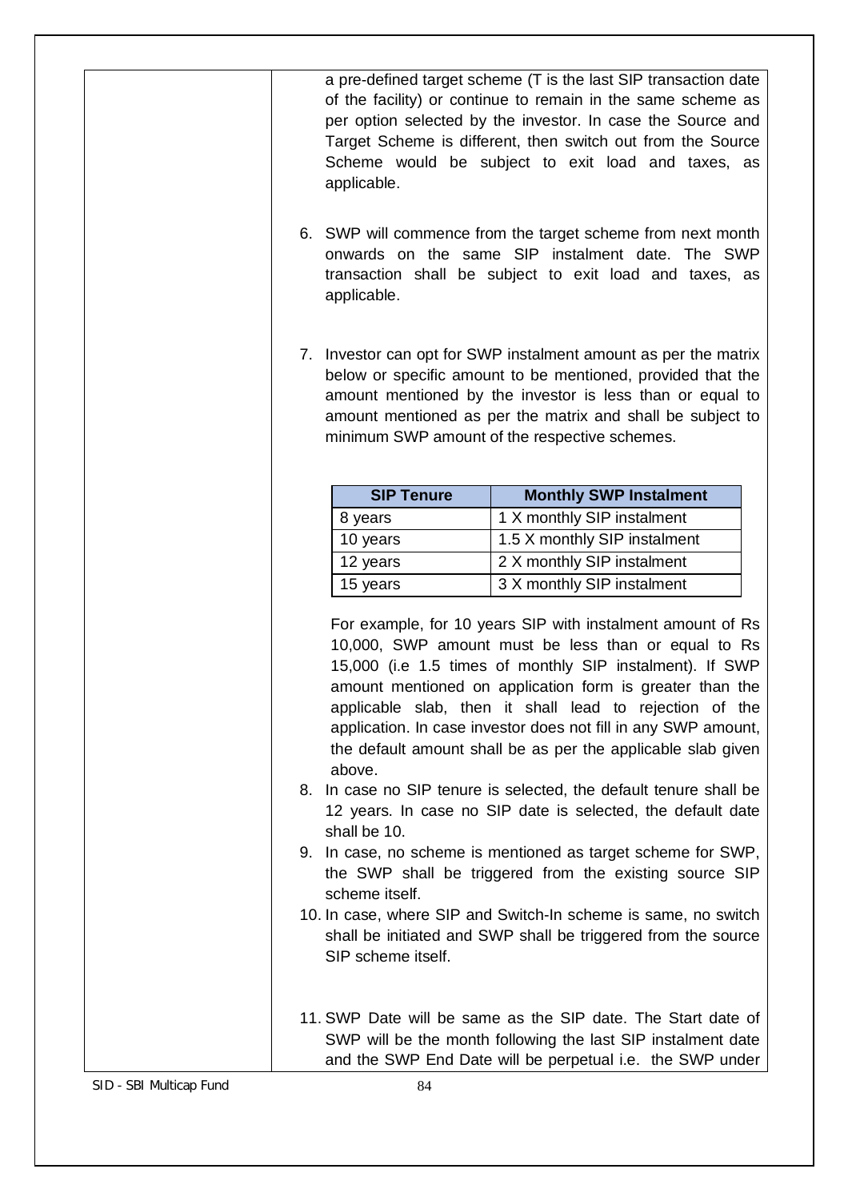a pre-defined target scheme (T is the last SIP transaction date of the facility) or continue to remain in the same scheme as per option selected by the investor. In case the Source and Target Scheme is different, then switch out from the Source Scheme would be subject to exit load and taxes, as applicable.

6. SWP will commence from the target scheme from next month onwards on the same SIP instalment date. The SWP transaction shall be subject to exit load and taxes, as applicable.

7. Investor can opt for SWP instalment amount as per the matrix below or specific amount to be mentioned, provided that the amount mentioned by the investor is less than or equal to amount mentioned as per the matrix and shall be subject to minimum SWP amount of the respective schemes.

| SIP Tenure | Monthly SWP Instalment |
|---|---|
| 8 years | 1 X monthly SIP instalment |
| 10 years | 1.5 X monthly SIP instalment |
| 12 years | 2 X monthly SIP instalment |
| 15 years | 3 X monthly SIP instalment |

For example, for 10 years SIP with instalment amount of Rs 10,000, SWP amount must be less than or equal to Rs 15,000 (i.e 1.5 times of monthly SIP instalment). If SWP amount mentioned on application form is greater than the applicable slab, then it shall lead to rejection of the application. In case investor does not fill in any SWP amount, the default amount shall be as per the applicable slab given above.

8. In case no SIP tenure is selected, the default tenure shall be 12 years. In case no SIP date is selected, the default date shall be 10.
9. In case, no scheme is mentioned as target scheme for SWP, the SWP shall be triggered from the existing source SIP scheme itself.
10. In case, where SIP and Switch-In scheme is same, no switch shall be initiated and SWP shall be triggered from the source SIP scheme itself.

11. SWP Date will be same as the SIP date. The Start date of SWP will be the month following the last SIP instalment date and the SWP End Date will be perpetual i.e. the SWP under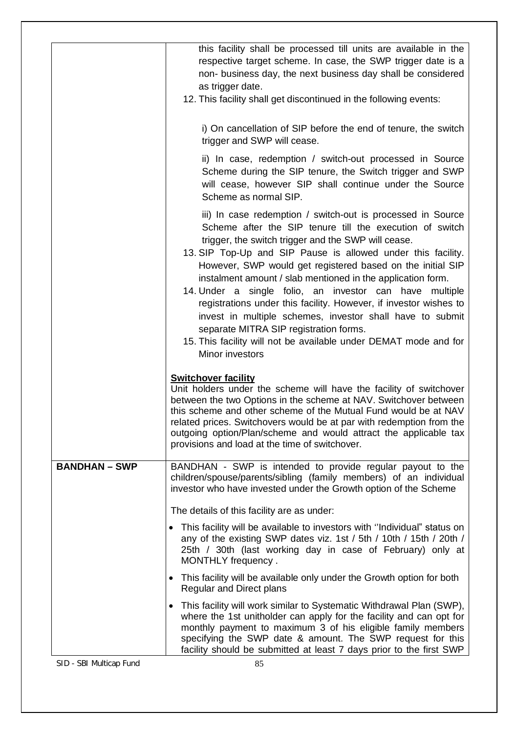| | |
|---|---|
| | this facility shall be processed till units are available in the respective target scheme. In case, the SWP trigger date is a non- business day, the next business day shall be considered as trigger date.<br>12. This facility shall get discontinued in the following events:<br><br>i) On cancellation of SIP before the end of tenure, the switch trigger and SWP will cease.<br><br>ii) In case, redemption / switch-out processed in Source Scheme during the SIP tenure, the Switch trigger and SWP will cease, however SIP shall continue under the Source Scheme as normal SIP.<br><br>iii) In case redemption / switch-out is processed in Source Scheme after the SIP tenure till the execution of switch trigger, the switch trigger and the SWP will cease.<br>13. SIP Top-Up and SIP Pause is allowed under this facility. However, SWP would get registered based on the initial SIP instalment amount / slab mentioned in the application form.<br>14. Under a single folio, an investor can have multiple registrations under this facility. However, if investor wishes to invest in multiple schemes, investor shall have to submit separate MITRA SIP registration forms.<br>15. This facility will not be available under DEMAT mode and for Minor investors<br><br>**Switchover facility**<br>Unit holders under the scheme will have the facility of switchover between the two Options in the scheme at NAV. Switchover between this scheme and other scheme of the Mutual Fund would be at NAV related prices. Switchovers would be at par with redemption from the outgoing option/Plan/scheme and would attract the applicable tax provisions and load at the time of switchover. |
| **BANDHAN – SWP** | BANDHAN - SWP is intended to provide regular payout to the children/spouse/parents/sibling (family members) of an individual investor who have invested under the Growth option of the Scheme<br><br>The details of this facility are as under:<br><br>• This facility will be available to investors with "Individual" status on any of the existing SWP dates viz. 1st / 5th / 10th / 15th / 20th / 25th / 30th (last working day in case of February) only at MONTHLY frequency .<br><br>• This facility will be available only under the Growth option for both Regular and Direct plans<br><br>• This facility will work similar to Systematic Withdrawal Plan (SWP), where the 1st unitholder can apply for the facility and can opt for monthly payment to maximum 3 of his eligible family members specifying the SWP date & amount. The SWP request for this facility should be submitted at least 7 days prior to the first SWP |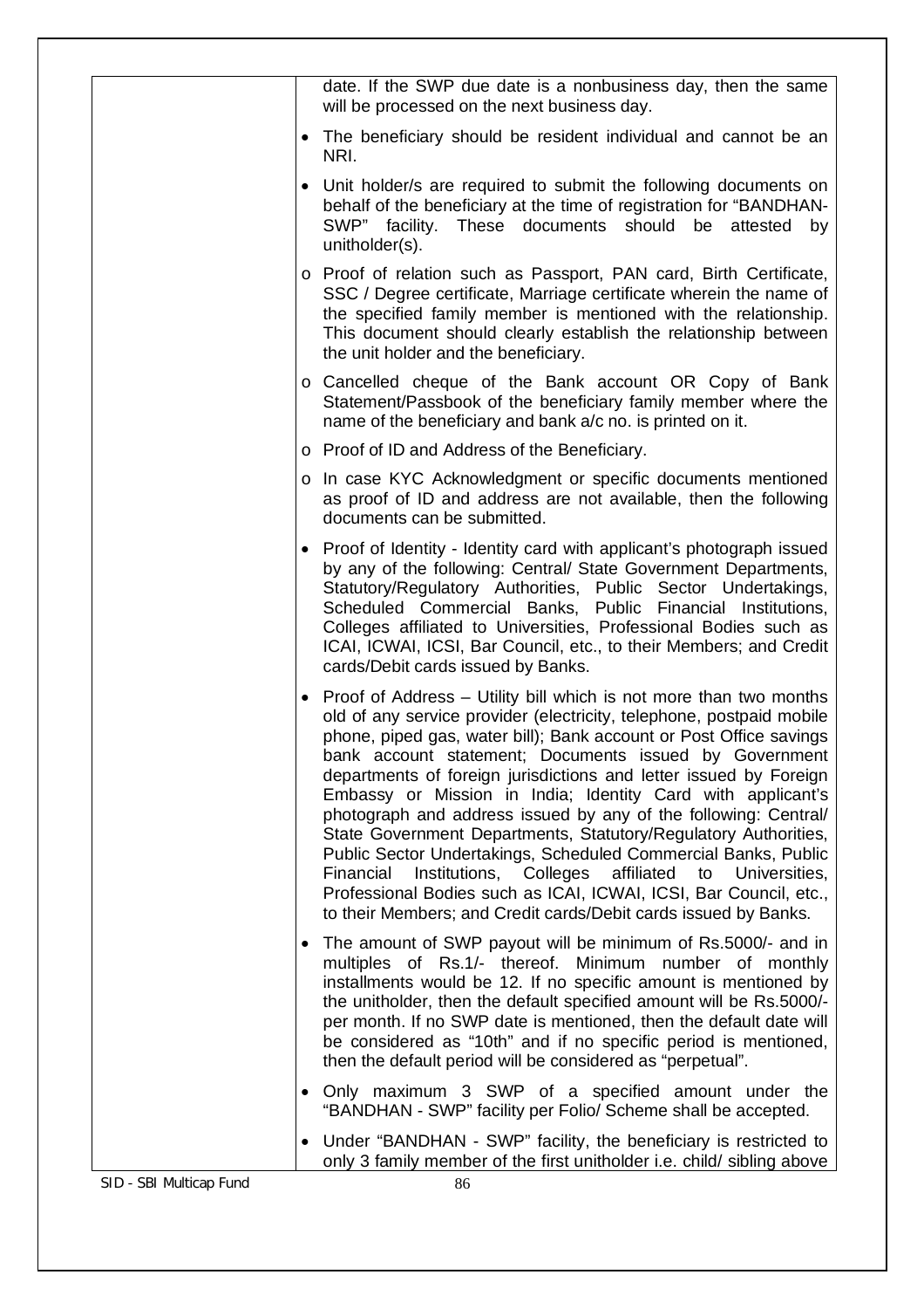| | date. If the SWP due date is a nonbusiness day, then the same will be processed on the next business day.<br><br>• The beneficiary should be resident individual and cannot be an NRI.<br><br>• Unit holder/s are required to submit the following documents on behalf of the beneficiary at the time of registration for "BANDHAN-SWP" facility. These documents should be attested by unitholder(s).<br><br>o Proof of relation such as Passport, PAN card, Birth Certificate, SSC / Degree certificate, Marriage certificate wherein the name of the specified family member is mentioned with the relationship. This document should clearly establish the relationship between the unit holder and the beneficiary.<br><br>o Cancelled cheque of the Bank account OR Copy of Bank Statement/Passbook of the beneficiary family member where the name of the beneficiary and bank a/c no. is printed on it.<br><br>o Proof of ID and Address of the Beneficiary.<br><br>o In case KYC Acknowledgment or specific documents mentioned as proof of ID and address are not available, then the following documents can be submitted.<br><br>• Proof of Identity - Identity card with applicant's photograph issued by any of the following: Central/ State Government Departments, Statutory/Regulatory Authorities, Public Sector Undertakings, Scheduled Commercial Banks, Public Financial Institutions, Colleges affiliated to Universities, Professional Bodies such as ICAI, ICWAI, ICSI, Bar Council, etc., to their Members; and Credit cards/Debit cards issued by Banks.<br><br>• Proof of Address – Utility bill which is not more than two months old of any service provider (electricity, telephone, postpaid mobile phone, piped gas, water bill); Bank account or Post Office savings bank account statement; Documents issued by Government departments of foreign jurisdictions and letter issued by Foreign Embassy or Mission in India; Identity Card with applicant's photograph and address issued by any of the following: Central/ State Government Departments, Statutory/Regulatory Authorities, Public Sector Undertakings, Scheduled Commercial Banks, Public Financial Institutions, Colleges affiliated to Universities, Professional Bodies such as ICAI, ICWAI, ICSI, Bar Council, etc., to their Members; and Credit cards/Debit cards issued by Banks.<br><br>• The amount of SWP payout will be minimum of Rs.5000/- and in multiples of Rs.1/- thereof. Minimum number of monthly installments would be 12. If no specific amount is mentioned by the unitholder, then the default specified amount will be Rs.5000/- per month. If no SWP date is mentioned, then the default date will be considered as "10th" and if no specific period is mentioned, then the default period will be considered as "perpetual".<br><br>• Only maximum 3 SWP of a specified amount under the "BANDHAN - SWP" facility per Folio/ Scheme shall be accepted.<br><br>• Under "BANDHAN - SWP" facility, the beneficiary is restricted to only 3 family member of the first unitholder i.e. child/ sibling above |
|---|---|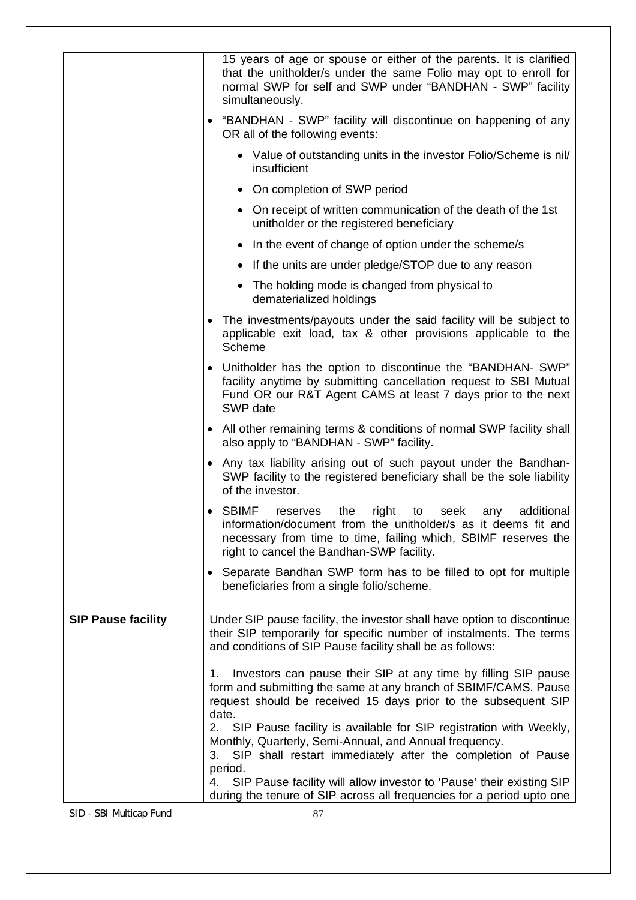| | |
|---|---|
| | 15 years of age or spouse or either of the parents. It is clarified that the unitholder/s under the same Folio may opt to enroll for normal SWP for self and SWP under "BANDHAN - SWP" facility simultaneously.<br><br>• "BANDHAN - SWP" facility will discontinue on happening of any OR all of the following events:<br>  • Value of outstanding units in the investor Folio/Scheme is nil/ insufficient<br>  • On completion of SWP period<br>  • On receipt of written communication of the death of the 1st unitholder or the registered beneficiary<br>  • In the event of change of option under the scheme/s<br>  • If the units are under pledge/STOP due to any reason<br>  • The holding mode is changed from physical to dematerialized holdings<br><br>• The investments/payouts under the said facility will be subject to applicable exit load, tax & other provisions applicable to the Scheme<br><br>• Unitholder has the option to discontinue the "BANDHAN- SWP" facility anytime by submitting cancellation request to SBI Mutual Fund OR our R&T Agent CAMS at least 7 days prior to the next SWP date<br><br>• All other remaining terms & conditions of normal SWP facility shall also apply to "BANDHAN - SWP" facility.<br><br>• Any tax liability arising out of such payout under the Bandhan-SWP facility to the registered beneficiary shall be the sole liability of the investor.<br><br>• SBIMF reserves the right to seek any additional information/document from the unitholder/s as it deems fit and necessary from time to time, failing which, SBIMF reserves the right to cancel the Bandhan-SWP facility.<br><br>• Separate Bandhan SWP form has to be filled to opt for multiple beneficiaries from a single folio/scheme. |
| **SIP Pause facility** | Under SIP pause facility, the investor shall have option to discontinue their SIP temporarily for specific number of instalments. The terms and conditions of SIP Pause facility shall be as follows:<br><br>1. Investors can pause their SIP at any time by filling SIP pause form and submitting the same at any branch of SBIMF/CAMS. Pause request should be received 15 days prior to the subsequent SIP date.<br>2. SIP Pause facility is available for SIP registration with Weekly, Monthly, Quarterly, Semi-Annual, and Annual frequency.<br>3. SIP shall restart immediately after the completion of Pause period.<br>4. SIP Pause facility will allow investor to 'Pause' their existing SIP during the tenure of SIP across all frequencies for a period upto one |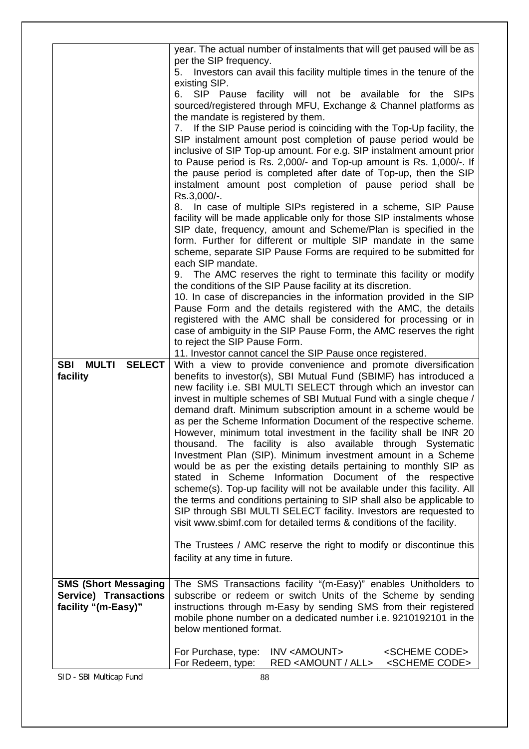| | |
|---|---|
| | year. The actual number of instalments that will get paused will be as per the SIP frequency.<br>5. Investors can avail this facility multiple times in the tenure of the existing SIP.<br>6. SIP Pause facility will not be available for the SIPs sourced/registered through MFU, Exchange & Channel platforms as the mandate is registered by them.<br>7. If the SIP Pause period is coinciding with the Top-Up facility, the SIP instalment amount post completion of pause period would be inclusive of SIP Top-up amount. For e.g. SIP instalment amount prior to Pause period is Rs. 2,000/- and Top-up amount is Rs. 1,000/-. If the pause period is completed after date of Top-up, then the SIP instalment amount post completion of pause period shall be Rs.3,000/-.<br>8. In case of multiple SIPs registered in a scheme, SIP Pause facility will be made applicable only for those SIP instalments whose SIP date, frequency, amount and Scheme/Plan is specified in the form. Further for different or multiple SIP mandate in the same scheme, separate SIP Pause Forms are required to be submitted for each SIP mandate.<br>9. The AMC reserves the right to terminate this facility or modify the conditions of the SIP Pause facility at its discretion.<br>10. In case of discrepancies in the information provided in the SIP Pause Form and the details registered with the AMC, the details registered with the AMC shall be considered for processing or in case of ambiguity in the SIP Pause Form, the AMC reserves the right to reject the SIP Pause Form.<br>11. Investor cannot cancel the SIP Pause once registered. |
| **SBI MULTI SELECT facility** | With a view to provide convenience and promote diversification benefits to investor(s), SBI Mutual Fund (SBIMF) has introduced a new facility i.e. SBI MULTI SELECT through which an investor can invest in multiple schemes of SBI Mutual Fund with a single cheque / demand draft. Minimum subscription amount in a scheme would be as per the Scheme Information Document of the respective scheme. However, minimum total investment in the facility shall be INR 20 thousand. The facility is also available through Systematic Investment Plan (SIP). Minimum investment amount in a Scheme would be as per the existing details pertaining to monthly SIP as stated in Scheme Information Document of the respective scheme(s). Top-up facility will not be available under this facility. All the terms and conditions pertaining to SIP shall also be applicable to SIP through SBI MULTI SELECT facility. Investors are requested to visit www.sbimf.com for detailed terms & conditions of the facility.<br><br>The Trustees / AMC reserve the right to modify or discontinue this facility at any time in future. |
| **SMS (Short Messaging Service) Transactions facility "(m-Easy)"** | The SMS Transactions facility "(m-Easy)" enables Unitholders to subscribe or redeem or switch Units of the Scheme by sending instructions through m-Easy by sending SMS from their registered mobile phone number on a dedicated number i.e. 9210192101 in the below mentioned format.<br><br>For Purchase, type: INV <AMOUNT> <SCHEME CODE><br>For Redeem, type: RED <AMOUNT / ALL> <SCHEME CODE> |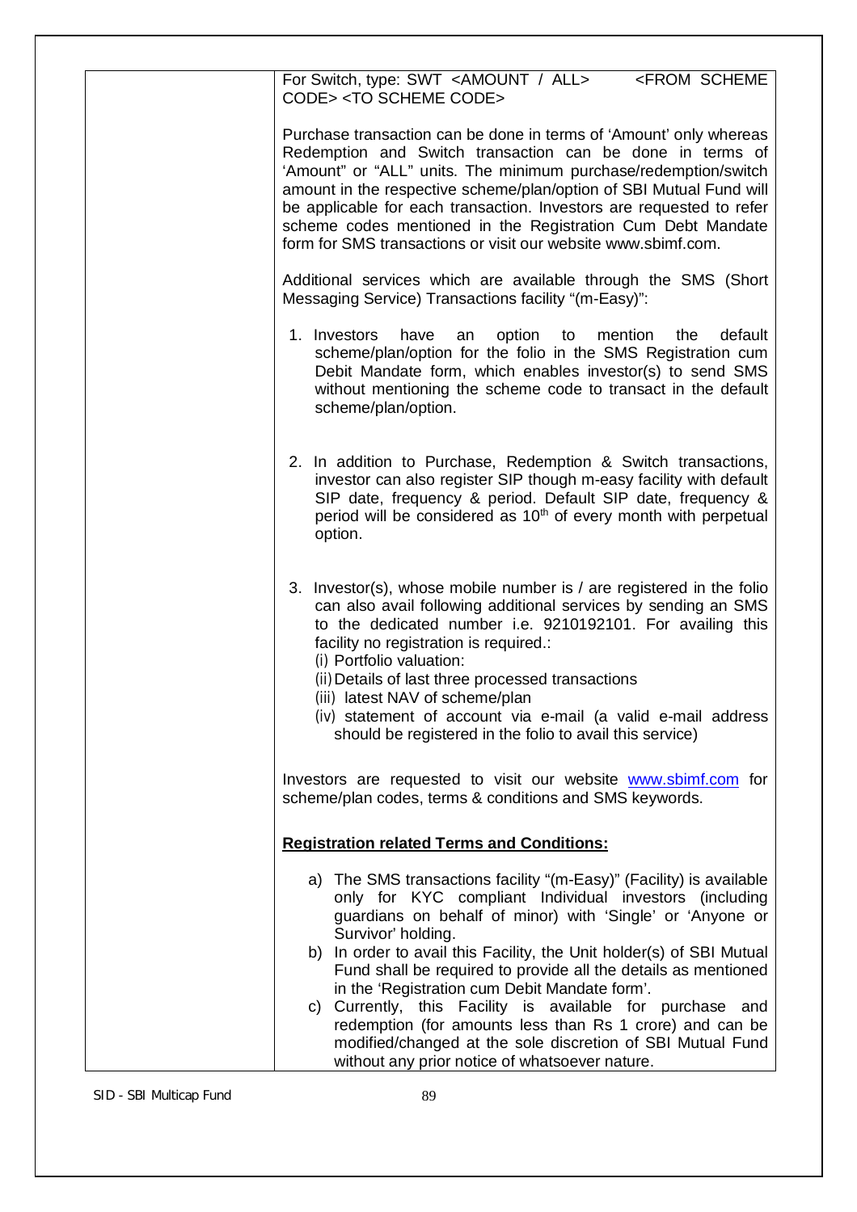| | For Switch, type: SWT <AMOUNT / ALL> <FROM SCHEME CODE> <TO SCHEME CODE><br><br>Purchase transaction can be done in terms of 'Amount' only whereas Redemption and Switch transaction can be done in terms of 'Amount" or "ALL" units. The minimum purchase/redemption/switch amount in the respective scheme/plan/option of SBI Mutual Fund will be applicable for each transaction. Investors are requested to refer scheme codes mentioned in the Registration Cum Debt Mandate form for SMS transactions or visit our website www.sbimf.com.<br><br>Additional services which are available through the SMS (Short Messaging Service) Transactions facility "(m-Easy)":<br><br>1. Investors have an option to mention the default scheme/plan/option for the folio in the SMS Registration cum Debit Mandate form, which enables investor(s) to send SMS without mentioning the scheme code to transact in the default scheme/plan/option.<br><br>2. In addition to Purchase, Redemption & Switch transactions, investor can also register SIP though m-easy facility with default SIP date, frequency & period. Default SIP date, frequency & period will be considered as 10th of every month with perpetual option.<br><br>3. Investor(s), whose mobile number is / are registered in the folio can also avail following additional services by sending an SMS to the dedicated number i.e. 9210192101. For availing this facility no registration is required.:<br>(i) Portfolio valuation:<br>(ii) Details of last three processed transactions<br>(iii) latest NAV of scheme/plan<br>(iv) statement of account via e-mail (a valid e-mail address should be registered in the folio to avail this service)<br><br>Investors are requested to visit our website www.sbimf.com for scheme/plan codes, terms & conditions and SMS keywords.<br><br>**Registration related Terms and Conditions:**<br><br>a) The SMS transactions facility "(m-Easy)" (Facility) is available only for KYC compliant Individual investors (including guardians on behalf of minor) with 'Single' or 'Anyone or Survivor' holding.<br>b) In order to avail this Facility, the Unit holder(s) of SBI Mutual Fund shall be required to provide all the details as mentioned in the 'Registration cum Debit Mandate form'.<br>c) Currently, this Facility is available for purchase and redemption (for amounts less than Rs 1 crore) and can be modified/changed at the sole discretion of SBI Mutual Fund without any prior notice of whatsoever nature. |
|---|---|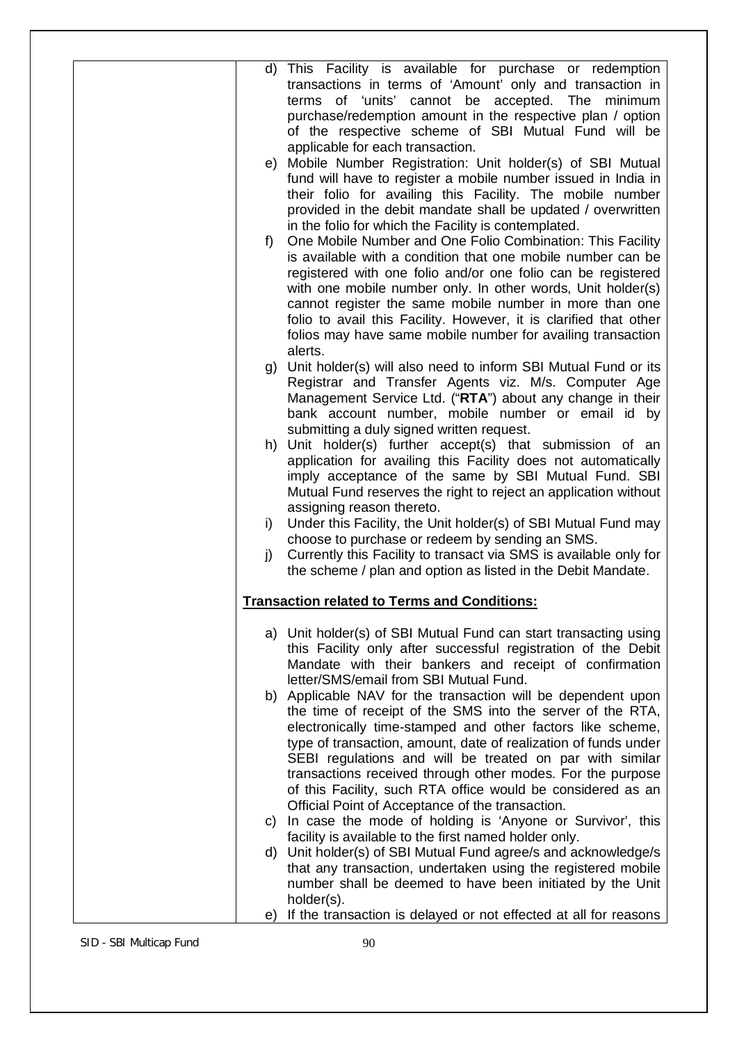d) This Facility is available for purchase or redemption transactions in terms of 'Amount' only and transaction in terms of 'units' cannot be accepted. The minimum purchase/redemption amount in the respective plan / option of the respective scheme of SBI Mutual Fund will be applicable for each transaction.

e) Mobile Number Registration: Unit holder(s) of SBI Mutual fund will have to register a mobile number issued in India in their folio for availing this Facility. The mobile number provided in the debit mandate shall be updated / overwritten in the folio for which the Facility is contemplated.

f) One Mobile Number and One Folio Combination: This Facility is available with a condition that one mobile number can be registered with one folio and/or one folio can be registered with one mobile number only. In other words, Unit holder(s) cannot register the same mobile number in more than one folio to avail this Facility. However, it is clarified that other folios may have same mobile number for availing transaction alerts.

g) Unit holder(s) will also need to inform SBI Mutual Fund or its Registrar and Transfer Agents viz. M/s. Computer Age Management Service Ltd. ("**RTA**") about any change in their bank account number, mobile number or email id by submitting a duly signed written request.

h) Unit holder(s) further accept(s) that submission of an application for availing this Facility does not automatically imply acceptance of the same by SBI Mutual Fund. SBI Mutual Fund reserves the right to reject an application without assigning reason thereto.

i) Under this Facility, the Unit holder(s) of SBI Mutual Fund may choose to purchase or redeem by sending an SMS.

j) Currently this Facility to transact via SMS is available only for the scheme / plan and option as listed in the Debit Mandate.

**Transaction related to Terms and Conditions:**

a) Unit holder(s) of SBI Mutual Fund can start transacting using this Facility only after successful registration of the Debit Mandate with their bankers and receipt of confirmation letter/SMS/email from SBI Mutual Fund.

b) Applicable NAV for the transaction will be dependent upon the time of receipt of the SMS into the server of the RTA, electronically time-stamped and other factors like scheme, type of transaction, amount, date of realization of funds under SEBI regulations and will be treated on par with similar transactions received through other modes. For the purpose of this Facility, such RTA office would be considered as an Official Point of Acceptance of the transaction.

c) In case the mode of holding is 'Anyone or Survivor', this facility is available to the first named holder only.

d) Unit holder(s) of SBI Mutual Fund agree/s and acknowledge/s that any transaction, undertaken using the registered mobile number shall be deemed to have been initiated by the Unit holder(s).

e) If the transaction is delayed or not effected at all for reasons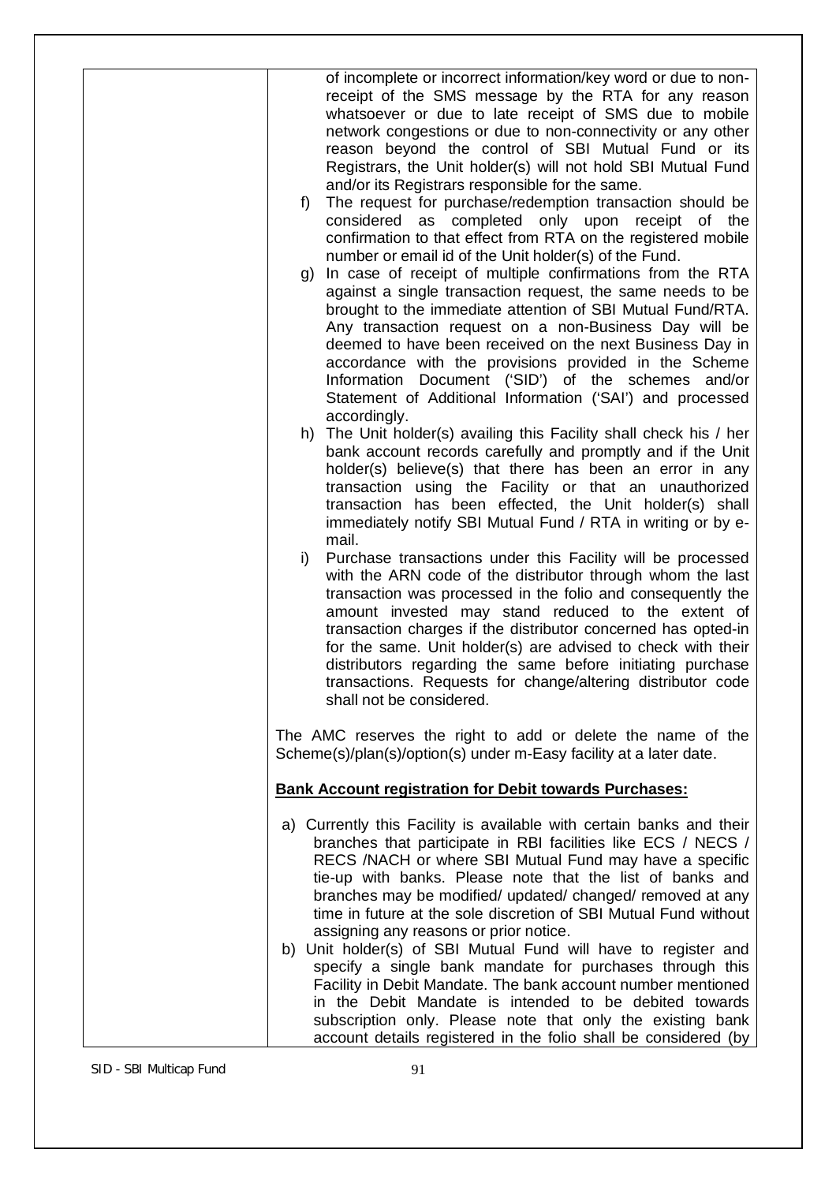| | of incomplete or incorrect information/key word or due to non-receipt of the SMS message by the RTA for any reason whatsoever or due to late receipt of SMS due to mobile network congestions or due to non-connectivity or any other reason beyond the control of SBI Mutual Fund or its Registrars, the Unit holder(s) will not hold SBI Mutual Fund and/or its Registrars responsible for the same.<br>f) The request for purchase/redemption transaction should be considered as completed only upon receipt of the confirmation to that effect from RTA on the registered mobile number or email id of the Unit holder(s) of the Fund.<br>g) In case of receipt of multiple confirmations from the RTA against a single transaction request, the same needs to be brought to the immediate attention of SBI Mutual Fund/RTA. Any transaction request on a non-Business Day will be deemed to have been received on the next Business Day in accordance with the provisions provided in the Scheme Information Document ('SID') of the schemes and/or Statement of Additional Information ('SAI') and processed accordingly.<br>h) The Unit holder(s) availing this Facility shall check his / her bank account records carefully and promptly and if the Unit holder(s) believe(s) that there has been an error in any transaction using the Facility or that an unauthorized transaction has been effected, the Unit holder(s) shall immediately notify SBI Mutual Fund / RTA in writing or by e-mail.<br>i) Purchase transactions under this Facility will be processed with the ARN code of the distributor through whom the last transaction was processed in the folio and consequently the amount invested may stand reduced to the extent of transaction charges if the distributor concerned has opted-in for the same. Unit holder(s) are advised to check with their distributors regarding the same before initiating purchase transactions. Requests for change/altering distributor code shall not be considered.<br><br>The AMC reserves the right to add or delete the name of the Scheme(s)/plan(s)/option(s) under m-Easy facility at a later date.<br><br>**Bank Account registration for Debit towards Purchases:**<br><br>a) Currently this Facility is available with certain banks and their branches that participate in RBI facilities like ECS / NECS / RECS /NACH or where SBI Mutual Fund may have a specific tie-up with banks. Please note that the list of banks and branches may be modified/ updated/ changed/ removed at any time in future at the sole discretion of SBI Mutual Fund without assigning any reasons or prior notice.<br>b) Unit holder(s) of SBI Mutual Fund will have to register and specify a single bank mandate for purchases through this Facility in Debit Mandate. The bank account number mentioned in the Debit Mandate is intended to be debited towards subscription only. Please note that only the existing bank account details registered in the folio shall be considered (by |
|---|---|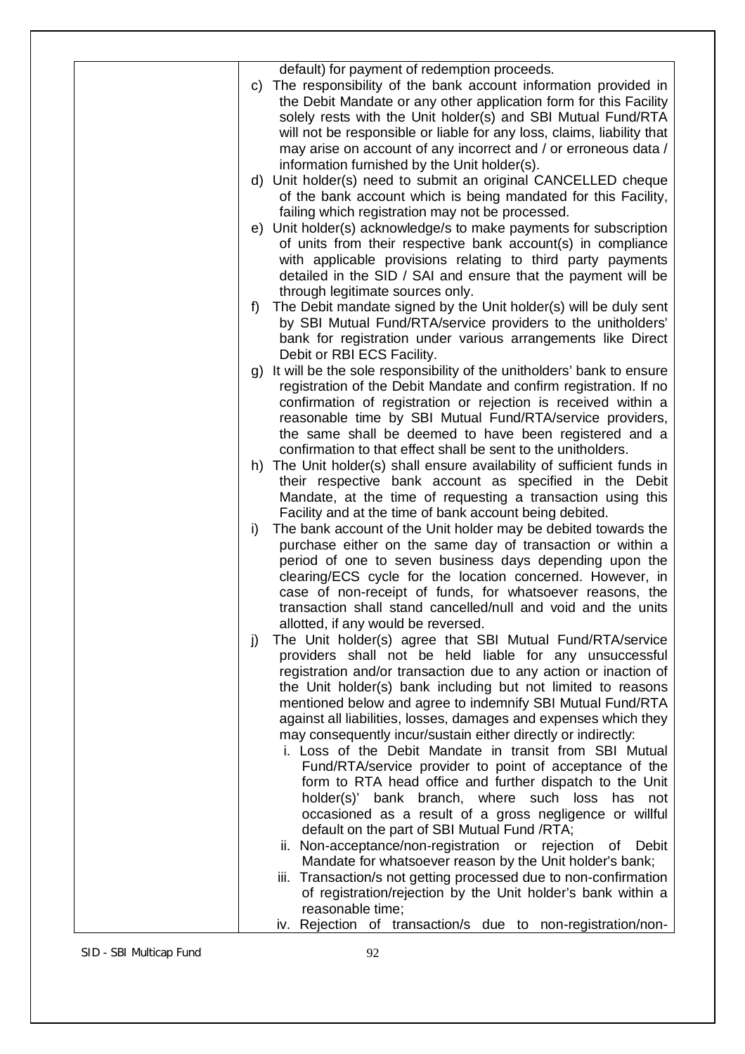| | default) for payment of redemption proceeds.<br>c) The responsibility of the bank account information provided in the Debit Mandate or any other application form for this Facility solely rests with the Unit holder(s) and SBI Mutual Fund/RTA will not be responsible or liable for any loss, claims, liability that may arise on account of any incorrect and / or erroneous data / information furnished by the Unit holder(s).<br>d) Unit holder(s) need to submit an original CANCELLED cheque of the bank account which is being mandated for this Facility, failing which registration may not be processed.<br>e) Unit holder(s) acknowledge/s to make payments for subscription of units from their respective bank account(s) in compliance with applicable provisions relating to third party payments detailed in the SID / SAI and ensure that the payment will be through legitimate sources only.<br>f) The Debit mandate signed by the Unit holder(s) will be duly sent by SBI Mutual Fund/RTA/service providers to the unitholders' bank for registration under various arrangements like Direct Debit or RBI ECS Facility.<br>g) It will be the sole responsibility of the unitholders' bank to ensure registration of the Debit Mandate and confirm registration. If no confirmation of registration or rejection is received within a reasonable time by SBI Mutual Fund/RTA/service providers, the same shall be deemed to have been registered and a confirmation to that effect shall be sent to the unitholders.<br>h) The Unit holder(s) shall ensure availability of sufficient funds in their respective bank account as specified in the Debit Mandate, at the time of requesting a transaction using this Facility and at the time of bank account being debited.<br>i) The bank account of the Unit holder may be debited towards the purchase either on the same day of transaction or within a period of one to seven business days depending upon the clearing/ECS cycle for the location concerned. However, in case of non-receipt of funds, for whatsoever reasons, the transaction shall stand cancelled/null and void and the units allotted, if any would be reversed.<br>j) The Unit holder(s) agree that SBI Mutual Fund/RTA/service providers shall not be held liable for any unsuccessful registration and/or transaction due to any action or inaction of the Unit holder(s) bank including but not limited to reasons mentioned below and agree to indemnify SBI Mutual Fund/RTA against all liabilities, losses, damages and expenses which they may consequently incur/sustain either directly or indirectly:<br>i. Loss of the Debit Mandate in transit from SBI Mutual Fund/RTA/service provider to point of acceptance of the form to RTA head office and further dispatch to the Unit holder(s)' bank branch, where such loss has not occasioned as a result of a gross negligence or willful default on the part of SBI Mutual Fund /RTA;<br>ii. Non-acceptance/non-registration or rejection of Debit Mandate for whatsoever reason by the Unit holder's bank;<br>iii. Transaction/s not getting processed due to non-confirmation of registration/rejection by the Unit holder's bank within a reasonable time;<br>iv. Rejection of transaction/s due to non-registration/non- |
|---|---|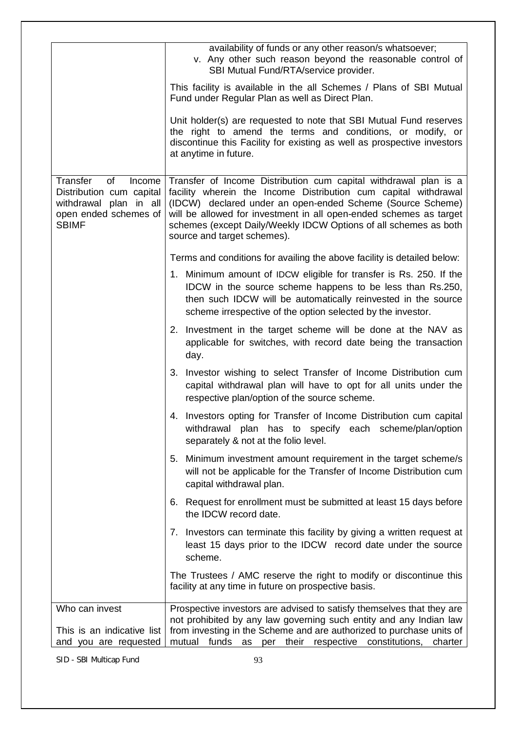| | |
|---|---|
| | availability of funds or any other reason/s whatsoever;<br>v. Any other such reason beyond the reasonable control of SBI Mutual Fund/RTA/service provider.<br><br>This facility is available in the all Schemes / Plans of SBI Mutual Fund under Regular Plan as well as Direct Plan.<br><br>Unit holder(s) are requested to note that SBI Mutual Fund reserves the right to amend the terms and conditions, or modify, or discontinue this Facility for existing as well as prospective investors at anytime in future. |
| Transfer of Income Distribution cum capital withdrawal plan in all open ended schemes of SBIMF | Transfer of Income Distribution cum capital withdrawal plan is a facility wherein the Income Distribution cum capital withdrawal (IDCW) declared under an open-ended Scheme (Source Scheme) will be allowed for investment in all open-ended schemes as target schemes (except Daily/Weekly IDCW Options of all schemes as both source and target schemes).<br><br>Terms and conditions for availing the above facility is detailed below:<br><br>1. Minimum amount of IDCW eligible for transfer is Rs. 250. If the IDCW in the source scheme happens to be less than Rs.250, then such IDCW will be automatically reinvested in the source scheme irrespective of the option selected by the investor.<br>2. Investment in the target scheme will be done at the NAV as applicable for switches, with record date being the transaction day.<br>3. Investor wishing to select Transfer of Income Distribution cum capital withdrawal plan will have to opt for all units under the respective plan/option of the source scheme.<br>4. Investors opting for Transfer of Income Distribution cum capital withdrawal plan has to specify each scheme/plan/option separately & not at the folio level.<br>5. Minimum investment amount requirement in the target scheme/s will not be applicable for the Transfer of Income Distribution cum capital withdrawal plan.<br>6. Request for enrollment must be submitted at least 15 days before the IDCW record date.<br>7. Investors can terminate this facility by giving a written request at least 15 days prior to the IDCW record date under the source scheme.<br><br>The Trustees / AMC reserve the right to modify or discontinue this facility at any time in future on prospective basis. |
| Who can invest<br><br>This is an indicative list and you are requested | Prospective investors are advised to satisfy themselves that they are not prohibited by any law governing such entity and any Indian law from investing in the Scheme and are authorized to purchase units of mutual funds as per their respective constitutions, charter |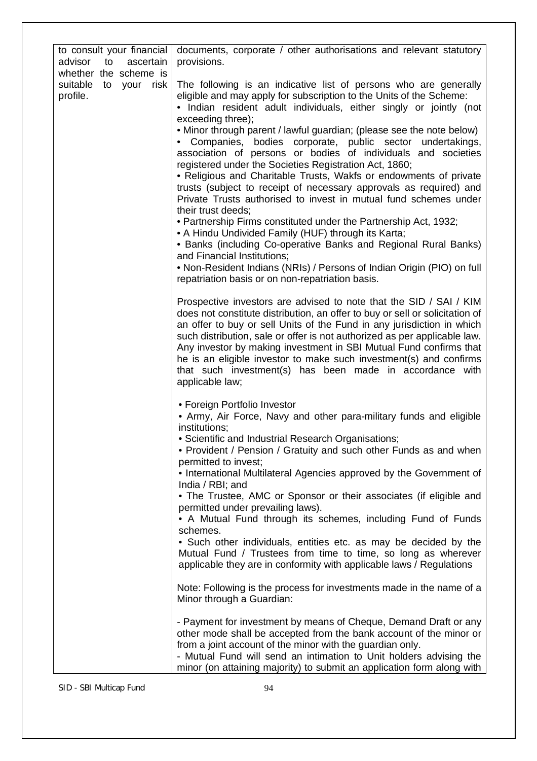| to consult your financial advisor to ascertain whether the scheme is suitable to your risk profile. | documents, corporate / other authorisations and relevant statutory provisions.<br><br>The following is an indicative list of persons who are generally eligible and may apply for subscription to the Units of the Scheme:<br>• Indian resident adult individuals, either singly or jointly (not exceeding three);<br>• Minor through parent / lawful guardian; (please see the note below)<br>• Companies, bodies corporate, public sector undertakings, association of persons or bodies of individuals and societies registered under the Societies Registration Act, 1860;<br>• Religious and Charitable Trusts, Wakfs or endowments of private trusts (subject to receipt of necessary approvals as required) and Private Trusts authorised to invest in mutual fund schemes under their trust deeds;<br>• Partnership Firms constituted under the Partnership Act, 1932;<br>• A Hindu Undivided Family (HUF) through its Karta;<br>• Banks (including Co-operative Banks and Regional Rural Banks) and Financial Institutions;<br>• Non-Resident Indians (NRIs) / Persons of Indian Origin (PIO) on full repatriation basis or on non-repatriation basis.<br><br>Prospective investors are advised to note that the SID / SAI / KIM does not constitute distribution, an offer to buy or sell or solicitation of an offer to buy or sell Units of the Fund in any jurisdiction in which such distribution, sale or offer is not authorized as per applicable law. Any investor by making investment in SBI Mutual Fund confirms that he is an eligible investor to make such investment(s) and confirms that such investment(s) has been made in accordance with applicable law;<br><br>• Foreign Portfolio Investor<br>• Army, Air Force, Navy and other para-military funds and eligible institutions;<br>• Scientific and Industrial Research Organisations;<br>• Provident / Pension / Gratuity and such other Funds as and when permitted to invest;<br>• International Multilateral Agencies approved by the Government of India / RBI; and<br>• The Trustee, AMC or Sponsor or their associates (if eligible and permitted under prevailing laws).<br>• A Mutual Fund through its schemes, including Fund of Funds schemes.<br>• Such other individuals, entities etc. as may be decided by the Mutual Fund / Trustees from time to time, so long as wherever applicable they are in conformity with applicable laws / Regulations<br><br>Note: Following is the process for investments made in the name of a Minor through a Guardian:<br><br>- Payment for investment by means of Cheque, Demand Draft or any other mode shall be accepted from the bank account of the minor or from a joint account of the minor with the guardian only.<br>- Mutual Fund will send an intimation to Unit holders advising the minor (on attaining majority) to submit an application form along with |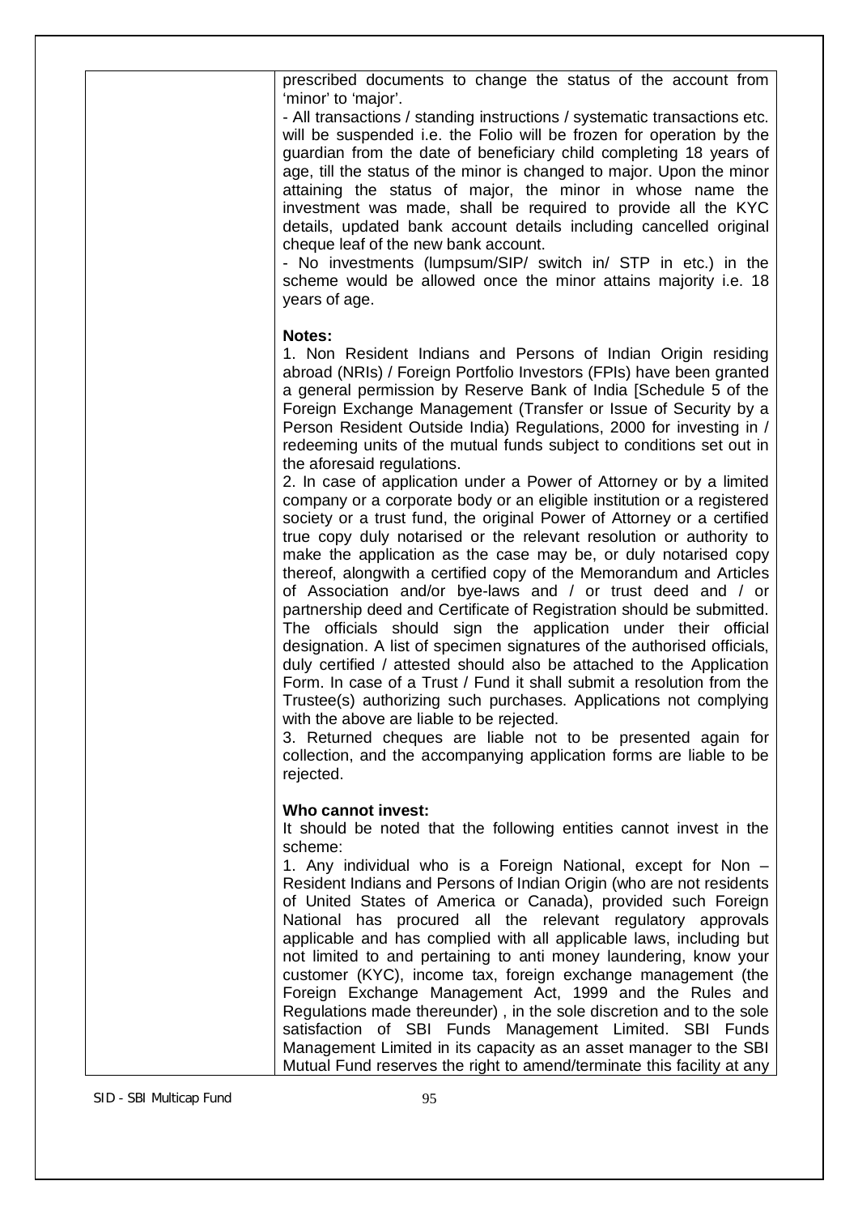| | prescribed documents to change the status of the account from 'minor' to 'major'.<br>- All transactions / standing instructions / systematic transactions etc. will be suspended i.e. the Folio will be frozen for operation by the guardian from the date of beneficiary child completing 18 years of age, till the status of the minor is changed to major. Upon the minor attaining the status of major, the minor in whose name the investment was made, shall be required to provide all the KYC details, updated bank account details including cancelled original cheque leaf of the new bank account.<br>- No investments (lumpsum/SIP/ switch in/ STP in etc.) in the scheme would be allowed once the minor attains majority i.e. 18 years of age.<br><br>**Notes:**<br>1. Non Resident Indians and Persons of Indian Origin residing abroad (NRIs) / Foreign Portfolio Investors (FPIs) have been granted a general permission by Reserve Bank of India [Schedule 5 of the Foreign Exchange Management (Transfer or Issue of Security by a Person Resident Outside India) Regulations, 2000 for investing in / redeeming units of the mutual funds subject to conditions set out in the aforesaid regulations.<br>2. In case of application under a Power of Attorney or by a limited company or a corporate body or an eligible institution or a registered society or a trust fund, the original Power of Attorney or a certified true copy duly notarised or the relevant resolution or authority to make the application as the case may be, or duly notarised copy thereof, alongwith a certified copy of the Memorandum and Articles of Association and/or bye-laws and / or trust deed and / or partnership deed and Certificate of Registration should be submitted. The officials should sign the application under their official designation. A list of specimen signatures of the authorised officials, duly certified / attested should also be attached to the Application Form. In case of a Trust / Fund it shall submit a resolution from the Trustee(s) authorizing such purchases. Applications not complying with the above are liable to be rejected.<br>3. Returned cheques are liable not to be presented again for collection, and the accompanying application forms are liable to be rejected.<br><br>**Who cannot invest:**<br>It should be noted that the following entities cannot invest in the scheme:<br>1. Any individual who is a Foreign National, except for Non – Resident Indians and Persons of Indian Origin (who are not residents of United States of America or Canada), provided such Foreign National has procured all the relevant regulatory approvals applicable and has complied with all applicable laws, including but not limited to and pertaining to anti money laundering, know your customer (KYC), income tax, foreign exchange management (the Foreign Exchange Management Act, 1999 and the Rules and Regulations made thereunder) , in the sole discretion and to the sole satisfaction of SBI Funds Management Limited. SBI Funds Management Limited in its capacity as an asset manager to the SBI Mutual Fund reserves the right to amend/terminate this facility at any |
|---|---|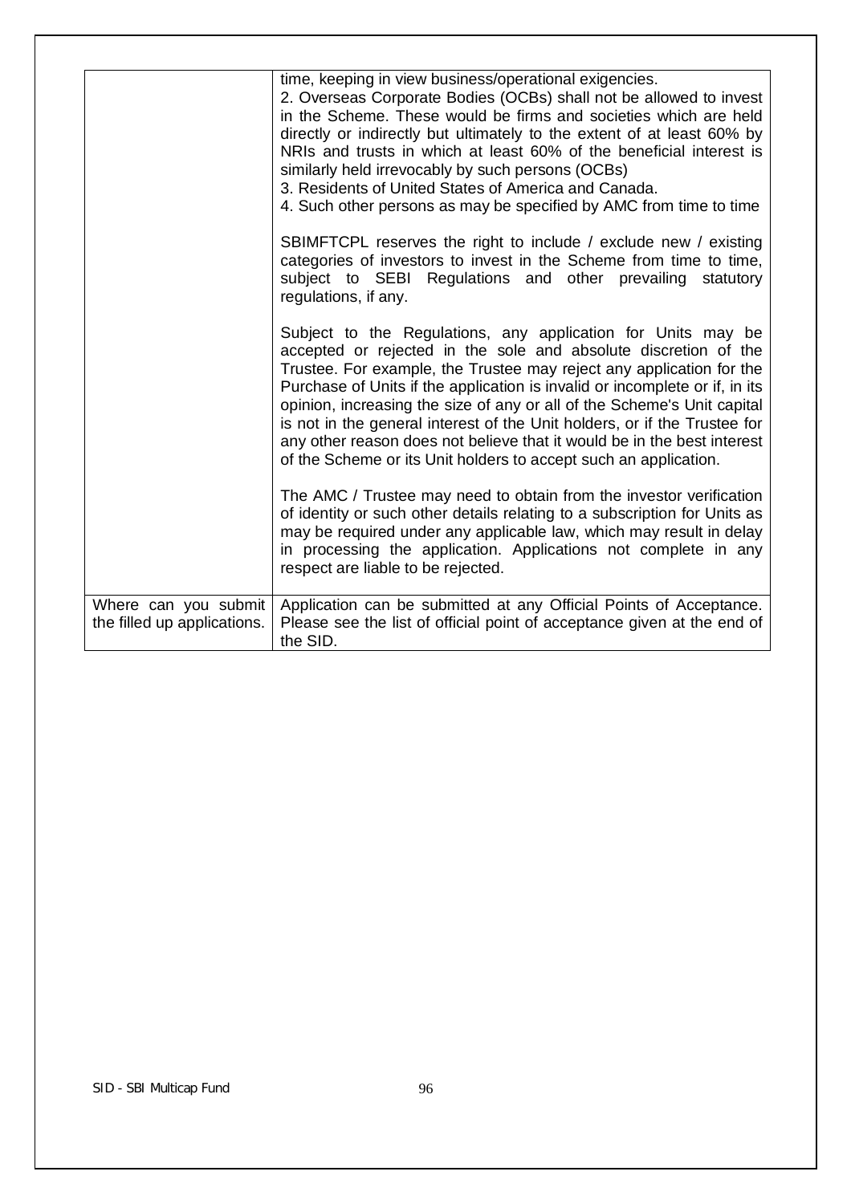| | |
|---|---|
| | time, keeping in view business/operational exigencies.<br>2. Overseas Corporate Bodies (OCBs) shall not be allowed to invest in the Scheme. These would be firms and societies which are held directly or indirectly but ultimately to the extent of at least 60% by NRIs and trusts in which at least 60% of the beneficial interest is similarly held irrevocably by such persons (OCBs)<br>3. Residents of United States of America and Canada.<br>4. Such other persons as may be specified by AMC from time to time<br><br>SBIMFTCPL reserves the right to include / exclude new / existing categories of investors to invest in the Scheme from time to time, subject to SEBI Regulations and other prevailing statutory regulations, if any.<br><br>Subject to the Regulations, any application for Units may be accepted or rejected in the sole and absolute discretion of the Trustee. For example, the Trustee may reject any application for the Purchase of Units if the application is invalid or incomplete or if, in its opinion, increasing the size of any or all of the Scheme's Unit capital is not in the general interest of the Unit holders, or if the Trustee for any other reason does not believe that it would be in the best interest of the Scheme or its Unit holders to accept such an application.<br><br>The AMC / Trustee may need to obtain from the investor verification of identity or such other details relating to a subscription for Units as may be required under any applicable law, which may result in delay in processing the application. Applications not complete in any respect are liable to be rejected. |
| Where can you submit the filled up applications. | Application can be submitted at any Official Points of Acceptance. Please see the list of official point of acceptance given at the end of the SID. |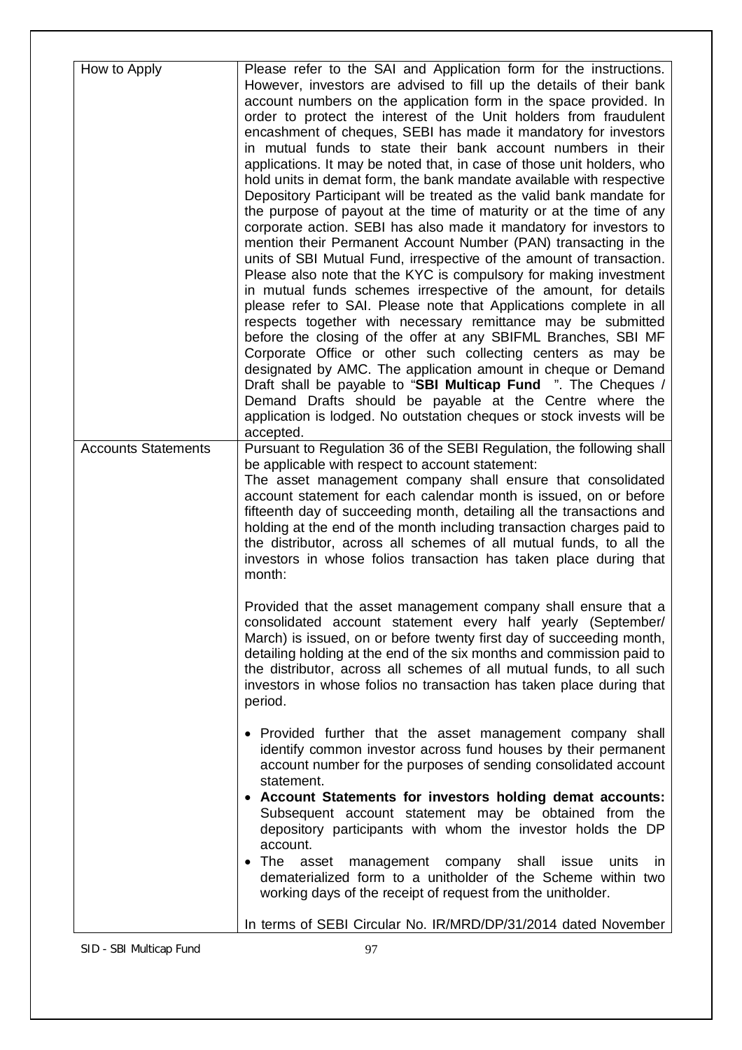| | |
|---|---|
| How to Apply | Please refer to the SAI and Application form for the instructions. However, investors are advised to fill up the details of their bank account numbers on the application form in the space provided. In order to protect the interest of the Unit holders from fraudulent encashment of cheques, SEBI has made it mandatory for investors in mutual funds to state their bank account numbers in their applications. It may be noted that, in case of those unit holders, who hold units in demat form, the bank mandate available with respective Depository Participant will be treated as the valid bank mandate for the purpose of payout at the time of maturity or at the time of any corporate action. SEBI has also made it mandatory for investors to mention their Permanent Account Number (PAN) transacting in the units of SBI Mutual Fund, irrespective of the amount of transaction. Please also note that the KYC is compulsory for making investment in mutual funds schemes irrespective of the amount, for details please refer to SAI. Please note that Applications complete in all respects together with necessary remittance may be submitted before the closing of the offer at any SBIFML Branches, SBI MF Corporate Office or other such collecting centers as may be designated by AMC. The application amount in cheque or Demand Draft shall be payable to "**SBI Multicap Fund** ". The Cheques / Demand Drafts should be payable at the Centre where the application is lodged. No outstation cheques or stock invests will be accepted. |
| Accounts Statements | Pursuant to Regulation 36 of the SEBI Regulation, the following shall be applicable with respect to account statement:<br>The asset management company shall ensure that consolidated account statement for each calendar month is issued, on or before fifteenth day of succeeding month, detailing all the transactions and holding at the end of the month including transaction charges paid to the distributor, across all schemes of all mutual funds, to all the investors in whose folios transaction has taken place during that month:<br><br>Provided that the asset management company shall ensure that a consolidated account statement every half yearly (September/ March) is issued, on or before twenty first day of succeeding month, detailing holding at the end of the six months and commission paid to the distributor, across all schemes of all mutual funds, to all such investors in whose folios no transaction has taken place during that period.<br><br>• Provided further that the asset management company shall identify common investor across fund houses by their permanent account number for the purposes of sending consolidated account statement.<br>• **Account Statements for investors holding demat accounts:** Subsequent account statement may be obtained from the depository participants with whom the investor holds the DP account.<br>• The asset management company shall issue units in dematerialized form to a unitholder of the Scheme within two working days of the receipt of request from the unitholder.<br><br>In terms of SEBI Circular No. IR/MRD/DP/31/2014 dated November |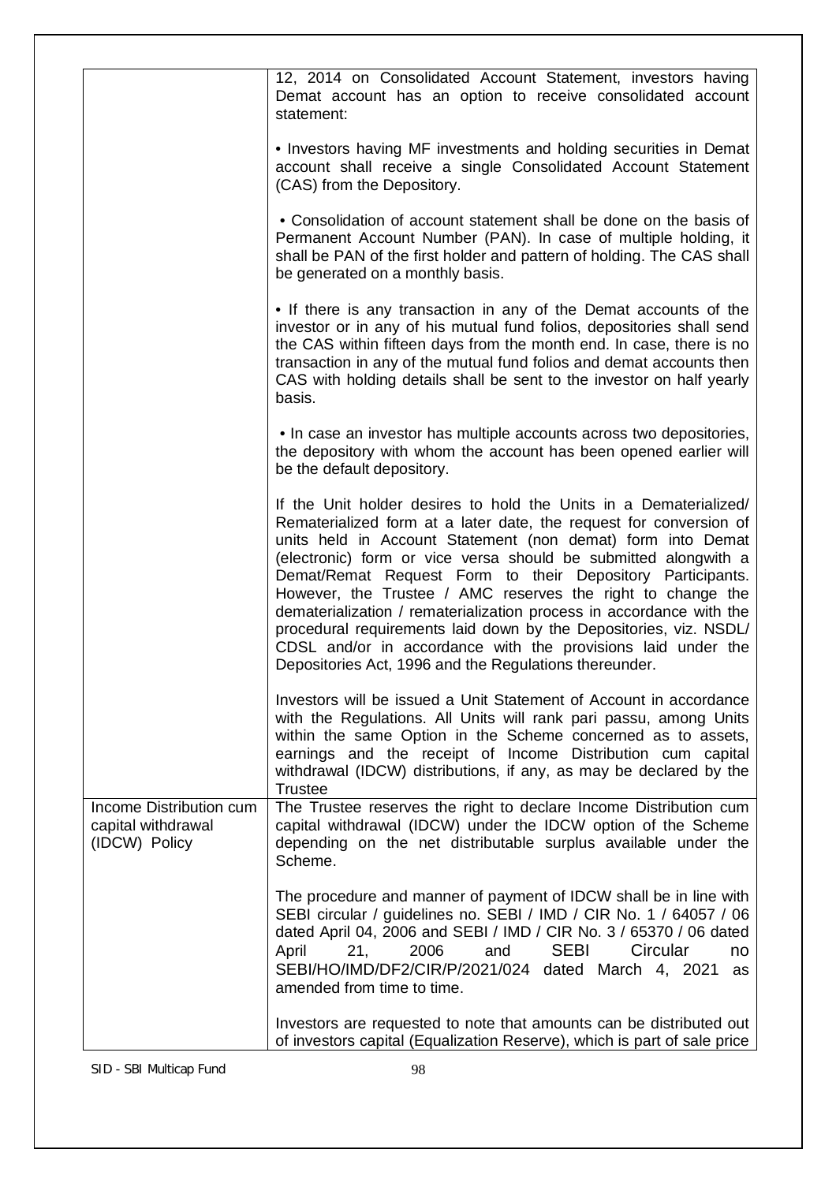| | |
|---|---|
| | 12, 2014 on Consolidated Account Statement, investors having Demat account has an option to receive consolidated account statement:<br><br>• Investors having MF investments and holding securities in Demat account shall receive a single Consolidated Account Statement (CAS) from the Depository.<br><br>• Consolidation of account statement shall be done on the basis of Permanent Account Number (PAN). In case of multiple holding, it shall be PAN of the first holder and pattern of holding. The CAS shall be generated on a monthly basis.<br><br>• If there is any transaction in any of the Demat accounts of the investor or in any of his mutual fund folios, depositories shall send the CAS within fifteen days from the month end. In case, there is no transaction in any of the mutual fund folios and demat accounts then CAS with holding details shall be sent to the investor on half yearly basis.<br><br>• In case an investor has multiple accounts across two depositories, the depository with whom the account has been opened earlier will be the default depository.<br><br>If the Unit holder desires to hold the Units in a Dematerialized/ Rematerialized form at a later date, the request for conversion of units held in Account Statement (non demat) form into Demat (electronic) form or vice versa should be submitted alongwith a Demat/Remat Request Form to their Depository Participants. However, the Trustee / AMC reserves the right to change the dematerialization / rematerialization process in accordance with the procedural requirements laid down by the Depositories, viz. NSDL/ CDSL and/or in accordance with the provisions laid under the Depositories Act, 1996 and the Regulations thereunder.<br><br>Investors will be issued a Unit Statement of Account in accordance with the Regulations. All Units will rank pari passu, among Units within the same Option in the Scheme concerned as to assets, earnings and the receipt of Income Distribution cum capital withdrawal (IDCW) distributions, if any, as may be declared by the Trustee |
| Income Distribution cum capital withdrawal (IDCW) Policy | The Trustee reserves the right to declare Income Distribution cum capital withdrawal (IDCW) under the IDCW option of the Scheme depending on the net distributable surplus available under the Scheme.<br><br>The procedure and manner of payment of IDCW shall be in line with SEBI circular / guidelines no. SEBI / IMD / CIR No. 1 / 64057 / 06 dated April 04, 2006 and SEBI / IMD / CIR No. 3 / 65370 / 06 dated April 21, 2006 and SEBI Circular no SEBI/HO/IMD/DF2/CIR/P/2021/024 dated March 4, 2021 as amended from time to time.<br><br>Investors are requested to note that amounts can be distributed out of investors capital (Equalization Reserve), which is part of sale price |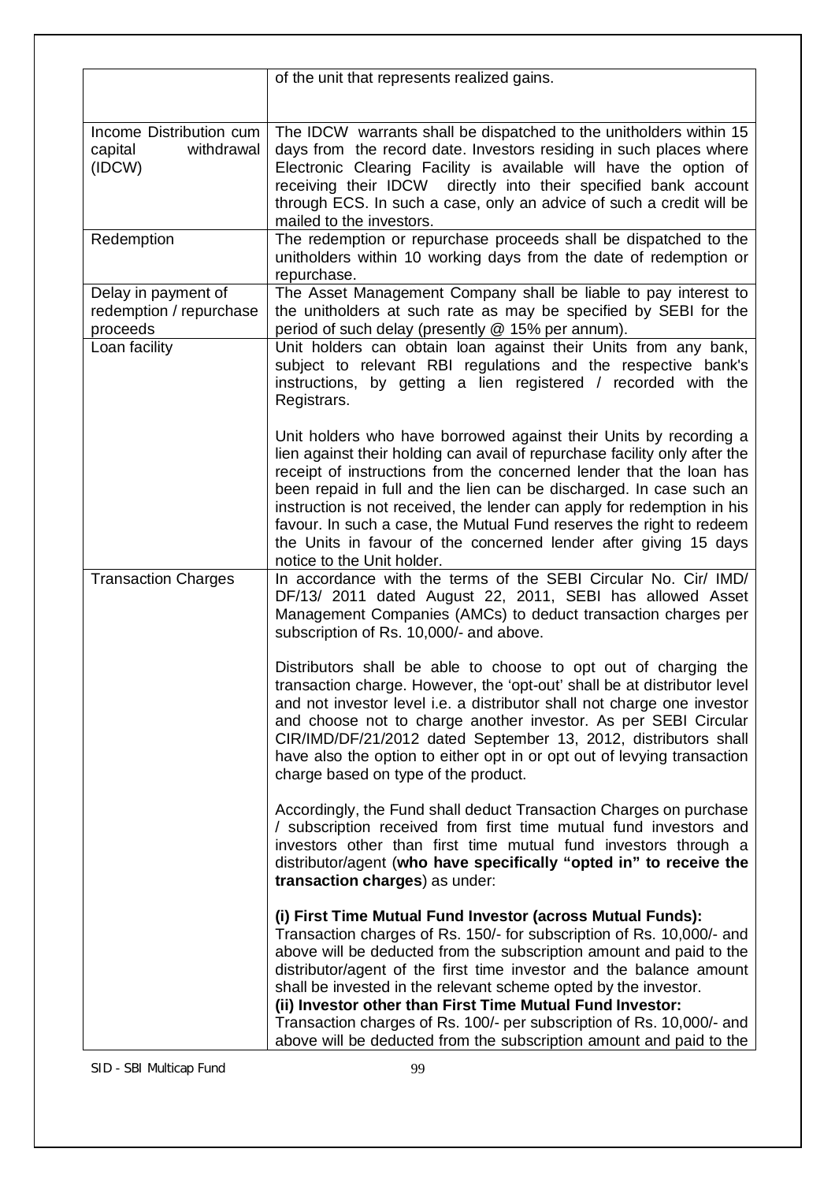|  |  |
|---|---|
|  | of the unit that represents realized gains. |
| Income Distribution cum capital withdrawal (IDCW) | The IDCW warrants shall be dispatched to the unitholders within 15 days from the record date. Investors residing in such places where Electronic Clearing Facility is available will have the option of receiving their IDCW directly into their specified bank account through ECS. In such a case, only an advice of such a credit will be mailed to the investors. |
| Redemption | The redemption or repurchase proceeds shall be dispatched to the unitholders within 10 working days from the date of redemption or repurchase. |
| Delay in payment of redemption / repurchase proceeds | The Asset Management Company shall be liable to pay interest to the unitholders at such rate as may be specified by SEBI for the period of such delay (presently @ 15% per annum). |
| Loan facility | Unit holders can obtain loan against their Units from any bank, subject to relevant RBI regulations and the respective bank's instructions, by getting a lien registered / recorded with the Registrars.<br><br>Unit holders who have borrowed against their Units by recording a lien against their holding can avail of repurchase facility only after the receipt of instructions from the concerned lender that the loan has been repaid in full and the lien can be discharged. In case such an instruction is not received, the lender can apply for redemption in his favour. In such a case, the Mutual Fund reserves the right to redeem the Units in favour of the concerned lender after giving 15 days notice to the Unit holder. |
| Transaction Charges | In accordance with the terms of the SEBI Circular No. Cir/ IMD/ DF/13/ 2011 dated August 22, 2011, SEBI has allowed Asset Management Companies (AMCs) to deduct transaction charges per subscription of Rs. 10,000/- and above.<br><br>Distributors shall be able to choose to opt out of charging the transaction charge. However, the 'opt-out' shall be at distributor level and not investor level i.e. a distributor shall not charge one investor and choose not to charge another investor. As per SEBI Circular CIR/IMD/DF/21/2012 dated September 13, 2012, distributors shall have also the option to either opt in or opt out of levying transaction charge based on type of the product.<br><br>Accordingly, the Fund shall deduct Transaction Charges on purchase / subscription received from first time mutual fund investors and investors other than first time mutual fund investors through a distributor/agent (**who have specifically "opted in" to receive the transaction charges**) as under:<br><br>**(i) First Time Mutual Fund Investor (across Mutual Funds):**<br>Transaction charges of Rs. 150/- for subscription of Rs. 10,000/- and above will be deducted from the subscription amount and paid to the distributor/agent of the first time investor and the balance amount shall be invested in the relevant scheme opted by the investor.<br>**(ii) Investor other than First Time Mutual Fund Investor:**<br>Transaction charges of Rs. 100/- per subscription of Rs. 10,000/- and above will be deducted from the subscription amount and paid to the |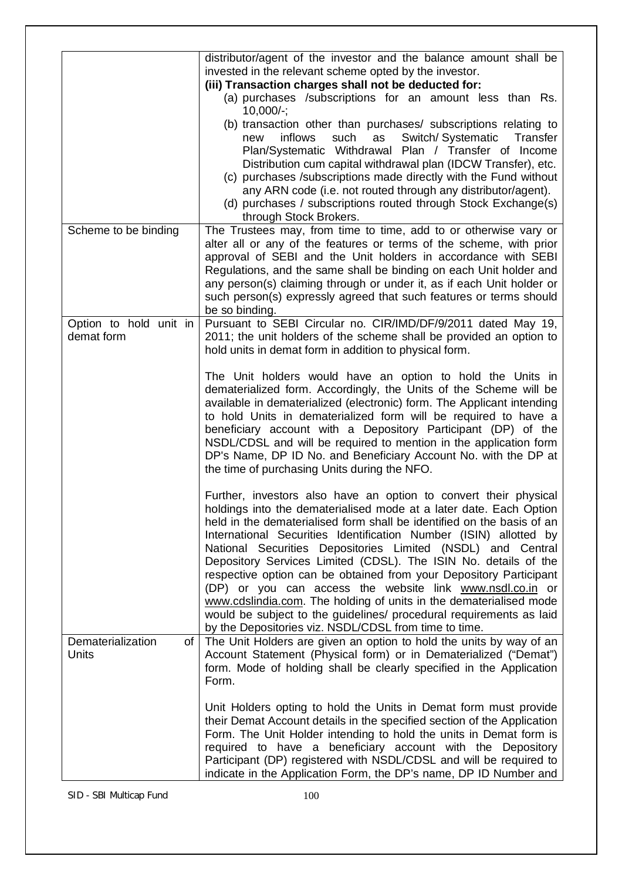| | |
|---|---|
| | distributor/agent of the investor and the balance amount shall be invested in the relevant scheme opted by the investor.<br>**(iii) Transaction charges shall not be deducted for:**<br>(a) purchases /subscriptions for an amount less than Rs. 10,000/-;<br>(b) transaction other than purchases/ subscriptions relating to new inflows such as Switch/ Systematic Transfer Plan/Systematic Withdrawal Plan / Transfer of Income Distribution cum capital withdrawal plan (IDCW Transfer), etc.<br>(c) purchases /subscriptions made directly with the Fund without any ARN code (i.e. not routed through any distributor/agent).<br>(d) purchases / subscriptions routed through Stock Exchange(s) through Stock Brokers. |
| Scheme to be binding | The Trustees may, from time to time, add to or otherwise vary or alter all or any of the features or terms of the scheme, with prior approval of SEBI and the Unit holders in accordance with SEBI Regulations, and the same shall be binding on each Unit holder and any person(s) claiming through or under it, as if each Unit holder or such person(s) expressly agreed that such features or terms should be so binding. |
| Option to hold unit in demat form | Pursuant to SEBI Circular no. CIR/IMD/DF/9/2011 dated May 19, 2011; the unit holders of the scheme shall be provided an option to hold units in demat form in addition to physical form.<br><br>The Unit holders would have an option to hold the Units in dematerialized form. Accordingly, the Units of the Scheme will be available in dematerialized (electronic) form. The Applicant intending to hold Units in dematerialized form will be required to have a beneficiary account with a Depository Participant (DP) of the NSDL/CDSL and will be required to mention in the application form DP's Name, DP ID No. and Beneficiary Account No. with the DP at the time of purchasing Units during the NFO.<br><br>Further, investors also have an option to convert their physical holdings into the dematerialised mode at a later date. Each Option held in the dematerialised form shall be identified on the basis of an International Securities Identification Number (ISIN) allotted by National Securities Depositories Limited (NSDL) and Central Depository Services Limited (CDSL). The ISIN No. details of the respective option can be obtained from your Depository Participant (DP) or you can access the website link www.nsdl.co.in or www.cdslindia.com. The holding of units in the dematerialised mode would be subject to the guidelines/ procedural requirements as laid by the Depositories viz. NSDL/CDSL from time to time. |
| Dematerialization of Units | The Unit Holders are given an option to hold the units by way of an Account Statement (Physical form) or in Dematerialized ("Demat") form. Mode of holding shall be clearly specified in the Application Form.<br><br>Unit Holders opting to hold the Units in Demat form must provide their Demat Account details in the specified section of the Application Form. The Unit Holder intending to hold the units in Demat form is required to have a beneficiary account with the Depository Participant (DP) registered with NSDL/CDSL and will be required to indicate in the Application Form, the DP's name, DP ID Number and |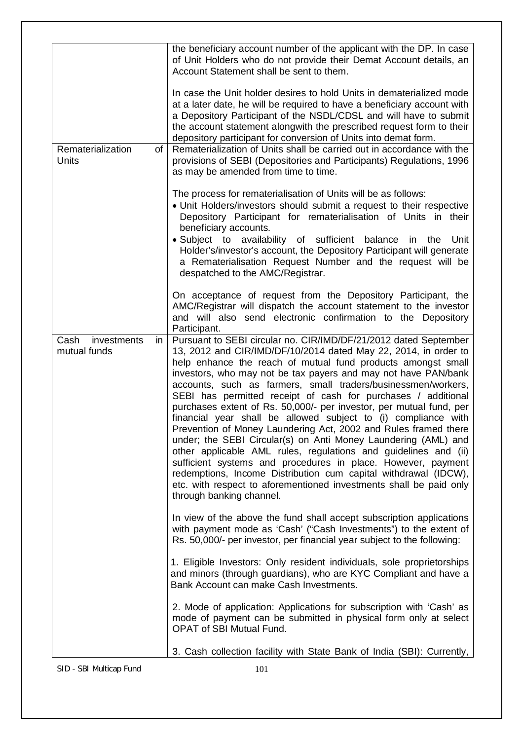| | |
|---|---|
| | the beneficiary account number of the applicant with the DP. In case of Unit Holders who do not provide their Demat Account details, an Account Statement shall be sent to them.<br><br>In case the Unit holder desires to hold Units in dematerialized mode at a later date, he will be required to have a beneficiary account with a Depository Participant of the NSDL/CDSL and will have to submit the account statement alongwith the prescribed request form to their depository participant for conversion of Units into demat form. |
| Rematerialization of Units | Rematerialization of Units shall be carried out in accordance with the provisions of SEBI (Depositories and Participants) Regulations, 1996 as may be amended from time to time.<br><br>The process for rematerialisation of Units will be as follows:<br>• Unit Holders/investors should submit a request to their respective Depository Participant for rematerialisation of Units in their beneficiary accounts.<br>• Subject to availability of sufficient balance in the Unit Holder's/investor's account, the Depository Participant will generate a Rematerialisation Request Number and the request will be despatched to the AMC/Registrar.<br><br>On acceptance of request from the Depository Participant, the AMC/Registrar will dispatch the account statement to the investor and will also send electronic confirmation to the Depository Participant. |
| Cash investments in mutual funds | Pursuant to SEBI circular no. CIR/IMD/DF/21/2012 dated September 13, 2012 and CIR/IMD/DF/10/2014 dated May 22, 2014, in order to help enhance the reach of mutual fund products amongst small investors, who may not be tax payers and may not have PAN/bank accounts, such as farmers, small traders/businessmen/workers, SEBI has permitted receipt of cash for purchases / additional purchases extent of Rs. 50,000/- per investor, per mutual fund, per financial year shall be allowed subject to (i) compliance with Prevention of Money Laundering Act, 2002 and Rules framed there under; the SEBI Circular(s) on Anti Money Laundering (AML) and other applicable AML rules, regulations and guidelines and (ii) sufficient systems and procedures in place. However, payment redemptions, Income Distribution cum capital withdrawal (IDCW), etc. with respect to aforementioned investments shall be paid only through banking channel.<br><br>In view of the above the fund shall accept subscription applications with payment mode as 'Cash' ("Cash Investments") to the extent of Rs. 50,000/- per investor, per financial year subject to the following:<br><br>1. Eligible Investors: Only resident individuals, sole proprietorships and minors (through guardians), who are KYC Compliant and have a Bank Account can make Cash Investments.<br><br>2. Mode of application: Applications for subscription with 'Cash' as mode of payment can be submitted in physical form only at select OPAT of SBI Mutual Fund.<br><br>3. Cash collection facility with State Bank of India (SBI): Currently, |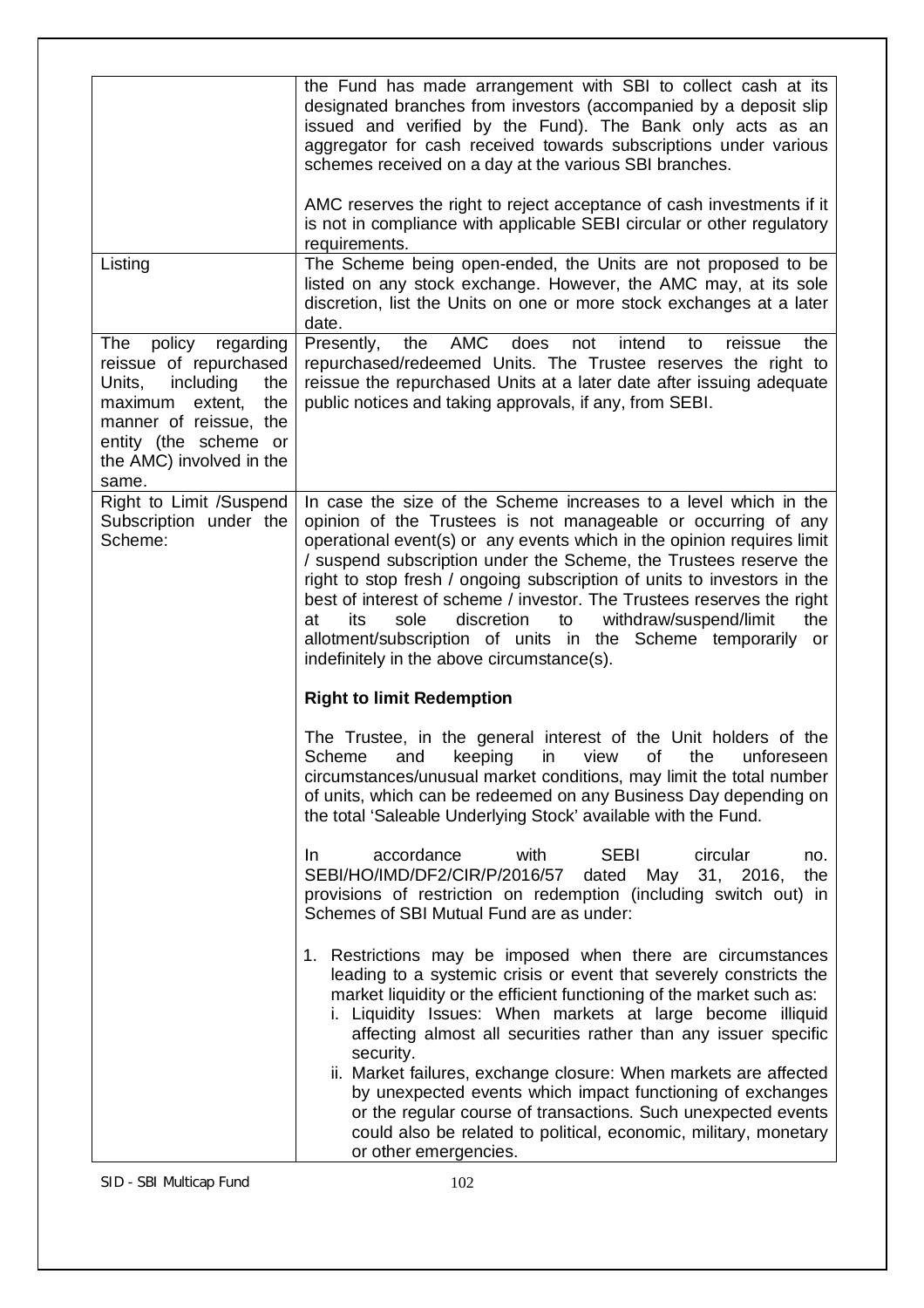| | |
|---|---|
| | the Fund has made arrangement with SBI to collect cash at its designated branches from investors (accompanied by a deposit slip issued and verified by the Fund). The Bank only acts as an aggregator for cash received towards subscriptions under various schemes received on a day at the various SBI branches.<br><br>AMC reserves the right to reject acceptance of cash investments if it is not in compliance with applicable SEBI circular or other regulatory requirements. |
| Listing | The Scheme being open-ended, the Units are not proposed to be listed on any stock exchange. However, the AMC may, at its sole discretion, list the Units on one or more stock exchanges at a later date. |
| The policy regarding reissue of repurchased Units, including the maximum extent, the manner of reissue, the entity (the scheme or the AMC) involved in the same. | Presently, the AMC does not intend to reissue the repurchased/redeemed Units. The Trustee reserves the right to reissue the repurchased Units at a later date after issuing adequate public notices and taking approvals, if any, from SEBI. |
| Right to Limit /Suspend Subscription under the Scheme: | In case the size of the Scheme increases to a level which in the opinion of the Trustees is not manageable or occurring of any operational event(s) or any events which in the opinion requires limit / suspend subscription under the Scheme, the Trustees reserve the right to stop fresh / ongoing subscription of units to investors in the best of interest of scheme / investor. The Trustees reserves the right at its sole discretion to withdraw/suspend/limit the allotment/subscription of units in the Scheme temporarily or indefinitely in the above circumstance(s).<br><br>**Right to limit Redemption**<br><br>The Trustee, in the general interest of the Unit holders of the Scheme and keeping in view of the unforeseen circumstances/unusual market conditions, may limit the total number of units, which can be redeemed on any Business Day depending on the total 'Saleable Underlying Stock' available with the Fund.<br><br>In accordance with SEBI circular no. SEBI/HO/IMD/DF2/CIR/P/2016/57 dated May 31, 2016, the provisions of restriction on redemption (including switch out) in Schemes of SBI Mutual Fund are as under:<br><br>1. Restrictions may be imposed when there are circumstances leading to a systemic crisis or event that severely constricts the market liquidity or the efficient functioning of the market such as:<br>i. Liquidity Issues: When markets at large become illiquid affecting almost all securities rather than any issuer specific security.<br>ii. Market failures, exchange closure: When markets are affected by unexpected events which impact functioning of exchanges or the regular course of transactions. Such unexpected events could also be related to political, economic, military, monetary or other emergencies. |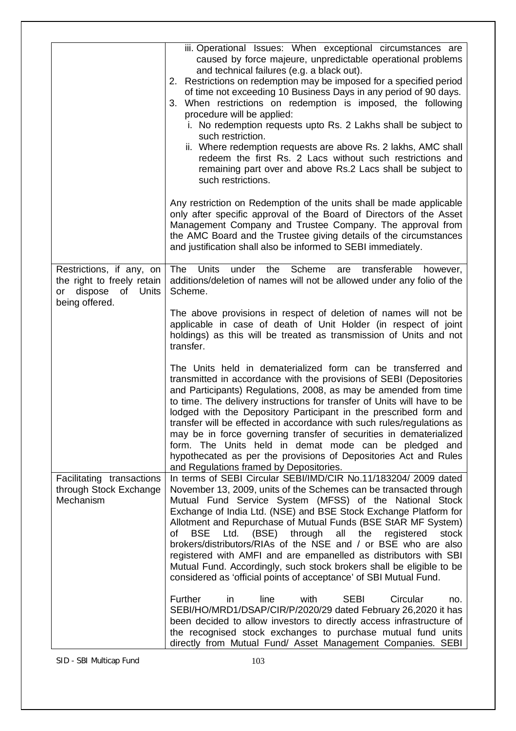| | |
|---|---|
| | iii. Operational Issues: When exceptional circumstances are caused by force majeure, unpredictable operational problems and technical failures (e.g. a black out).<br>2. Restrictions on redemption may be imposed for a specified period of time not exceeding 10 Business Days in any period of 90 days.<br>3. When restrictions on redemption is imposed, the following procedure will be applied:<br>i. No redemption requests upto Rs. 2 Lakhs shall be subject to such restriction.<br>ii. Where redemption requests are above Rs. 2 lakhs, AMC shall redeem the first Rs. 2 Lacs without such restrictions and remaining part over and above Rs.2 Lacs shall be subject to such restrictions.<br><br>Any restriction on Redemption of the units shall be made applicable only after specific approval of the Board of Directors of the Asset Management Company and Trustee Company. The approval from the AMC Board and the Trustee giving details of the circumstances and justification shall also be informed to SEBI immediately. |
| Restrictions, if any, on the right to freely retain or dispose of Units being offered. | The Units under the Scheme are transferable however, additions/deletion of names will not be allowed under any folio of the Scheme.<br><br>The above provisions in respect of deletion of names will not be applicable in case of death of Unit Holder (in respect of joint holdings) as this will be treated as transmission of Units and not transfer.<br><br>The Units held in dematerialized form can be transferred and transmitted in accordance with the provisions of SEBI (Depositories and Participants) Regulations, 2008, as may be amended from time to time. The delivery instructions for transfer of Units will have to be lodged with the Depository Participant in the prescribed form and transfer will be effected in accordance with such rules/regulations as may be in force governing transfer of securities in dematerialized form. The Units held in demat mode can be pledged and hypothecated as per the provisions of Depositories Act and Rules and Regulations framed by Depositories. |
| Facilitating transactions through Stock Exchange Mechanism | In terms of SEBI Circular SEBI/IMD/CIR No.11/183204/ 2009 dated November 13, 2009, units of the Schemes can be transacted through Mutual Fund Service System (MFSS) of the National Stock Exchange of India Ltd. (NSE) and BSE Stock Exchange Platform for Allotment and Repurchase of Mutual Funds (BSE StAR MF System) of BSE Ltd. (BSE) through all the registered stock brokers/distributors/RIAs of the NSE and / or BSE who are also registered with AMFI and are empanelled as distributors with SBI Mutual Fund. Accordingly, such stock brokers shall be eligible to be considered as 'official points of acceptance' of SBI Mutual Fund.<br><br>Further in line with SEBI Circular no. SEBI/HO/MRD1/DSAP/CIR/P/2020/29 dated February 26,2020 it has been decided to allow investors to directly access infrastructure of the recognised stock exchanges to purchase mutual fund units directly from Mutual Fund/ Asset Management Companies. SEBI |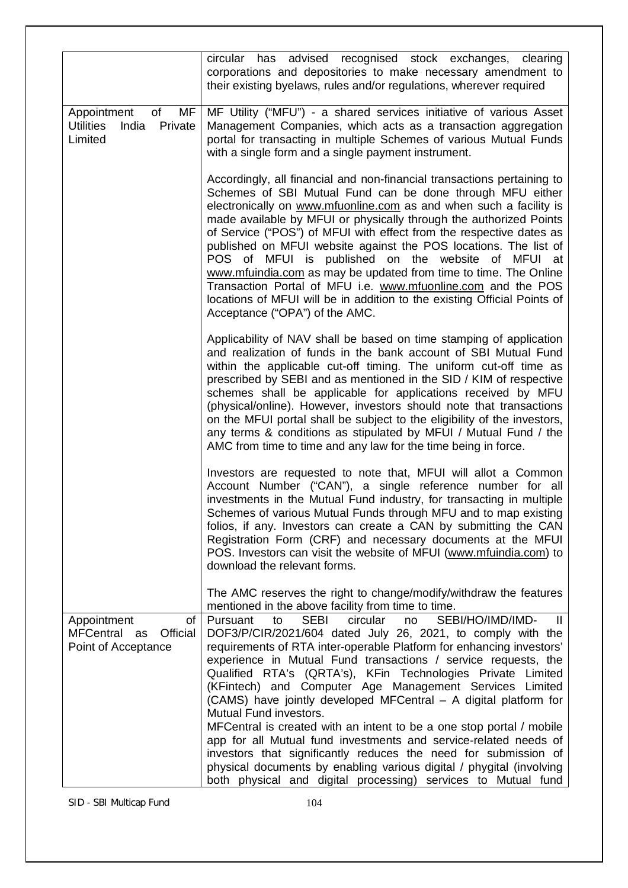| | |
|---|---|
| | circular has advised recognised stock exchanges, clearing corporations and depositories to make necessary amendment to their existing byelaws, rules and/or regulations, wherever required |
| Appointment of MF Utilities India Private Limited | MF Utility ("MFU") - a shared services initiative of various Asset Management Companies, which acts as a transaction aggregation portal for transacting in multiple Schemes of various Mutual Funds with a single form and a single payment instrument.<br><br>Accordingly, all financial and non-financial transactions pertaining to Schemes of SBI Mutual Fund can be done through MFU either electronically on www.mfuonline.com as and when such a facility is made available by MFUI or physically through the authorized Points of Service ("POS") of MFUI with effect from the respective dates as published on MFUI website against the POS locations. The list of POS of MFUI is published on the website of MFUI at www.mfuindia.com as may be updated from time to time. The Online Transaction Portal of MFU i.e. www.mfuonline.com and the POS locations of MFUI will be in addition to the existing Official Points of Acceptance ("OPA") of the AMC.<br><br>Applicability of NAV shall be based on time stamping of application and realization of funds in the bank account of SBI Mutual Fund within the applicable cut-off timing. The uniform cut-off time as prescribed by SEBI and as mentioned in the SID / KIM of respective schemes shall be applicable for applications received by MFU (physical/online). However, investors should note that transactions on the MFUI portal shall be subject to the eligibility of the investors, any terms & conditions as stipulated by MFUI / Mutual Fund / the AMC from time to time and any law for the time being in force.<br><br>Investors are requested to note that, MFUI will allot a Common Account Number ("CAN"), a single reference number for all investments in the Mutual Fund industry, for transacting in multiple Schemes of various Mutual Funds through MFU and to map existing folios, if any. Investors can create a CAN by submitting the CAN Registration Form (CRF) and necessary documents at the MFUI POS. Investors can visit the website of MFUI (www.mfuindia.com) to download the relevant forms.<br><br>The AMC reserves the right to change/modify/withdraw the features mentioned in the above facility from time to time. |
| Appointment of MFCentral as Official Point of Acceptance | Pursuant to SEBI circular no SEBI/HO/IMD/IMD- II DOF3/P/CIR/2021/604 dated July 26, 2021, to comply with the requirements of RTA inter-operable Platform for enhancing investors' experience in Mutual Fund transactions / service requests, the Qualified RTA's (QRTA's), KFin Technologies Private Limited (KFintech) and Computer Age Management Services Limited (CAMS) have jointly developed MFCentral – A digital platform for Mutual Fund investors.<br>MFCentral is created with an intent to be a one stop portal / mobile app for all Mutual fund investments and service-related needs of investors that significantly reduces the need for submission of physical documents by enabling various digital / phygital (involving both physical and digital processing) services to Mutual fund |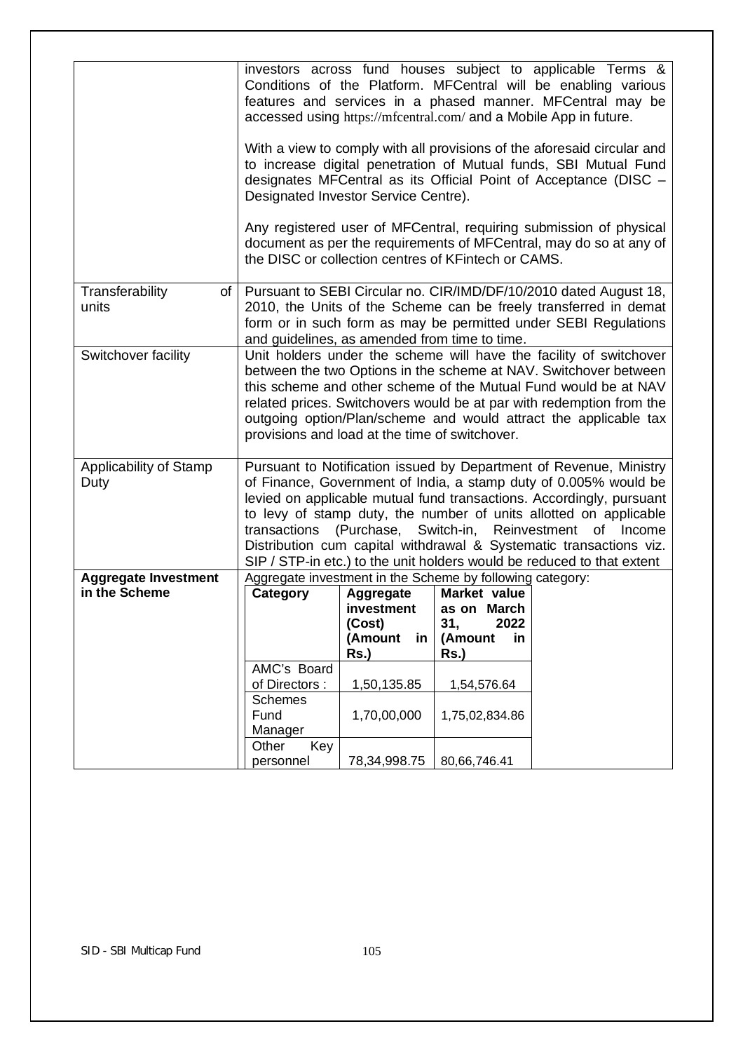| | |
|---|---|
| | investors across fund houses subject to applicable Terms & Conditions of the Platform. MFCentral will be enabling various features and services in a phased manner. MFCentral may be accessed using https://mfcentral.com/ and a Mobile App in future.<br><br>With a view to comply with all provisions of the aforesaid circular and to increase digital penetration of Mutual funds, SBI Mutual Fund designates MFCentral as its Official Point of Acceptance (DISC – Designated Investor Service Centre).<br><br>Any registered user of MFCentral, requiring submission of physical document as per the requirements of MFCentral, may do so at any of the DISC or collection centres of KFintech or CAMS. |
| Transferability of units | Pursuant to SEBI Circular no. CIR/IMD/DF/10/2010 dated August 18, 2010, the Units of the Scheme can be freely transferred in demat form or in such form as may be permitted under SEBI Regulations and guidelines, as amended from time to time. |
| Switchover facility | Unit holders under the scheme will have the facility of switchover between the two Options in the scheme at NAV. Switchover between this scheme and other scheme of the Mutual Fund would be at NAV related prices. Switchovers would be at par with redemption from the outgoing option/Plan/scheme and would attract the applicable tax provisions and load at the time of switchover. |
| Applicability of Stamp Duty | Pursuant to Notification issued by Department of Revenue, Ministry of Finance, Government of India, a stamp duty of 0.005% would be levied on applicable mutual fund transactions. Accordingly, pursuant to levy of stamp duty, the number of units allotted on applicable transactions (Purchase, Switch-in, Reinvestment of Income Distribution cum capital withdrawal & Systematic transactions viz. SIP / STP-in etc.) to the unit holders would be reduced to that extent |
| **Aggregate Investment in the Scheme** | Aggregate investment in the Scheme by following category: |

| Category | Aggregate investment (Cost) (Amount in Rs.) | Market value as on March 31, 2022 (Amount in Rs.) |
|---|---|---|
| AMC's Board of Directors : | 1,50,135.85 | 1,54,576.64 |
| Schemes Fund Manager | 1,70,00,000 | 1,75,02,834.86 |
| Other Key personnel | 78,34,998.75 | 80,66,746.41 |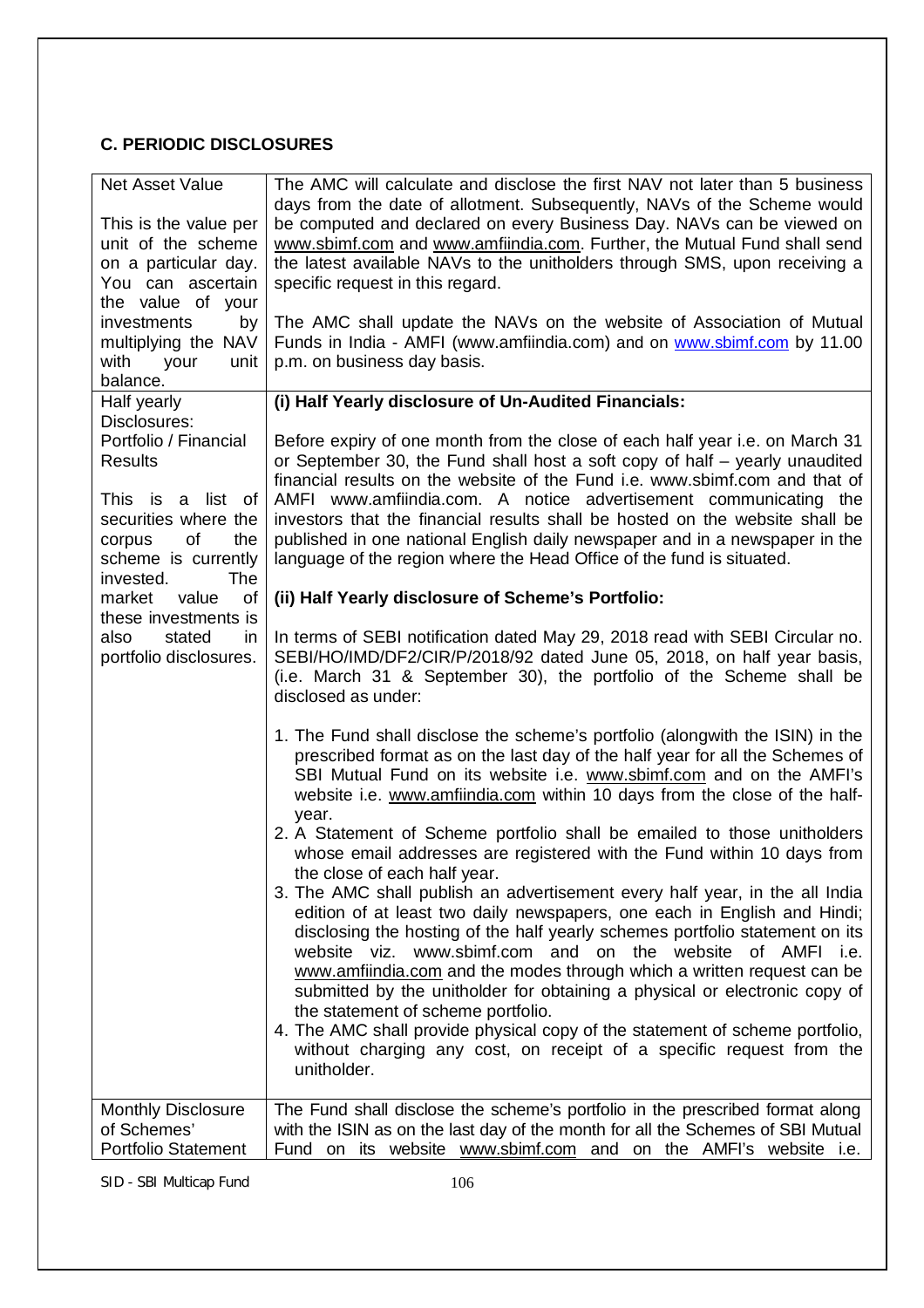## C. PERIODIC DISCLOSURES

| | |
|---|---|
| Net Asset Value<br><br>This is the value per unit of the scheme on a particular day. You can ascertain the value of your investments by multiplying the NAV with your unit balance. | The AMC will calculate and disclose the first NAV not later than 5 business days from the date of allotment. Subsequently, NAVs of the Scheme would be computed and declared on every Business Day. NAVs can be viewed on www.sbimf.com and www.amfiindia.com. Further, the Mutual Fund shall send the latest available NAVs to the unitholders through SMS, upon receiving a specific request in this regard.<br><br>The AMC shall update the NAVs on the website of Association of Mutual Funds in India - AMFI (www.amfiindia.com) and on www.sbimf.com by 11.00 p.m. on business day basis. |
| Half yearly Disclosures: Portfolio / Financial Results<br><br>This is a list of securities where the corpus of the scheme is currently invested. The market value of these investments is also stated in portfolio disclosures. | **(i) Half Yearly disclosure of Un-Audited Financials:**<br><br>Before expiry of one month from the close of each half year i.e. on March 31 or September 30, the Fund shall host a soft copy of half – yearly unaudited financial results on the website of the Fund i.e. www.sbimf.com and that of AMFI www.amfiindia.com. A notice advertisement communicating the investors that the financial results shall be hosted on the website shall be published in one national English daily newspaper and in a newspaper in the language of the region where the Head Office of the fund is situated.<br><br>**(ii) Half Yearly disclosure of Scheme's Portfolio:**<br><br>In terms of SEBI notification dated May 29, 2018 read with SEBI Circular no. SEBI/HO/IMD/DF2/CIR/P/2018/92 dated June 05, 2018, on half year basis, (i.e. March 31 & September 30), the portfolio of the Scheme shall be disclosed as under:<br><br>1. The Fund shall disclose the scheme's portfolio (alongwith the ISIN) in the prescribed format as on the last day of the half year for all the Schemes of SBI Mutual Fund on its website i.e. www.sbimf.com and on the AMFI's website i.e. www.amfiindia.com within 10 days from the close of the half-year.<br>2. A Statement of Scheme portfolio shall be emailed to those unitholders whose email addresses are registered with the Fund within 10 days from the close of each half year.<br>3. The AMC shall publish an advertisement every half year, in the all India edition of at least two daily newspapers, one each in English and Hindi; disclosing the hosting of the half yearly schemes portfolio statement on its website viz. www.sbimf.com and on the website of AMFI i.e. www.amfiindia.com and the modes through which a written request can be submitted by the unitholder for obtaining a physical or electronic copy of the statement of scheme portfolio.<br>4. The AMC shall provide physical copy of the statement of scheme portfolio, without charging any cost, on receipt of a specific request from the unitholder. |
| Monthly Disclosure of Schemes' Portfolio Statement | The Fund shall disclose the scheme's portfolio in the prescribed format along with the ISIN as on the last day of the month for all the Schemes of SBI Mutual Fund on its website www.sbimf.com and on the AMFI's website i.e. |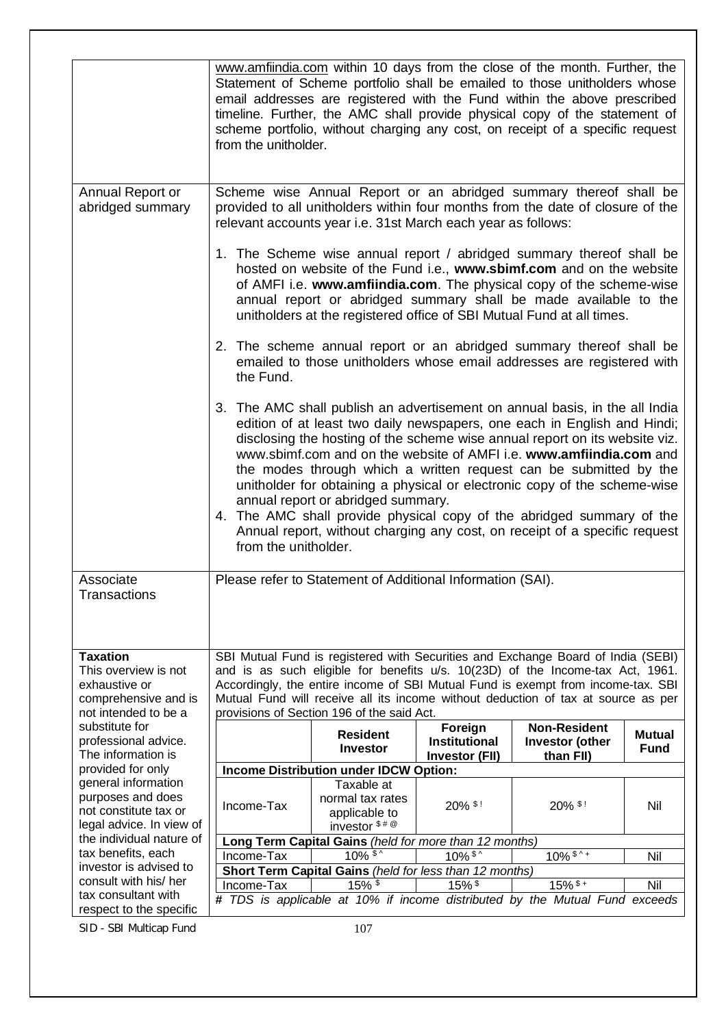| | |
|---|---|
| | www.amfiindia.com within 10 days from the close of the month. Further, the Statement of Scheme portfolio shall be emailed to those unitholders whose email addresses are registered with the Fund within the above prescribed timeline. Further, the AMC shall provide physical copy of the statement of scheme portfolio, without charging any cost, on receipt of a specific request from the unitholder. |
| Annual Report or abridged summary | Scheme wise Annual Report or an abridged summary thereof shall be provided to all unitholders within four months from the date of closure of the relevant accounts year i.e. 31st March each year as follows:<br><br>1. The Scheme wise annual report / abridged summary thereof shall be hosted on website of the Fund i.e., **www.sbimf.com** and on the website of AMFI i.e. **www.amfiindia.com**. The physical copy of the scheme-wise annual report or abridged summary shall be made available to the unitholders at the registered office of SBI Mutual Fund at all times.<br><br>2. The scheme annual report or an abridged summary thereof shall be emailed to those unitholders whose email addresses are registered with the Fund.<br><br>3. The AMC shall publish an advertisement on annual basis, in the all India edition of at least two daily newspapers, one each in English and Hindi; disclosing the hosting of the scheme wise annual report on its website viz. www.sbimf.com and on the website of AMFI i.e. **www.amfiindia.com** and the modes through which a written request can be submitted by the unitholder for obtaining a physical or electronic copy of the scheme-wise annual report or abridged summary.<br>4. The AMC shall provide physical copy of the abridged summary of the Annual report, without charging any cost, on receipt of a specific request from the unitholder. |
| Associate Transactions | Please refer to Statement of Additional Information (SAI). |
| **Taxation**<br>This overview is not exhaustive or comprehensive and is not intended to be a substitute for professional advice. The information is provided for only general information purposes and does not constitute tax or legal advice. In view of the individual nature of tax benefits, each investor is advised to consult with his/ her tax consultant with respect to the specific | SBI Mutual Fund is registered with Securities and Exchange Board of India (SEBI) and is as such eligible for benefits u/s. 10(23D) of the Income-tax Act, 1961. Accordingly, the entire income of SBI Mutual Fund is exempt from income-tax. SBI Mutual Fund will receive all its income without deduction of tax at source as per provisions of Section 196 of the said Act. |

| | Resident Investor | Foreign Institutional Investor (FII) | Non-Resident Investor (other than FII) | Mutual Fund |
|---|---|---|---|---|
| **Income Distribution under IDCW Option:** | | | | |
| Income-Tax | Taxable at normal tax rates applicable to investor $ # @ | 20% $ ! | 20% $ ! | Nil |
| **Long Term Capital Gains** *(held for more than 12 months)* | | | | |
| Income-Tax | 10% $ ^ | 10% $ ^ | 10% $ ^ + | Nil |
| **Short Term Capital Gains** *(held for less than 12 months)* | | | | |
| Income-Tax | 15% $ | 15% $ | 15% $ + | Nil |

*# TDS is applicable at 10% if income distributed by the Mutual Fund exceeds*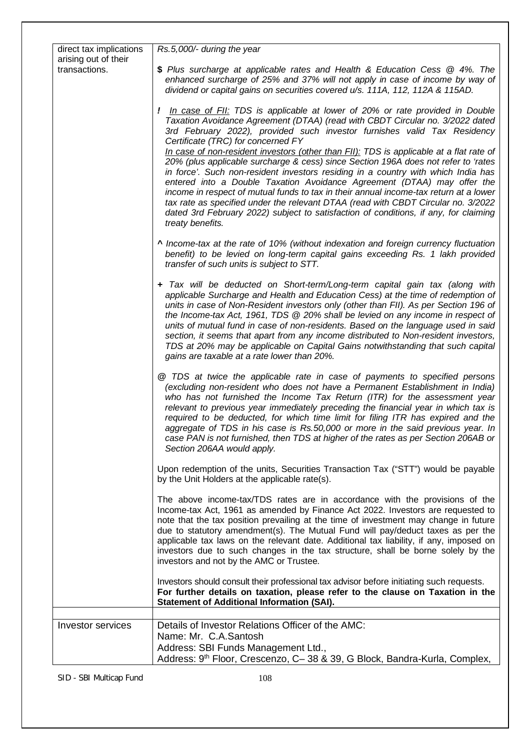| | |
|---|---|
| direct tax implications arising out of their transactions. | *Rs.5,000/- during the year*<br><br>**$** *Plus surcharge at applicable rates and Health & Education Cess @ 4%. The enhanced surcharge of 25% and 37% will not apply in case of income by way of dividend or capital gains on securities covered u/s. 111A, 112, 112A & 115AD.*<br><br>***!*** *<u>In case of FII:</u> TDS is applicable at lower of 20% or rate provided in Double Taxation Avoidance Agreement (DTAA) (read with CBDT Circular no. 3/2022 dated 3rd February 2022), provided such investor furnishes valid Tax Residency Certificate (TRC) for concerned FY*<br>*<u>In case of non-resident investors (other than FII):</u> TDS is applicable at a flat rate of 20% (plus applicable surcharge & cess) since Section 196A does not refer to 'rates in force'. Such non-resident investors residing in a country with which India has entered into a Double Taxation Avoidance Agreement (DTAA) may offer the income in respect of mutual funds to tax in their annual income-tax return at a lower tax rate as specified under the relevant DTAA (read with CBDT Circular no. 3/2022 dated 3rd February 2022) subject to satisfaction of conditions, if any, for claiming treaty benefits.*<br><br>**^** *Income-tax at the rate of 10% (without indexation and foreign currency fluctuation benefit) to be levied on long-term capital gains exceeding Rs. 1 lakh provided transfer of such units is subject to STT.*<br><br>**+** *Tax will be deducted on Short-term/Long-term capital gain tax (along with applicable Surcharge and Health and Education Cess) at the time of redemption of units in case of Non-Resident investors only (other than FII). As per Section 196 of the Income-tax Act, 1961, TDS @ 20% shall be levied on any income in respect of units of mutual fund in case of non-residents. Based on the language used in said section, it seems that apart from any income distributed to Non-resident investors, TDS at 20% may be applicable on Capital Gains notwithstanding that such capital gains are taxable at a rate lower than 20%.*<br><br>**@** *TDS at twice the applicable rate in case of payments to specified persons (excluding non-resident who does not have a Permanent Establishment in India) who has not furnished the Income Tax Return (ITR) for the assessment year relevant to previous year immediately preceding the financial year in which tax is required to be deducted, for which time limit for filing ITR has expired and the aggregate of TDS in his case is Rs.50,000 or more in the said previous year. In case PAN is not furnished, then TDS at higher of the rates as per Section 206AB or Section 206AA would apply.*<br><br>Upon redemption of the units, Securities Transaction Tax ("STT") would be payable by the Unit Holders at the applicable rate(s).<br><br>The above income-tax/TDS rates are in accordance with the provisions of the Income-tax Act, 1961 as amended by Finance Act 2022. Investors are requested to note that the tax position prevailing at the time of investment may change in future due to statutory amendment(s). The Mutual Fund will pay/deduct taxes as per the applicable tax laws on the relevant date. Additional tax liability, if any, imposed on investors due to such changes in the tax structure, shall be borne solely by the investors and not by the AMC or Trustee.<br><br>Investors should consult their professional tax advisor before initiating such requests.<br>**For further details on taxation, please refer to the clause on Taxation in the Statement of Additional Information (SAI).** |
| | |
| Investor services | Details of Investor Relations Officer of the AMC:<br>Name: Mr. C.A.Santosh<br>Address: SBI Funds Management Ltd.,<br>Address: 9th Floor, Crescenzo, C– 38 & 39, G Block, Bandra-Kurla, Complex, |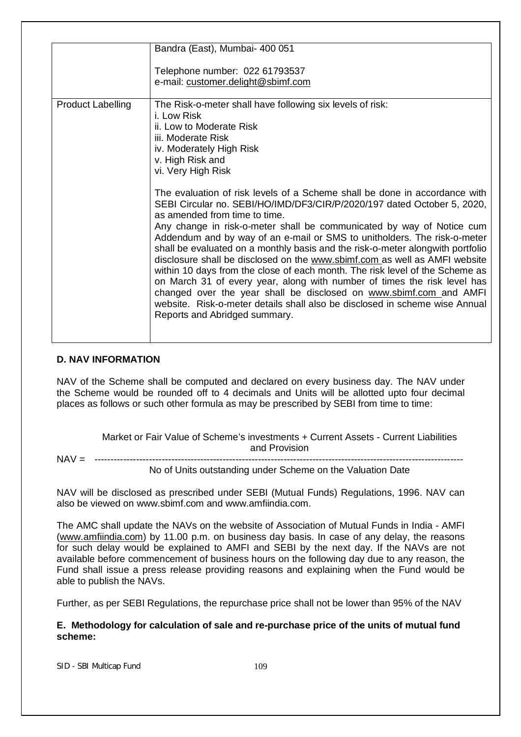|  | Bandra (East), Mumbai- 400 051<br><br>Telephone number: 022 61793537<br>e-mail: customer.delight@sbimf.com |
|---|---|
| Product Labelling | The Risk-o-meter shall have following six levels of risk:<br>i. Low Risk<br>ii. Low to Moderate Risk<br>iii. Moderate Risk<br>iv. Moderately High Risk<br>v. High Risk and<br>vi. Very High Risk<br><br>The evaluation of risk levels of a Scheme shall be done in accordance with SEBI Circular no. SEBI/HO/IMD/DF3/CIR/P/2020/197 dated October 5, 2020, as amended from time to time.<br>Any change in risk-o-meter shall be communicated by way of Notice cum Addendum and by way of an e-mail or SMS to unitholders. The risk-o-meter shall be evaluated on a monthly basis and the risk-o-meter alongwith portfolio disclosure shall be disclosed on the www.sbimf.com as well as AMFI website within 10 days from the close of each month. The risk level of the Scheme as on March 31 of every year, along with number of times the risk level has changed over the year shall be disclosed on www.sbimf.com and AMFI website. Risk-o-meter details shall also be disclosed in scheme wise Annual Reports and Abridged summary. |

## D. NAV INFORMATION

NAV of the Scheme shall be computed and declared on every business day. The NAV under the Scheme would be rounded off to 4 decimals and Units will be allotted upto four decimal places as follows or such other formula as may be prescribed by SEBI from time to time:

$$\text{NAV} = \frac{\text{Market or Fair Value of Scheme's investments + Current Assets - Current Liabilities and Provision}}{\text{No of Units outstanding under Scheme on the Valuation Date}}$$

NAV will be disclosed as prescribed under SEBI (Mutual Funds) Regulations, 1996. NAV can also be viewed on www.sbimf.com and www.amfiindia.com.

The AMC shall update the NAVs on the website of Association of Mutual Funds in India - AMFI (www.amfiindia.com) by 11.00 p.m. on business day basis. In case of any delay, the reasons for such delay would be explained to AMFI and SEBI by the next day. If the NAVs are not available before commencement of business hours on the following day due to any reason, the Fund shall issue a press release providing reasons and explaining when the Fund would be able to publish the NAVs.

Further, as per SEBI Regulations, the repurchase price shall not be lower than 95% of the NAV

## E. Methodology for calculation of sale and re-purchase price of the units of mutual fund scheme: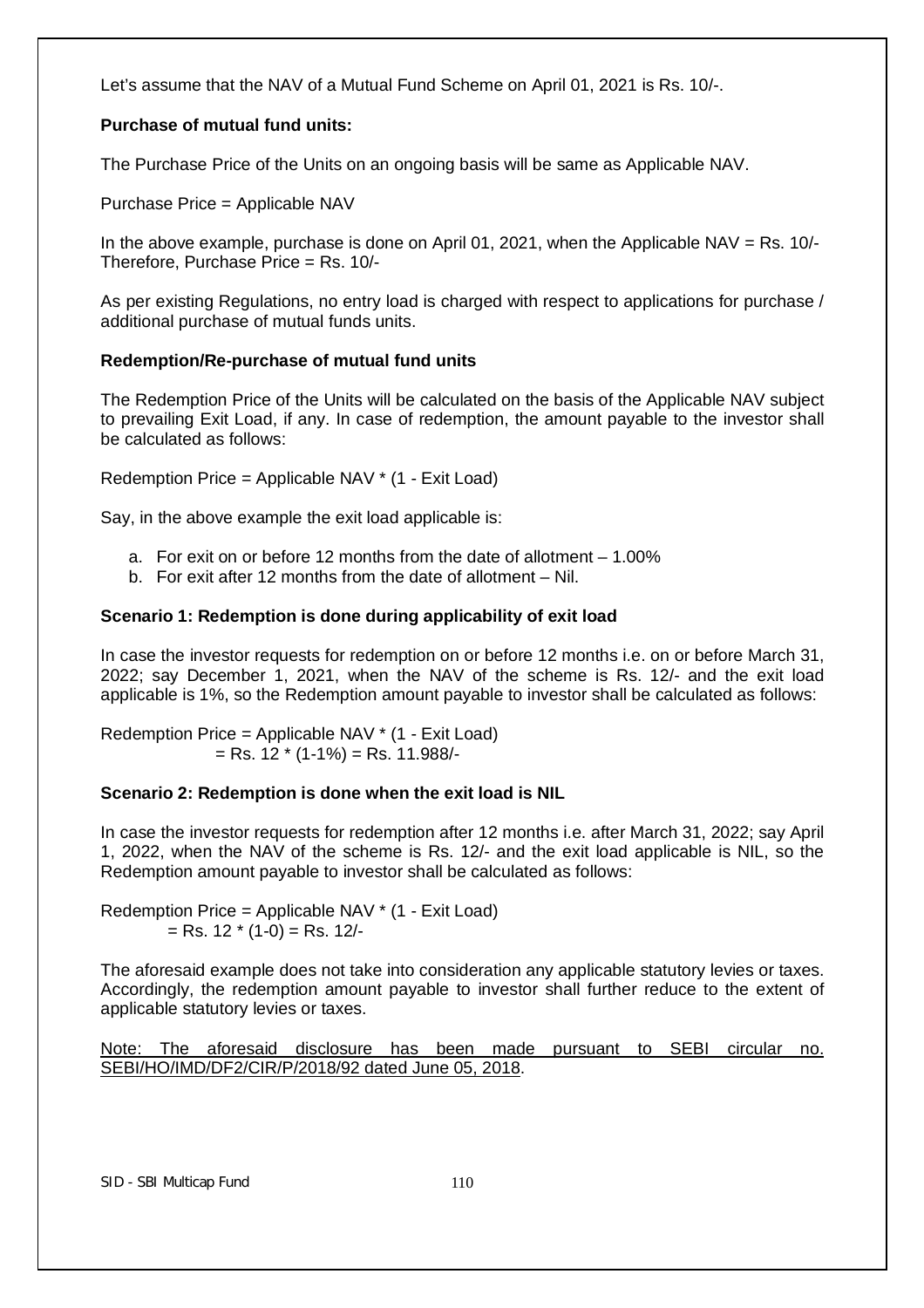Let's assume that the NAV of a Mutual Fund Scheme on April 01, 2021 is Rs. 10/-.

**Purchase of mutual fund units:**

The Purchase Price of the Units on an ongoing basis will be same as Applicable NAV.

Purchase Price = Applicable NAV

In the above example, purchase is done on April 01, 2021, when the Applicable NAV = Rs. 10/-
Therefore, Purchase Price = Rs. 10/-

As per existing Regulations, no entry load is charged with respect to applications for purchase / additional purchase of mutual funds units.

**Redemption/Re-purchase of mutual fund units**

The Redemption Price of the Units will be calculated on the basis of the Applicable NAV subject to prevailing Exit Load, if any. In case of redemption, the amount payable to the investor shall be calculated as follows:

Redemption Price = Applicable NAV * (1 - Exit Load)

Say, in the above example the exit load applicable is:

a. For exit on or before 12 months from the date of allotment – 1.00%
b. For exit after 12 months from the date of allotment – Nil.

**Scenario 1: Redemption is done during applicability of exit load**

In case the investor requests for redemption on or before 12 months i.e. on or before March 31, 2022; say December 1, 2021, when the NAV of the scheme is Rs. 12/- and the exit load applicable is 1%, so the Redemption amount payable to investor shall be calculated as follows:

Redemption Price = Applicable NAV * (1 - Exit Load)
= Rs. 12 * (1-1%) = Rs. 11.988/-

**Scenario 2: Redemption is done when the exit load is NIL**

In case the investor requests for redemption after 12 months i.e. after March 31, 2022; say April 1, 2022, when the NAV of the scheme is Rs. 12/- and the exit load applicable is NIL, so the Redemption amount payable to investor shall be calculated as follows:

Redemption Price = Applicable NAV * (1 - Exit Load)
= Rs. 12 * (1-0) = Rs. 12/-

The aforesaid example does not take into consideration any applicable statutory levies or taxes. Accordingly, the redemption amount payable to investor shall further reduce to the extent of applicable statutory levies or taxes.

Note: The aforesaid disclosure has been made pursuant to SEBI circular no. SEBI/HO/IMD/DF2/CIR/P/2018/92 dated June 05, 2018.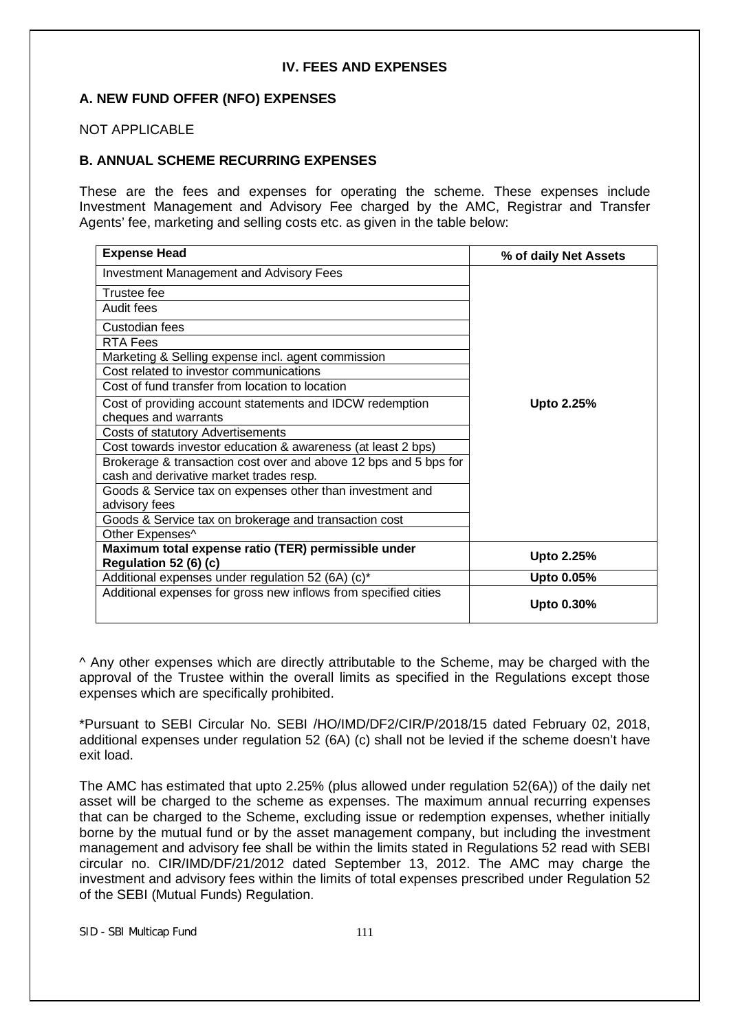## IV. FEES AND EXPENSES

### A. NEW FUND OFFER (NFO) EXPENSES

NOT APPLICABLE

### B. ANNUAL SCHEME RECURRING EXPENSES

These are the fees and expenses for operating the scheme. These expenses include Investment Management and Advisory Fee charged by the AMC, Registrar and Transfer Agents' fee, marketing and selling costs etc. as given in the table below:

| Expense Head | % of daily Net Assets |
|---|---|
| Investment Management and Advisory Fees | Upto 2.25% |
| Trustee fee | |
| Audit fees | |
| Custodian fees | |
| RTA Fees | |
| Marketing & Selling expense incl. agent commission | |
| Cost related to investor communications | |
| Cost of fund transfer from location to location | |
| Cost of providing account statements and IDCW redemption cheques and warrants | |
| Costs of statutory Advertisements | |
| Cost towards investor education & awareness (at least 2 bps) | |
| Brokerage & transaction cost over and above 12 bps and 5 bps for cash and derivative market trades resp. | |
| Goods & Service tax on expenses other than investment and advisory fees | |
| Goods & Service tax on brokerage and transaction cost | |
| Other Expenses^ | |
| **Maximum total expense ratio (TER) permissible under Regulation 52 (6) (c)** | **Upto 2.25%** |
| Additional expenses under regulation 52 (6A) (c)* | **Upto 0.05%** |
| Additional expenses for gross new inflows from specified cities | **Upto 0.30%** |

^ Any other expenses which are directly attributable to the Scheme, may be charged with the approval of the Trustee within the overall limits as specified in the Regulations except those expenses which are specifically prohibited.

*Pursuant to SEBI Circular No. SEBI /HO/IMD/DF2/CIR/P/2018/15 dated February 02, 2018, additional expenses under regulation 52 (6A) (c) shall not be levied if the scheme doesn't have exit load.

The AMC has estimated that upto 2.25% (plus allowed under regulation 52(6A)) of the daily net asset will be charged to the scheme as expenses. The maximum annual recurring expenses that can be charged to the Scheme, excluding issue or redemption expenses, whether initially borne by the mutual fund or by the asset management company, but including the investment management and advisory fee shall be within the limits stated in Regulations 52 read with SEBI circular no. CIR/IMD/DF/21/2012 dated September 13, 2012. The AMC may charge the investment and advisory fees within the limits of total expenses prescribed under Regulation 52 of the SEBI (Mutual Funds) Regulation.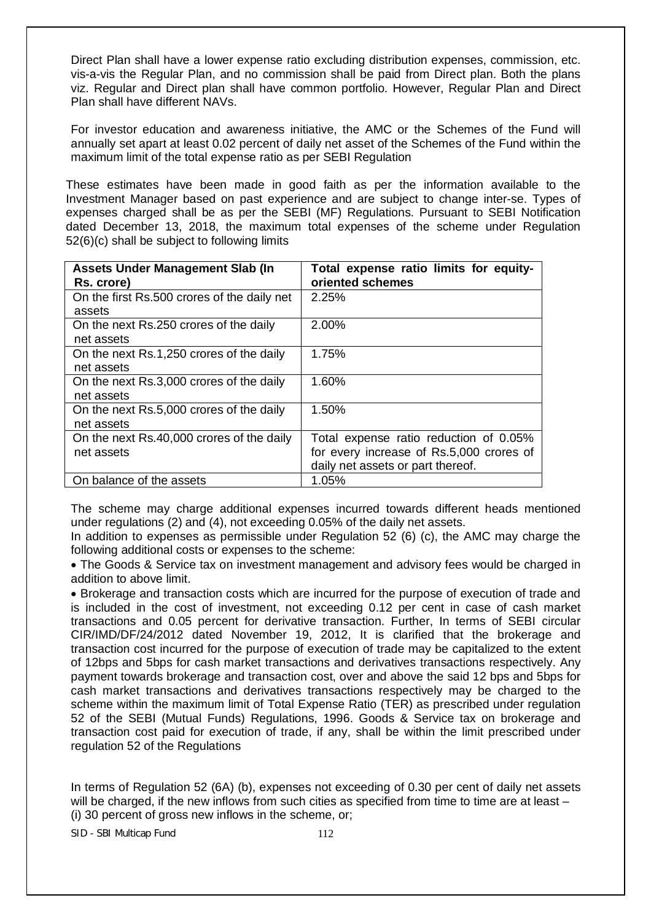Direct Plan shall have a lower expense ratio excluding distribution expenses, commission, etc. vis-a-vis the Regular Plan, and no commission shall be paid from Direct plan. Both the plans viz. Regular and Direct plan shall have common portfolio. However, Regular Plan and Direct Plan shall have different NAVs.

For investor education and awareness initiative, the AMC or the Schemes of the Fund will annually set apart at least 0.02 percent of daily net asset of the Schemes of the Fund within the maximum limit of the total expense ratio as per SEBI Regulation

These estimates have been made in good faith as per the information available to the Investment Manager based on past experience and are subject to change inter-se. Types of expenses charged shall be as per the SEBI (MF) Regulations. Pursuant to SEBI Notification dated December 13, 2018, the maximum total expenses of the scheme under Regulation 52(6)(c) shall be subject to following limits

| Assets Under Management Slab (In Rs. crore) | Total expense ratio limits for equity-oriented schemes |
|---|---|
| On the first Rs.500 crores of the daily net assets | 2.25% |
| On the next Rs.250 crores of the daily net assets | 2.00% |
| On the next Rs.1,250 crores of the daily net assets | 1.75% |
| On the next Rs.3,000 crores of the daily net assets | 1.60% |
| On the next Rs.5,000 crores of the daily net assets | 1.50% |
| On the next Rs.40,000 crores of the daily net assets | Total expense ratio reduction of 0.05% for every increase of Rs.5,000 crores of daily net assets or part thereof. |
| On balance of the assets | 1.05% |

The scheme may charge additional expenses incurred towards different heads mentioned under regulations (2) and (4), not exceeding 0.05% of the daily net assets.

In addition to expenses as permissible under Regulation 52 (6) (c), the AMC may charge the following additional costs or expenses to the scheme:

- The Goods & Service tax on investment management and advisory fees would be charged in addition to above limit.
- Brokerage and transaction costs which are incurred for the purpose of execution of trade and is included in the cost of investment, not exceeding 0.12 per cent in case of cash market transactions and 0.05 percent for derivative transaction. Further, In terms of SEBI circular CIR/IMD/DF/24/2012 dated November 19, 2012, It is clarified that the brokerage and transaction cost incurred for the purpose of execution of trade may be capitalized to the extent of 12bps and 5bps for cash market transactions and derivatives transactions respectively. Any payment towards brokerage and transaction cost, over and above the said 12 bps and 5bps for cash market transactions and derivatives transactions respectively may be charged to the scheme within the maximum limit of Total Expense Ratio (TER) as prescribed under regulation 52 of the SEBI (Mutual Funds) Regulations, 1996. Goods & Service tax on brokerage and transaction cost paid for execution of trade, if any, shall be within the limit prescribed under regulation 52 of the Regulations

In terms of Regulation 52 (6A) (b), expenses not exceeding of 0.30 per cent of daily net assets will be charged, if the new inflows from such cities as specified from time to time are at least –
(i) 30 percent of gross new inflows in the scheme, or;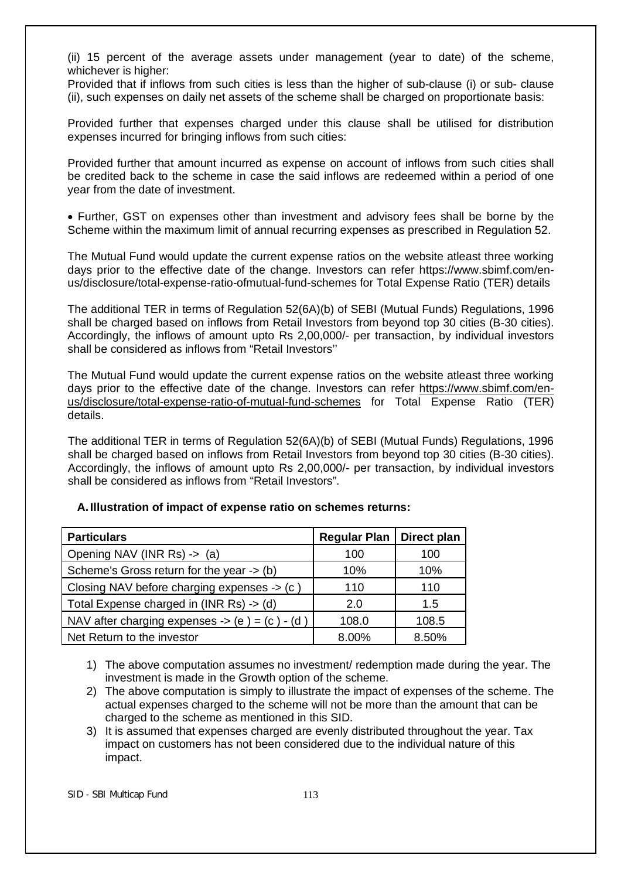(ii) 15 percent of the average assets under management (year to date) of the scheme, whichever is higher:

Provided that if inflows from such cities is less than the higher of sub-clause (i) or sub- clause (ii), such expenses on daily net assets of the scheme shall be charged on proportionate basis:

Provided further that expenses charged under this clause shall be utilised for distribution expenses incurred for bringing inflows from such cities:

Provided further that amount incurred as expense on account of inflows from such cities shall be credited back to the scheme in case the said inflows are redeemed within a period of one year from the date of investment.

- Further, GST on expenses other than investment and advisory fees shall be borne by the Scheme within the maximum limit of annual recurring expenses as prescribed in Regulation 52.

The Mutual Fund would update the current expense ratios on the website atleast three working days prior to the effective date of the change. Investors can refer https://www.sbimf.com/en-us/disclosure/total-expense-ratio-ofmutual-fund-schemes for Total Expense Ratio (TER) details

The additional TER in terms of Regulation 52(6A)(b) of SEBI (Mutual Funds) Regulations, 1996 shall be charged based on inflows from Retail Investors from beyond top 30 cities (B-30 cities). Accordingly, the inflows of amount upto Rs 2,00,000/- per transaction, by individual investors shall be considered as inflows from "Retail Investors''

The Mutual Fund would update the current expense ratios on the website atleast three working days prior to the effective date of the change. Investors can refer https://www.sbimf.com/en-us/disclosure/total-expense-ratio-of-mutual-fund-schemes for Total Expense Ratio (TER) details.

The additional TER in terms of Regulation 52(6A)(b) of SEBI (Mutual Funds) Regulations, 1996 shall be charged based on inflows from Retail Investors from beyond top 30 cities (B-30 cities). Accordingly, the inflows of amount upto Rs 2,00,000/- per transaction, by individual investors shall be considered as inflows from "Retail Investors".

**A. Illustration of impact of expense ratio on schemes returns:**

| Particulars | Regular Plan | Direct plan |
|---|---|---|
| Opening NAV (INR Rs) -> (a) | 100 | 100 |
| Scheme's Gross return for the year -> (b) | 10% | 10% |
| Closing NAV before charging expenses -> (c ) | 110 | 110 |
| Total Expense charged in (INR Rs) -> (d) | 2.0 | 1.5 |
| NAV after charging expenses -> (e ) = (c ) - (d ) | 108.0 | 108.5 |
| Net Return to the investor | 8.00% | 8.50% |

1) The above computation assumes no investment/ redemption made during the year. The investment is made in the Growth option of the scheme.
2) The above computation is simply to illustrate the impact of expenses of the scheme. The actual expenses charged to the scheme will not be more than the amount that can be charged to the scheme as mentioned in this SID.
3) It is assumed that expenses charged are evenly distributed throughout the year. Tax impact on customers has not been considered due to the individual nature of this impact.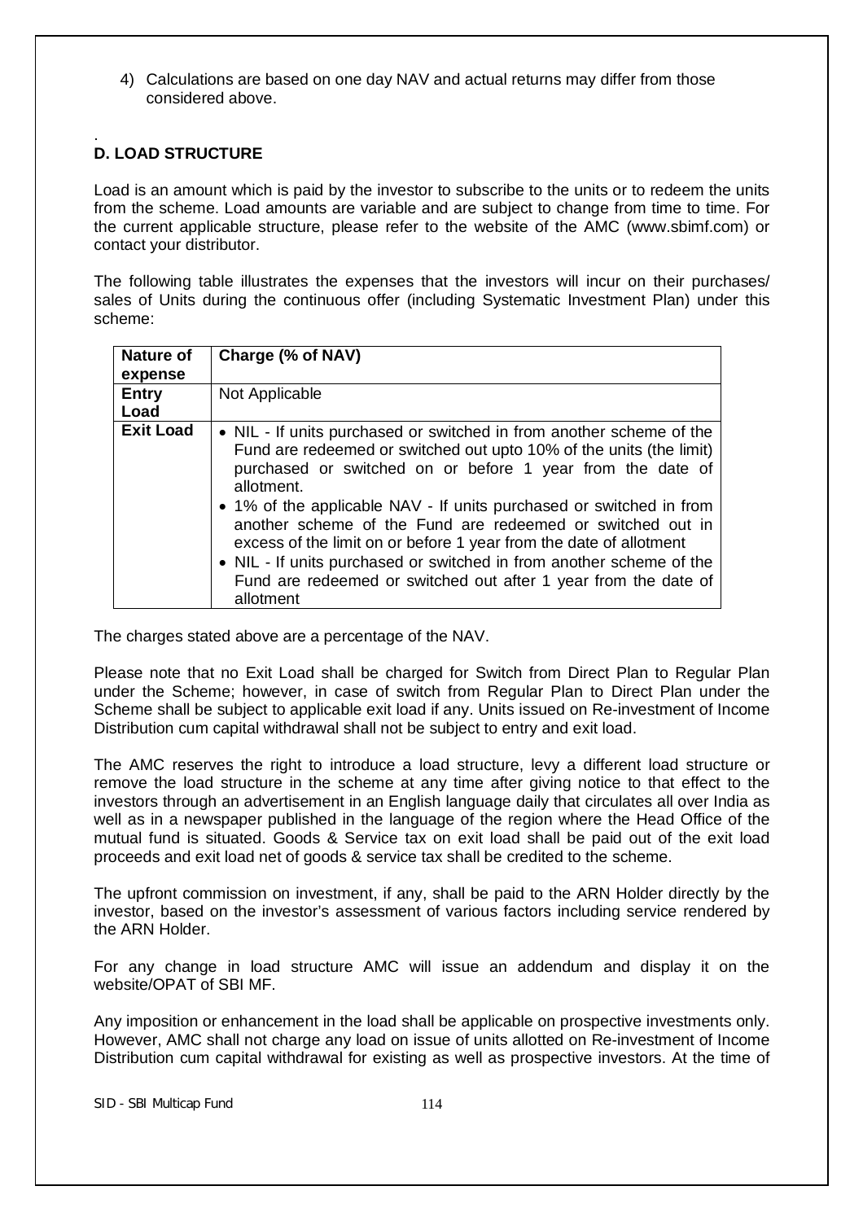4) Calculations are based on one day NAV and actual returns may differ from those considered above.

.

**D. LOAD STRUCTURE**

Load is an amount which is paid by the investor to subscribe to the units or to redeem the units from the scheme. Load amounts are variable and are subject to change from time to time. For the current applicable structure, please refer to the website of the AMC (www.sbimf.com) or contact your distributor.

The following table illustrates the expenses that the investors will incur on their purchases/ sales of Units during the continuous offer (including Systematic Investment Plan) under this scheme:

| Nature of expense | Charge (% of NAV) |
|---|---|
| **Entry Load** | Not Applicable |
| **Exit Load** | • NIL - If units purchased or switched in from another scheme of the Fund are redeemed or switched out upto 10% of the units (the limit) purchased or switched on or before 1 year from the date of allotment.<br>• 1% of the applicable NAV - If units purchased or switched in from another scheme of the Fund are redeemed or switched out in excess of the limit on or before 1 year from the date of allotment<br>• NIL - If units purchased or switched in from another scheme of the Fund are redeemed or switched out after 1 year from the date of allotment |

The charges stated above are a percentage of the NAV.

Please note that no Exit Load shall be charged for Switch from Direct Plan to Regular Plan under the Scheme; however, in case of switch from Regular Plan to Direct Plan under the Scheme shall be subject to applicable exit load if any. Units issued on Re-investment of Income Distribution cum capital withdrawal shall not be subject to entry and exit load.

The AMC reserves the right to introduce a load structure, levy a different load structure or remove the load structure in the scheme at any time after giving notice to that effect to the investors through an advertisement in an English language daily that circulates all over India as well as in a newspaper published in the language of the region where the Head Office of the mutual fund is situated. Goods & Service tax on exit load shall be paid out of the exit load proceeds and exit load net of goods & service tax shall be credited to the scheme.

The upfront commission on investment, if any, shall be paid to the ARN Holder directly by the investor, based on the investor's assessment of various factors including service rendered by the ARN Holder.

For any change in load structure AMC will issue an addendum and display it on the website/OPAT of SBI MF.

Any imposition or enhancement in the load shall be applicable on prospective investments only. However, AMC shall not charge any load on issue of units allotted on Re-investment of Income Distribution cum capital withdrawal for existing as well as prospective investors. At the time of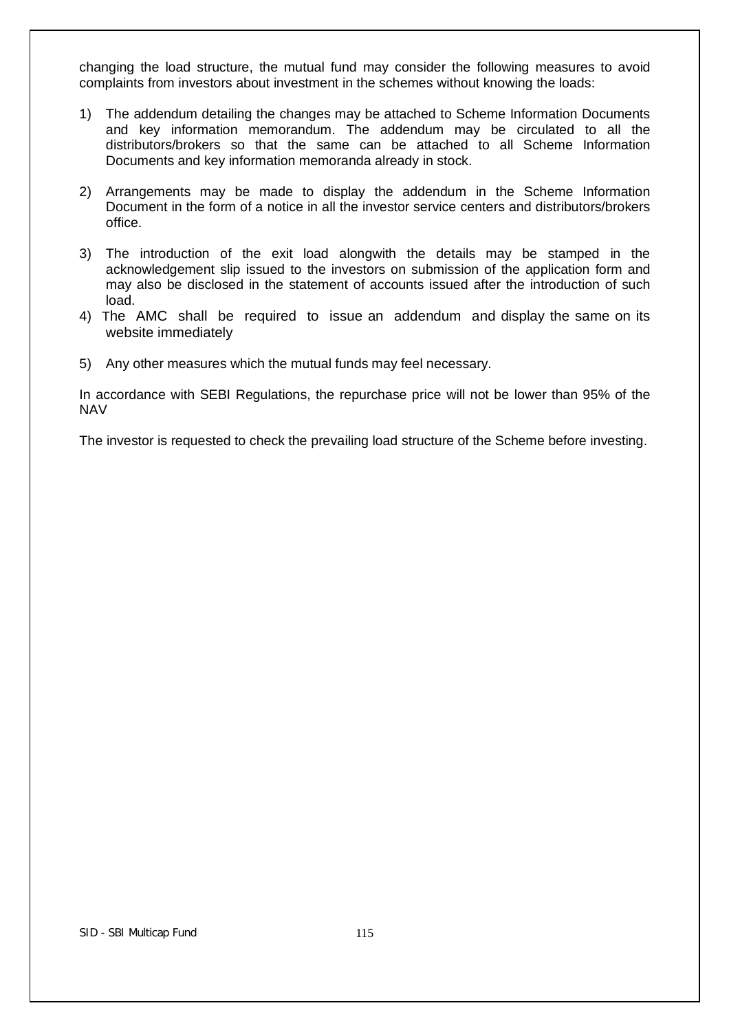changing the load structure, the mutual fund may consider the following measures to avoid complaints from investors about investment in the schemes without knowing the loads:

1) The addendum detailing the changes may be attached to Scheme Information Documents and key information memorandum. The addendum may be circulated to all the distributors/brokers so that the same can be attached to all Scheme Information Documents and key information memoranda already in stock.

2) Arrangements may be made to display the addendum in the Scheme Information Document in the form of a notice in all the investor service centers and distributors/brokers office.

3) The introduction of the exit load alongwith the details may be stamped in the acknowledgement slip issued to the investors on submission of the application form and may also be disclosed in the statement of accounts issued after the introduction of such load.

4) The AMC shall be required to issue an addendum and display the same on its website immediately

5) Any other measures which the mutual funds may feel necessary.

In accordance with SEBI Regulations, the repurchase price will not be lower than 95% of the NAV

The investor is requested to check the prevailing load structure of the Scheme before investing.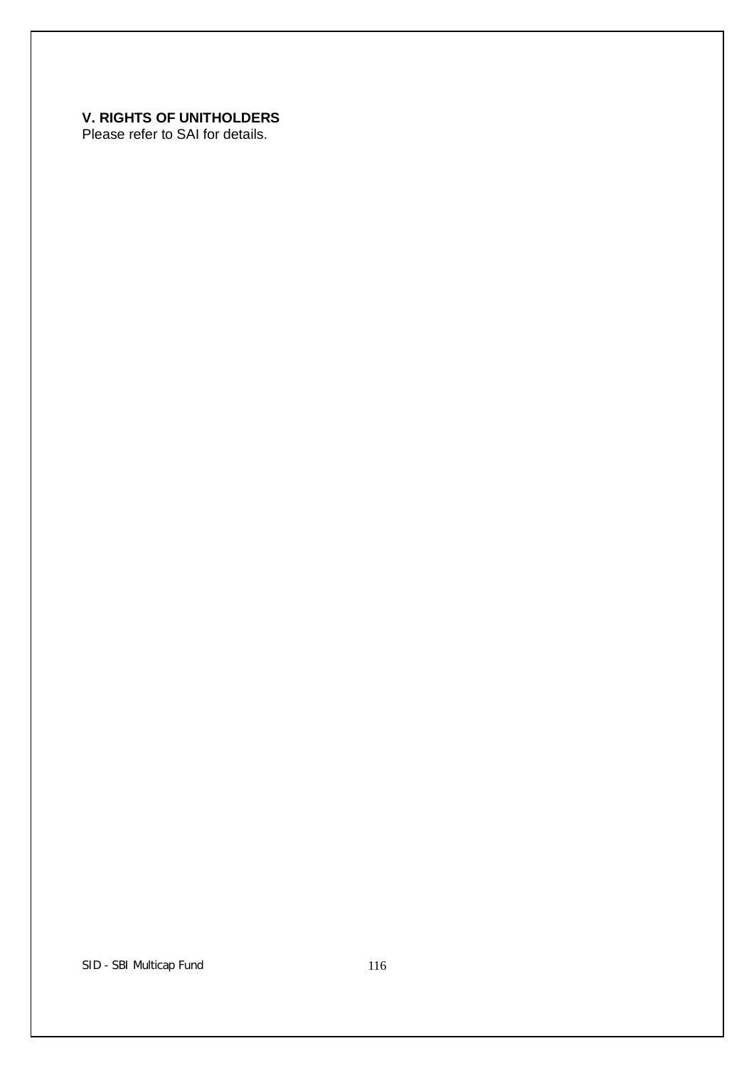### V. RIGHTS OF UNITHOLDERS

Please refer to SAI for details.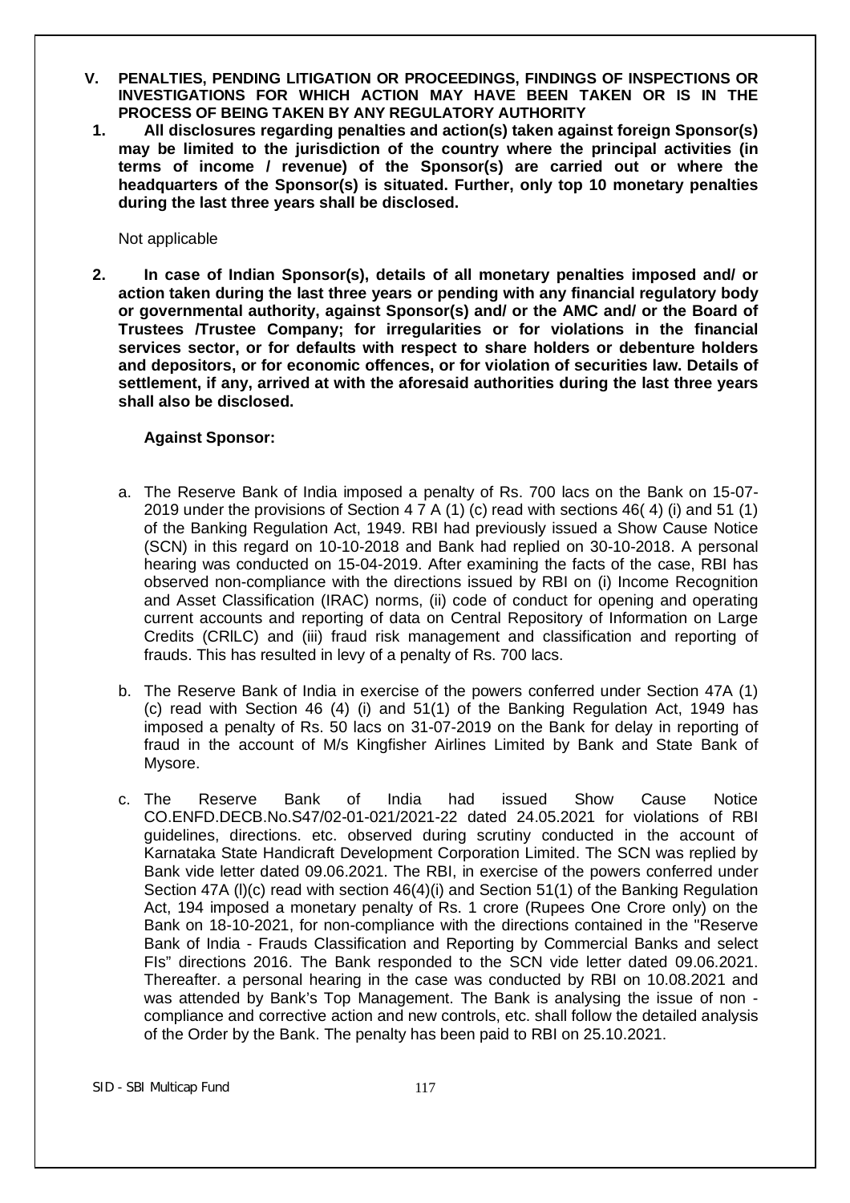**V. PENALTIES, PENDING LITIGATION OR PROCEEDINGS, FINDINGS OF INSPECTIONS OR INVESTIGATIONS FOR WHICH ACTION MAY HAVE BEEN TAKEN OR IS IN THE PROCESS OF BEING TAKEN BY ANY REGULATORY AUTHORITY**

**1. All disclosures regarding penalties and action(s) taken against foreign Sponsor(s) may be limited to the jurisdiction of the country where the principal activities (in terms of income / revenue) of the Sponsor(s) are carried out or where the headquarters of the Sponsor(s) is situated. Further, only top 10 monetary penalties during the last three years shall be disclosed.**

Not applicable

**2. In case of Indian Sponsor(s), details of all monetary penalties imposed and/ or action taken during the last three years or pending with any financial regulatory body or governmental authority, against Sponsor(s) and/ or the AMC and/ or the Board of Trustees /Trustee Company; for irregularities or for violations in the financial services sector, or for defaults with respect to share holders or debenture holders and depositors, or for economic offences, or for violation of securities law. Details of settlement, if any, arrived at with the aforesaid authorities during the last three years shall also be disclosed.**

**Against Sponsor:**

a. The Reserve Bank of India imposed a penalty of Rs. 700 lacs on the Bank on 15-07-2019 under the provisions of Section 4 7 A (1) (c) read with sections 46( 4) (i) and 51 (1) of the Banking Regulation Act, 1949. RBI had previously issued a Show Cause Notice (SCN) in this regard on 10-10-2018 and Bank had replied on 30-10-2018. A personal hearing was conducted on 15-04-2019. After examining the facts of the case, RBI has observed non-compliance with the directions issued by RBI on (i) Income Recognition and Asset Classification (IRAC) norms, (ii) code of conduct for opening and operating current accounts and reporting of data on Central Repository of Information on Large Credits (CRILC) and (iii) fraud risk management and classification and reporting of frauds. This has resulted in levy of a penalty of Rs. 700 lacs.

b. The Reserve Bank of India in exercise of the powers conferred under Section 47A (1) (c) read with Section 46 (4) (i) and 51(1) of the Banking Regulation Act, 1949 has imposed a penalty of Rs. 50 lacs on 31-07-2019 on the Bank for delay in reporting of fraud in the account of M/s Kingfisher Airlines Limited by Bank and State Bank of Mysore.

c. The Reserve Bank of India had issued Show Cause Notice CO.ENFD.DECB.No.S47/02-01-021/2021-22 dated 24.05.2021 for violations of RBI guidelines, directions. etc. observed during scrutiny conducted in the account of Karnataka State Handicraft Development Corporation Limited. The SCN was replied by Bank vide letter dated 09.06.2021. The RBI, in exercise of the powers conferred under Section 47A (l)(c) read with section 46(4)(i) and Section 51(1) of the Banking Regulation Act, 194 imposed a monetary penalty of Rs. 1 crore (Rupees One Crore only) on the Bank on 18-10-2021, for non-compliance with the directions contained in the "Reserve Bank of India - Frauds Classification and Reporting by Commercial Banks and select FIs" directions 2016. The Bank responded to the SCN vide letter dated 09.06.2021. Thereafter. a personal hearing in the case was conducted by RBI on 10.08.2021 and was attended by Bank's Top Management. The Bank is analysing the issue of non - compliance and corrective action and new controls, etc. shall follow the detailed analysis of the Order by the Bank. The penalty has been paid to RBI on 25.10.2021.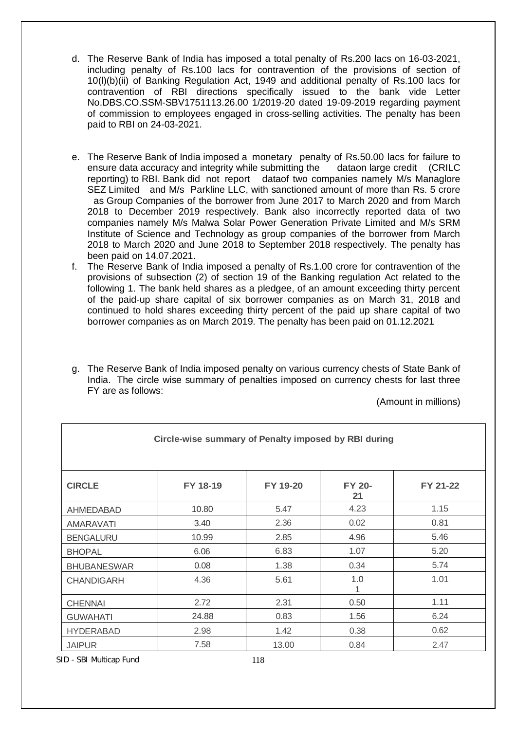d. The Reserve Bank of India has imposed a total penalty of Rs.200 lacs on 16-03-2021, including penalty of Rs.100 lacs for contravention of the provisions of section of 10(l)(b)(ii) of Banking Regulation Act, 1949 and additional penalty of Rs.100 lacs for contravention of RBI directions specifically issued to the bank vide Letter No.DBS.CO.SSM-SBV1751113.26.00 1/2019-20 dated 19-09-2019 regarding payment of commission to employees engaged in cross-selling activities. The penalty has been paid to RBI on 24-03-2021.

e. The Reserve Bank of India imposed a monetary penalty of Rs.50.00 lacs for failure to ensure data accuracy and integrity while submitting the dataon large credit (CRILC reporting) to RBI. Bank did not report dataof two companies namely M/s Managlore SEZ Limited and M/s Parkline LLC, with sanctioned amount of more than Rs. 5 crore as Group Companies of the borrower from June 2017 to March 2020 and from March 2018 to December 2019 respectively. Bank also incorrectly reported data of two companies namely M/s Malwa Solar Power Generation Private Limited and M/s SRM Institute of Science and Technology as group companies of the borrower from March 2018 to March 2020 and June 2018 to September 2018 respectively. The penalty has been paid on 14.07.2021.

f. The Reserve Bank of India imposed a penalty of Rs.1.00 crore for contravention of the provisions of subsection (2) of section 19 of the Banking regulation Act related to the following 1. The bank held shares as a pledgee, of an amount exceeding thirty percent of the paid-up share capital of six borrower companies as on March 31, 2018 and continued to hold shares exceeding thirty percent of the paid up share capital of two borrower companies as on March 2019. The penalty has been paid on 01.12.2021

g. The Reserve Bank of India imposed penalty on various currency chests of State Bank of India. The circle wise summary of penalties imposed on currency chests for last three FY are as follows:

(Amount in millions)

| Circle-wise summary of Penalty imposed by RBI during | | | | |
|---|---|---|---|---|
| **CIRCLE** | **FY 18-19** | **FY 19-20** | **FY 20-21** | **FY 21-22** |
| AHMEDABAD | 10.80 | 5.47 | 4.23 | 1.15 |
| AMARAVATI | 3.40 | 2.36 | 0.02 | 0.81 |
| BENGALURU | 10.99 | 2.85 | 4.96 | 5.46 |
| BHOPAL | 6.06 | 6.83 | 1.07 | 5.20 |
| BHUBANESWAR | 0.08 | 1.38 | 0.34 | 5.74 |
| CHANDIGARH | 4.36 | 5.61 | 1.01 | 1.01 |
| CHENNAI | 2.72 | 2.31 | 0.50 | 1.11 |
| GUWAHATI | 24.88 | 0.83 | 1.56 | 6.24 |
| HYDERABAD | 2.98 | 1.42 | 0.38 | 0.62 |
| JAIPUR | 7.58 | 13.00 | 0.84 | 2.47 |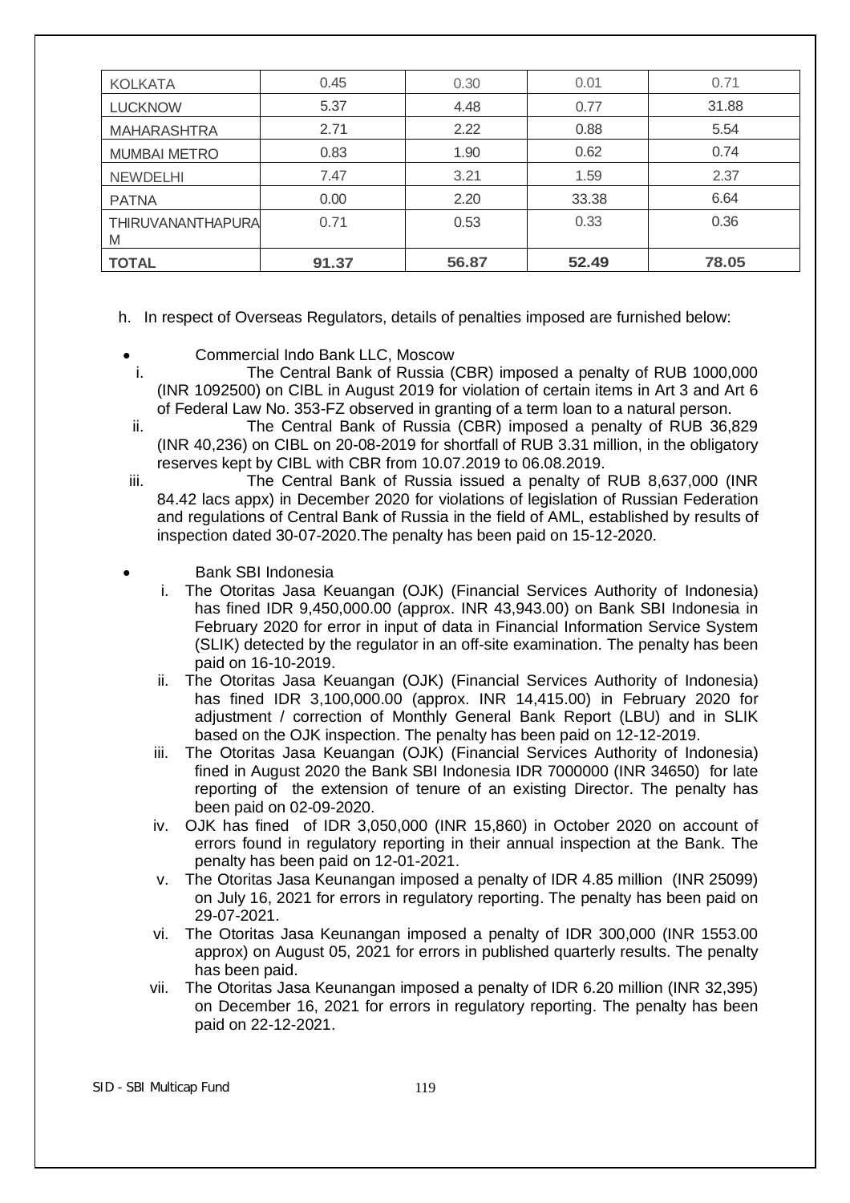| KOLKATA | 0.45 | 0.30 | 0.01 | 0.71 |
|---|---|---|---|---|
| LUCKNOW | 5.37 | 4.48 | 0.77 | 31.88 |
| MAHARASHTRA | 2.71 | 2.22 | 0.88 | 5.54 |
| MUMBAI METRO | 0.83 | 1.90 | 0.62 | 0.74 |
| NEWDELHI | 7.47 | 3.21 | 1.59 | 2.37 |
| PATNA | 0.00 | 2.20 | 33.38 | 6.64 |
| THIRUVANANTHAPURAM | 0.71 | 0.53 | 0.33 | 0.36 |
| **TOTAL** | **91.37** | **56.87** | **52.49** | **78.05** |

h. In respect of Overseas Regulators, details of penalties imposed are furnished below:

- Commercial Indo Bank LLC, Moscow
  i. The Central Bank of Russia (CBR) imposed a penalty of RUB 1000,000 (INR 1092500) on CIBL in August 2019 for violation of certain items in Art 3 and Art 6 of Federal Law No. 353-FZ observed in granting of a term loan to a natural person.
  ii. The Central Bank of Russia (CBR) imposed a penalty of RUB 36,829 (INR 40,236) on CIBL on 20-08-2019 for shortfall of RUB 3.31 million, in the obligatory reserves kept by CIBL with CBR from 10.07.2019 to 06.08.2019.
  iii. The Central Bank of Russia issued a penalty of RUB 8,637,000 (INR 84.42 lacs appx) in December 2020 for violations of legislation of Russian Federation and regulations of Central Bank of Russia in the field of AML, established by results of inspection dated 30-07-2020.The penalty has been paid on 15-12-2020.

- Bank SBI Indonesia
  i. The Otoritas Jasa Keuangan (OJK) (Financial Services Authority of Indonesia) has fined IDR 9,450,000.00 (approx. INR 43,943.00) on Bank SBI Indonesia in February 2020 for error in input of data in Financial Information Service System (SLIK) detected by the regulator in an off-site examination. The penalty has been paid on 16-10-2019.
  ii. The Otoritas Jasa Keuangan (OJK) (Financial Services Authority of Indonesia) has fined IDR 3,100,000.00 (approx. INR 14,415.00) in February 2020 for adjustment / correction of Monthly General Bank Report (LBU) and in SLIK based on the OJK inspection. The penalty has been paid on 12-12-2019.
  iii. The Otoritas Jasa Keuangan (OJK) (Financial Services Authority of Indonesia) fined in August 2020 the Bank SBI Indonesia IDR 7000000 (INR 34650) for late reporting of the extension of tenure of an existing Director. The penalty has been paid on 02-09-2020.
  iv. OJK has fined of IDR 3,050,000 (INR 15,860) in October 2020 on account of errors found in regulatory reporting in their annual inspection at the Bank. The penalty has been paid on 12-01-2021.
  v. The Otoritas Jasa Keunangan imposed a penalty of IDR 4.85 million (INR 25099) on July 16, 2021 for errors in regulatory reporting. The penalty has been paid on 29-07-2021.
  vi. The Otoritas Jasa Keunangan imposed a penalty of IDR 300,000 (INR 1553.00 approx) on August 05, 2021 for errors in published quarterly results. The penalty has been paid.
  vii. The Otoritas Jasa Keunangan imposed a penalty of IDR 6.20 million (INR 32,395) on December 16, 2021 for errors in regulatory reporting. The penalty has been paid on 22-12-2021.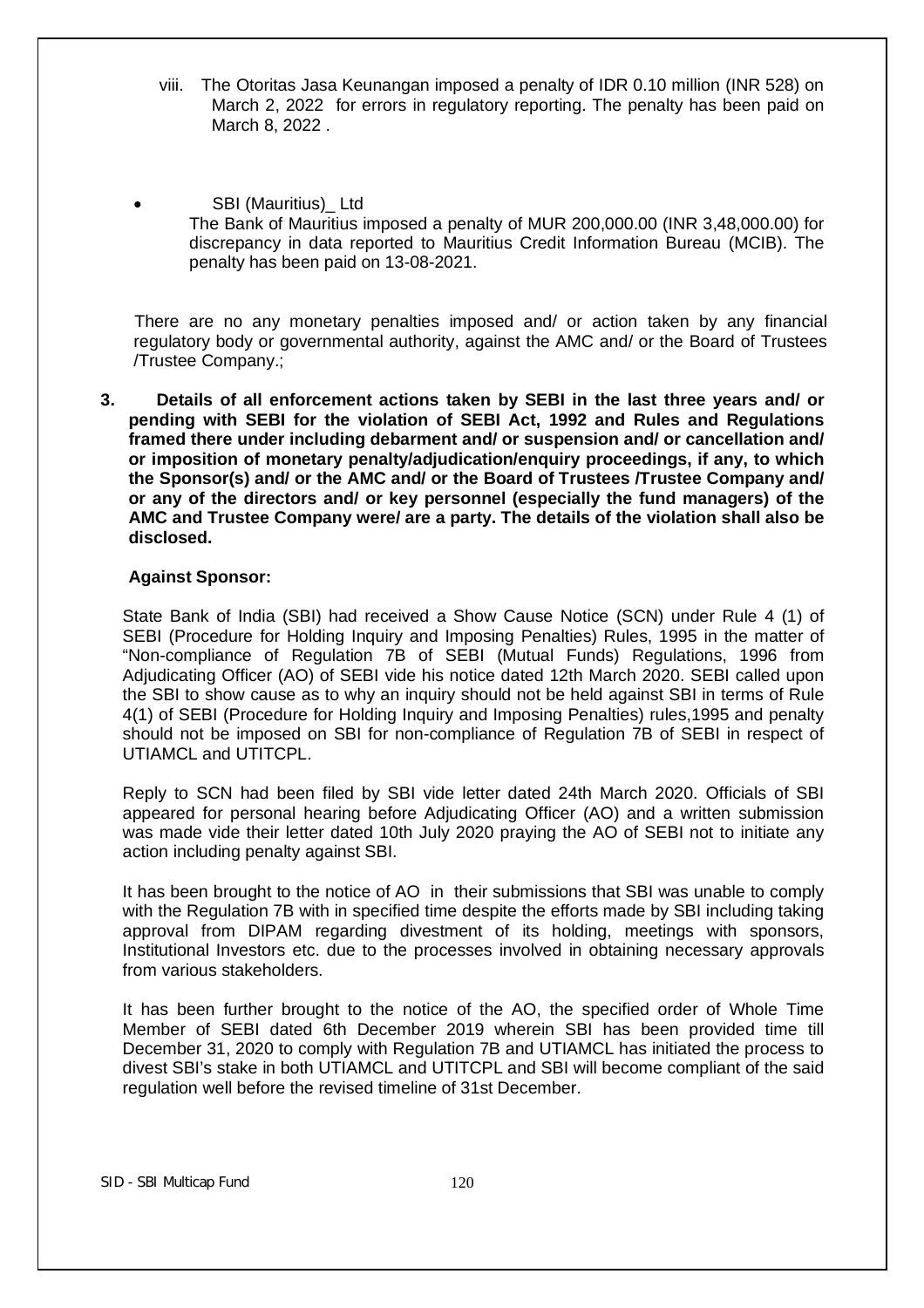viii. The Otoritas Jasa Keunangan imposed a penalty of IDR 0.10 million (INR 528) on March 2, 2022 for errors in regulatory reporting. The penalty has been paid on March 8, 2022 .

- SBI (Mauritius)_ Ltd

  The Bank of Mauritius imposed a penalty of MUR 200,000.00 (INR 3,48,000.00) for discrepancy in data reported to Mauritius Credit Information Bureau (MCIB). The penalty has been paid on 13-08-2021.

There are no any monetary penalties imposed and/ or action taken by any financial regulatory body or governmental authority, against the AMC and/ or the Board of Trustees /Trustee Company.;

**3. Details of all enforcement actions taken by SEBI in the last three years and/ or pending with SEBI for the violation of SEBI Act, 1992 and Rules and Regulations framed there under including debarment and/ or suspension and/ or cancellation and/ or imposition of monetary penalty/adjudication/enquiry proceedings, if any, to which the Sponsor(s) and/ or the AMC and/ or the Board of Trustees /Trustee Company and/ or any of the directors and/ or key personnel (especially the fund managers) of the AMC and Trustee Company were/ are a party. The details of the violation shall also be disclosed.**

**Against Sponsor:**

State Bank of India (SBI) had received a Show Cause Notice (SCN) under Rule 4 (1) of SEBI (Procedure for Holding Inquiry and Imposing Penalties) Rules, 1995 in the matter of "Non-compliance of Regulation 7B of SEBI (Mutual Funds) Regulations, 1996 from Adjudicating Officer (AO) of SEBI vide his notice dated 12th March 2020. SEBI called upon the SBI to show cause as to why an inquiry should not be held against SBI in terms of Rule 4(1) of SEBI (Procedure for Holding Inquiry and Imposing Penalties) rules,1995 and penalty should not be imposed on SBI for non-compliance of Regulation 7B of SEBI in respect of UTIAMCL and UTITCPL.

Reply to SCN had been filed by SBI vide letter dated 24th March 2020. Officials of SBI appeared for personal hearing before Adjudicating Officer (AO) and a written submission was made vide their letter dated 10th July 2020 praying the AO of SEBI not to initiate any action including penalty against SBI.

It has been brought to the notice of AO in their submissions that SBI was unable to comply with the Regulation 7B with in specified time despite the efforts made by SBI including taking approval from DIPAM regarding divestment of its holding, meetings with sponsors, Institutional Investors etc. due to the processes involved in obtaining necessary approvals from various stakeholders.

It has been further brought to the notice of the AO, the specified order of Whole Time Member of SEBI dated 6th December 2019 wherein SBI has been provided time till December 31, 2020 to comply with Regulation 7B and UTIAMCL has initiated the process to divest SBI's stake in both UTIAMCL and UTITCPL and SBI will become compliant of the said regulation well before the revised timeline of 31st December.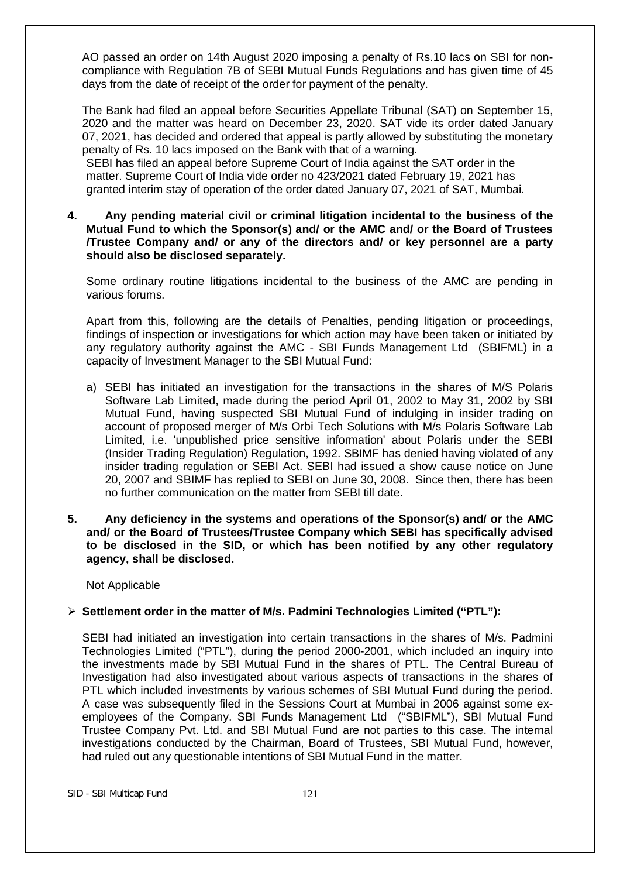AO passed an order on 14th August 2020 imposing a penalty of Rs.10 lacs on SBI for non-compliance with Regulation 7B of SEBI Mutual Funds Regulations and has given time of 45 days from the date of receipt of the order for payment of the penalty.

The Bank had filed an appeal before Securities Appellate Tribunal (SAT) on September 15, 2020 and the matter was heard on December 23, 2020. SAT vide its order dated January 07, 2021, has decided and ordered that appeal is partly allowed by substituting the monetary penalty of Rs. 10 lacs imposed on the Bank with that of a warning.
SEBI has filed an appeal before Supreme Court of India against the SAT order in the matter. Supreme Court of India vide order no 423/2021 dated February 19, 2021 has granted interim stay of operation of the order dated January 07, 2021 of SAT, Mumbai.

**4. Any pending material civil or criminal litigation incidental to the business of the Mutual Fund to which the Sponsor(s) and/ or the AMC and/ or the Board of Trustees /Trustee Company and/ or any of the directors and/ or key personnel are a party should also be disclosed separately.**

Some ordinary routine litigations incidental to the business of the AMC are pending in various forums.

Apart from this, following are the details of Penalties, pending litigation or proceedings, findings of inspection or investigations for which action may have been taken or initiated by any regulatory authority against the AMC - SBI Funds Management Ltd (SBIFML) in a capacity of Investment Manager to the SBI Mutual Fund:

a) SEBI has initiated an investigation for the transactions in the shares of M/S Polaris Software Lab Limited, made during the period April 01, 2002 to May 31, 2002 by SBI Mutual Fund, having suspected SBI Mutual Fund of indulging in insider trading on account of proposed merger of M/s Orbi Tech Solutions with M/s Polaris Software Lab Limited, i.e. 'unpublished price sensitive information' about Polaris under the SEBI (Insider Trading Regulation) Regulation, 1992. SBIMF has denied having violated of any insider trading regulation or SEBI Act. SEBI had issued a show cause notice on June 20, 2007 and SBIMF has replied to SEBI on June 30, 2008. Since then, there has been no further communication on the matter from SEBI till date.

**5. Any deficiency in the systems and operations of the Sponsor(s) and/ or the AMC and/ or the Board of Trustees/Trustee Company which SEBI has specifically advised to be disclosed in the SID, or which has been notified by any other regulatory agency, shall be disclosed.**

Not Applicable

- **Settlement order in the matter of M/s. Padmini Technologies Limited ("PTL"):**

SEBI had initiated an investigation into certain transactions in the shares of M/s. Padmini Technologies Limited ("PTL"), during the period 2000-2001, which included an inquiry into the investments made by SBI Mutual Fund in the shares of PTL. The Central Bureau of Investigation had also investigated about various aspects of transactions in the shares of PTL which included investments by various schemes of SBI Mutual Fund during the period. A case was subsequently filed in the Sessions Court at Mumbai in 2006 against some ex-employees of the Company. SBI Funds Management Ltd ("SBIFML"), SBI Mutual Fund Trustee Company Pvt. Ltd. and SBI Mutual Fund are not parties to this case. The internal investigations conducted by the Chairman, Board of Trustees, SBI Mutual Fund, however, had ruled out any questionable intentions of SBI Mutual Fund in the matter.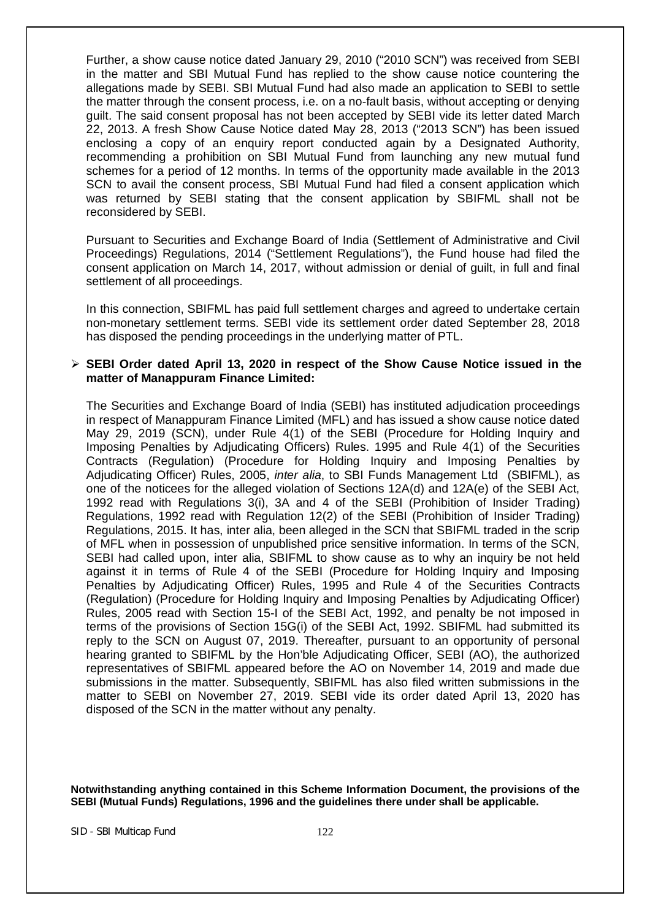Further, a show cause notice dated January 29, 2010 ("2010 SCN") was received from SEBI in the matter and SBI Mutual Fund has replied to the show cause notice countering the allegations made by SEBI. SBI Mutual Fund had also made an application to SEBI to settle the matter through the consent process, i.e. on a no-fault basis, without accepting or denying guilt. The said consent proposal has not been accepted by SEBI vide its letter dated March 22, 2013. A fresh Show Cause Notice dated May 28, 2013 ("2013 SCN") has been issued enclosing a copy of an enquiry report conducted again by a Designated Authority, recommending a prohibition on SBI Mutual Fund from launching any new mutual fund schemes for a period of 12 months. In terms of the opportunity made available in the 2013 SCN to avail the consent process, SBI Mutual Fund had filed a consent application which was returned by SEBI stating that the consent application by SBIFML shall not be reconsidered by SEBI.

Pursuant to Securities and Exchange Board of India (Settlement of Administrative and Civil Proceedings) Regulations, 2014 ("Settlement Regulations"), the Fund house had filed the consent application on March 14, 2017, without admission or denial of guilt, in full and final settlement of all proceedings.

In this connection, SBIFML has paid full settlement charges and agreed to undertake certain non-monetary settlement terms. SEBI vide its settlement order dated September 28, 2018 has disposed the pending proceedings in the underlying matter of PTL.

- **SEBI Order dated April 13, 2020 in respect of the Show Cause Notice issued in the matter of Manappuram Finance Limited:**

  The Securities and Exchange Board of India (SEBI) has instituted adjudication proceedings in respect of Manappuram Finance Limited (MFL) and has issued a show cause notice dated May 29, 2019 (SCN), under Rule 4(1) of the SEBI (Procedure for Holding Inquiry and Imposing Penalties by Adjudicating Officers) Rules. 1995 and Rule 4(1) of the Securities Contracts (Regulation) (Procedure for Holding Inquiry and Imposing Penalties by Adjudicating Officer) Rules, 2005, *inter alia*, to SBI Funds Management Ltd (SBIFML), as one of the noticees for the alleged violation of Sections 12A(d) and 12A(e) of the SEBI Act, 1992 read with Regulations 3(i), 3A and 4 of the SEBI (Prohibition of Insider Trading) Regulations, 1992 read with Regulation 12(2) of the SEBI (Prohibition of Insider Trading) Regulations, 2015. It has, inter alia, been alleged in the SCN that SBIFML traded in the scrip of MFL when in possession of unpublished price sensitive information. In terms of the SCN, SEBI had called upon, inter alia, SBIFML to show cause as to why an inquiry be not held against it in terms of Rule 4 of the SEBI (Procedure for Holding Inquiry and Imposing Penalties by Adjudicating Officer) Rules, 1995 and Rule 4 of the Securities Contracts (Regulation) (Procedure for Holding Inquiry and Imposing Penalties by Adjudicating Officer) Rules, 2005 read with Section 15-I of the SEBI Act, 1992, and penalty be not imposed in terms of the provisions of Section 15G(i) of the SEBI Act, 1992. SBIFML had submitted its reply to the SCN on August 07, 2019. Thereafter, pursuant to an opportunity of personal hearing granted to SBIFML by the Hon'ble Adjudicating Officer, SEBI (AO), the authorized representatives of SBIFML appeared before the AO on November 14, 2019 and made due submissions in the matter. Subsequently, SBIFML has also filed written submissions in the matter to SEBI on November 27, 2019. SEBI vide its order dated April 13, 2020 has disposed of the SCN in the matter without any penalty.

**Notwithstanding anything contained in this Scheme Information Document, the provisions of the SEBI (Mutual Funds) Regulations, 1996 and the guidelines there under shall be applicable.**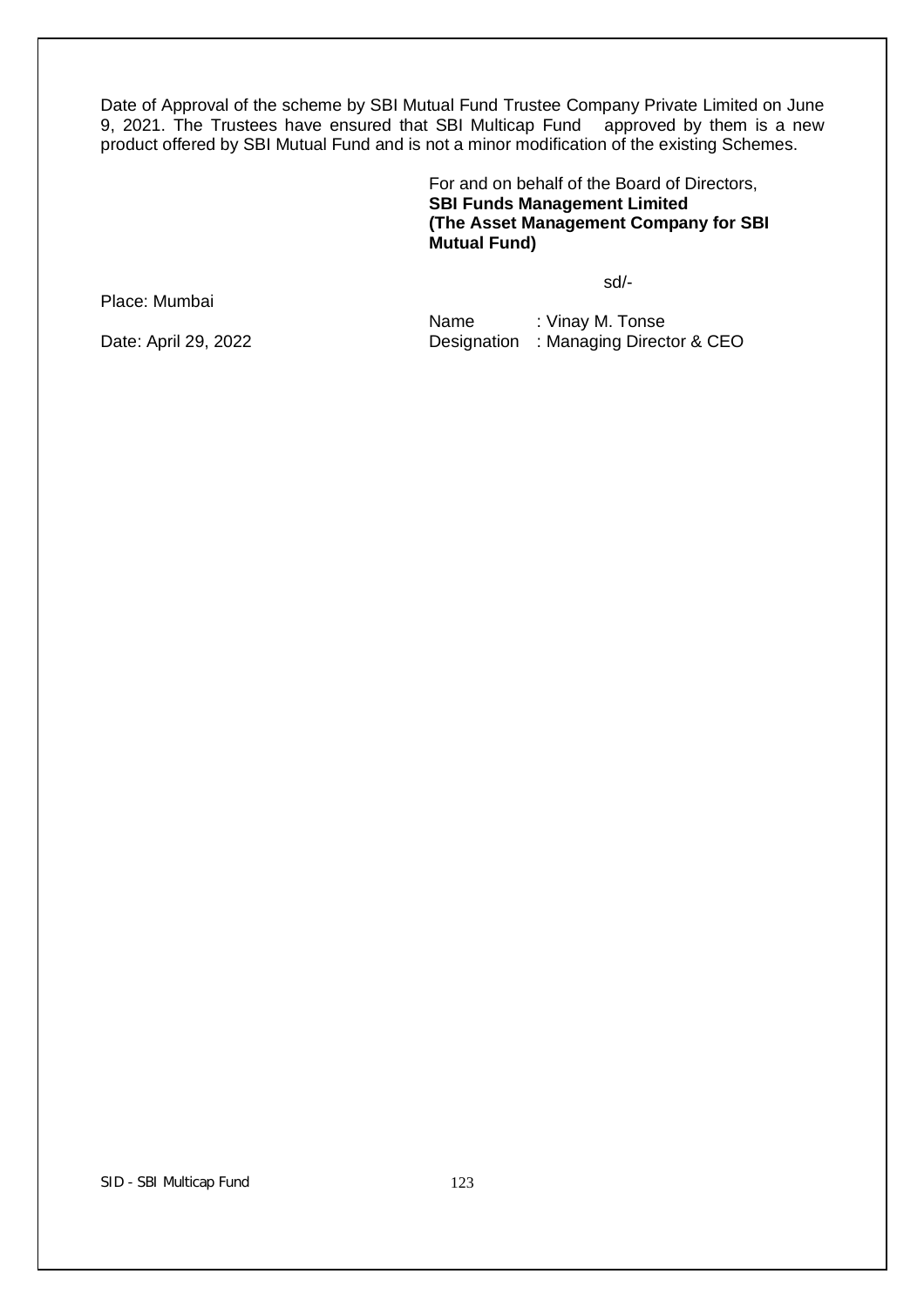Date of Approval of the scheme by SBI Mutual Fund Trustee Company Private Limited on June 9, 2021. The Trustees have ensured that SBI Multicap Fund approved by them is a new product offered by SBI Mutual Fund and is not a minor modification of the existing Schemes.

For and on behalf of the Board of Directors,
**SBI Funds Management Limited**
**(The Asset Management Company for SBI Mutual Fund)**

sd/-

Place: Mumbai

Date: April 29, 2022

Name : Vinay M. Tonse
Designation : Managing Director & CEO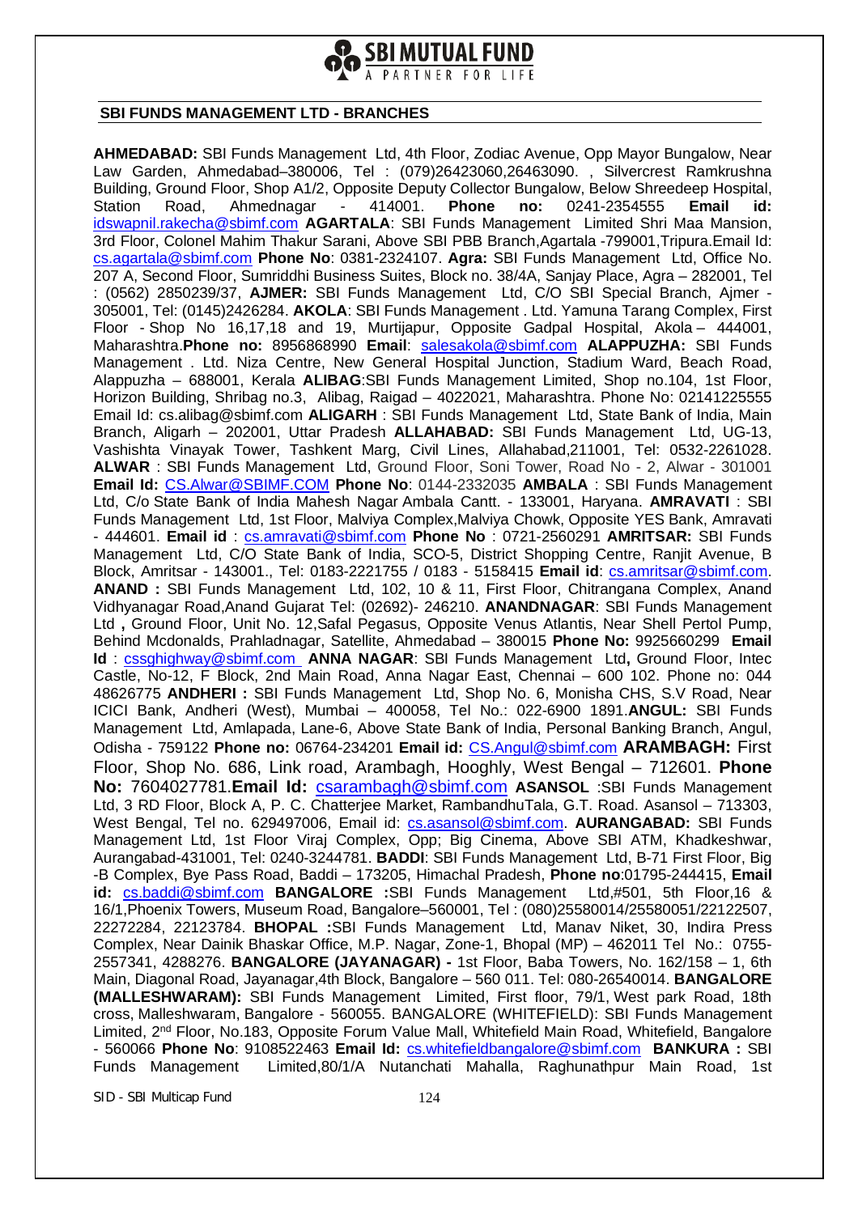## SBI FUNDS MANAGEMENT LTD - BRANCHES

**AHMEDABAD:** SBI Funds Management Ltd, 4th Floor, Zodiac Avenue, Opp Mayor Bungalow, Near Law Garden, Ahmedabad–380006, Tel : (079)26423060,26463090. , Silvercrest Ramkrushna Building, Ground Floor, Shop A1/2, Opposite Deputy Collector Bungalow, Below Shreedeep Hospital, Station Road, Ahmednagar - 414001. **Phone no:** 0241-2354555 **Email id:** idswapnil.rakecha@sbimf.com **AGARTALA**: SBI Funds Management Limited Shri Maa Mansion, 3rd Floor, Colonel Mahim Thakur Sarani, Above SBI PBB Branch,Agartala -799001,Tripura.Email Id: cs.agartala@sbimf.com **Phone No**: 0381-2324107. **Agra:** SBI Funds Management Ltd, Office No. 207 A, Second Floor, Sumriddhi Business Suites, Block no. 38/4A, Sanjay Place, Agra – 282001, Tel : (0562) 2850239/37, **AJMER:** SBI Funds Management Ltd, C/O SBI Special Branch, Ajmer - 305001, Tel: (0145)2426284. **AKOLA**: SBI Funds Management . Ltd. Yamuna Tarang Complex, First Floor - Shop No 16,17,18 and 19, Murtijapur, Opposite Gadpal Hospital, Akola – 444001, Maharashtra.**Phone no:** 8956868990 **Email**: salesakola@sbimf.com **ALAPPUZHA:** SBI Funds Management . Ltd. Niza Centre, New General Hospital Junction, Stadium Ward, Beach Road, Alappuzha – 688001, Kerala **ALIBAG**:SBI Funds Management Limited, Shop no.104, 1st Floor, Horizon Building, Shribag no.3, Alibag, Raigad – 4022021, Maharashtra. Phone No: 02141225555 Email Id: cs.alibag@sbimf.com **ALIGARH** : SBI Funds Management Ltd, State Bank of India, Main Branch, Aligarh – 202001, Uttar Pradesh **ALLAHABAD:** SBI Funds Management Ltd, UG-13, Vashishta Vinayak Tower, Tashkent Marg, Civil Lines, Allahabad,211001, Tel: 0532-2261028. **ALWAR** : SBI Funds Management Ltd, Ground Floor, Soni Tower, Road No - 2, Alwar - 301001 **Email Id:** CS.Alwar@SBIMF.COM **Phone No**: 0144-2332035 **AMBALA** : SBI Funds Management Ltd, C/o State Bank of India Mahesh Nagar Ambala Cantt. - 133001, Haryana. **AMRAVATI** : SBI Funds Management Ltd, 1st Floor, Malviya Complex,Malviya Chowk, Opposite YES Bank, Amravati - 444601. **Email id** : cs.amravati@sbimf.com **Phone No** : 0721-2560291 **AMRITSAR:** SBI Funds Management Ltd, C/O State Bank of India, SCO-5, District Shopping Centre, Ranjit Avenue, B Block, Amritsar - 143001., Tel: 0183-2221755 / 0183 - 5158415 **Email id**: cs.amritsar@sbimf.com. **ANAND :** SBI Funds Management Ltd, 102, 10 & 11, First Floor, Chitrangana Complex, Anand Vidhyanagar Road,Anand Gujarat Tel: (02692)- 246210. **ANANDNAGAR**: SBI Funds Management Ltd **,** Ground Floor, Unit No. 12,Safal Pegasus, Opposite Venus Atlantis, Near Shell Pertol Pump, Behind Mcdonalds, Prahladnagar, Satellite, Ahmedabad – 380015 **Phone No:** 9925660299 **Email Id** : cssghighway@sbimf.com **ANNA NAGAR**: SBI Funds Management Ltd**,** Ground Floor, Intec Castle, No-12, F Block, 2nd Main Road, Anna Nagar East, Chennai – 600 102. Phone no: 044 48626775 **ANDHERI :** SBI Funds Management Ltd, Shop No. 6, Monisha CHS, S.V Road, Near ICICI Bank, Andheri (West), Mumbai – 400058, Tel No.: 022-6900 1891.**ANGUL:** SBI Funds Management Ltd, Amlapada, Lane-6, Above State Bank of India, Personal Banking Branch, Angul, Odisha - 759122 **Phone no:** 06764-234201 **Email id:** CS.Angul@sbimf.com **ARAMBAGH:** First Floor, Shop No. 686, Link road, Arambagh, Hooghly, West Bengal – 712601. **Phone No:** 7604027781.**Email Id:** csarambagh@sbimf.com **ASANSOL** :SBI Funds Management Ltd, 3 RD Floor, Block A, P. C. Chatterjee Market, RambandhuTala, G.T. Road. Asansol – 713303, West Bengal, Tel no. 629497006, Email id: cs.asansol@sbimf.com. **AURANGABAD:** SBI Funds Management Ltd, 1st Floor Viraj Complex, Opp; Big Cinema, Above SBI ATM, Khadkeshwar, Aurangabad-431001, Tel: 0240-3244781. **BADDI**: SBI Funds Management Ltd, B-71 First Floor, Big -B Complex, Bye Pass Road, Baddi – 173205, Himachal Pradesh, **Phone no**:01795-244415, **Email id:** cs.baddi@sbimf.com **BANGALORE :**SBI Funds Management Ltd,#501, 5th Floor,16 & 16/1,Phoenix Towers, Museum Road, Bangalore–560001, Tel : (080)25580014/25580051/22122507, 22272284, 22123784. **BHOPAL :**SBI Funds Management Ltd, Manav Niket, 30, Indira Press Complex, Near Dainik Bhaskar Office, M.P. Nagar, Zone-1, Bhopal (MP) – 462011 Tel No.: 0755-2557341, 4288276. **BANGALORE (JAYANAGAR) -** 1st Floor, Baba Towers, No. 162/158 – 1, 6th Main, Diagonal Road, Jayanagar,4th Block, Bangalore – 560 011. Tel: 080-26540014. **BANGALORE (MALLESHWARAM):** SBI Funds Management Limited, First floor, 79/1, West park Road, 18th cross, Malleshwaram, Bangalore - 560055. BANGALORE (WHITEFIELD): SBI Funds Management Limited, 2nd Floor, No.183, Opposite Forum Value Mall, Whitefield Main Road, Whitefield, Bangalore - 560066 **Phone No**: 9108522463 **Email Id:** cs.whitefieldbangalore@sbimf.com **BANKURA :** SBI Funds Management Limited,80/1/A Nutanchati Mahalla, Raghunathpur Main Road, 1st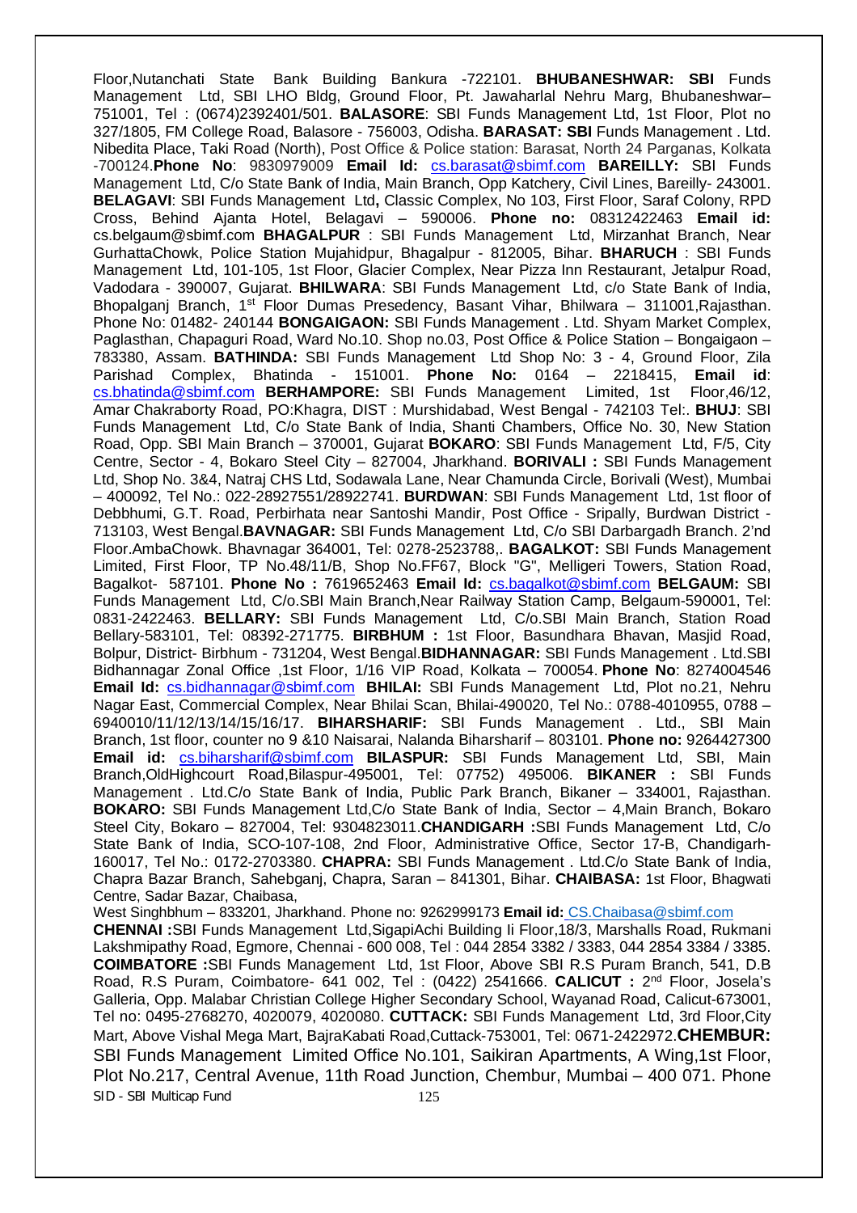Floor,Nutanchati State Bank Building Bankura -722101. **BHUBANESHWAR: SBI** Funds Management Ltd, SBI LHO Bldg, Ground Floor, Pt. Jawaharlal Nehru Marg, Bhubaneshwar–751001, Tel : (0674)2392401/501. **BALASORE**: SBI Funds Management Ltd, 1st Floor, Plot no 327/1805, FM College Road, Balasore - 756003, Odisha. **BARASAT: SBI** Funds Management . Ltd. Nibedita Place, Taki Road (North), Post Office & Police station: Barasat, North 24 Parganas, Kolkata -700124.**Phone No**: 9830979009 **Email Id:** cs.barasat@sbimf.com **BAREILLY:** SBI Funds Management Ltd, C/o State Bank of India, Main Branch, Opp Katchery, Civil Lines, Bareilly- 243001. **BELAGAVI**: SBI Funds Management Ltd**,** Classic Complex, No 103, First Floor, Saraf Colony, RPD Cross, Behind Ajanta Hotel, Belagavi – 590006. **Phone no:** 08312422463 **Email id:** cs.belgaum@sbimf.com **BHAGALPUR** : SBI Funds Management Ltd, Mirzanhat Branch, Near GurhattaChowk, Police Station Mujahidpur, Bhagalpur - 812005, Bihar. **BHARUCH** : SBI Funds Management Ltd, 101-105, 1st Floor, Glacier Complex, Near Pizza Inn Restaurant, Jetalpur Road, Vadodara - 390007, Gujarat. **BHILWARA**: SBI Funds Management Ltd, c/o State Bank of India, Bhopalganj Branch, 1st Floor Dumas Presedency, Basant Vihar, Bhilwara – 311001,Rajasthan. Phone No: 01482- 240144 **BONGAIGAON:** SBI Funds Management . Ltd. Shyam Market Complex, Paglasthan, Chapaguri Road, Ward No.10. Shop no.03, Post Office & Police Station – Bongaigaon – 783380, Assam. **BATHINDA:** SBI Funds Management Ltd Shop No: 3 - 4, Ground Floor, Zila Parishad Complex, Bhatinda - 151001. **Phone No:** 0164 – 2218415, **Email id**: cs.bhatinda@sbimf.com **BERHAMPORE:** SBI Funds Management Limited, 1st Floor,46/12, Amar Chakraborty Road, PO:Khagra, DIST : Murshidabad, West Bengal - 742103 Tel:. **BHUJ**: SBI Funds Management Ltd, C/o State Bank of India, Shanti Chambers, Office No. 30, New Station Road, Opp. SBI Main Branch – 370001, Gujarat **BOKARO**: SBI Funds Management Ltd, F/5, City Centre, Sector - 4, Bokaro Steel City – 827004, Jharkhand. **BORIVALI :** SBI Funds Management Ltd, Shop No. 3&4, Natraj CHS Ltd, Sodawala Lane, Near Chamunda Circle, Borivali (West), Mumbai – 400092, Tel No.: 022-28927551/28922741. **BURDWAN**: SBI Funds Management Ltd, 1st floor of Debbhumi, G.T. Road, Perbirhata near Santoshi Mandir, Post Office - Sripally, Burdwan District - 713103, West Bengal.**BAVNAGAR:** SBI Funds Management Ltd, C/o SBI Darbargadh Branch. 2'nd Floor.AmbaChowk. Bhavnagar 364001, Tel: 0278-2523788,. **BAGALKOT:** SBI Funds Management Limited, First Floor, TP No.48/11/B, Shop No.FF67, Block "G", Melligeri Towers, Station Road, Bagalkot- 587101. **Phone No :** 7619652463 **Email Id:** cs.bagalkot@sbimf.com **BELGAUM:** SBI Funds Management Ltd, C/o.SBI Main Branch,Near Railway Station Camp, Belgaum-590001, Tel: 0831-2422463. **BELLARY:** SBI Funds Management Ltd, C/o.SBI Main Branch, Station Road Bellary-583101, Tel: 08392-271775. **BIRBHUM :** 1st Floor, Basundhara Bhavan, Masjid Road, Bolpur, District- Birbhum - 731204, West Bengal.**BIDHANNAGAR:** SBI Funds Management . Ltd.SBI Bidhannagar Zonal Office ,1st Floor, 1/16 VIP Road, Kolkata – 700054. **Phone No**: 8274004546 **Email Id:** cs.bidhannagar@sbimf.com **BHILAI:** SBI Funds Management Ltd, Plot no.21, Nehru Nagar East, Commercial Complex, Near Bhilai Scan, Bhilai-490020, Tel No.: 0788-4010955, 0788 – 6940010/11/12/13/14/15/16/17. **BIHARSHARIF:** SBI Funds Management . Ltd., SBI Main Branch, 1st floor, counter no 9 &10 Naisarai, Nalanda Biharsharif – 803101. **Phone no:** 9264427300 **Email id:** cs.biharsharif@sbimf.com **BILASPUR:** SBI Funds Management Ltd, SBI, Main Branch,OldHighcourt Road,Bilaspur-495001, Tel: 07752) 495006. **BIKANER :** SBI Funds Management . Ltd.C/o State Bank of India, Public Park Branch, Bikaner – 334001, Rajasthan. **BOKARO:** SBI Funds Management Ltd,C/o State Bank of India, Sector – 4,Main Branch, Bokaro Steel City, Bokaro – 827004, Tel: 9304823011.**CHANDIGARH :**SBI Funds Management Ltd, C/o State Bank of India, SCO-107-108, 2nd Floor, Administrative Office, Sector 17-B, Chandigarh-160017, Tel No.: 0172-2703380. **CHAPRA:** SBI Funds Management . Ltd.C/o State Bank of India, Chapra Bazar Branch, Sahebganj, Chapra, Saran – 841301, Bihar. **CHAIBASA:** 1st Floor, Bhagwati Centre, Sadar Bazar, Chaibasa,

West Singhbhum – 833201, Jharkhand. Phone no: 9262999173 **Email id:** CS.Chaibasa@sbimf.com

**CHENNAI :**SBI Funds Management Ltd,SigapiAchi Building Ii Floor,18/3, Marshalls Road, Rukmani Lakshmipathy Road, Egmore, Chennai - 600 008, Tel : 044 2854 3382 / 3383, 044 2854 3384 / 3385. **COIMBATORE :**SBI Funds Management Ltd, 1st Floor, Above SBI R.S Puram Branch, 541, D.B Road, R.S Puram, Coimbatore- 641 002, Tel : (0422) 2541666. **CALICUT :** 2nd Floor, Josela's Galleria, Opp. Malabar Christian College Higher Secondary School, Wayanad Road, Calicut-673001, Tel no: 0495-2768270, 4020079, 4020080. **CUTTACK:** SBI Funds Management Ltd, 3rd Floor,City Mart, Above Vishal Mega Mart, BajraKabati Road,Cuttack-753001, Tel: 0671-2422972.**CHEMBUR:** SBI Funds Management Limited Office No.101, Saikiran Apartments, A Wing,1st Floor, Plot No.217, Central Avenue, 11th Road Junction, Chembur, Mumbai – 400 071. Phone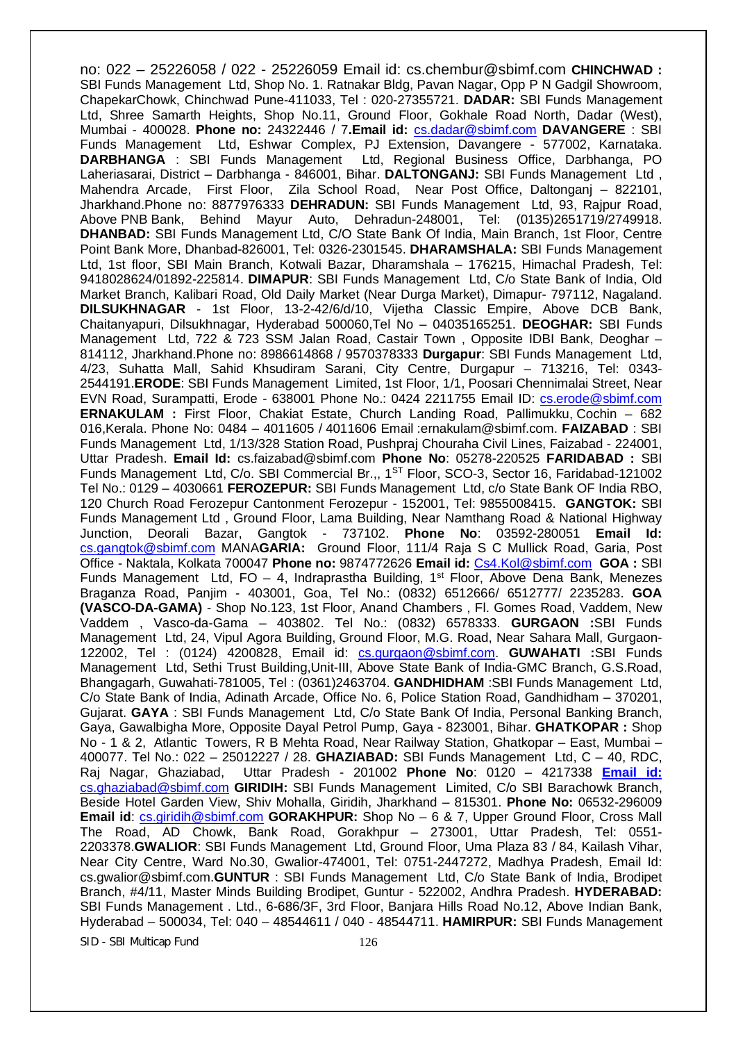no: 022 – 25226058 / 022 - 25226059 Email id: cs.chembur@sbimf.com **CHINCHWAD :** SBI Funds Management Ltd, Shop No. 1. Ratnakar Bldg, Pavan Nagar, Opp P N Gadgil Showroom, ChapekarChowk, Chinchwad Pune-411033, Tel : 020-27355721. **DADAR:** SBI Funds Management Ltd, Shree Samarth Heights, Shop No.11, Ground Floor, Gokhale Road North, Dadar (West), Mumbai - 400028. **Phone no:** 24322446 / 7**.Email id:** cs.dadar@sbimf.com **DAVANGERE** : SBI Funds Management Ltd, Eshwar Complex, PJ Extension, Davangere - 577002, Karnataka. **DARBHANGA** : SBI Funds Management Ltd, Regional Business Office, Darbhanga, PO Laheriasarai, District – Darbhanga - 846001, Bihar. **DALTONGANJ:** SBI Funds Management Ltd , Mahendra Arcade, First Floor, Zila School Road, Near Post Office, Daltonganj – 822101, Jharkhand.Phone no: 8877976333 **DEHRADUN:** SBI Funds Management Ltd, 93, Rajpur Road, Above PNB Bank, Behind Mayur Auto, Dehradun-248001, Tel: (0135)2651719/2749918. **DHANBAD:** SBI Funds Management Ltd, C/O State Bank Of India, Main Branch, 1st Floor, Centre Point Bank More, Dhanbad-826001, Tel: 0326-2301545. **DHARAMSHALA:** SBI Funds Management Ltd, 1st floor, SBI Main Branch, Kotwali Bazar, Dharamshala – 176215, Himachal Pradesh, Tel: 9418028624/01892-225814. **DIMAPUR**: SBI Funds Management Ltd, C/o State Bank of India, Old Market Branch, Kalibari Road, Old Daily Market (Near Durga Market), Dimapur- 797112, Nagaland. **DILSUKHNAGAR** - 1st Floor, 13-2-42/6/d/10, Vijetha Classic Empire, Above DCB Bank, Chaitanyapuri, Dilsukhnagar, Hyderabad 500060,Tel No – 04035165251. **DEOGHAR:** SBI Funds Management Ltd, 722 & 723 SSM Jalan Road, Castair Town , Opposite IDBI Bank, Deoghar – 814112, Jharkhand.Phone no: 8986614868 / 9570378333 **Durgapur**: SBI Funds Management Ltd, 4/23, Suhatta Mall, Sahid Khsudiram Sarani, City Centre, Durgapur – 713216, Tel: 0343-2544191.**ERODE**: SBI Funds Management Limited, 1st Floor, 1/1, Poosari Chennimalai Street, Near EVN Road, Surampatti, Erode - 638001 Phone No.: 0424 2211755 Email ID: cs.erode@sbimf.com **ERNAKULAM :** First Floor, Chakiat Estate, Church Landing Road, Pallimukku, Cochin – 682 016,Kerala. Phone No: 0484 – 4011605 / 4011606 Email :ernakulam@sbimf.com. **FAIZABAD** : SBI Funds Management Ltd, 1/13/328 Station Road, Pushpraj Chouraha Civil Lines, Faizabad - 224001, Uttar Pradesh. **Email Id:** cs.faizabad@sbimf.com **Phone No**: 05278-220525 **FARIDABAD :** SBI Funds Management Ltd, C/o. SBI Commercial Br.,, 1ST Floor, SCO-3, Sector 16, Faridabad-121002 Tel No.: 0129 – 4030661 **FEROZEPUR:** SBI Funds Management Ltd, c/o State Bank OF India RBO, 120 Church Road Ferozepur Cantonment Ferozepur - 152001, Tel: 9855008415. **GANGTOK:** SBI Funds Management Ltd , Ground Floor, Lama Building, Near Namthang Road & National Highway Junction, Deorali Bazar, Gangtok - 737102. **Phone No**: 03592-280051 **Email Id:** cs.gangtok@sbimf.com MANA**GARIA:** Ground Floor, 111/4 Raja S C Mullick Road, Garia, Post Office - Naktala, Kolkata 700047 **Phone no:** 9874772626 **Email id:** Cs4.Kol@sbimf.com **GOA :** SBI Funds Management Ltd, FO – 4, Indraprastha Building, 1st Floor, Above Dena Bank, Menezes Braganza Road, Panjim - 403001, Goa, Tel No.: (0832) 6512666/ 6512777/ 2235283. **GOA (VASCO-DA-GAMA)** - Shop No.123, 1st Floor, Anand Chambers , Fl. Gomes Road, Vaddem, New Vaddem , Vasco-da-Gama – 403802. Tel No.: (0832) 6578333. **GURGAON :**SBI Funds Management Ltd, 24, Vipul Agora Building, Ground Floor, M.G. Road, Near Sahara Mall, Gurgaon-122002, Tel : (0124) 4200828, Email id: cs.gurgaon@sbimf.com. **GUWAHATI :**SBI Funds Management Ltd, Sethi Trust Building,Unit-III, Above State Bank of India-GMC Branch, G.S.Road, Bhangagarh, Guwahati-781005, Tel : (0361)2463704. **GANDHIDHAM** :SBI Funds Management Ltd, C/o State Bank of India, Adinath Arcade, Office No. 6, Police Station Road, Gandhidham – 370201, Gujarat. **GAYA** : SBI Funds Management Ltd, C/o State Bank Of India, Personal Banking Branch, Gaya, Gawalbigha More, Opposite Dayal Petrol Pump, Gaya - 823001, Bihar. **GHATKOPAR :** Shop No - 1 & 2, Atlantic Towers, R B Mehta Road, Near Railway Station, Ghatkopar – East, Mumbai – 400077. Tel No.: 022 – 25012227 / 28. **GHAZIABAD:** SBI Funds Management Ltd, C – 40, RDC, Raj Nagar, Ghaziabad, Uttar Pradesh - 201002 **Phone No**: 0120 – 4217338 **Email id:** cs.ghaziabad@sbimf.com **GIRIDIH:** SBI Funds Management Limited, C/o SBI Barachowk Branch, Beside Hotel Garden View, Shiv Mohalla, Giridih, Jharkhand – 815301. **Phone No:** 06532-296009 **Email id**: cs.giridih@sbimf.com **GORAKHPUR:** Shop No – 6 & 7, Upper Ground Floor, Cross Mall The Road, AD Chowk, Bank Road, Gorakhpur – 273001, Uttar Pradesh, Tel: 0551-2203378.**GWALIOR**: SBI Funds Management Ltd, Ground Floor, Uma Plaza 83 / 84, Kailash Vihar, Near City Centre, Ward No.30, Gwalior-474001, Tel: 0751-2447272, Madhya Pradesh, Email Id: cs.gwalior@sbimf.com.**GUNTUR** : SBI Funds Management Ltd, C/o State Bank of India, Brodipet Branch, #4/11, Master Minds Building Brodipet, Guntur - 522002, Andhra Pradesh. **HYDERABAD:** SBI Funds Management . Ltd., 6-686/3F, 3rd Floor, Banjara Hills Road No.12, Above Indian Bank, Hyderabad – 500034, Tel: 040 – 48544611 / 040 - 48544711. **HAMIRPUR:** SBI Funds Management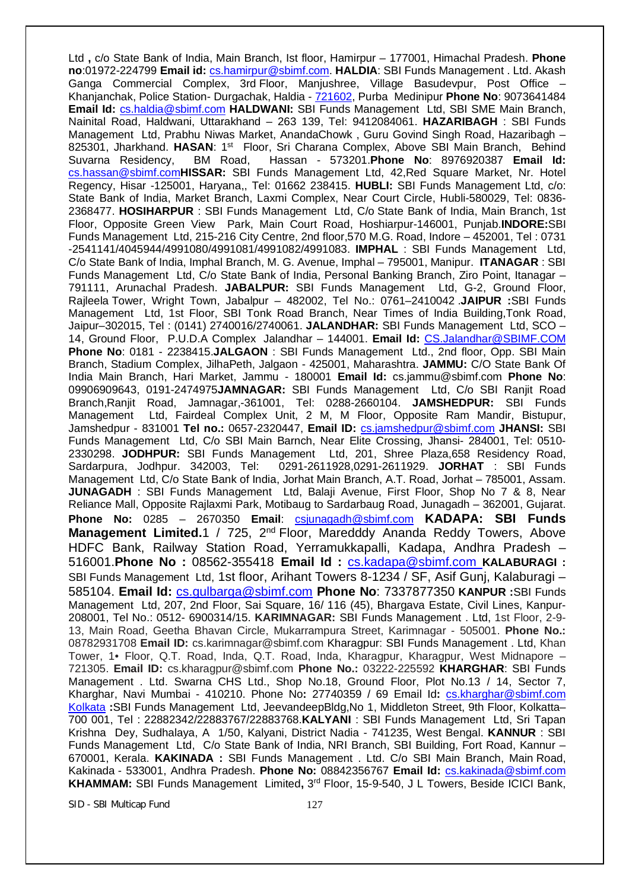Ltd **,** c/o State Bank of India, Main Branch, Ist floor, Hamirpur – 177001, Himachal Pradesh. **Phone no**:01972-224799 **Email id:** cs.hamirpur@sbimf.com. **HALDIA**: SBI Funds Management . Ltd. Akash Ganga Commercial Complex, 3rd Floor, Manjushree, Village Basudevpur, Post Office – Khanjanchak, Police Station- Durgachak, Haldia - 721602, Purba Medinipur **Phone No**: 9073641484 **Email Id:** cs.haldia@sbimf.com **HALDWANI:** SBI Funds Management Ltd, SBI SME Main Branch, Nainital Road, Haldwani, Uttarakhand – 263 139, Tel: 9412084061. **HAZARIBAGH** : SBI Funds Management Ltd, Prabhu Niwas Market, AnandaChowk , Guru Govind Singh Road, Hazaribagh – 825301, Jharkhand. **HASAN**: 1st Floor, Sri Charana Complex, Above SBI Main Branch, Behind Suvarna Residency, BM Road, Hassan - 573201.**Phone No**: 8976920387 **Email Id:** cs.hassan@sbimf.com**HISSAR:** SBI Funds Management Ltd, 42,Red Square Market, Nr. Hotel Regency, Hisar -125001, Haryana,, Tel: 01662 238415. **HUBLI:** SBI Funds Management Ltd, c/o: State Bank of India, Market Branch, Laxmi Complex, Near Court Circle, Hubli-580029, Tel: 0836-2368477. **HOSIHARPUR** : SBI Funds Management Ltd, C/o State Bank of India, Main Branch, 1st Floor, Opposite Green View Park, Main Court Road, Hoshiarpur-146001, Punjab.**INDORE:**SBI Funds Management Ltd, 215-216 City Centre, 2nd floor,570 M.G. Road, Indore – 452001, Tel : 0731 -2541141/4045944/4991080/4991081/4991082/4991083. **IMPHAL** : SBI Funds Management Ltd, C/o State Bank of India, Imphal Branch, M. G. Avenue, Imphal – 795001, Manipur. **ITANAGAR** : SBI Funds Management Ltd, C/o State Bank of India, Personal Banking Branch, Ziro Point, Itanagar – 791111, Arunachal Pradesh. **JABALPUR:** SBI Funds Management Ltd, G-2, Ground Floor, Rajleela Tower, Wright Town, Jabalpur – 482002, Tel No.: 0761–2410042 .**JAIPUR :**SBI Funds Management Ltd, 1st Floor, SBI Tonk Road Branch, Near Times of India Building,Tonk Road, Jaipur–302015, Tel : (0141) 2740016/2740061. **JALANDHAR:** SBI Funds Management Ltd, SCO – 14, Ground Floor, P.U.D.A Complex Jalandhar – 144001. **Email Id:** CS.Jalandhar@SBIMF.COM **Phone No**: 0181 - 2238415.**JALGAON** : SBI Funds Management Ltd., 2nd floor, Opp. SBI Main Branch, Stadium Complex, JilhaPeth, Jalgaon - 425001, Maharashtra. **JAMMU:** C/O State Bank Of India Main Branch, Hari Market, Jammu - 180001 **Email Id:** cs.jammu@sbimf.com **Phone No**: 09906909643, 0191-2474975**JAMNAGAR:** SBI Funds Management Ltd, C/o SBI Ranjit Road Branch,Ranjit Road, Jamnagar,-361001, Tel: 0288-2660104. **JAMSHEDPUR:** SBI Funds Management Ltd, Fairdeal Complex Unit, 2 M, M Floor, Opposite Ram Mandir, Bistupur, Jamshedpur - 831001 **Tel no.:** 0657-2320447, **Email ID:** cs.jamshedpur@sbimf.com **JHANSI:** SBI Funds Management Ltd, C/o SBI Main Barnch, Near Elite Crossing, Jhansi- 284001, Tel: 0510-2330298. **JODHPUR:** SBI Funds Management Ltd, 201, Shree Plaza,658 Residency Road, Sardarpura, Jodhpur. 342003, Tel: 0291-2611928,0291-2611929. **JORHAT** : SBI Funds Management Ltd, C/o State Bank of India, Jorhat Main Branch, A.T. Road, Jorhat – 785001, Assam. **JUNAGADH** : SBI Funds Management Ltd, Balaji Avenue, First Floor, Shop No 7 & 8, Near Reliance Mall, Opposite Rajlaxmi Park, Motibaug to Sardarbaug Road, Junagadh – 362001, Gujarat. **Phone No:** 0285 – 2670350 **Email**: csjunagadh@sbimf.com **KADAPA: SBI Funds Management Limited.**1 / 725, 2nd Floor, Mareddy Ananda Reddy Towers, Above HDFC Bank, Railway Station Road, Yerramukkapalli, Kadapa, Andhra Pradesh – 516001.**Phone No :** 08562-355418 **Email Id :** cs.kadapa@sbimf.com **KALABURAGI :** SBI Funds Management Ltd, 1st floor, Arihant Towers 8-1234 / SF, Asif Gunj, Kalaburagi – 585104. **Email Id:** cs.gulbarga@sbimf.com **Phone No**: 7337877350 **KANPUR :**SBI Funds Management Ltd, 207, 2nd Floor, Sai Square, 16/ 116 (45), Bhargava Estate, Civil Lines, Kanpur-208001, Tel No.: 0512- 6900314/15. **KARIMNAGAR:** SBI Funds Management . Ltd, 1st Floor, 2-9-13, Main Road, Geetha Bhavan Circle, Mukarrampura Street, Karimnagar - 505001. **Phone No.:** 08782931708 **Email ID:** cs.karimnagar@sbimf.com Kharagpur: SBI Funds Management . Ltd, Khan Tower, 1• Floor, Q.T. Road, Inda, Q.T. Road, Inda, Kharagpur, Kharagpur, West Midnapore – 721305. **Email ID:** cs.kharagpur@sbimf.com **Phone No.:** 03222-225592 **KHARGHAR**: SBI Funds Management . Ltd. Swarna CHS Ltd., Shop No.18, Ground Floor, Plot No.13 / 14, Sector 7, Kharghar, Navi Mumbai - 410210. Phone No**:** 27740359 / 69 Email Id**:** cs.kharghar@sbimf.com Kolkata **:**SBI Funds Management Ltd, JeevandeepBldg,No 1, Middleton Street, 9th Floor, Kolkatta– 700 001, Tel : 22882342/22883767/22883768.**KALYANI** : SBI Funds Management Ltd, Sri Tapan Krishna Dey, Sudhalaya, A 1/50, Kalyani, District Nadia - 741235, West Bengal. **KANNUR** : SBI Funds Management Ltd, C/o State Bank of India, NRI Branch, SBI Building, Fort Road, Kannur – 670001, Kerala. **KAKINADA :** SBI Funds Management . Ltd. C/o SBI Main Branch, Main Road, Kakinada - 533001, Andhra Pradesh. **Phone No:** 08842356767 **Email Id:** cs.kakinada@sbimf.com **KHAMMAM:** SBI Funds Management Limited**,** 3rd Floor, 15-9-540, J L Towers, Beside ICICI Bank,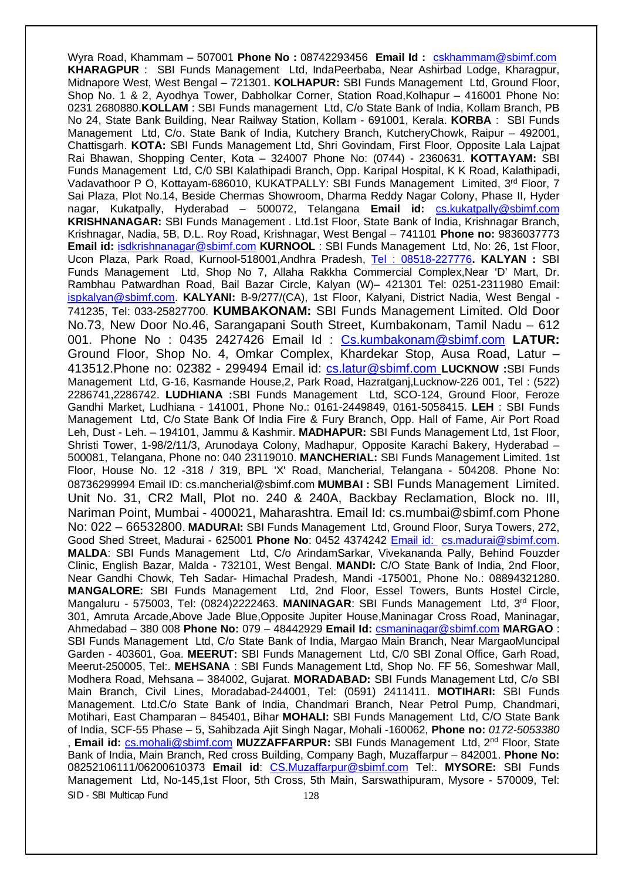Wyra Road, Khammam – 507001 **Phone No :** 08742293456 **Email Id :** cskhammam@sbimf.com **KHARAGPUR** : SBI Funds Management Ltd, IndaPeerbaba, Near Ashirbad Lodge, Kharagpur, Midnapore West, West Bengal – 721301. **KOLHAPUR:** SBI Funds Management Ltd, Ground Floor, Shop No. 1 & 2, Ayodhya Tower, Dabholkar Corner, Station Road,Kolhapur – 416001 Phone No: 0231 2680880.**KOLLAM** : SBI Funds management Ltd, C/o State Bank of India, Kollam Branch, PB No 24, State Bank Building, Near Railway Station, Kollam - 691001, Kerala. **KORBA** : SBI Funds Management Ltd, C/o. State Bank of India, Kutchery Branch, KutcheryChowk, Raipur – 492001, Chattisgarh. **KOTA:** SBI Funds Management Ltd, Shri Govindam, First Floor, Opposite Lala Lajpat Rai Bhawan, Shopping Center, Kota – 324007 Phone No: (0744) - 2360631. **KOTTAYAM:** SBI Funds Management Ltd, C/0 SBI Kalathipadi Branch, Opp. Karipal Hospital, K K Road, Kalathipadi, Vadavathoor P O, Kottayam-686010, KUKATPALLY: SBI Funds Management Limited, 3rd Floor, 7 Sai Plaza, Plot No.14, Beside Chermas Showroom, Dharma Reddy Nagar Colony, Phase II, Hyder nagar, Kukatpally, Hyderabad – 500072, Telangana **Email id:** cs.kukatpally@sbimf.com **KRISHNANAGAR:** SBI Funds Management . Ltd.1st Floor, State Bank of India, Krishnagar Branch, Krishnagar, Nadia, 5B, D.L. Roy Road, Krishnagar, West Bengal – 741101 **Phone no:** 9836037773 **Email id:** isdkrishnanagar@sbimf.com **KURNOOL** : SBI Funds Management Ltd, No: 26, 1st Floor, Ucon Plaza, Park Road, Kurnool-518001,Andhra Pradesh, Tel : 08518-227776**. KALYAN :** SBI Funds Management Ltd, Shop No 7, Allaha Rakkha Commercial Complex,Near 'D' Mart, Dr. Rambhau Patwardhan Road, Bail Bazar Circle, Kalyan (W)– 421301 Tel: 0251-2311980 Email: ispkalyan@sbimf.com. **KALYANI:** B-9/277/(CA), 1st Floor, Kalyani, District Nadia, West Bengal - 741235, Tel: 033-25827700. **KUMBAKONAM:** SBI Funds Management Limited. Old Door No.73, New Door No.46, Sarangapani South Street, Kumbakonam, Tamil Nadu – 612 001. Phone No : 0435 2427426 Email Id : Cs.kumbakonam@sbimf.com **LATUR:** Ground Floor, Shop No. 4, Omkar Complex, Khardekar Stop, Ausa Road, Latur – 413512.Phone no: 02382 - 299494 Email id: cs.latur@sbimf.com **LUCKNOW :**SBI Funds Management Ltd, G-16, Kasmande House,2, Park Road, Hazratganj,Lucknow-226 001, Tel : (522) 2286741,2286742. **LUDHIANA :**SBI Funds Management Ltd, SCO-124, Ground Floor, Feroze Gandhi Market, Ludhiana - 141001, Phone No.: 0161-2449849, 0161-5058415. **LEH** : SBI Funds Management Ltd, C/o State Bank Of India Fire & Fury Branch, Opp. Hall of Fame, Air Port Road Leh, Dust - Leh. – 194101, Jammu & Kashmir. **MADHAPUR:** SBI Funds Management Ltd, 1st Floor, Shristi Tower, 1-98/2/11/3, Arunodaya Colony, Madhapur, Opposite Karachi Bakery, Hyderabad – 500081, Telangana, Phone no: 040 23119010. **MANCHERIAL:** SBI Funds Management Limited. 1st Floor, House No. 12 -318 / 319, BPL 'X' Road, Mancherial, Telangana - 504208. Phone No: 08736299994 Email ID: cs.mancherial@sbimf.com **MUMBAI :** SBI Funds Management Limited. Unit No. 31, CR2 Mall, Plot no. 240 & 240A, Backbay Reclamation, Block no. III, Nariman Point, Mumbai - 400021, Maharashtra. Email Id: cs.mumbai@sbimf.com Phone No: 022 – 66532800. **MADURAI:** SBI Funds Management Ltd, Ground Floor, Surya Towers, 272, Good Shed Street, Madurai - 625001 **Phone No**: 0452 4374242 Email id: cs.madurai@sbimf.com. **MALDA**: SBI Funds Management Ltd, C/o ArindamSarkar, Vivekananda Pally, Behind Fouzder Clinic, English Bazar, Malda - 732101, West Bengal. **MANDI:** C/O State Bank of India, 2nd Floor, Near Gandhi Chowk, Teh Sadar- Himachal Pradesh, Mandi -175001, Phone No.: 08894321280. **MANGALORE:** SBI Funds Management Ltd, 2nd Floor, Essel Towers, Bunts Hostel Circle, Mangaluru - 575003, Tel: (0824)2222463. **MANINAGAR**: SBI Funds Management Ltd, 3rd Floor, 301, Amruta Arcade,Above Jade Blue,Opposite Jupiter House,Maninagar Cross Road, Maninagar, Ahmedabad – 380 008 **Phone No:** 079 – 48442929 **Email Id:** csmaninagar@sbimf.com **MARGAO** : SBI Funds Management Ltd, C/o State Bank of India, Margao Main Branch, Near MargaoMuncipal Garden - 403601, Goa. **MEERUT:** SBI Funds Management Ltd, C/0 SBI Zonal Office, Garh Road, Meerut-250005, Tel:. **MEHSANA** : SBI Funds Management Ltd, Shop No. FF 56, Someshwar Mall, Modhera Road, Mehsana – 384002, Gujarat. **MORADABAD:** SBI Funds Management Ltd, C/o SBI Main Branch, Civil Lines, Moradabad-244001, Tel: (0591) 2411411. **MOTIHARI:** SBI Funds Management. Ltd.C/o State Bank of India, Chandmari Branch, Near Petrol Pump, Chandmari, Motihari, East Champaran – 845401, Bihar **MOHALI:** SBI Funds Management Ltd, C/O State Bank of India, SCF-55 Phase – 5, Sahibzada Ajit Singh Nagar, Mohali -160062, **Phone no:** *0172-5053380* , **Email id:** cs.mohali@sbimf.com **MUZZAFFARPUR:** SBI Funds Management Ltd, 2nd Floor, State Bank of India, Main Branch, Red cross Building, Company Bagh, Muzaffarpur – 842001. **Phone No:** 08252106111/06200610373 **Email id**: CS.Muzaffarpur@sbimf.com Tel:. **MYSORE:** SBI Funds Management Ltd, No-145,1st Floor, 5th Cross, 5th Main, Sarswathipuram, Mysore - 570009, Tel: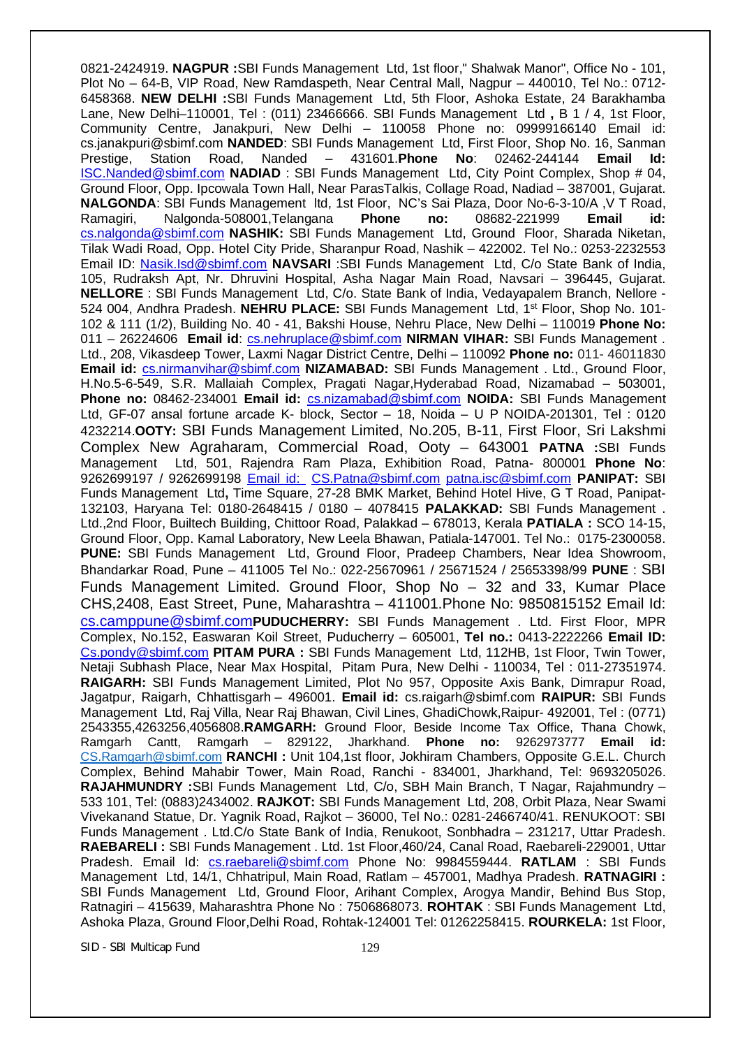0821-2424919. **NAGPUR :**SBI Funds Management Ltd, 1st floor," Shalwak Manor", Office No - 101, Plot No – 64-B, VIP Road, New Ramdaspeth, Near Central Mall, Nagpur – 440010, Tel No.: 0712-6458368. **NEW DELHI :**SBI Funds Management Ltd, 5th Floor, Ashoka Estate, 24 Barakhamba Lane, New Delhi–110001, Tel : (011) 23466666. SBI Funds Management Ltd **,** B 1 / 4, 1st Floor, Community Centre, Janakpuri, New Delhi – 110058 Phone no: 09999166140 Email id: cs.janakpuri@sbimf.com **NANDED**: SBI Funds Management Ltd, First Floor, Shop No. 16, Sanman Prestige, Station Road, Nanded – 431601.**Phone No**: 02462-244144 **Email Id:** ISC.Nanded@sbimf.com **NADIAD** : SBI Funds Management Ltd, City Point Complex, Shop # 04, Ground Floor, Opp. Ipcowala Town Hall, Near ParasTalkis, Collage Road, Nadiad – 387001, Gujarat. **NALGONDA**: SBI Funds Management ltd, 1st Floor, NC's Sai Plaza, Door No-6-3-10/A ,V T Road, Ramagiri, Nalgonda-508001,Telangana **Phone no:** 08682-221999 **Email id:** cs.nalgonda@sbimf.com **NASHIK:** SBI Funds Management Ltd, Ground Floor, Sharada Niketan, Tilak Wadi Road, Opp. Hotel City Pride, Sharanpur Road, Nashik – 422002. Tel No.: 0253-2232553 Email ID: Nasik.Isd@sbimf.com **NAVSARI** :SBI Funds Management Ltd, C/o State Bank of India, 105, Rudraksh Apt, Nr. Dhruvini Hospital, Asha Nagar Main Road, Navsari – 396445, Gujarat. **NELLORE** : SBI Funds Management Ltd, C/o. State Bank of India, Vedayapalem Branch, Nellore - 524 004, Andhra Pradesh. **NEHRU PLACE:** SBI Funds Management Ltd, 1st Floor, Shop No. 101-102 & 111 (1/2), Building No. 40 - 41, Bakshi House, Nehru Place, New Delhi – 110019 **Phone No:** 011 – 26224606 **Email id**: cs.nehruplace@sbimf.com **NIRMAN VIHAR:** SBI Funds Management . Ltd., 208, Vikasdeep Tower, Laxmi Nagar District Centre, Delhi – 110092 **Phone no:** 011- 46011830 **Email id:** cs.nirmanvihar@sbimf.com **NIZAMABAD:** SBI Funds Management . Ltd., Ground Floor, H.No.5-6-549, S.R. Mallaiah Complex, Pragati Nagar,Hyderabad Road, Nizamabad – 503001, **Phone no:** 08462-234001 **Email id:** cs.nizamabad@sbimf.com **NOIDA:** SBI Funds Management Ltd, GF-07 ansal fortune arcade K- block, Sector – 18, Noida – U P NOIDA-201301, Tel : 0120 4232214.**OOTY:** SBI Funds Management Limited, No.205, B-11, First Floor, Sri Lakshmi Complex New Agraharam, Commercial Road, Ooty – 643001 **PATNA :**SBI Funds Management Ltd, 501, Rajendra Ram Plaza, Exhibition Road, Patna- 800001 **Phone No**: 9262699197 / 9262699198 Email id: CS.Patna@sbimf.com patna.isc@sbimf.com **PANIPAT:** SBI Funds Management Ltd**,** Time Square, 27-28 BMK Market, Behind Hotel Hive, G T Road, Panipat-132103, Haryana Tel: 0180-2648415 / 0180 – 4078415 **PALAKKAD:** SBI Funds Management . Ltd.,2nd Floor, Builtech Building, Chittoor Road, Palakkad – 678013, Kerala **PATIALA :** SCO 14-15, Ground Floor, Opp. Kamal Laboratory, New Leela Bhawan, Patiala-147001. Tel No.: 0175-2300058. **PUNE:** SBI Funds Management Ltd, Ground Floor, Pradeep Chambers, Near Idea Showroom, Bhandarkar Road, Pune – 411005 Tel No.: 022-25670961 / 25671524 / 25653398/99 **PUNE** : SBI Funds Management Limited. Ground Floor, Shop No – 32 and 33, Kumar Place CHS,2408, East Street, Pune, Maharashtra – 411001.Phone No: 9850815152 Email Id: cs.camppune@sbimf.com**PUDUCHERRY:** SBI Funds Management . Ltd. First Floor, MPR Complex, No.152, Easwaran Koil Street, Puducherry – 605001, **Tel no.:** 0413-2222266 **Email ID:** Cs.pondy@sbimf.com **PITAM PURA :** SBI Funds Management Ltd, 112HB, 1st Floor, Twin Tower, Netaji Subhash Place, Near Max Hospital, Pitam Pura, New Delhi - 110034, Tel : 011-27351974. **RAIGARH:** SBI Funds Management Limited, Plot No 957, Opposite Axis Bank, Dimrapur Road, Jagatpur, Raigarh, Chhattisgarh – 496001. **Email id:** cs.raigarh@sbimf.com **RAIPUR:** SBI Funds Management Ltd, Raj Villa, Near Raj Bhawan, Civil Lines, GhadiChowk,Raipur- 492001, Tel : (0771) 2543355,4263256,4056808.**RAMGARH:** Ground Floor, Beside Income Tax Office, Thana Chowk, Ramgarh Cantt, Ramgarh – 829122, Jharkhand. **Phone no:** 9262973777 **Email id:** CS.Ramgarh@sbimf.com **RANCHI :** Unit 104,1st floor, Jokhiram Chambers, Opposite G.E.L. Church Complex, Behind Mahabir Tower, Main Road, Ranchi - 834001, Jharkhand, Tel: 9693205026. **RAJAHMUNDRY :**SBI Funds Management Ltd, C/o, SBH Main Branch, T Nagar, Rajahmundry – 533 101, Tel: (0883)2434002. **RAJKOT:** SBI Funds Management Ltd, 208, Orbit Plaza, Near Swami Vivekanand Statue, Dr. Yagnik Road, Rajkot – 36000, Tel No.: 0281-2466740/41. RENUKOOT: SBI Funds Management . Ltd.C/o State Bank of India, Renukoot, Sonbhadra – 231217, Uttar Pradesh. **RAEBARELI :** SBI Funds Management . Ltd. 1st Floor,460/24, Canal Road, Raebareli-229001, Uttar Pradesh. Email Id: cs.raebareli@sbimf.com Phone No: 9984559444. **RATLAM** : SBI Funds Management Ltd, 14/1, Chhatripul, Main Road, Ratlam – 457001, Madhya Pradesh. **RATNAGIRI :** SBI Funds Management Ltd, Ground Floor, Arihant Complex, Arogya Mandir, Behind Bus Stop, Ratnagiri – 415639, Maharashtra Phone No : 7506868073. **ROHTAK** : SBI Funds Management Ltd, Ashoka Plaza, Ground Floor,Delhi Road, Rohtak-124001 Tel: 01262258415. **ROURKELA:** 1st Floor,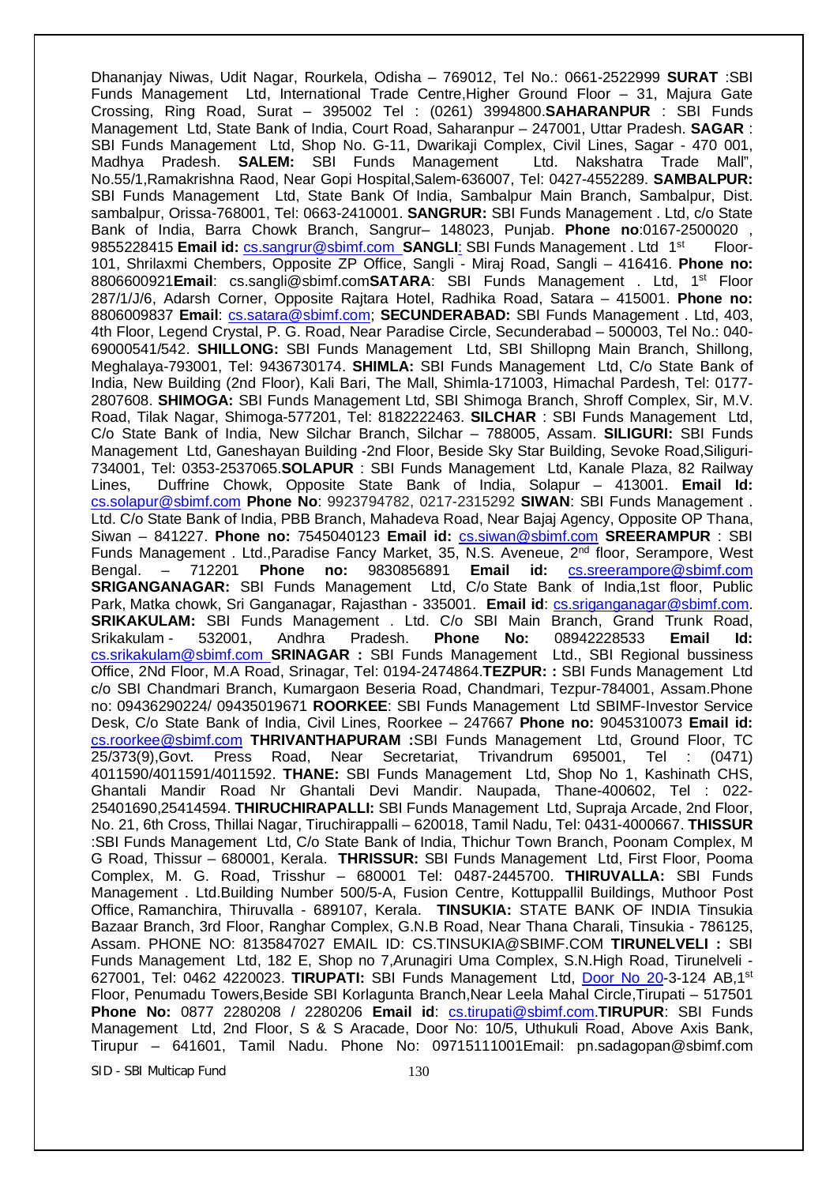Dhananjay Niwas, Udit Nagar, Rourkela, Odisha – 769012, Tel No.: 0661-2522999 **SURAT** :SBI Funds Management Ltd, International Trade Centre,Higher Ground Floor – 31, Majura Gate Crossing, Ring Road, Surat – 395002 Tel : (0261) 3994800.**SAHARANPUR** : SBI Funds Management Ltd, State Bank of India, Court Road, Saharanpur – 247001, Uttar Pradesh. **SAGAR** : SBI Funds Management Ltd, Shop No. G-11, Dwarikaji Complex, Civil Lines, Sagar - 470 001, Madhya Pradesh. **SALEM:** SBI Funds Management Ltd. Nakshatra Trade Mall", No.55/1,Ramakrishna Raod, Near Gopi Hospital,Salem-636007, Tel: 0427-4552289. **SAMBALPUR:** SBI Funds Management Ltd, State Bank Of India, Sambalpur Main Branch, Sambalpur, Dist. sambalpur, Orissa-768001, Tel: 0663-2410001. **SANGRUR:** SBI Funds Management . Ltd, c/o State Bank of India, Barra Chowk Branch, Sangrur– 148023, Punjab. **Phone no**:0167-2500020 , 9855228415 **Email id:** cs.sangrur@sbimf.com **SANGLI**: SBI Funds Management . Ltd 1st Floor- 101, Shrilaxmi Chembers, Opposite ZP Office, Sangli - Miraj Road, Sangli – 416416. **Phone no:** 8806600921**Email**: cs.sangli@sbimf.com**SATARA**: SBI Funds Management . Ltd, 1st Floor 287/1/J/6, Adarsh Corner, Opposite Rajtara Hotel, Radhika Road, Satara – 415001. **Phone no:** 8806009837 **Email**: cs.satara@sbimf.com; **SECUNDERABAD:** SBI Funds Management . Ltd, 403, 4th Floor, Legend Crystal, P. G. Road, Near Paradise Circle, Secunderabad – 500003, Tel No.: 040-69000541/542. **SHILLONG:** SBI Funds Management Ltd, SBI Shillopng Main Branch, Shillong, Meghalaya-793001, Tel: 9436730174. **SHIMLA:** SBI Funds Management Ltd, C/o State Bank of India, New Building (2nd Floor), Kali Bari, The Mall, Shimla-171003, Himachal Pardesh, Tel: 0177-2807608. **SHIMOGA:** SBI Funds Management Ltd, SBI Shimoga Branch, Shroff Complex, Sir, M.V. Road, Tilak Nagar, Shimoga-577201, Tel: 8182222463. **SILCHAR** : SBI Funds Management Ltd, C/o State Bank of India, New Silchar Branch, Silchar – 788005, Assam. **SILIGURI:** SBI Funds Management Ltd, Ganeshayan Building -2nd Floor, Beside Sky Star Building, Sevoke Road,Siliguri-734001, Tel: 0353-2537065.**SOLAPUR** : SBI Funds Management Ltd, Kanale Plaza, 82 Railway Lines, Duffrine Chowk, Opposite State Bank of India, Solapur – 413001. **Email Id:** cs.solapur@sbimf.com **Phone No**: 9923794782, 0217-2315292 **SIWAN**: SBI Funds Management . Ltd. C/o State Bank of India, PBB Branch, Mahadeva Road, Near Bajaj Agency, Opposite OP Thana, Siwan – 841227. **Phone no:** 7545040123 **Email id:** cs.siwan@sbimf.com **SREERAMPUR** : SBI Funds Management . Ltd.,Paradise Fancy Market, 35, N.S. Aveneue, 2nd floor, Serampore, West Bengal. – 712201 **Phone no:** 9830856891 **Email id:** cs.sreerampore@sbimf.com **SRIGANGANAGAR:** SBI Funds Management Ltd, C/o State Bank of India,1st floor, Public Park, Matka chowk, Sri Ganganagar, Rajasthan - 335001. **Email id**: cs.sriganganagar@sbimf.com. **SRIKAKULAM:** SBI Funds Management . Ltd. C/o SBI Main Branch, Grand Trunk Road, Srikakulam - 532001, Andhra Pradesh. **Phone No:** 08942228533 **Email Id:** cs.srikakulam@sbimf.com **SRINAGAR :** SBI Funds Management Ltd., SBI Regional bussiness Office, 2Nd Floor, M.A Road, Srinagar, Tel: 0194-2474864.**TEZPUR: :** SBI Funds Management Ltd c/o SBI Chandmari Branch, Kumargaon Beseria Road, Chandmari, Tezpur-784001, Assam.Phone no: 09436290224/ 09435019671 **ROORKEE**: SBI Funds Management Ltd SBIMF-Investor Service Desk, C/o State Bank of India, Civil Lines, Roorkee – 247667 **Phone no:** 9045310073 **Email id:** cs.roorkee@sbimf.com **THRIVANTHAPURAM :**SBI Funds Management Ltd, Ground Floor, TC 25/373(9),Govt. Press Road, Near Secretariat, Trivandrum 695001, Tel : (0471) 4011590/4011591/4011592. **THANE:** SBI Funds Management Ltd, Shop No 1, Kashinath CHS, Ghantali Mandir Road Nr Ghantali Devi Mandir. Naupada, Thane-400602, Tel : 022-25401690,25414594. **THIRUCHIRAPALLI:** SBI Funds Management Ltd, Supraja Arcade, 2nd Floor, No. 21, 6th Cross, Thillai Nagar, Tiruchirappalli – 620018, Tamil Nadu, Tel: 0431-4000667. **THISSUR** :SBI Funds Management Ltd, C/o State Bank of India, Thichur Town Branch, Poonam Complex, M G Road, Thissur – 680001, Kerala. **THRISSUR:** SBI Funds Management Ltd, First Floor, Pooma Complex, M. G. Road, Trisshur – 680001 Tel: 0487-2445700. **THIRUVALLA:** SBI Funds Management . Ltd.Building Number 500/5-A, Fusion Centre, Kottuppallil Buildings, Muthoor Post Office, Ramanchira, Thiruvalla - 689107, Kerala. **TINSUKIA:** STATE BANK OF INDIA Tinsukia Bazaar Branch, 3rd Floor, Ranghar Complex, G.N.B Road, Near Thana Charali, Tinsukia - 786125, Assam. PHONE NO: 8135847027 EMAIL ID: CS.TINSUKIA@SBIMF.COM **TIRUNELVELI :** SBI Funds Management Ltd, 182 E, Shop no 7,Arunagiri Uma Complex, S.N.High Road, Tirunelveli - 627001, Tel: 0462 4220023. **TIRUPATI:** SBI Funds Management Ltd, Door No 20-3-124 AB,1st Floor, Penumadu Towers,Beside SBI Korlagunta Branch,Near Leela Mahal Circle,Tirupati – 517501 **Phone No:** 0877 2280208 / 2280206 **Email id**: cs.tirupati@sbimf.com.**TIRUPUR**: SBI Funds Management Ltd, 2nd Floor, S & S Aracade, Door No: 10/5, Uthukuli Road, Above Axis Bank, Tirupur – 641601, Tamil Nadu. Phone No: 09715111001Email: pn.sadagopan@sbimf.com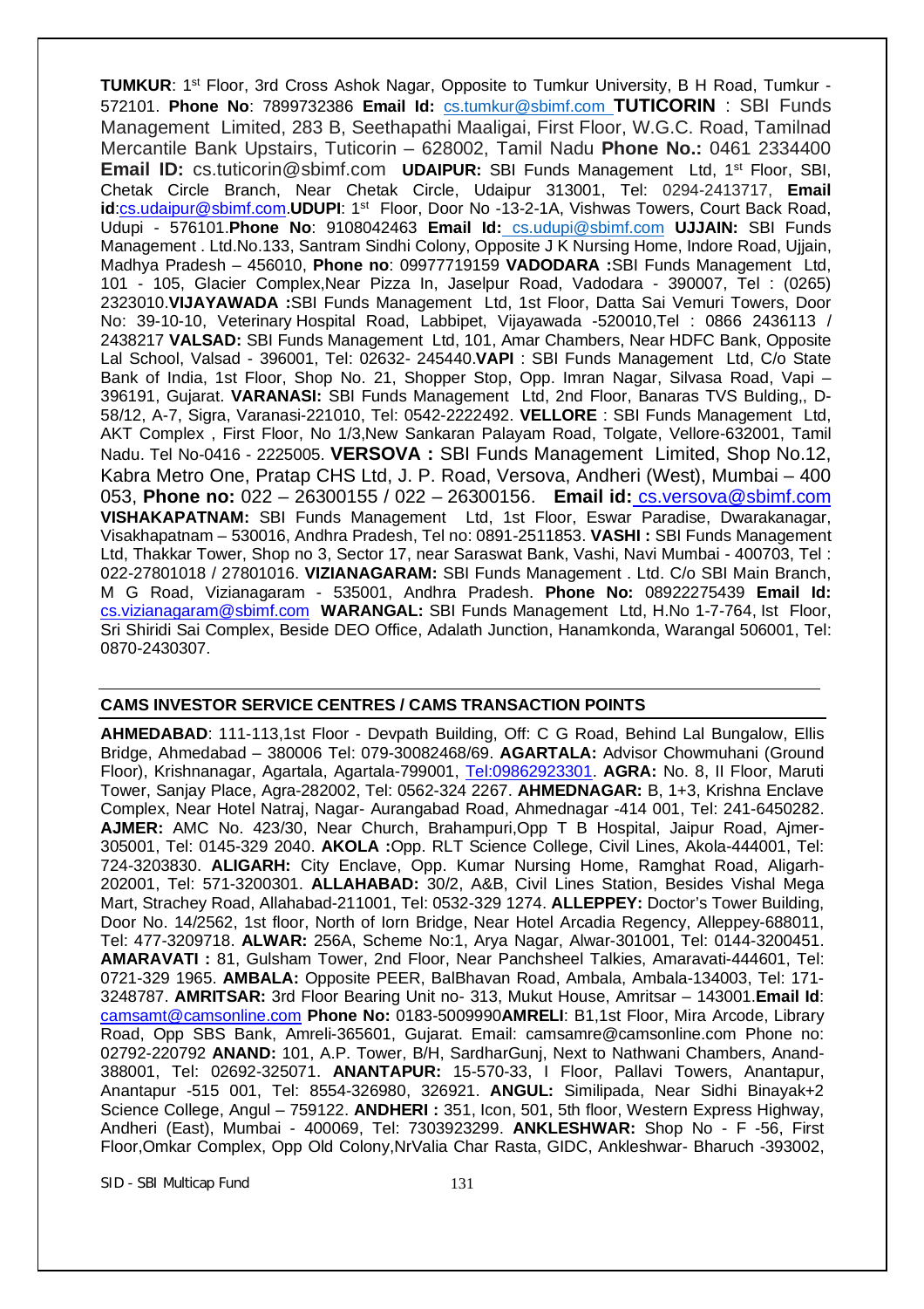**TUMKUR**: 1st Floor, 3rd Cross Ashok Nagar, Opposite to Tumkur University, B H Road, Tumkur - 572101. **Phone No**: 7899732386 **Email Id:** cs.tumkur@sbimf.com **TUTICORIN** : SBI Funds Management Limited, 283 B, Seethapathi Maaligai, First Floor, W.G.C. Road, Tamilnad Mercantile Bank Upstairs, Tuticorin – 628002, Tamil Nadu **Phone No.:** 0461 2334400 **Email ID:** cs.tuticorin@sbimf.com **UDAIPUR:** SBI Funds Management Ltd, 1st Floor, SBI, Chetak Circle Branch, Near Chetak Circle, Udaipur 313001, Tel: 0294-2413717, **Email id**:cs.udaipur@sbimf.com.**UDUPI**: 1st Floor, Door No -13-2-1A, Vishwas Towers, Court Back Road, Udupi - 576101.**Phone No**: 9108042463 **Email Id:** cs.udupi@sbimf.com **UJJAIN:** SBI Funds Management . Ltd.No.133, Santram Sindhi Colony, Opposite J K Nursing Home, Indore Road, Ujjain, Madhya Pradesh – 456010, **Phone no**: 09977719159 **VADODARA :**SBI Funds Management Ltd, 101 - 105, Glacier Complex,Near Pizza In, Jaselpur Road, Vadodara - 390007, Tel : (0265) 2323010.**VIJAYAWADA :**SBI Funds Management Ltd, 1st Floor, Datta Sai Vemuri Towers, Door No: 39-10-10, Veterinary Hospital Road, Labbipet, Vijayawada -520010,Tel : 0866 2436113 / 2438217 **VALSAD:** SBI Funds Management Ltd, 101, Amar Chambers, Near HDFC Bank, Opposite Lal School, Valsad - 396001, Tel: 02632- 245440.**VAPI** : SBI Funds Management Ltd, C/o State Bank of India, 1st Floor, Shop No. 21, Shopper Stop, Opp. Imran Nagar, Silvasa Road, Vapi – 396191, Gujarat. **VARANASI:** SBI Funds Management Ltd, 2nd Floor, Banaras TVS Bulding,, D-58/12, A-7, Sigra, Varanasi-221010, Tel: 0542-2222492. **VELLORE** : SBI Funds Management Ltd, AKT Complex , First Floor, No 1/3,New Sankaran Palayam Road, Tolgate, Vellore-632001, Tamil Nadu. Tel No-0416 - 2225005. **VERSOVA :** SBI Funds Management Limited, Shop No.12, Kabra Metro One, Pratap CHS Ltd, J. P. Road, Versova, Andheri (West), Mumbai – 400 053, **Phone no:** 022 – 26300155 / 022 – 26300156. **Email id:** cs.versova@sbimf.com **VISHAKAPATNAM:** SBI Funds Management Ltd, 1st Floor, Eswar Paradise, Dwarakanagar, Visakhapatnam – 530016, Andhra Pradesh, Tel no: 0891-2511853. **VASHI :** SBI Funds Management Ltd, Thakkar Tower, Shop no 3, Sector 17, near Saraswat Bank, Vashi, Navi Mumbai - 400703, Tel : 022-27801018 / 27801016. **VIZIANAGARAM:** SBI Funds Management . Ltd. C/o SBI Main Branch, M G Road, Vizianagaram - 535001, Andhra Pradesh. **Phone No:** 08922275439 **Email Id:** cs.vizianagaram@sbimf.com **WARANGAL:** SBI Funds Management Ltd, H.No 1-7-764, Ist Floor, Sri Shiridi Sai Complex, Beside DEO Office, Adalath Junction, Hanamkonda, Warangal 506001, Tel: 0870-2430307.

## CAMS INVESTOR SERVICE CENTRES / CAMS TRANSACTION POINTS

**AHMEDABAD**: 111-113,1st Floor - Devpath Building, Off: C G Road, Behind Lal Bungalow, Ellis Bridge, Ahmedabad – 380006 Tel: 079-30082468/69. **AGARTALA:** Advisor Chowmuhani (Ground Floor), Krishnanagar, Agartala, Agartala-799001, Tel:09862923301. **AGRA:** No. 8, II Floor, Maruti Tower, Sanjay Place, Agra-282002, Tel: 0562-324 2267. **AHMEDNAGAR:** B, 1+3, Krishna Enclave Complex, Near Hotel Natraj, Nagar- Aurangabad Road, Ahmednagar -414 001, Tel: 241-6450282. **AJMER:** AMC No. 423/30, Near Church, Brahampuri,Opp T B Hospital, Jaipur Road, Ajmer-305001, Tel: 0145-329 2040. **AKOLA :**Opp. RLT Science College, Civil Lines, Akola-444001, Tel: 724-3203830. **ALIGARH:** City Enclave, Opp. Kumar Nursing Home, Ramghat Road, Aligarh-202001, Tel: 571-3200301. **ALLAHABAD:** 30/2, A&B, Civil Lines Station, Besides Vishal Mega Mart, Strachey Road, Allahabad-211001, Tel: 0532-329 1274. **ALLEPPEY:** Doctor's Tower Building, Door No. 14/2562, 1st floor, North of Iorn Bridge, Near Hotel Arcadia Regency, Alleppey-688011, Tel: 477-3209718. **ALWAR:** 256A, Scheme No:1, Arya Nagar, Alwar-301001, Tel: 0144-3200451. **AMARAVATI :** 81, Gulsham Tower, 2nd Floor, Near Panchsheel Talkies, Amaravati-444601, Tel: 0721-329 1965. **AMBALA:** Opposite PEER, BalBhavan Road, Ambala, Ambala-134003, Tel: 171-3248787. **AMRITSAR:** 3rd Floor Bearing Unit no- 313, Mukut House, Amritsar – 143001.**Email Id**: camsamt@camsonline.com **Phone No:** 0183-5009990**AMRELI**: B1,1st Floor, Mira Arcode, Library Road, Opp SBS Bank, Amreli-365601, Gujarat. Email: camsamre@camsonline.com Phone no: 02792-220792 **ANAND:** 101, A.P. Tower, B/H, SardharGunj, Next to Nathwani Chambers, Anand-388001, Tel: 02692-325071. **ANANTAPUR:** 15-570-33, I Floor, Pallavi Towers, Anantapur, Anantapur -515 001, Tel: 8554-326980, 326921. **ANGUL:** Similipada, Near Sidhi Binayak+2 Science College, Angul – 759122. **ANDHERI :** 351, Icon, 501, 5th floor, Western Express Highway, Andheri (East), Mumbai - 400069, Tel: 7303923299. **ANKLESHWAR:** Shop No - F -56, First Floor,Omkar Complex, Opp Old Colony,NrValia Char Rasta, GIDC, Ankleshwar- Bharuch -393002,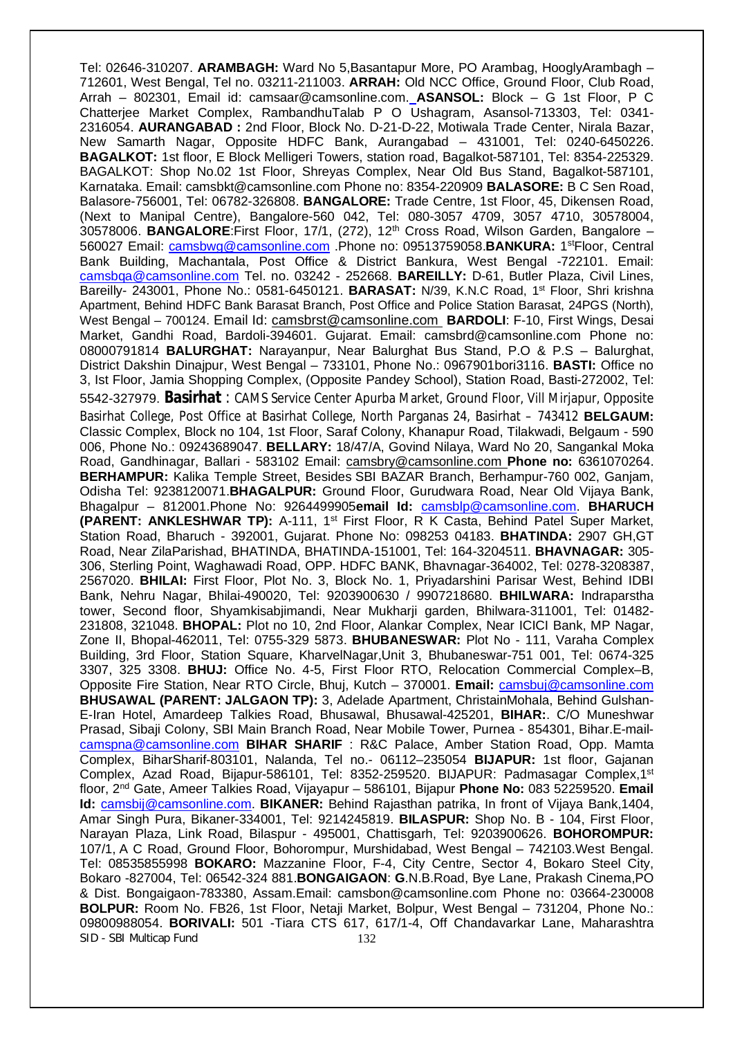Tel: 02646-310207. **ARAMBAGH:** Ward No 5,Basantapur More, PO Arambag, HooglyArambagh – 712601, West Bengal, Tel no. 03211-211003. **ARRAH:** Old NCC Office, Ground Floor, Club Road, Arrah – 802301, Email id: camsaar@camsonline.com. **ASANSOL:** Block – G 1st Floor, P C Chatterjee Market Complex, RambandhuTalab P O Ushagram, Asansol-713303, Tel: 0341-2316054. **AURANGABAD :** 2nd Floor, Block No. D-21-D-22, Motiwala Trade Center, Nirala Bazar, New Samarth Nagar, Opposite HDFC Bank, Aurangabad – 431001, Tel: 0240-6450226. **BAGALKOT:** 1st floor, E Block Melligeri Towers, station road, Bagalkot-587101, Tel: 8354-225329. BAGALKOT: Shop No.02 1st Floor, Shreyas Complex, Near Old Bus Stand, Bagalkot-587101, Karnataka. Email: camsbkt@camsonline.com Phone no: 8354-220909 **BALASORE:** B C Sen Road, Balasore-756001, Tel: 06782-326808. **BANGALORE:** Trade Centre, 1st Floor, 45, Dikensen Road, (Next to Manipal Centre), Bangalore-560 042, Tel: 080-3057 4709, 3057 4710, 30578004, 30578006. **BANGALORE**:First Floor, 17/1, (272), 12th Cross Road, Wilson Garden, Bangalore – 560027 Email: camsbwg@camsonline.com .Phone no: 09513759058.**BANKURA:** 1stFloor, Central Bank Building, Machantala, Post Office & District Bankura, West Bengal -722101. Email: camsbqa@camsonline.com Tel. no. 03242 - 252668. **BAREILLY:** D-61, Butler Plaza, Civil Lines, Bareilly- 243001, Phone No.: 0581-6450121. **BARASAT:** N/39, K.N.C Road, 1st Floor, Shri krishna Apartment, Behind HDFC Bank Barasat Branch, Post Office and Police Station Barasat, 24PGS (North), West Bengal – 700124. Email Id: camsbrst@camsonline.com **BARDOLI**: F-10, First Wings, Desai Market, Gandhi Road, Bardoli-394601. Gujarat. Email: camsbrd@camsonline.com Phone no: 08000791814 **BALURGHAT:** Narayanpur, Near Balurghat Bus Stand, P.O & P.S – Balurghat, District Dakshin Dinajpur, West Bengal – 733101, Phone No.: 0967901bori3116. **BASTI:** Office no 3, Ist Floor, Jamia Shopping Complex, (Opposite Pandey School), Station Road, Basti-272002, Tel: 5542-327979. **Basirhat** : CAMS Service Center Apurba Market, Ground Floor, Vill Mirjapur, Opposite Basirhat College, Post Office at Basirhat College, North Parganas 24, Basirhat – 743412 **BELGAUM:** Classic Complex, Block no 104, 1st Floor, Saraf Colony, Khanapur Road, Tilakwadi, Belgaum - 590 006, Phone No.: 09243689047. **BELLARY:** 18/47/A, Govind Nilaya, Ward No 20, Sangankal Moka Road, Gandhinagar, Ballari - 583102 Email: camsbry@camsonline.com **Phone no:** 6361070264. **BERHAMPUR:** Kalika Temple Street, Besides SBI BAZAR Branch, Berhampur-760 002, Ganjam, Odisha Tel: 9238120071.**BHAGALPUR:** Ground Floor, Gurudwara Road, Near Old Vijaya Bank, Bhagalpur – 812001.Phone No: 9264499905**email Id:** camsblp@camsonline.com. **BHARUCH (PARENT: ANKLESHWAR TP):** A-111, 1st First Floor, R K Casta, Behind Patel Super Market, Station Road, Bharuch - 392001, Gujarat. Phone No: 098253 04183. **BHATINDA:** 2907 GH,GT Road, Near ZilaParishad, BHATINDA, BHATINDA-151001, Tel: 164-3204511. **BHAVNAGAR:** 305-306, Sterling Point, Waghawadi Road, OPP. HDFC BANK, Bhavnagar-364002, Tel: 0278-3208387, 2567020. **BHILAI:** First Floor, Plot No. 3, Block No. 1, Priyadarshini Parisar West, Behind IDBI Bank, Nehru Nagar, Bhilai-490020, Tel: 9203900630 / 9907218680. **BHILWARA:** Indraparstha tower, Second floor, Shyamkisabjimandi, Near Mukharji garden, Bhilwara-311001, Tel: 01482-231808, 321048. **BHOPAL:** Plot no 10, 2nd Floor, Alankar Complex, Near ICICI Bank, MP Nagar, Zone II, Bhopal-462011, Tel: 0755-329 5873. **BHUBANESWAR:** Plot No - 111, Varaha Complex Building, 3rd Floor, Station Square, KharvelNagar,Unit 3, Bhubaneswar-751 001, Tel: 0674-325 3307, 325 3308. **BHUJ:** Office No. 4-5, First Floor RTO, Relocation Commercial Complex–B, Opposite Fire Station, Near RTO Circle, Bhuj, Kutch – 370001. **Email:** camsbuj@camsonline.com **BHUSAWAL (PARENT: JALGAON TP):** 3, Adelade Apartment, ChristainMohala, Behind Gulshan-E-Iran Hotel, Amardeep Talkies Road, Bhusawal, Bhusawal-425201, **BIHAR:**. C/O Muneshwar Prasad, Sibaji Colony, SBI Main Branch Road, Near Mobile Tower, Purnea - 854301, Bihar.E-mail- camspna@camsonline.com **BIHAR SHARIF** : R&C Palace, Amber Station Road, Opp. Mamta Complex, BiharSharif-803101, Nalanda, Tel no.- 06112–235054 **BIJAPUR:** 1st floor, Gajanan Complex, Azad Road, Bijapur-586101, Tel: 8352-259520. BIJAPUR: Padmasagar Complex,1st floor, 2nd Gate, Ameer Talkies Road, Vijayapur – 586101, Bijapur **Phone No:** 083 52259520. **Email Id:** camsbij@camsonline.com. **BIKANER:** Behind Rajasthan patrika, In front of Vijaya Bank,1404, Amar Singh Pura, Bikaner-334001, Tel: 9214245819. **BILASPUR:** Shop No. B - 104, First Floor, Narayan Plaza, Link Road, Bilaspur - 495001, Chattisgarh, Tel: 9203900626. **BOHOROMPUR:** 107/1, A C Road, Ground Floor, Bohorompur, Murshidabad, West Bengal – 742103.West Bengal. Tel: 08535855998 **BOKARO:** Mazzanine Floor, F-4, City Centre, Sector 4, Bokaro Steel City, Bokaro -827004, Tel: 06542-324 881.**BONGAIGAON**: **G**.N.B.Road, Bye Lane, Prakash Cinema,PO & Dist. Bongaigaon-783380, Assam.Email: camsbon@camsonline.com Phone no: 03664-230008 **BOLPUR:** Room No. FB26, 1st Floor, Netaji Market, Bolpur, West Bengal – 731204, Phone No.: 09800988054. **BORIVALI:** 501 -Tiara CTS 617, 617/1-4, Off Chandavarkar Lane, Maharashtra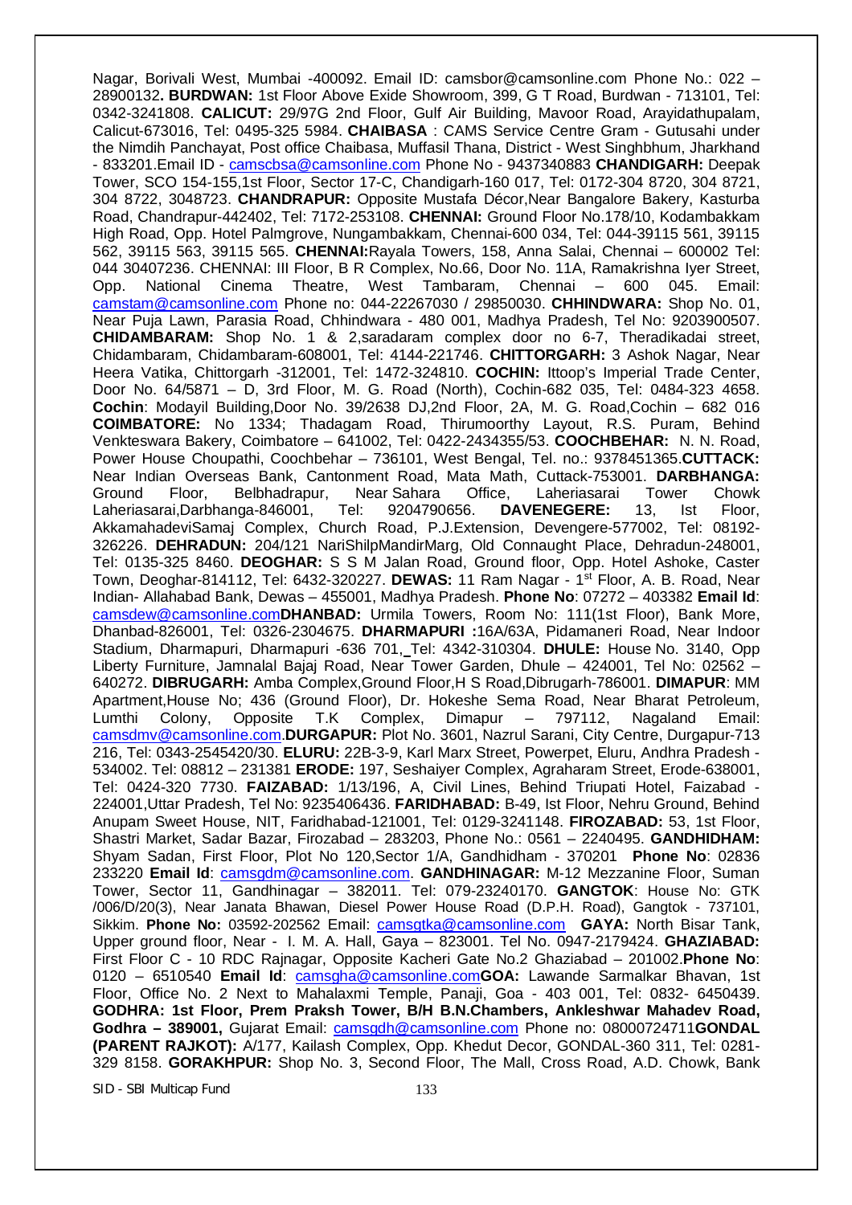Nagar, Borivali West, Mumbai -400092. Email ID: camsbor@camsonline.com Phone No.: 022 – 28900132**. BURDWAN:** 1st Floor Above Exide Showroom, 399, G T Road, Burdwan - 713101, Tel: 0342-3241808. **CALICUT:** 29/97G 2nd Floor, Gulf Air Building, Mavoor Road, Arayidathupalam, Calicut-673016, Tel: 0495-325 5984. **CHAIBASA** : CAMS Service Centre Gram - Gutusahi under the Nimdih Panchayat, Post office Chaibasa, Muffasil Thana, District - West Singhbhum, Jharkhand - 833201.Email ID - camscbsa@camsonline.com Phone No - 9437340883 **CHANDIGARH:** Deepak Tower, SCO 154-155,1st Floor, Sector 17-C, Chandigarh-160 017, Tel: 0172-304 8720, 304 8721, 304 8722, 3048723. **CHANDRAPUR:** Opposite Mustafa Décor,Near Bangalore Bakery, Kasturba Road, Chandrapur-442402, Tel: 7172-253108. **CHENNAI:** Ground Floor No.178/10, Kodambakkam High Road, Opp. Hotel Palmgrove, Nungambakkam, Chennai-600 034, Tel: 044-39115 561, 39115 562, 39115 563, 39115 565. **CHENNAI:**Rayala Towers, 158, Anna Salai, Chennai – 600002 Tel: 044 30407236. CHENNAI: III Floor, B R Complex, No.66, Door No. 11A, Ramakrishna Iyer Street, Opp. National Cinema Theatre, West Tambaram, Chennai – 600 045. Email: camstam@camsonline.com Phone no: 044-22267030 / 29850030. **CHHINDWARA:** Shop No. 01, Near Puja Lawn, Parasia Road, Chhindwara - 480 001, Madhya Pradesh, Tel No: 9203900507. **CHIDAMBARAM:** Shop No. 1 & 2,saradaram complex door no 6-7, Theradikadai street, Chidambaram, Chidambaram-608001, Tel: 4144-221746. **CHITTORGARH:** 3 Ashok Nagar, Near Heera Vatika, Chittorgarh -312001, Tel: 1472-324810. **COCHIN:** Ittoop's Imperial Trade Center, Door No. 64/5871 – D, 3rd Floor, M. G. Road (North), Cochin-682 035, Tel: 0484-323 4658. **Cochin**: Modayil Building,Door No. 39/2638 DJ,2nd Floor, 2A, M. G. Road,Cochin – 682 016 **COIMBATORE:** No 1334; Thadagam Road, Thirumoorthy Layout, R.S. Puram, Behind Venkteswara Bakery, Coimbatore – 641002, Tel: 0422-2434355/53. **COOCHBEHAR:** N. N. Road, Power House Choupathi, Coochbehar – 736101, West Bengal, Tel. no.: 9378451365.**CUTTACK:** Near Indian Overseas Bank, Cantonment Road, Mata Math, Cuttack-753001. **DARBHANGA:** Ground Floor, Belbhadrapur, Near Sahara Office, Laheriasarai Tower Chowk Laheriasarai,Darbhanga-846001, Tel: 9204790656. **DAVENEGERE:** 13, Ist Floor, AkkamahadeviSamaj Complex, Church Road, P.J.Extension, Devengere-577002, Tel: 08192-326226. **DEHRADUN:** 204/121 NariShilpMandirMarg, Old Connaught Place, Dehradun-248001, Tel: 0135-325 8460. **DEOGHAR:** S S M Jalan Road, Ground floor, Opp. Hotel Ashoke, Caster Town, Deoghar-814112, Tel: 6432-320227. **DEWAS:** 11 Ram Nagar - 1st Floor, A. B. Road, Near Indian- Allahabad Bank, Dewas – 455001, Madhya Pradesh. **Phone No**: 07272 – 403382 **Email Id**: camsdew@camsonline.com**DHANBAD:** Urmila Towers, Room No: 111(1st Floor), Bank More, Dhanbad-826001, Tel: 0326-2304675. **DHARMAPURI :**16A/63A, Pidamaneri Road, Near Indoor Stadium, Dharmapuri, Dharmapuri -636 701, Tel: 4342-310304. **DHULE:** House No. 3140, Opp Liberty Furniture, Jamnalal Bajaj Road, Near Tower Garden, Dhule – 424001, Tel No: 02562 – 640272. **DIBRUGARH:** Amba Complex,Ground Floor,H S Road,Dibrugarh-786001. **DIMAPUR**: MM Apartment,House No; 436 (Ground Floor), Dr. Hokeshe Sema Road, Near Bharat Petroleum, Lumthi Colony, Opposite T.K Complex, Dimapur – 797112, Nagaland Email: camsdmv@camsonline.com.**DURGAPUR:** Plot No. 3601, Nazrul Sarani, City Centre, Durgapur-713 216, Tel: 0343-2545420/30. **ELURU:** 22B-3-9, Karl Marx Street, Powerpet, Eluru, Andhra Pradesh - 534002. Tel: 08812 – 231381 **ERODE:** 197, Seshaiyer Complex, Agraharam Street, Erode-638001, Tel: 0424-320 7730. **FAIZABAD:** 1/13/196, A, Civil Lines, Behind Triupati Hotel, Faizabad - 224001,Uttar Pradesh, Tel No: 9235406436. **FARIDHABAD:** B-49, Ist Floor, Nehru Ground, Behind Anupam Sweet House, NIT, Faridhabad-121001, Tel: 0129-3241148. **FIROZABAD:** 53, 1st Floor, Shastri Market, Sadar Bazar, Firozabad – 283203, Phone No.: 0561 – 2240495. **GANDHIDHAM:** Shyam Sadan, First Floor, Plot No 120,Sector 1/A, Gandhidham - 370201 **Phone No**: 02836 233220 **Email Id**: camsgdm@camsonline.com. **GANDHINAGAR:** M-12 Mezzanine Floor, Suman Tower, Sector 11, Gandhinagar – 382011. Tel: 079-23240170. **GANGTOK**: House No: GTK /006/D/20(3), Near Janata Bhawan, Diesel Power House Road (D.P.H. Road), Gangtok - 737101, Sikkim. **Phone No:** 03592-202562 Email: camsgtka@camsonline.com **GAYA:** North Bisar Tank, Upper ground floor, Near - I. M. A. Hall, Gaya – 823001. Tel No. 0947-2179424. **GHAZIABAD:** First Floor C - 10 RDC Rajnagar, Opposite Kacheri Gate No.2 Ghaziabad – 201002.**Phone No**: 0120 – 6510540 **Email Id**: camsgha@camsonline.com**GOA:** Lawande Sarmalkar Bhavan, 1st Floor, Office No. 2 Next to Mahalaxmi Temple, Panaji, Goa - 403 001, Tel: 0832- 6450439. **GODHRA: 1st Floor, Prem Praksh Tower, B/H B.N.Chambers, Ankleshwar Mahadev Road, Godhra – 389001,** Gujarat Email: camsgdh@camsonline.com Phone no: 08000724711**GONDAL (PARENT RAJKOT):** A/177, Kailash Complex, Opp. Khedut Decor, GONDAL-360 311, Tel: 0281-329 8158. **GORAKHPUR:** Shop No. 3, Second Floor, The Mall, Cross Road, A.D. Chowk, Bank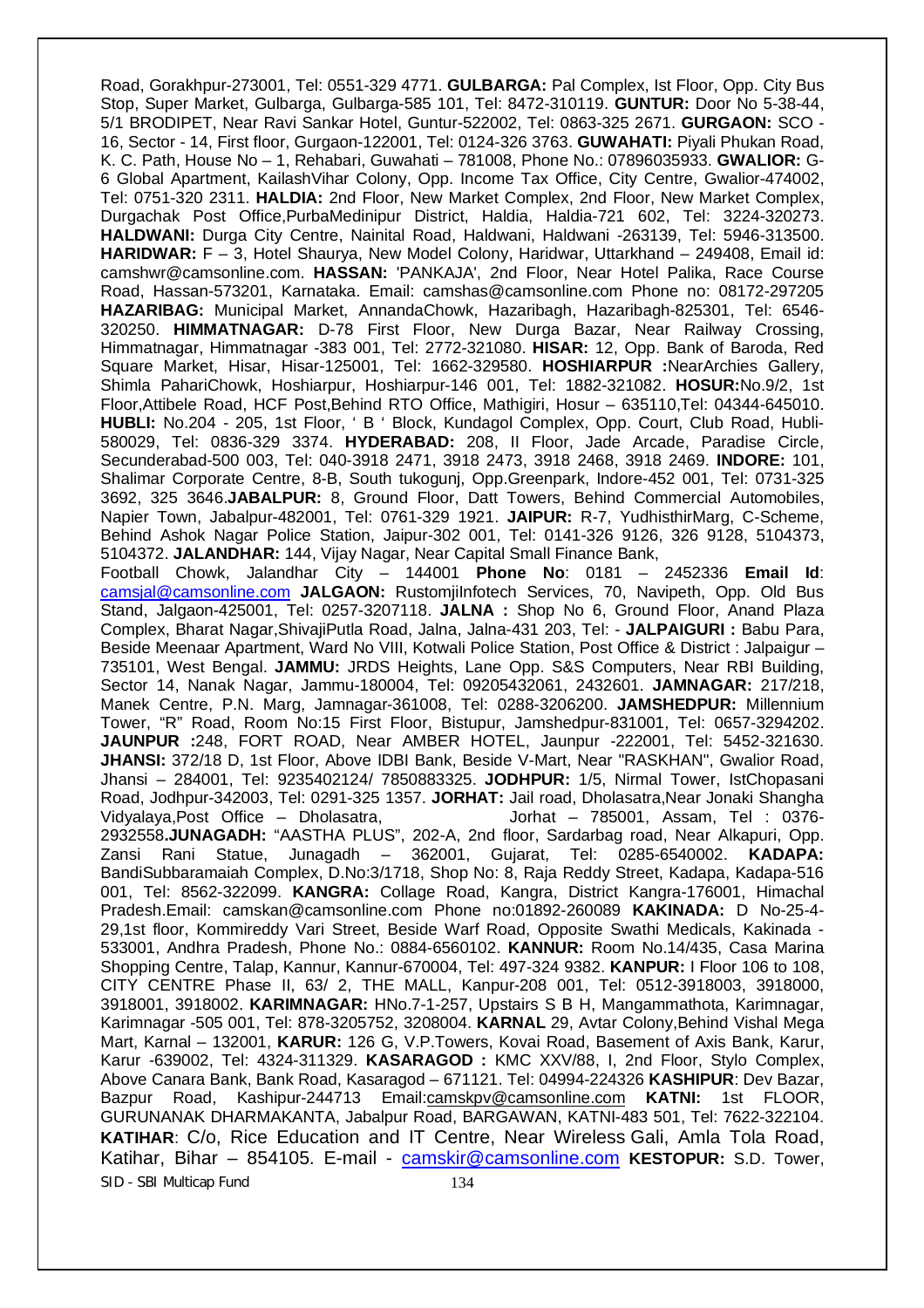Road, Gorakhpur-273001, Tel: 0551-329 4771. **GULBARGA:** Pal Complex, Ist Floor, Opp. City Bus Stop, Super Market, Gulbarga, Gulbarga-585 101, Tel: 8472-310119. **GUNTUR:** Door No 5-38-44, 5/1 BRODIPET, Near Ravi Sankar Hotel, Guntur-522002, Tel: 0863-325 2671. **GURGAON:** SCO - 16, Sector - 14, First floor, Gurgaon-122001, Tel: 0124-326 3763. **GUWAHATI:** Piyali Phukan Road, K. C. Path, House No – 1, Rehabari, Guwahati – 781008, Phone No.: 07896035933. **GWALIOR:** G-6 Global Apartment, KailashVihar Colony, Opp. Income Tax Office, City Centre, Gwalior-474002, Tel: 0751-320 2311. **HALDIA:** 2nd Floor, New Market Complex, 2nd Floor, New Market Complex, Durgachak Post Office,PurbaMedinipur District, Haldia, Haldia-721 602, Tel: 3224-320273. **HALDWANI:** Durga City Centre, Nainital Road, Haldwani, Haldwani -263139, Tel: 5946-313500. **HARIDWAR:** F – 3, Hotel Shaurya, New Model Colony, Haridwar, Uttarkhand – 249408, Email id: camshwr@camsonline.com. **HASSAN:** 'PANKAJA', 2nd Floor, Near Hotel Palika, Race Course Road, Hassan-573201, Karnataka. Email: camshas@camsonline.com Phone no: 08172-297205 **HAZARIBAG:** Municipal Market, AnnandaChowk, Hazaribagh, Hazaribagh-825301, Tel: 6546-320250. **HIMMATNAGAR:** D-78 First Floor, New Durga Bazar, Near Railway Crossing, Himmatnagar, Himmatnagar -383 001, Tel: 2772-321080. **HISAR:** 12, Opp. Bank of Baroda, Red Square Market, Hisar, Hisar-125001, Tel: 1662-329580. **HOSHIARPUR :**NearArchies Gallery, Shimla PahariChowk, Hoshiarpur, Hoshiarpur-146 001, Tel: 1882-321082. **HOSUR:**No.9/2, 1st Floor,Attibele Road, HCF Post,Behind RTO Office, Mathigiri, Hosur – 635110,Tel: 04344-645010. **HUBLI:** No.204 - 205, 1st Floor, ' B ' Block, Kundagol Complex, Opp. Court, Club Road, Hubli-580029, Tel: 0836-329 3374. **HYDERABAD:** 208, II Floor, Jade Arcade, Paradise Circle, Secunderabad-500 003, Tel: 040-3918 2471, 3918 2473, 3918 2468, 3918 2469. **INDORE:** 101, Shalimar Corporate Centre, 8-B, South tukogunj, Opp.Greenpark, Indore-452 001, Tel: 0731-325 3692, 325 3646.**JABALPUR:** 8, Ground Floor, Datt Towers, Behind Commercial Automobiles, Napier Town, Jabalpur-482001, Tel: 0761-329 1921. **JAIPUR:** R-7, YudhisthirMarg, C-Scheme, Behind Ashok Nagar Police Station, Jaipur-302 001, Tel: 0141-326 9126, 326 9128, 5104373, 5104372. **JALANDHAR:** 144, Vijay Nagar, Near Capital Small Finance Bank,
Football Chowk, Jalandhar City – 144001 **Phone No**: 0181 – 2452336 **Email Id**: camsjal@camsonline.com **JALGAON:** RustomjiInfotech Services, 70, Navipeth, Opp. Old Bus Stand, Jalgaon-425001, Tel: 0257-3207118. **JALNA :** Shop No 6, Ground Floor, Anand Plaza Complex, Bharat Nagar,ShivajiPutla Road, Jalna, Jalna-431 203, Tel: - **JALPAIGURI :** Babu Para, Beside Meenaar Apartment, Ward No VIII, Kotwali Police Station, Post Office & District : Jalpaigur – 735101, West Bengal. **JAMMU:** JRDS Heights, Lane Opp. S&S Computers, Near RBI Building, Sector 14, Nanak Nagar, Jammu-180004, Tel: 09205432061, 2432601. **JAMNAGAR:** 217/218, Manek Centre, P.N. Marg, Jamnagar-361008, Tel: 0288-3206200. **JAMSHEDPUR:** Millennium Tower, "R" Road, Room No:15 First Floor, Bistupur, Jamshedpur-831001, Tel: 0657-3294202. **JAUNPUR :**248, FORT ROAD, Near AMBER HOTEL, Jaunpur -222001, Tel: 5452-321630. **JHANSI:** 372/18 D, 1st Floor, Above IDBI Bank, Beside V-Mart, Near "RASKHAN", Gwalior Road, Jhansi – 284001, Tel: 9235402124/ 7850883325. **JODHPUR:** 1/5, Nirmal Tower, IstChopasani Road, Jodhpur-342003, Tel: 0291-325 1357. **JORHAT:** Jail road, Dholasatra,Near Jonaki Shangha Vidyalaya,Post Office – Dholasatra, Jorhat – 785001, Assam, Tel : 0376-2932558.**JUNAGADH:** "AASTHA PLUS", 202-A, 2nd floor, Sardarbag road, Near Alkapuri, Opp. Zansi Rani Statue, Junagadh – 362001, Gujarat, Tel: 0285-6540002. **KADAPA:** BandiSubbaramaiah Complex, D.No:3/1718, Shop No: 8, Raja Reddy Street, Kadapa, Kadapa-516 001, Tel: 8562-322099. **KANGRA:** Collage Road, Kangra, District Kangra-176001, Himachal Pradesh.Email: camskan@camsonline.com Phone no:01892-260089 **KAKINADA:** D No-25-4-29,1st floor, Kommireddy Vari Street, Beside Warf Road, Opposite Swathi Medicals, Kakinada - 533001, Andhra Pradesh, Phone No.: 0884-6560102. **KANNUR:** Room No.14/435, Casa Marina Shopping Centre, Talap, Kannur, Kannur-670004, Tel: 497-324 9382. **KANPUR:** I Floor 106 to 108, CITY CENTRE Phase II, 63/ 2, THE MALL, Kanpur-208 001, Tel: 0512-3918003, 3918000, 3918001, 3918002. **KARIMNAGAR:** HNo.7-1-257, Upstairs S B H, Mangammathota, Karimnagar, Karimnagar -505 001, Tel: 878-3205752, 3208004. **KARNAL** 29, Avtar Colony,Behind Vishal Mega Mart, Karnal – 132001, **KARUR:** 126 G, V.P.Towers, Kovai Road, Basement of Axis Bank, Karur, Karur -639002, Tel: 4324-311329. **KASARAGOD :** KMC XXV/88, I, 2nd Floor, Stylo Complex, Above Canara Bank, Bank Road, Kasaragod – 671121. Tel: 04994-224326 **KASHIPUR**: Dev Bazar, Bazpur Road, Kashipur-244713 Email:camskpv@camsonline.com **KATNI:** 1st FLOOR, GURUNANAK DHARMAKANTA, Jabalpur Road, BARGAWAN, KATNI-483 501, Tel: 7622-322104. **KATIHAR**: C/o, Rice Education and IT Centre, Near Wireless Gali, Amla Tola Road, Katihar, Bihar – 854105. E-mail - camskir@camsonline.com **KESTOPUR:** S.D. Tower,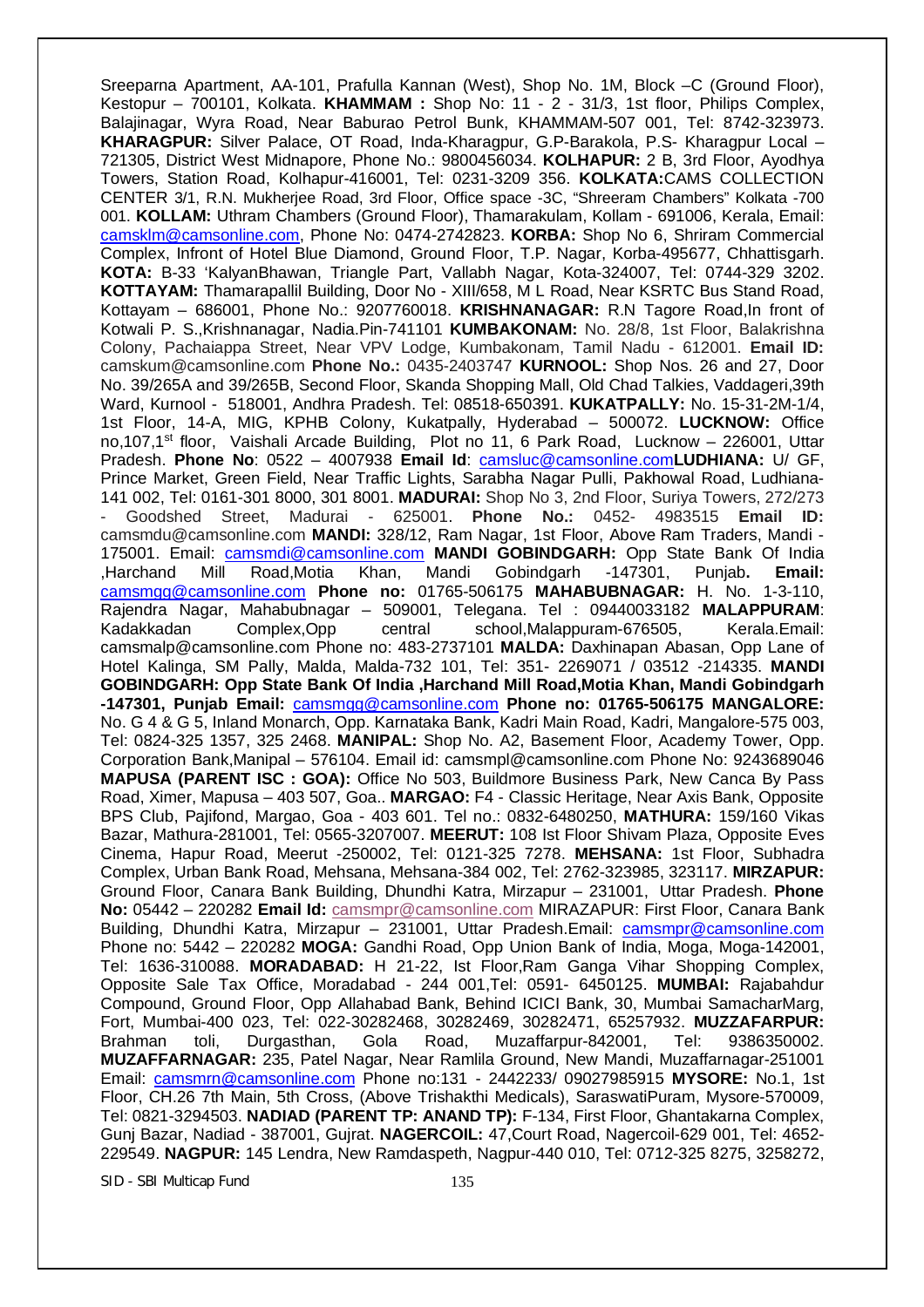Sreeparna Apartment, AA-101, Prafulla Kannan (West), Shop No. 1M, Block –C (Ground Floor), Kestopur – 700101, Kolkata. **KHAMMAM :** Shop No: 11 - 2 - 31/3, 1st floor, Philips Complex, Balajinagar, Wyra Road, Near Baburao Petrol Bunk, KHAMMAM-507 001, Tel: 8742-323973. **KHARAGPUR:** Silver Palace, OT Road, Inda-Kharagpur, G.P-Barakola, P.S- Kharagpur Local – 721305, District West Midnapore, Phone No.: 9800456034. **KOLHAPUR:** 2 B, 3rd Floor, Ayodhya Towers, Station Road, Kolhapur-416001, Tel: 0231-3209 356. **KOLKATA:**CAMS COLLECTION CENTER 3/1, R.N. Mukherjee Road, 3rd Floor, Office space -3C, "Shreeram Chambers" Kolkata -700 001. **KOLLAM:** Uthram Chambers (Ground Floor), Thamarakulam, Kollam - 691006, Kerala, Email: camsklm@camsonline.com, Phone No: 0474-2742823. **KORBA:** Shop No 6, Shriram Commercial Complex, Infront of Hotel Blue Diamond, Ground Floor, T.P. Nagar, Korba-495677, Chhattisgarh. **KOTA:** B-33 'KalyanBhawan, Triangle Part, Vallabh Nagar, Kota-324007, Tel: 0744-329 3202. **KOTTAYAM:** Thamarapallil Building, Door No - XIII/658, M L Road, Near KSRTC Bus Stand Road, Kottayam – 686001, Phone No.: 9207760018. **KRISHNANAGAR:** R.N Tagore Road,In front of Kotwali P. S.,Krishnanagar, Nadia.Pin-741101 **KUMBAKONAM:** No. 28/8, 1st Floor, Balakrishna Colony, Pachaiappa Street, Near VPV Lodge, Kumbakonam, Tamil Nadu - 612001. **Email ID:** camskum@camsonline.com **Phone No.:** 0435-2403747 **KURNOOL:** Shop Nos. 26 and 27, Door No. 39/265A and 39/265B, Second Floor, Skanda Shopping Mall, Old Chad Talkies, Vaddageri,39th Ward, Kurnool - 518001, Andhra Pradesh. Tel: 08518-650391. **KUKATPALLY:** No. 15-31-2M-1/4, 1st Floor, 14-A, MIG, KPHB Colony, Kukatpally, Hyderabad – 500072. **LUCKNOW:** Office no,107,1st floor, Vaishali Arcade Building, Plot no 11, 6 Park Road, Lucknow – 226001, Uttar Pradesh. **Phone No**: 0522 – 4007938 **Email Id**: camsluc@camsonline.com**LUDHIANA:** U/ GF, Prince Market, Green Field, Near Traffic Lights, Sarabha Nagar Pulli, Pakhowal Road, Ludhiana-141 002, Tel: 0161-301 8000, 301 8001. **MADURAI:** Shop No 3, 2nd Floor, Suriya Towers, 272/273 - Goodshed Street, Madurai - 625001. **Phone No.:** 0452- 4983515 **Email ID:** camsmdu@camsonline.com **MANDI:** 328/12, Ram Nagar, 1st Floor, Above Ram Traders, Mandi - 175001. Email: camsmdi@camsonline.com **MANDI GOBINDGARH:** Opp State Bank Of India ,Harchand Mill Road,Motia Khan, Mandi Gobindgarh -147301, Punjab**. Email:** camsmgg@camsonline.com **Phone no:** 01765-506175 **MAHABUBNAGAR:** H. No. 1-3-110, Rajendra Nagar, Mahabubnagar – 509001, Telegana. Tel : 09440033182 **MALAPPURAM**: Kadakkadan Complex,Opp central school,Malappuram-676505, Kerala.Email: camsmalp@camsonline.com Phone no: 483-2737101 **MALDA:** Daxhinapan Abasan, Opp Lane of Hotel Kalinga, SM Pally, Malda, Malda-732 101, Tel: 351- 2269071 / 03512 -214335. **MANDI GOBINDGARH: Opp State Bank Of India ,Harchand Mill Road,Motia Khan, Mandi Gobindgarh -147301, Punjab Email:** camsmgg@camsonline.com **Phone no: 01765-506175 MANGALORE:** No. G 4 & G 5, Inland Monarch, Opp. Karnataka Bank, Kadri Main Road, Kadri, Mangalore-575 003, Tel: 0824-325 1357, 325 2468. **MANIPAL:** Shop No. A2, Basement Floor, Academy Tower, Opp. Corporation Bank,Manipal – 576104. Email id: camsmpl@camsonline.com Phone No: 9243689046 **MAPUSA (PARENT ISC : GOA):** Office No 503, Buildmore Business Park, New Canca By Pass Road, Ximer, Mapusa – 403 507, Goa.. **MARGAO:** F4 - Classic Heritage, Near Axis Bank, Opposite BPS Club, Pajifond, Margao, Goa - 403 601. Tel no.: 0832-6480250, **MATHURA:** 159/160 Vikas Bazar, Mathura-281001, Tel: 0565-3207007. **MEERUT:** 108 Ist Floor Shivam Plaza, Opposite Eves Cinema, Hapur Road, Meerut -250002, Tel: 0121-325 7278. **MEHSANA:** 1st Floor, Subhadra Complex, Urban Bank Road, Mehsana, Mehsana-384 002, Tel: 2762-323985, 323117. **MIRZAPUR:** Ground Floor, Canara Bank Building, Dhundhi Katra, Mirzapur – 231001, Uttar Pradesh. **Phone No:** 05442 – 220282 **Email Id:** camsmpr@camsonline.com MIRAZAPUR: First Floor, Canara Bank Building, Dhundhi Katra, Mirzapur – 231001, Uttar Pradesh.Email: camsmpr@camsonline.com Phone no: 5442 – 220282 **MOGA:** Gandhi Road, Opp Union Bank of India, Moga, Moga-142001, Tel: 1636-310088. **MORADABAD:** H 21-22, Ist Floor,Ram Ganga Vihar Shopping Complex, Opposite Sale Tax Office, Moradabad - 244 001,Tel: 0591- 6450125. **MUMBAI:** Rajabahdur Compound, Ground Floor, Opp Allahabad Bank, Behind ICICI Bank, 30, Mumbai SamacharMarg, Fort, Mumbai-400 023, Tel: 022-30282468, 30282469, 30282471, 65257932. **MUZZAFARPUR:** Brahman toli, Durgasthan, Gola Road, Muzaffarpur-842001, Tel: 9386350002. **MUZAFFARNAGAR:** 235, Patel Nagar, Near Ramlila Ground, New Mandi, Muzaffarnagar-251001 Email: camsmrn@camsonline.com Phone no:131 - 2442233/ 09027985915 **MYSORE:** No.1, 1st Floor, CH.26 7th Main, 5th Cross, (Above Trishakthi Medicals), SaraswatiPuram, Mysore-570009, Tel: 0821-3294503. **NADIAD (PARENT TP: ANAND TP):** F-134, First Floor, Ghantakarna Complex, Gunj Bazar, Nadiad - 387001, Gujrat. **NAGERCOIL:** 47,Court Road, Nagercoil-629 001, Tel: 4652-229549. **NAGPUR:** 145 Lendra, New Ramdaspeth, Nagpur-440 010, Tel: 0712-325 8275, 3258272,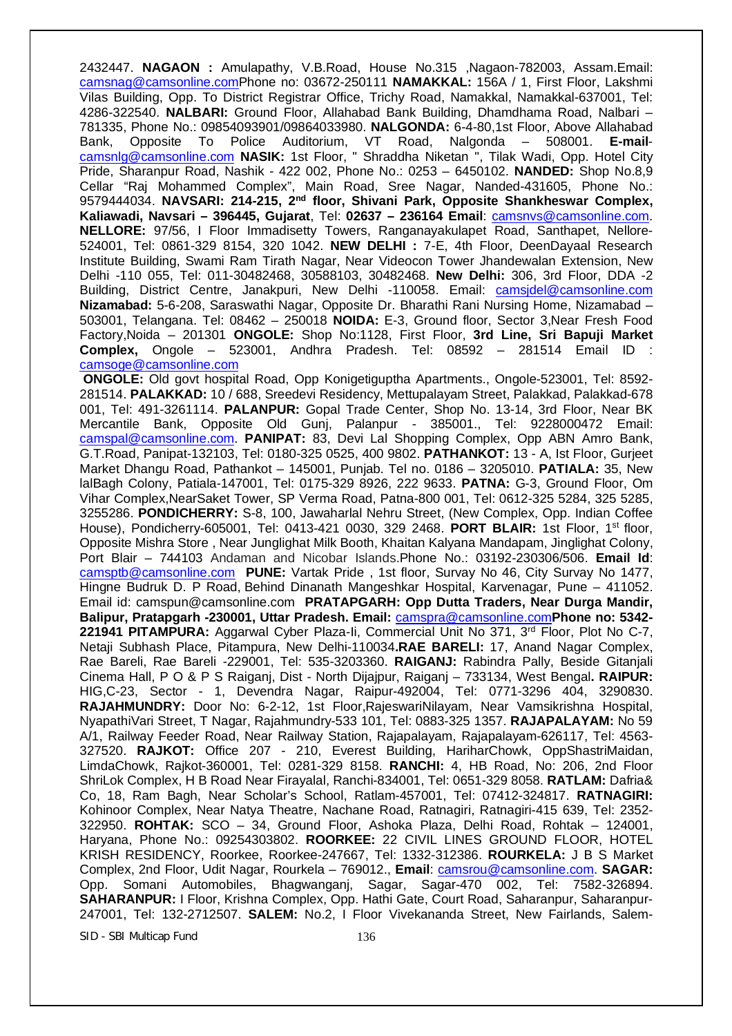2432447. **NAGAON :** Amulapathy, V.B.Road, House No.315 ,Nagaon-782003, Assam.Email: camsnag@camsonline.comPhone no: 03672-250111 **NAMAKKAL:** 156A / 1, First Floor, Lakshmi Vilas Building, Opp. To District Registrar Office, Trichy Road, Namakkal, Namakkal-637001, Tel: 4286-322540. **NALBARI:** Ground Floor, Allahabad Bank Building, Dhamdhama Road, Nalbari – 781335, Phone No.: 09854093901/09864033980. **NALGONDA:** 6-4-80,1st Floor, Above Allahabad Bank, Opposite To Police Auditorium, VT Road, Nalgonda – 508001. **E-mail**-camsnlg@camsonline.com **NASIK:** 1st Floor, " Shraddha Niketan ", Tilak Wadi, Opp. Hotel City Pride, Sharanpur Road, Nashik - 422 002, Phone No.: 0253 – 6450102. **NANDED:** Shop No.8,9 Cellar "Raj Mohammed Complex", Main Road, Sree Nagar, Nanded-431605, Phone No.: 9579444034. **NAVSARI: 214-215, 2nd floor, Shivani Park, Opposite Shankheswar Complex, Kaliawadi, Navsari – 396445, Gujarat**, Tel: **02637 – 236164 Email**: camsnvs@camsonline.com. **NELLORE:** 97/56, I Floor Immadisetty Towers, Ranganayakulapet Road, Santhapet, Nellore-524001, Tel: 0861-329 8154, 320 1042. **NEW DELHI :** 7-E, 4th Floor, DeenDayaal Research Institute Building, Swami Ram Tirath Nagar, Near Videocon Tower Jhandewalan Extension, New Delhi -110 055, Tel: 011-30482468, 30588103, 30482468. **New Delhi:** 306, 3rd Floor, DDA -2 Building, District Centre, Janakpuri, New Delhi -110058. Email: camsjdel@camsonline.com **Nizamabad:** 5-6-208, Saraswathi Nagar, Opposite Dr. Bharathi Rani Nursing Home, Nizamabad – 503001, Telangana. Tel: 08462 – 250018 **NOIDA:** E-3, Ground floor, Sector 3,Near Fresh Food Factory,Noida – 201301 **ONGOLE:** Shop No:1128, First Floor, **3rd Line, Sri Bapuji Market Complex,** Ongole – 523001, Andhra Pradesh. Tel: 08592 – 281514 Email ID : camsoge@camsonline.com

**ONGOLE:** Old govt hospital Road, Opp Konigetiguptha Apartments., Ongole-523001, Tel: 8592-281514. **PALAKKAD:** 10 / 688, Sreedevi Residency, Mettupalayam Street, Palakkad, Palakkad-678 001, Tel: 491-3261114. **PALANPUR:** Gopal Trade Center, Shop No. 13-14, 3rd Floor, Near BK Mercantile Bank, Opposite Old Gunj, Palanpur - 385001., Tel: 9228000472 Email: campal@camsonline.com. **PANIPAT:** 83, Devi Lal Shopping Complex, Opp ABN Amro Bank, G.T.Road, Panipat-132103, Tel: 0180-325 0525, 400 9802. **PATHANKOT:** 13 - A, Ist Floor, Gurjeet Market Dhangu Road, Pathankot – 145001, Punjab. Tel no. 0186 – 3205010. **PATIALA:** 35, New lalBagh Colony, Patiala-147001, Tel: 0175-329 8926, 222 9633. **PATNA:** G-3, Ground Floor, Om Vihar Complex,NearSaket Tower, SP Verma Road, Patna-800 001, Tel: 0612-325 5284, 325 5285, 3255286. **PONDICHERRY:** S-8, 100, Jawaharlal Nehru Street, (New Complex, Opp. Indian Coffee House), Pondicherry-605001, Tel: 0413-421 0030, 329 2468. **PORT BLAIR:** 1st Floor, 1st floor, Opposite Mishra Store , Near Junglighat Milk Booth, Khaitan Kalyana Mandapam, Jinglighat Colony, Port Blair – 744103 Andaman and Nicobar Islands.Phone No.: 03192-230306/506. **Email Id**: camsptb@camsonline.com **PUNE:** Vartak Pride , 1st floor, Survay No 46, City Survay No 1477, Hingne Budruk D. P Road, Behind Dinanath Mangeshkar Hospital, Karvenagar, Pune – 411052. Email id: camspun@camsonline.com **PRATAPGARH: Opp Dutta Traders, Near Durga Mandir, Balipur, Pratapgarh -230001, Uttar Pradesh. Email:** campra@camsonline.com**Phone no: 5342-221941 PITAMPURA:** Aggarwal Cyber Plaza-Ii, Commercial Unit No 371, 3rd Floor, Plot No C-7, Netaji Subhash Place, Pitampura, New Delhi-110034.**RAE BARELI:** 17, Anand Nagar Complex, Rae Bareli, Rae Bareli -229001, Tel: 535-3203360. **RAIGANJ:** Rabindra Pally, Beside Gitanjali Cinema Hall, P O & P S Raiganj, Dist - North Dijajpur, Raiganj – 733134, West Bengal**. RAIPUR:** HIG,C-23, Sector - 1, Devendra Nagar, Raipur-492004, Tel: 0771-3296 404, 3290830. **RAJAHMUNDRY:** Door No: 6-2-12, 1st Floor,RajeswariNilayam, Near Vamsikrishna Hospital, NyapathiVari Street, T Nagar, Rajahmundry-533 101, Tel: 0883-325 1357. **RAJAPALAYAM:** No 59 A/1, Railway Feeder Road, Near Railway Station, Rajapalayam, Rajapalayam-626117, Tel: 4563-327520. **RAJKOT:** Office 207 - 210, Everest Building, HariharChowk, OppShastriMaidan, LimdaChowk, Rajkot-360001, Tel: 0281-329 8158. **RANCHI:** 4, HB Road, No: 206, 2nd Floor ShriLok Complex, H B Road Near Firayalal, Ranchi-834001, Tel: 0651-329 8058. **RATLAM:** Dafria& Co, 18, Ram Bagh, Near Scholar's School, Ratlam-457001, Tel: 07412-324817. **RATNAGIRI:** Kohinoor Complex, Near Natya Theatre, Nachane Road, Ratnagiri, Ratnagiri-415 639, Tel: 2352-322950. **ROHTAK:** SCO – 34, Ground Floor, Ashoka Plaza, Delhi Road, Rohtak – 124001, Haryana, Phone No.: 09254303802. **ROORKEE:** 22 CIVIL LINES GROUND FLOOR, HOTEL KRISH RESIDENCY, Roorkee, Roorkee-247667, Tel: 1332-312386. **ROURKELA:** J B S Market Complex, 2nd Floor, Udit Nagar, Rourkela – 769012., **Email**: camsrou@camsonline.com. **SAGAR:** Opp. Somani Automobiles, Bhagwanganj, Sagar, Sagar-470 002, Tel: 7582-326894. **SAHARANPUR:** I Floor, Krishna Complex, Opp. Hathi Gate, Court Road, Saharanpur, Saharanpur-247001, Tel: 132-2712507. **SALEM:** No.2, I Floor Vivekananda Street, New Fairlands, Salem-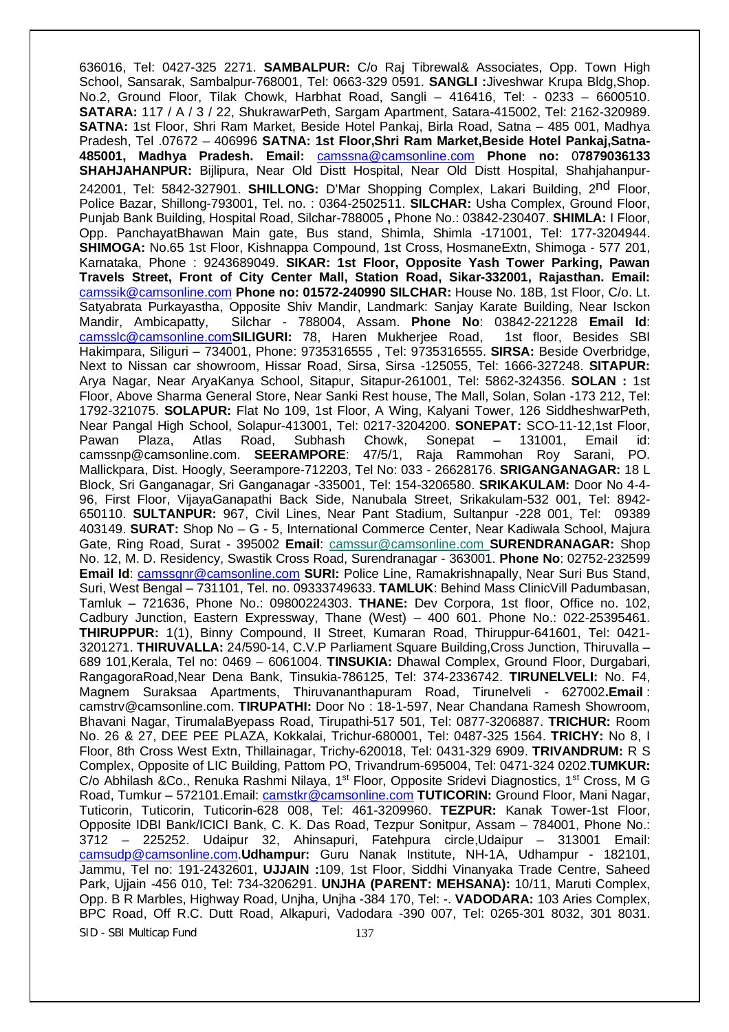636016, Tel: 0427-325 2271. **SAMBALPUR:** C/o Raj Tibrewal& Associates, Opp. Town High School, Sansarak, Sambalpur-768001, Tel: 0663-329 0591. **SANGLI :**Jiveshwar Krupa Bldg,Shop. No.2, Ground Floor, Tilak Chowk, Harbhat Road, Sangli – 416416, Tel: - 0233 – 6600510. **SATARA:** 117 / A / 3 / 22, ShukrawarPeth, Sargam Apartment, Satara-415002, Tel: 2162-320989. **SATNA:** 1st Floor, Shri Ram Market, Beside Hotel Pankaj, Birla Road, Satna – 485 001, Madhya Pradesh, Tel .07672 – 406996 **SATNA: 1st Floor,Shri Ram Market,Beside Hotel Pankaj,Satna-485001, Madhya Pradesh. Email:** camssna@camsonline.com **Phone no:** 0**7879036133** **SHAHJAHANPUR:** Bijlipura, Near Old Distt Hospital, Near Old Distt Hospital, Shahjahanpur-242001, Tel: 5842-327901. **SHILLONG:** D'Mar Shopping Complex, Lakari Building, 2nd Floor, Police Bazar, Shillong-793001, Tel. no. : 0364-2502511. **SILCHAR:** Usha Complex, Ground Floor, Punjab Bank Building, Hospital Road, Silchar-788005 **,** Phone No.: 03842-230407. **SHIMLA:** I Floor, Opp. PanchayatBhawan Main gate, Bus stand, Shimla, Shimla -171001, Tel: 177-3204944. **SHIMOGA:** No.65 1st Floor, Kishnappa Compound, 1st Cross, HosmaneExtn, Shimoga - 577 201, Karnataka, Phone : 9243689049. **SIKAR: 1st Floor, Opposite Yash Tower Parking, Pawan Travels Street, Front of City Center Mall, Station Road, Sikar-332001, Rajasthan. Email:** camssik@camsonline.com **Phone no: 01572-240990 SILCHAR:** House No. 18B, 1st Floor, C/o. Lt. Satyabrata Purkayastha, Opposite Shiv Mandir, Landmark: Sanjay Karate Building, Near Isckon Mandir, Ambicapatty, Silchar - 788004, Assam. **Phone No**: 03842-221228 **Email Id**: camsslc@camsonline.com**SILIGURI:** 78, Haren Mukherjee Road, 1st floor, Besides SBI Hakimpara, Siliguri – 734001, Phone: 9735316555 , Tel: 9735316555. **SIRSA:** Beside Overbridge, Next to Nissan car showroom, Hissar Road, Sirsa, Sirsa -125055, Tel: 1666-327248. **SITAPUR:** Arya Nagar, Near AryaKanya School, Sitapur, Sitapur-261001, Tel: 5862-324356. **SOLAN :** 1st Floor, Above Sharma General Store, Near Sanki Rest house, The Mall, Solan, Solan -173 212, Tel: 1792-321075. **SOLAPUR:** Flat No 109, 1st Floor, A Wing, Kalyani Tower, 126 SiddheshwarPeth, Near Pangal High School, Solapur-413001, Tel: 0217-3204200. **SONEPAT:** SCO-11-12,1st Floor, Pawan Plaza, Atlas Road, Subhash Chowk, Sonepat – 131001, Email id: camssnp@camsonline.com. **SEERAMPORE**: 47/5/1, Raja Rammohan Roy Sarani, PO. Mallickpara, Dist. Hoogly, Seerampore-712203, Tel No: 033 - 26628176. **SRIGANGANAGAR:** 18 L Block, Sri Ganganagar, Sri Ganganagar -335001, Tel: 154-3206580. **SRIKAKULAM:** Door No 4-4-96, First Floor, VijayaGanapathi Back Side, Nanubala Street, Srikakulam-532 001, Tel: 8942-650110. **SULTANPUR:** 967, Civil Lines, Near Pant Stadium, Sultanpur -228 001, Tel: 09389 403149. **SURAT:** Shop No – G - 5, International Commerce Center, Near Kadiwala School, Majura Gate, Ring Road, Surat - 395002 **Email**: camssur@camsonline.com **SURENDRANAGAR:** Shop No. 12, M. D. Residency, Swastik Cross Road, Surendranagar - 363001. **Phone No**: 02752-232599 **Email Id**: camssgnr@camsonline.com **SURI:** Police Line, Ramakrishnapally, Near Suri Bus Stand, Suri, West Bengal – 731101, Tel. no. 09333749633. **TAMLUK**: Behind Mass ClinicVill Padumbasan, Tamluk – 721636, Phone No.: 09800224303. **THANE:** Dev Corpora, 1st floor, Office no. 102, Cadbury Junction, Eastern Expressway, Thane (West) – 400 601. Phone No.: 022-25395461. **THIRUPPUR:** 1(1), Binny Compound, II Street, Kumaran Road, Thiruppur-641601, Tel: 0421-3201271. **THIRUVALLA:** 24/590-14, C.V.P Parliament Square Building,Cross Junction, Thiruvalla – 689 101,Kerala, Tel no: 0469 – 6061004. **TINSUKIA:** Dhawal Complex, Ground Floor, Durgabari, RangagoraRoad,Near Dena Bank, Tinsukia-786125, Tel: 374-2336742. **TIRUNELVELI:** No. F4, Magnem Suraksaa Apartments, Thiruvananthapuram Road, Tirunelveli - 627002**.Email** : camstrv@camsonline.com. **TIRUPATHI:** Door No : 18-1-597, Near Chandana Ramesh Showroom, Bhavani Nagar, TirumalaByepass Road, Tirupathi-517 501, Tel: 0877-3206887. **TRICHUR:** Room No. 26 & 27, DEE PEE PLAZA, Kokkalai, Trichur-680001, Tel: 0487-325 1564. **TRICHY:** No 8, I Floor, 8th Cross West Extn, Thillainagar, Trichy-620018, Tel: 0431-329 6909. **TRIVANDRUM:** R S Complex, Opposite of LIC Building, Pattom PO, Trivandrum-695004, Tel: 0471-324 0202.**TUMKUR:** C/o Abhilash &Co., Renuka Rashmi Nilaya, 1st Floor, Opposite Sridevi Diagnostics, 1st Cross, M G Road, Tumkur – 572101.Email: camstkr@camsonline.com **TUTICORIN:** Ground Floor, Mani Nagar, Tuticorin, Tuticorin, Tuticorin-628 008, Tel: 461-3209960. **TEZPUR:** Kanak Tower-1st Floor, Opposite IDBI Bank/ICICI Bank, C. K. Das Road, Tezpur Sonitpur, Assam – 784001, Phone No.: 3712 – 225252. Udaipur 32, Ahinsapuri, Fatehpura circle,Udaipur – 313001 Email: camsudp@camsonline.com.**Udhampur:** Guru Nanak Institute, NH-1A, Udhampur - 182101, Jammu, Tel no: 191-2432601, **UJJAIN :**109, 1st Floor, Siddhi Vinanyaka Trade Centre, Saheed Park, Ujjain -456 010, Tel: 734-3206291. **UNJHA (PARENT: MEHSANA):** 10/11, Maruti Complex, Opp. B R Marbles, Highway Road, Unjha, Unjha -384 170, Tel: -. **VADODARA:** 103 Aries Complex, BPC Road, Off R.C. Dutt Road, Alkapuri, Vadodara -390 007, Tel: 0265-301 8032, 301 8031.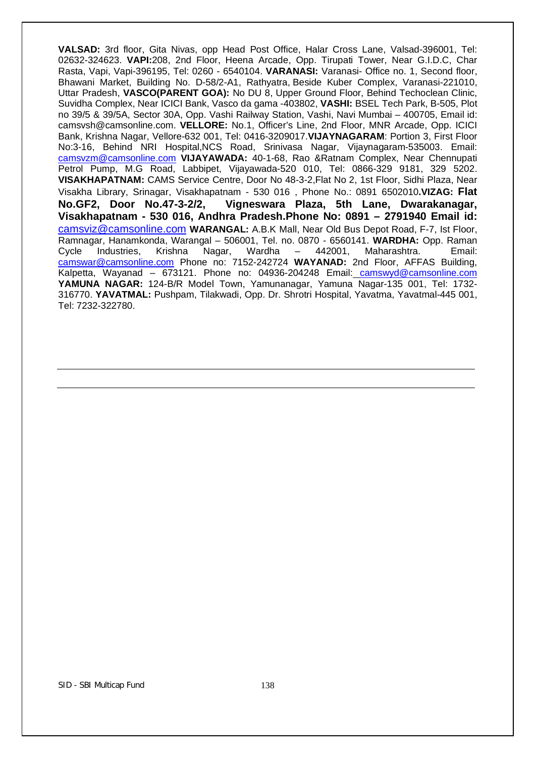**VALSAD:** 3rd floor, Gita Nivas, opp Head Post Office, Halar Cross Lane, Valsad-396001, Tel: 02632-324623. **VAPI:**208, 2nd Floor, Heena Arcade, Opp. Tirupati Tower, Near G.I.D.C, Char Rasta, Vapi, Vapi-396195, Tel: 0260 - 6540104. **VARANASI:** Varanasi- Office no. 1, Second floor, Bhawani Market, Building No. D-58/2-A1, Rathyatra, Beside Kuber Complex, Varanasi-221010, Uttar Pradesh, **VASCO(PARENT GOA):** No DU 8, Upper Ground Floor, Behind Techoclean Clinic, Suvidha Complex, Near ICICI Bank, Vasco da gama -403802, **VASHI:** BSEL Tech Park, B-505, Plot no 39/5 & 39/5A, Sector 30A, Opp. Vashi Railway Station, Vashi, Navi Mumbai – 400705, Email id: camsvsh@camsonline.com. **VELLORE:** No.1, Officer's Line, 2nd Floor, MNR Arcade, Opp. ICICI Bank, Krishna Nagar, Vellore-632 001, Tel: 0416-3209017.**VIJAYNAGARAM**: Portion 3, First Floor No:3-16, Behind NRI Hospital,NCS Road, Srinivasa Nagar, Vijaynagaram-535003. Email: camsvzm@camsonline.com **VIJAYAWADA:** 40-1-68, Rao &Ratnam Complex, Near Chennupati Petrol Pump, M.G Road, Labbipet, Vijayawada-520 010, Tel: 0866-329 9181, 329 5202. **VISAKHAPATNAM:** CAMS Service Centre, Door No 48-3-2,Flat No 2, 1st Floor, Sidhi Plaza, Near Visakha Library, Srinagar, Visakhapatnam - 530 016 , Phone No.: 0891 6502010**.VIZAG: Flat No.GF2, Door No.47-3-2/2, Vigneswara Plaza, 5th Lane, Dwarakanagar, Visakhapatnam - 530 016, Andhra Pradesh.Phone No: 0891 – 2791940 Email id:** camsviz@camsonline.com **WARANGAL:** A.B.K Mall, Near Old Bus Depot Road, F-7, Ist Floor, Ramnagar, Hanamkonda, Warangal – 506001, Tel. no. 0870 - 6560141. **WARDHA:** Opp. Raman Cycle Industries, Krishna Nagar, Wardha – 442001, Maharashtra. Email: camswar@camsonline.com Phone no: 7152-242724 **WAYANAD:** 2nd Floor, AFFAS Building, Kalpetta, Wayanad – 673121. Phone no: 04936-204248 Email: camswyd@camsonline.com **YAMUNA NAGAR:** 124-B/R Model Town, Yamunanagar, Yamuna Nagar-135 001, Tel: 1732-316770. **YAVATMAL:** Pushpam, Tilakwadi, Opp. Dr. Shrotri Hospital, Yavatma, Yavatmal-445 001, Tel: 7232-322780.